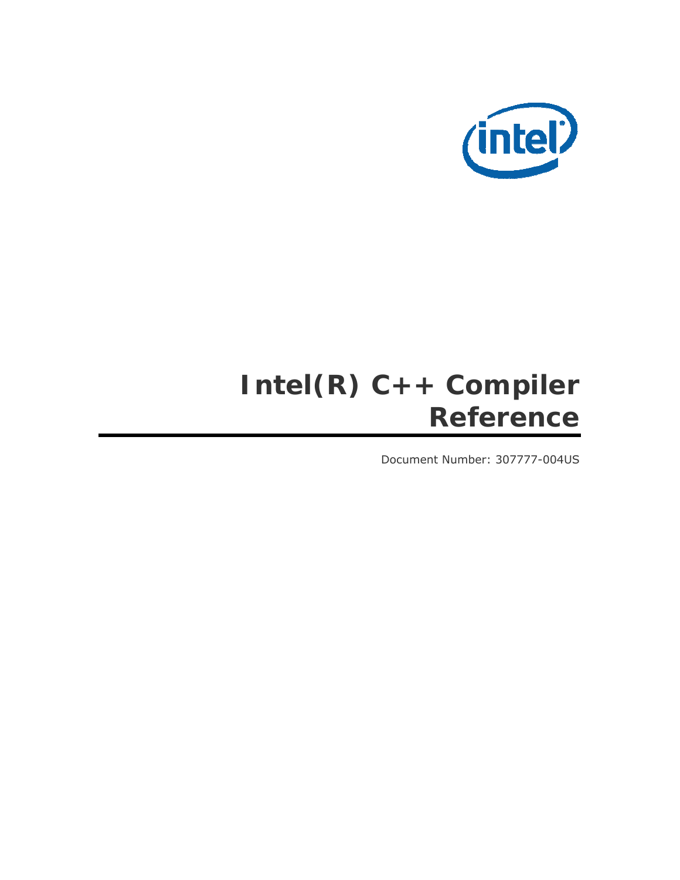# Intel(R) C++ Compiler Reference

Document Number: 307777-004US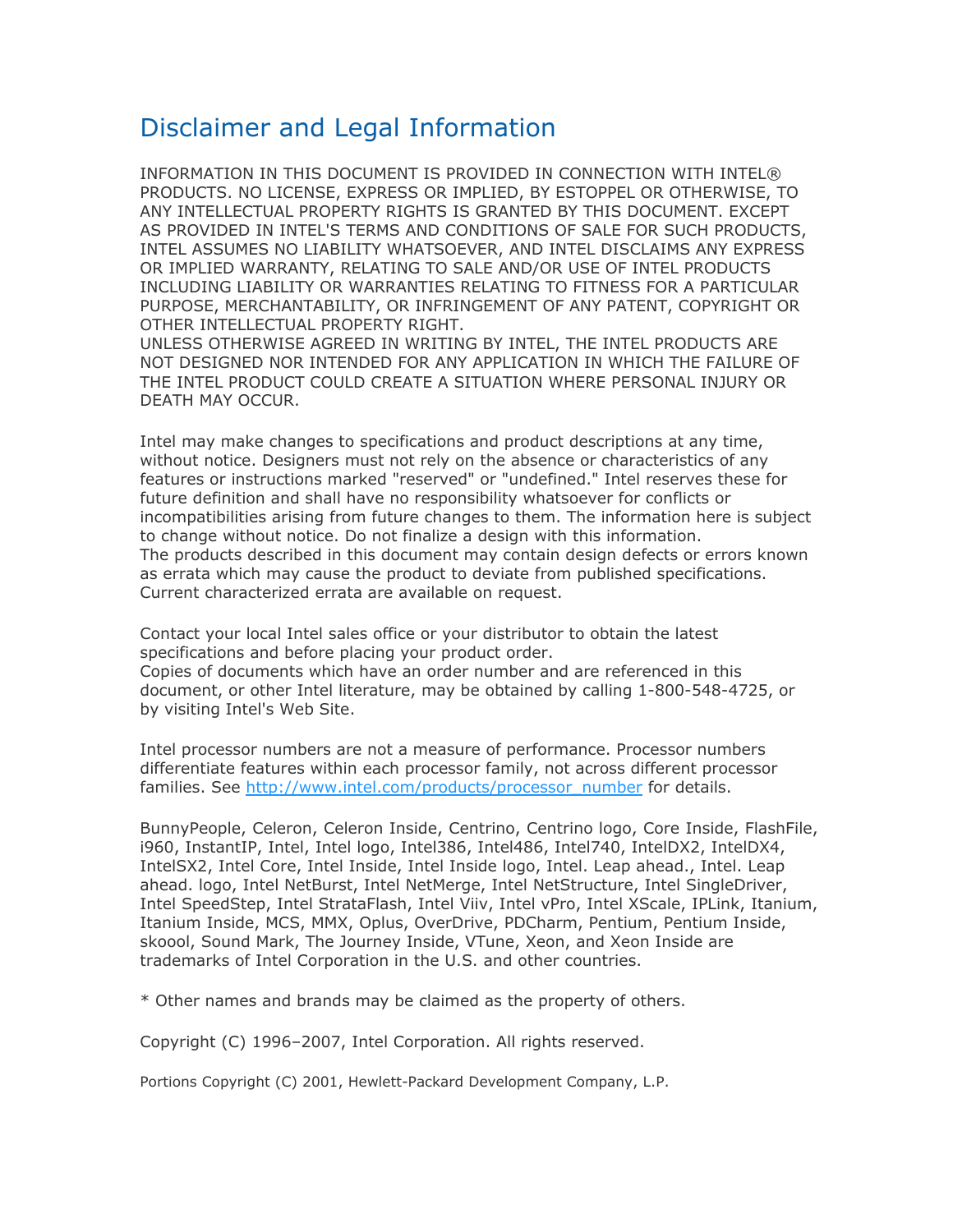# Disclaimer and Legal Information

INFORMATION IN THIS DOCUMENT IS PROVIDED IN CONNECTION WITH INTEL® PRODUCTS. NO LICENSE, EXPRESS OR IMPLIED, BY ESTOPPEL OR OTHERWISE, TO ANY INTELLECTUAL PROPERTY RIGHTS IS GRANTED BY THIS DOCUMENT. EXCEPT AS PROVIDED IN INTEL'S TERMS AND CONDITIONS OF SALE FOR SUCH PRODUCTS, INTEL ASSUMES NO LIABILITY WHATSOEVER, AND INTEL DISCLAIMS ANY EXPRESS OR IMPLIED WARRANTY, RELATING TO SALE AND/OR USE OF INTEL PRODUCTS INCLUDING LIABILITY OR WARRANTIES RELATING TO FITNESS FOR A PARTICULAR PURPOSE, MERCHANTABILITY, OR INFRINGEMENT OF ANY PATENT, COPYRIGHT OR OTHER INTELLECTUAL PROPERTY RIGHT.
UNLESS OTHERWISE AGREED IN WRITING BY INTEL, THE INTEL PRODUCTS ARE NOT DESIGNED NOR INTENDED FOR ANY APPLICATION IN WHICH THE FAILURE OF THE INTEL PRODUCT COULD CREATE A SITUATION WHERE PERSONAL INJURY OR DEATH MAY OCCUR.

Intel may make changes to specifications and product descriptions at any time, without notice. Designers must not rely on the absence or characteristics of any features or instructions marked "reserved" or "undefined." Intel reserves these for future definition and shall have no responsibility whatsoever for conflicts or incompatibilities arising from future changes to them. The information here is subject to change without notice. Do not finalize a design with this information.
The products described in this document may contain design defects or errors known as errata which may cause the product to deviate from published specifications. Current characterized errata are available on request.

Contact your local Intel sales office or your distributor to obtain the latest specifications and before placing your product order.
Copies of documents which have an order number and are referenced in this document, or other Intel literature, may be obtained by calling 1-800-548-4725, or by visiting Intel's Web Site.

Intel processor numbers are not a measure of performance. Processor numbers differentiate features within each processor family, not across different processor families. See http://www.intel.com/products/processor_number for details.

BunnyPeople, Celeron, Celeron Inside, Centrino, Centrino logo, Core Inside, FlashFile, i960, InstantIP, Intel, Intel logo, Intel386, Intel486, Intel740, IntelDX2, IntelDX4, IntelSX2, Intel Core, Intel Inside, Intel Inside logo, Intel. Leap ahead., Intel. Leap ahead. logo, Intel NetBurst, Intel NetMerge, Intel NetStructure, Intel SingleDriver, Intel SpeedStep, Intel StrataFlash, Intel Viiv, Intel vPro, Intel XScale, IPLink, Itanium, Itanium Inside, MCS, MMX, Oplus, OverDrive, PDCharm, Pentium, Pentium Inside, skoool, Sound Mark, The Journey Inside, VTune, Xeon, and Xeon Inside are trademarks of Intel Corporation in the U.S. and other countries.

* Other names and brands may be claimed as the property of others.

Copyright (C) 1996–2007, Intel Corporation. All rights reserved.

Portions Copyright (C) 2001, Hewlett-Packard Development Company, L.P.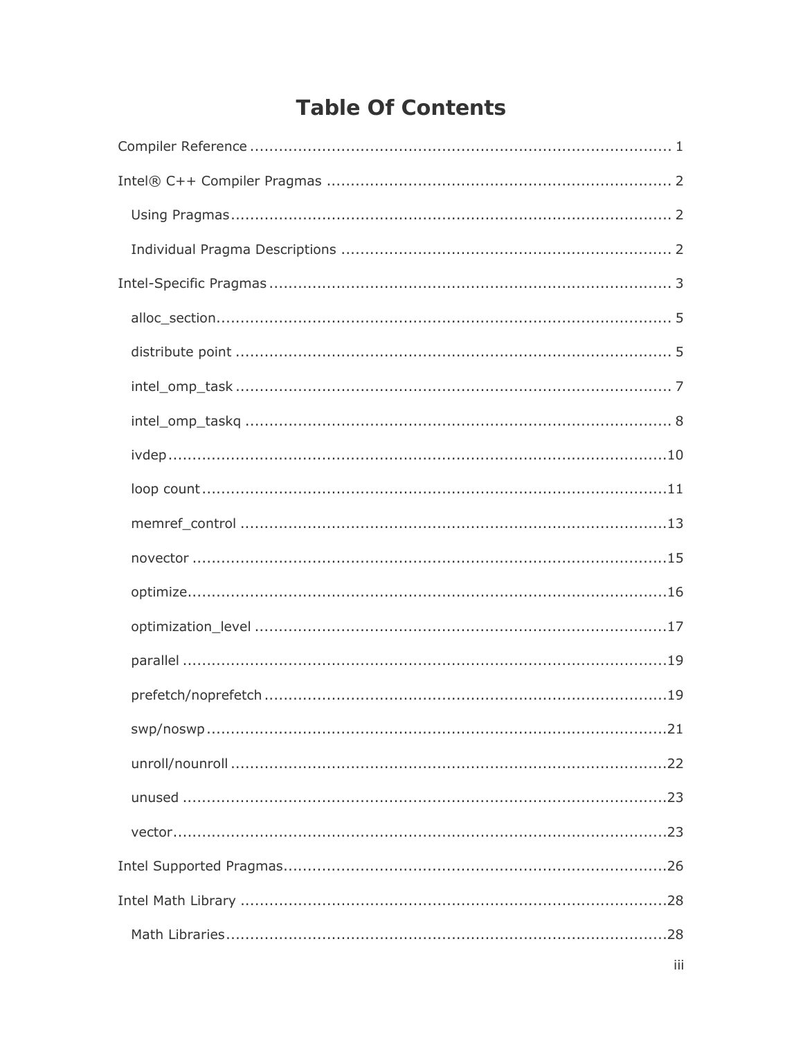# Table Of Contents

Compiler Reference ........................................................................................ 1

Intel® C++ Compiler Pragmas ........................................................................ 2

- Using Pragmas ........................................................................................... 2
- Individual Pragma Descriptions ..................................................................... 2

Intel-Specific Pragmas ................................................................................... 3

- alloc_section ............................................................................................... 5
- distribute point ........................................................................................... 5
- intel_omp_task ........................................................................................... 7
- intel_omp_taskq ......................................................................................... 8
- ivdep ........................................................................................................ 10
- loop count ................................................................................................. 11
- memref_control .......................................................................................... 13
- novector .................................................................................................... 15
- optimize .................................................................................................... 16
- optimization_level ...................................................................................... 17
- parallel ..................................................................................................... 19
- prefetch/noprefetch ..................................................................................... 19
- swp/noswp ................................................................................................ 21
- unroll/nounroll ........................................................................................... 22
- unused ..................................................................................................... 23
- vector ....................................................................................................... 23

Intel Supported Pragmas ................................................................................ 26

Intel Math Library ......................................................................................... 28

- Math Libraries ............................................................................................ 28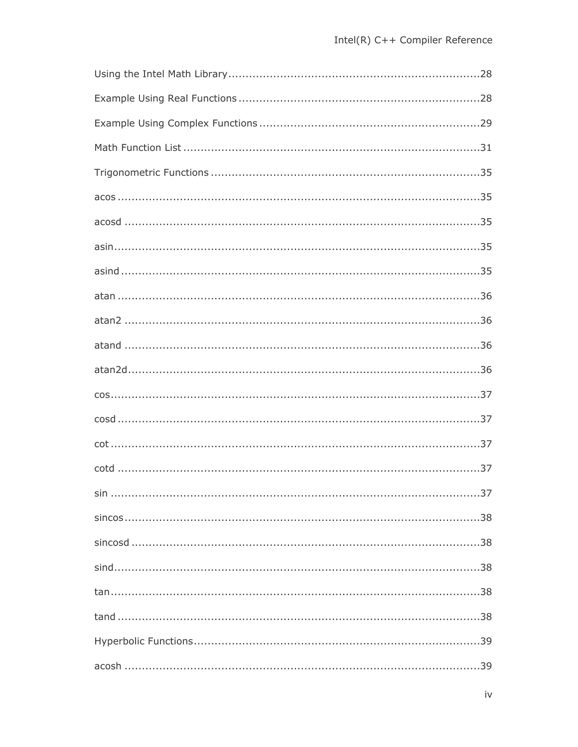Using the Intel Math Library ........................................................................28

Example Using Real Functions ......................................................................28

Example Using Complex Functions ...............................................................29

Math Function List .......................................................................................31

Trigonometric Functions ...............................................................................35

acos ............................................................................................................35

acosd ..........................................................................................................35

asin.............................................................................................................35

asind ...........................................................................................................35

atan ............................................................................................................36

atan2 ..........................................................................................................36

atand ..........................................................................................................36

atan2d.........................................................................................................36

cos..............................................................................................................37

cosd ............................................................................................................37

cot ..............................................................................................................37

cotd ............................................................................................................37

sin ..............................................................................................................37

sincos..........................................................................................................38

sincosd ........................................................................................................38

sind.............................................................................................................38

tan..............................................................................................................38

tand ............................................................................................................38

Hyperbolic Functions.....................................................................................39

acosh ..........................................................................................................39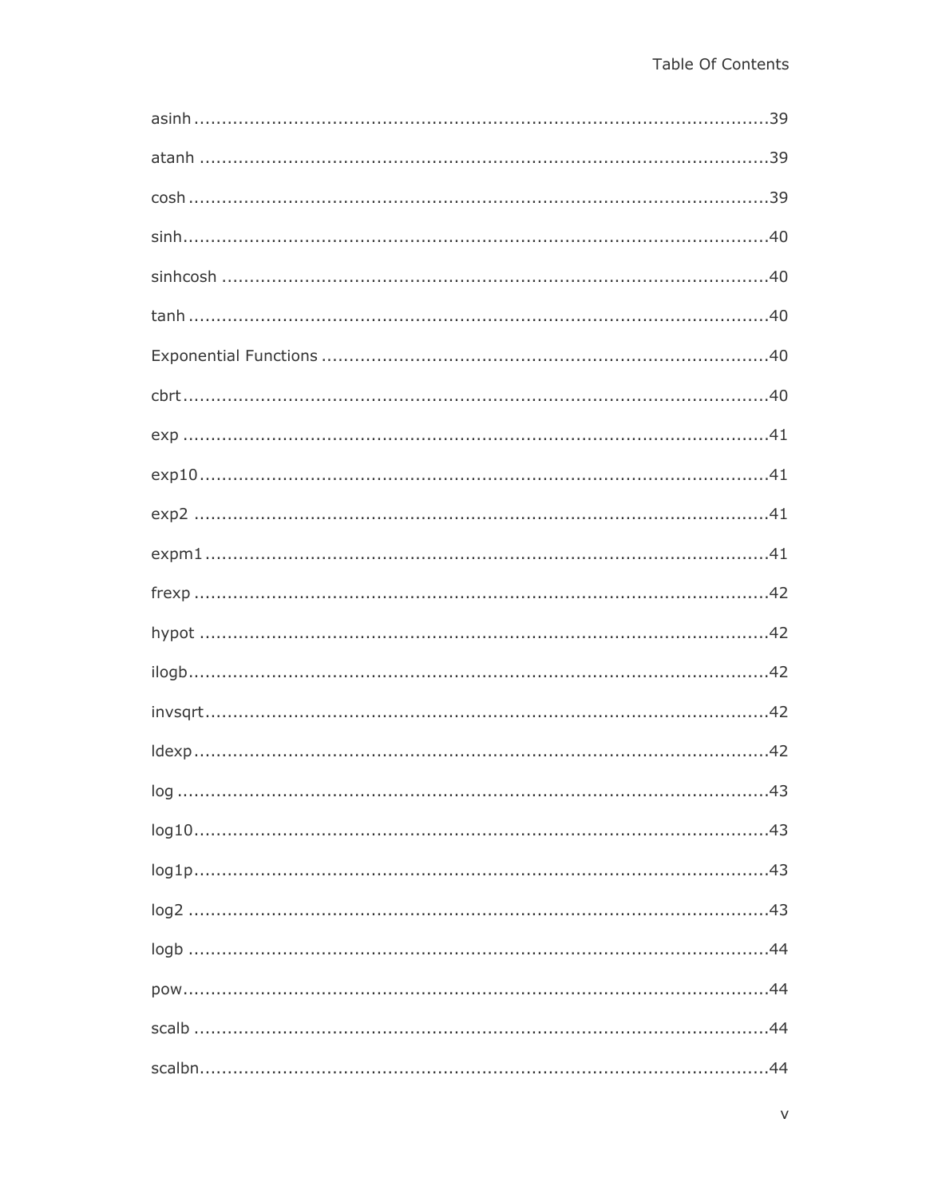asinh ........................................................................................39

atanh ........................................................................................39

cosh ........................................................................................39

sinh........................................................................................40

sinhcosh ....................................................................................40

tanh ........................................................................................40

Exponential Functions ...................................................................40

cbrt........................................................................................40

exp ........................................................................................41

exp10........................................................................................41

exp2 ........................................................................................41

expm1........................................................................................41

frexp ........................................................................................42

hypot ........................................................................................42

ilogb........................................................................................42

invsqrt........................................................................................42

ldexp........................................................................................42

log ........................................................................................43

log10........................................................................................43

log1p........................................................................................43

log2 ........................................................................................43

logb ........................................................................................44

pow........................................................................................44

scalb ........................................................................................44

scalbn........................................................................................44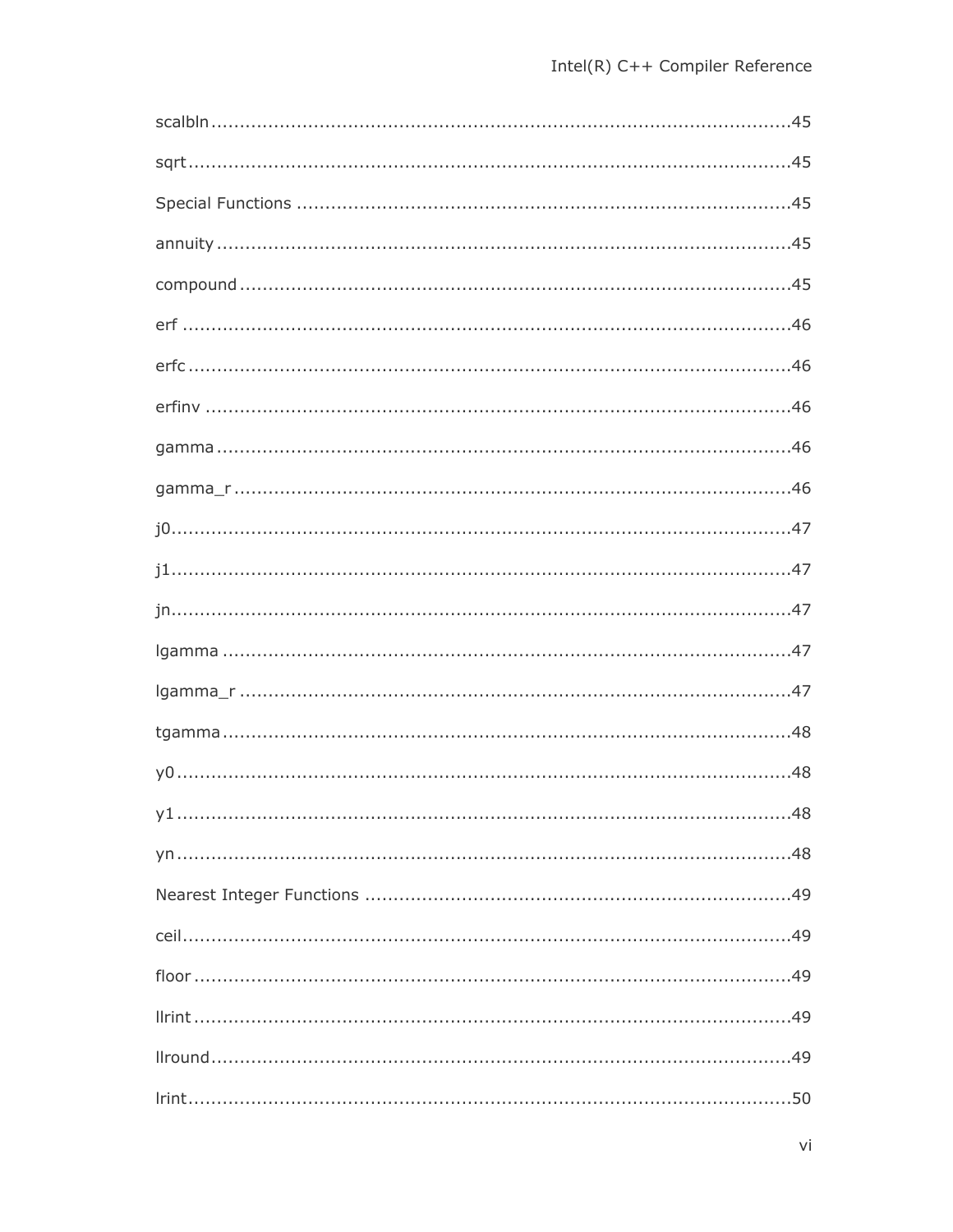scalbln ........................................................................................45

sqrt ............................................................................................45

Special Functions ..........................................................................45

annuity ........................................................................................45

compound ....................................................................................45

erf ..............................................................................................46

erfc .............................................................................................46

erfinv ..........................................................................................46

gamma ........................................................................................46

gamma_r .....................................................................................46

j0................................................................................................47

j1................................................................................................47

jn................................................................................................47

lgamma .......................................................................................47

lgamma_r ....................................................................................47

tgamma .......................................................................................48

y0 ...............................................................................................48

y1 ...............................................................................................48

yn ...............................................................................................48

Nearest Integer Functions .............................................................49

ceil..............................................................................................49

floor ............................................................................................49

llrint ............................................................................................49

llround.........................................................................................49

lrint.............................................................................................50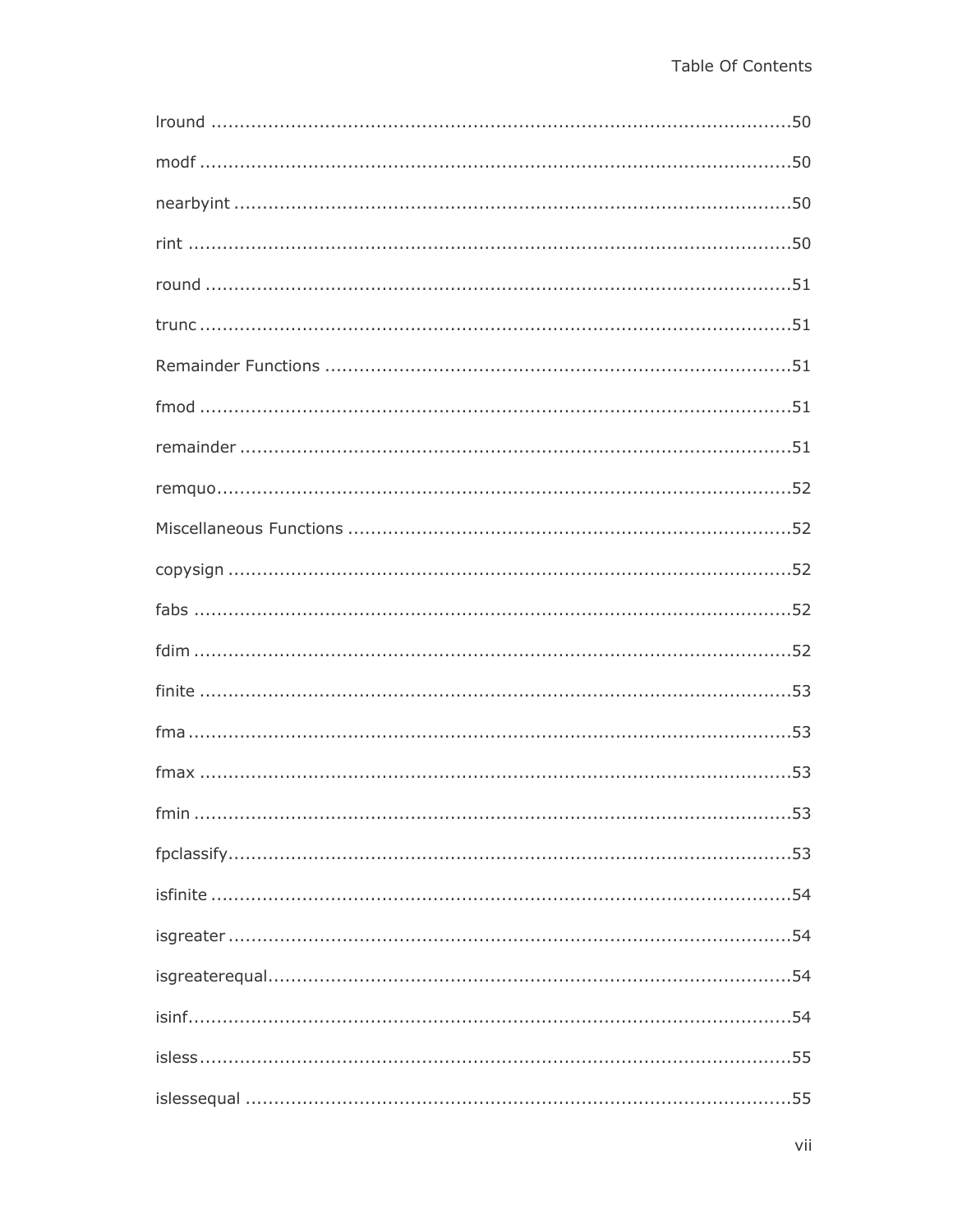lround ........................................................................................................50

modf .........................................................................................................50

nearbyint ....................................................................................................50

rint ............................................................................................................50

round .........................................................................................................51

trunc ..........................................................................................................51

Remainder Functions ....................................................................................51

fmod ..........................................................................................................51

remainder ...................................................................................................51

remquo.......................................................................................................52

Miscellaneous Functions ................................................................................52

copysign .....................................................................................................52

fabs ...........................................................................................................52

fdim ...........................................................................................................52

finite ..........................................................................................................53

fma ............................................................................................................53

fmax ..........................................................................................................53

fmin ...........................................................................................................53

fpclassify.....................................................................................................53

isfinite ........................................................................................................54

isgreater .....................................................................................................54

isgreaterequal..............................................................................................54

isinf............................................................................................................54

isless..........................................................................................................55

islessequal ..................................................................................................55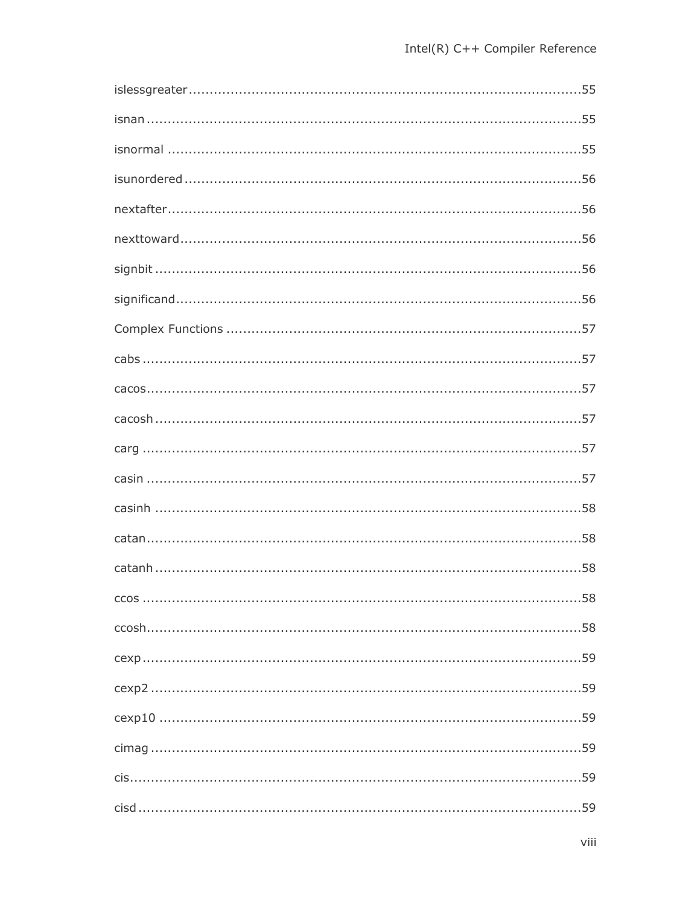islessgreater ....................................................................................55

isnan ...................................................................................................55

isnormal .............................................................................................55

isunordered ........................................................................................56

nextafter .............................................................................................56

nexttoward ..........................................................................................56

signbit .................................................................................................56

significand ...........................................................................................56

Complex Functions ...............................................................................57

cabs ....................................................................................................57

cacos ...................................................................................................57

cacosh .................................................................................................57

carg ....................................................................................................57

casin ...................................................................................................57

casinh .................................................................................................58

catan ...................................................................................................58

catanh .................................................................................................58

ccos ....................................................................................................58

ccosh ...................................................................................................58

cexp ....................................................................................................59

cexp2 ..................................................................................................59

cexp10 ................................................................................................59

cimag ..................................................................................................59

cis .......................................................................................................59

cisd .....................................................................................................59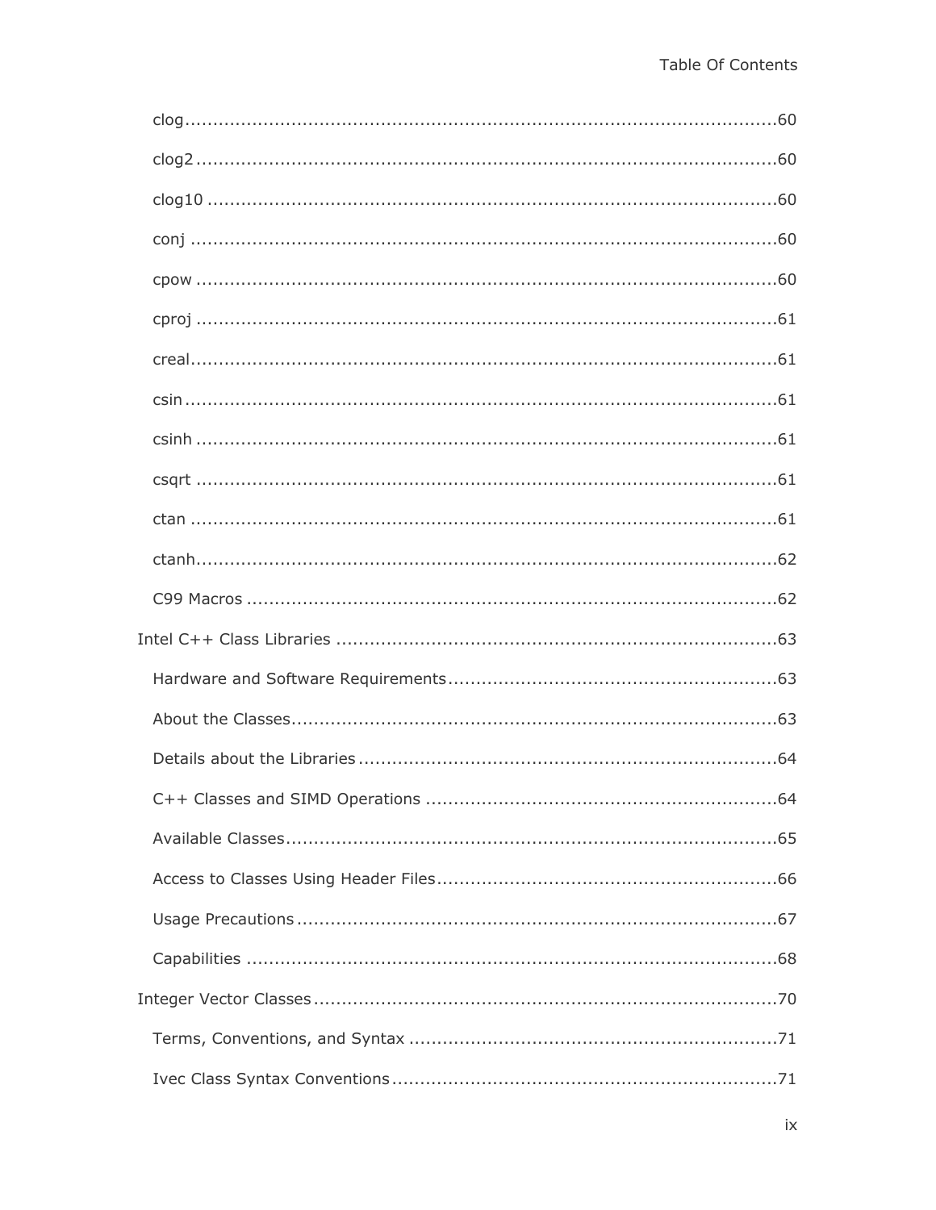clog ........................................................................................................60

clog2 ......................................................................................................60

clog10 ....................................................................................................60

conj ........................................................................................................60

cpow .......................................................................................................60

cproj .......................................................................................................61

creal........................................................................................................61

csin .........................................................................................................61

csinh .......................................................................................................61

csqrt .......................................................................................................61

ctan ........................................................................................................61

ctanh.......................................................................................................62

C99 Macros ..............................................................................................62

Intel C++ Class Libraries ..............................................................................63

Hardware and Software Requirements..........................................................63

About the Classes......................................................................................63

Details about the Libraries ..........................................................................64

C++ Classes and SIMD Operations ..............................................................64

Available Classes.......................................................................................65

Access to Classes Using Header Files............................................................66

Usage Precautions .....................................................................................67

Capabilities ..............................................................................................68

Integer Vector Classes ..................................................................................70

Terms, Conventions, and Syntax .................................................................71

Ivec Class Syntax Conventions ....................................................................71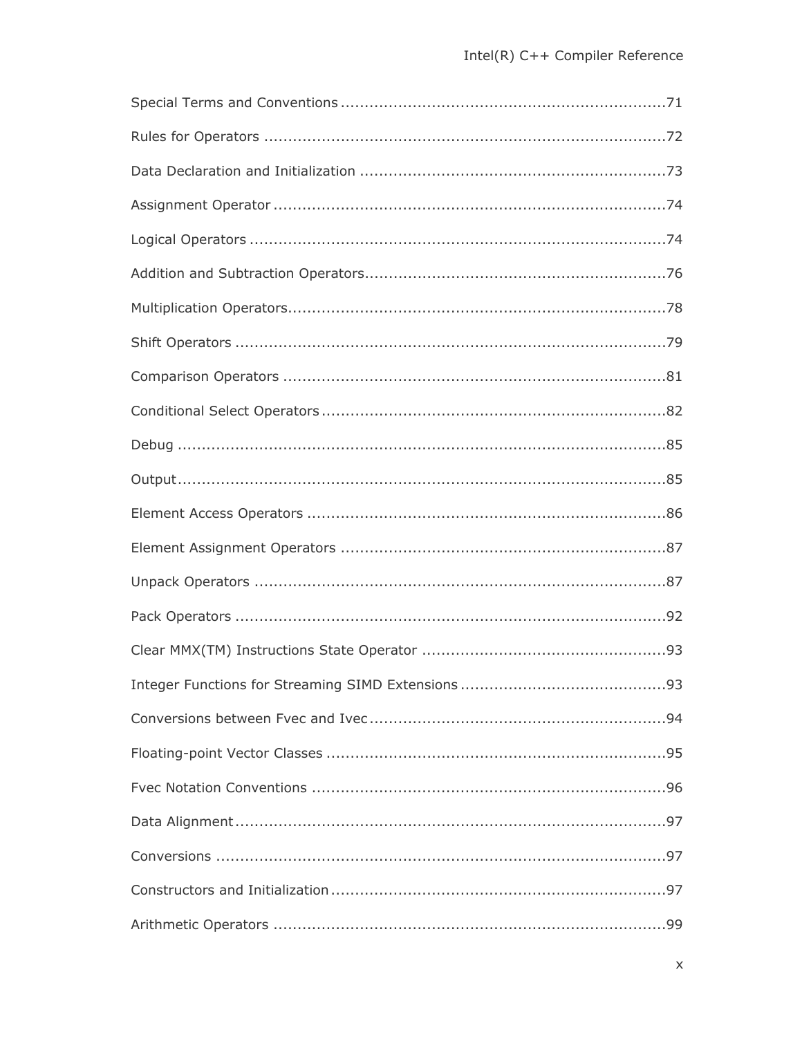Special Terms and Conventions ....................................................................71

Rules for Operators ....................................................................................72

Data Declaration and Initialization ...............................................................73

Assignment Operator ..................................................................................74

Logical Operators .......................................................................................74

Addition and Subtraction Operators...............................................................76

Multiplication Operators...............................................................................78

Shift Operators ..........................................................................................79

Comparison Operators ................................................................................81

Conditional Select Operators ........................................................................82

Debug ......................................................................................................85

Output......................................................................................................85

Element Access Operators ...........................................................................86

Element Assignment Operators ....................................................................87

Unpack Operators ......................................................................................87

Pack Operators ..........................................................................................92

Clear MMX(TM) Instructions State Operator ..................................................93

Integer Functions for Streaming SIMD Extensions ..........................................93

Conversions between Fvec and Ivec.............................................................94

Floating-point Vector Classes .......................................................................95

Fvec Notation Conventions ..........................................................................96

Data Alignment..........................................................................................97

Conversions ..............................................................................................97

Constructors and Initialization......................................................................97

Arithmetic Operators ..................................................................................99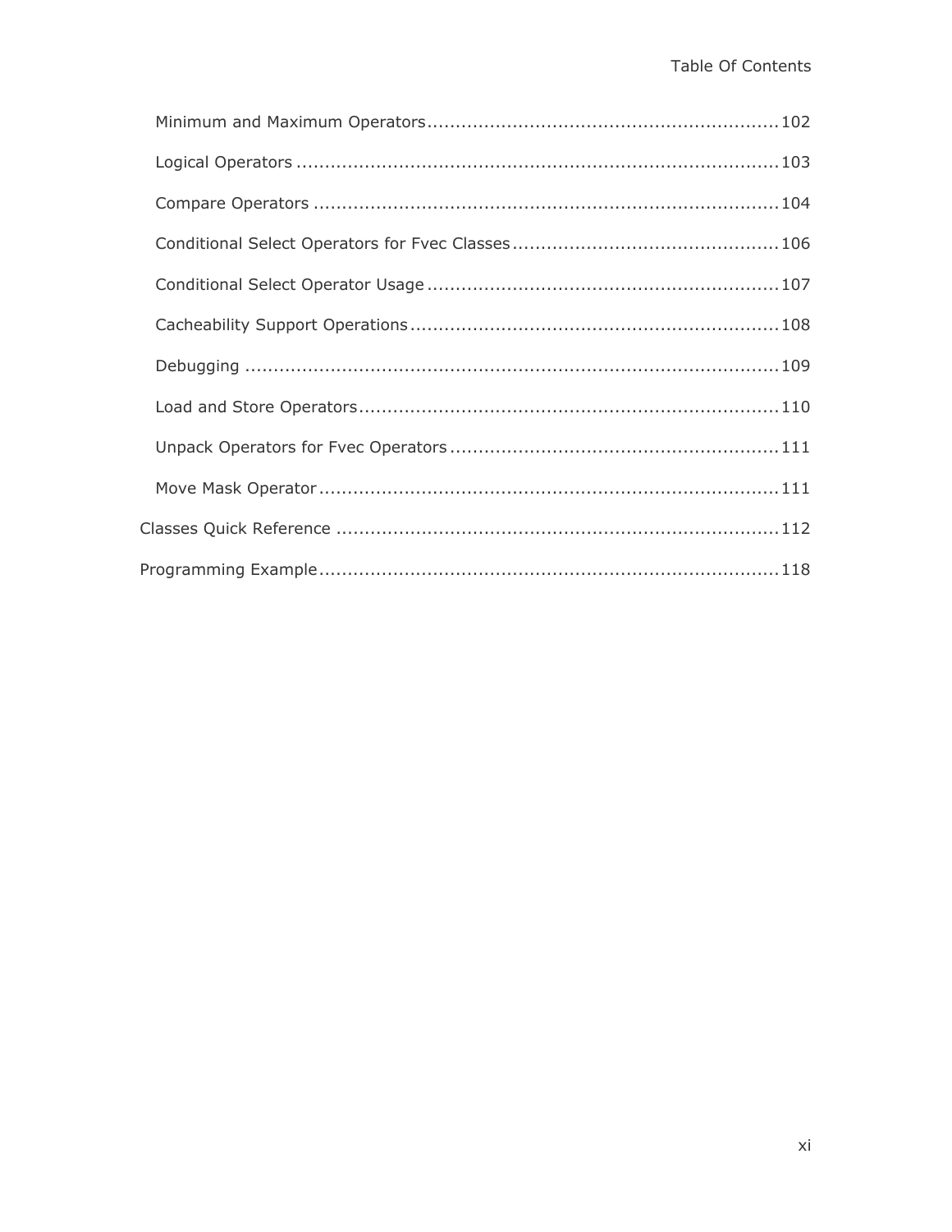- Minimum and Maximum Operators ....... 102
- Logical Operators ....... 103
- Compare Operators ....... 104
- Conditional Select Operators for Fvec Classes ....... 106
- Conditional Select Operator Usage ....... 107
- Cacheability Support Operations ....... 108
- Debugging ....... 109
- Load and Store Operators ....... 110
- Unpack Operators for Fvec Operators ....... 111
- Move Mask Operator ....... 111

Classes Quick Reference ....... 112

Programming Example ....... 118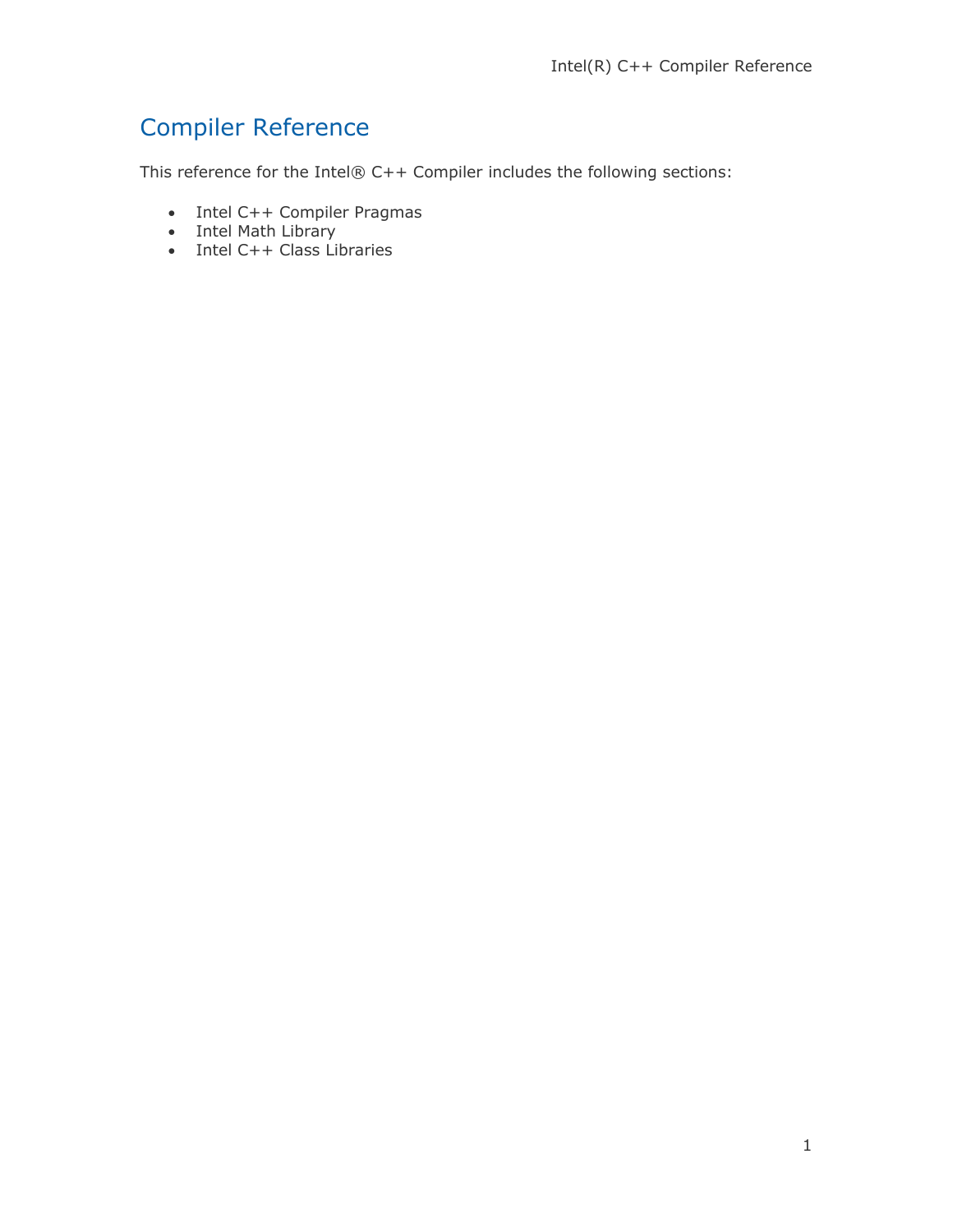# Compiler Reference

This reference for the Intel® C++ Compiler includes the following sections:

- Intel C++ Compiler Pragmas
- Intel Math Library
- Intel C++ Class Libraries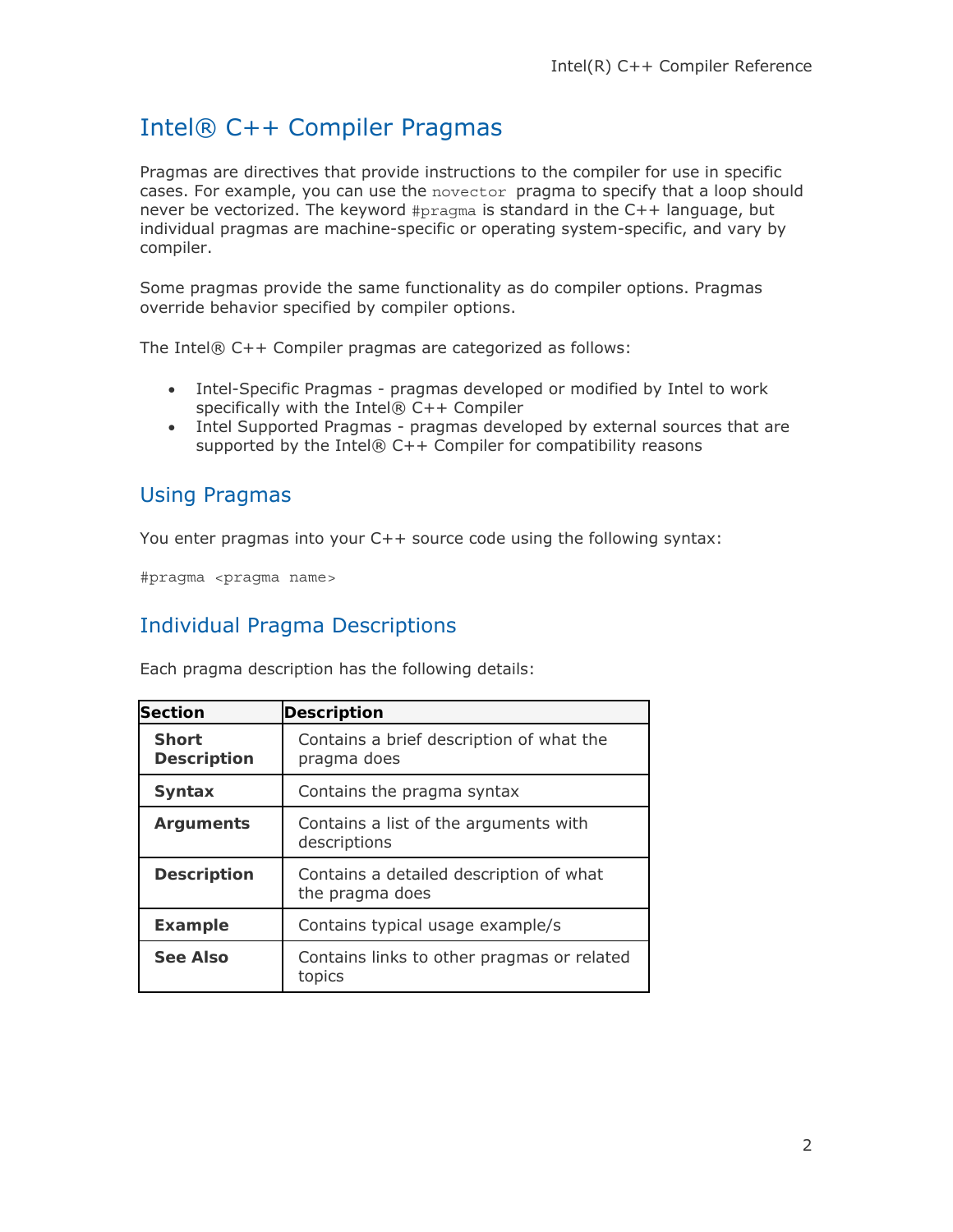# Intel® C++ Compiler Pragmas

Pragmas are directives that provide instructions to the compiler for use in specific cases. For example, you can use the `novector` pragma to specify that a loop should never be vectorized. The keyword `#pragma` is standard in the C++ language, but individual pragmas are machine-specific or operating system-specific, and vary by compiler.

Some pragmas provide the same functionality as do compiler options. Pragmas override behavior specified by compiler options.

The Intel® C++ Compiler pragmas are categorized as follows:

- Intel-Specific Pragmas - pragmas developed or modified by Intel to work specifically with the Intel® C++ Compiler
- Intel Supported Pragmas - pragmas developed by external sources that are supported by the Intel® C++ Compiler for compatibility reasons

## Using Pragmas

You enter pragmas into your C++ source code using the following syntax:

```
#pragma <pragma name>
```

## Individual Pragma Descriptions

Each pragma description has the following details:

| Section | Description |
| --- | --- |
| **Short Description** | Contains a brief description of what the pragma does |
| **Syntax** | Contains the pragma syntax |
| **Arguments** | Contains a list of the arguments with descriptions |
| **Description** | Contains a detailed description of what the pragma does |
| **Example** | Contains typical usage example/s |
| **See Also** | Contains links to other pragmas or related topics |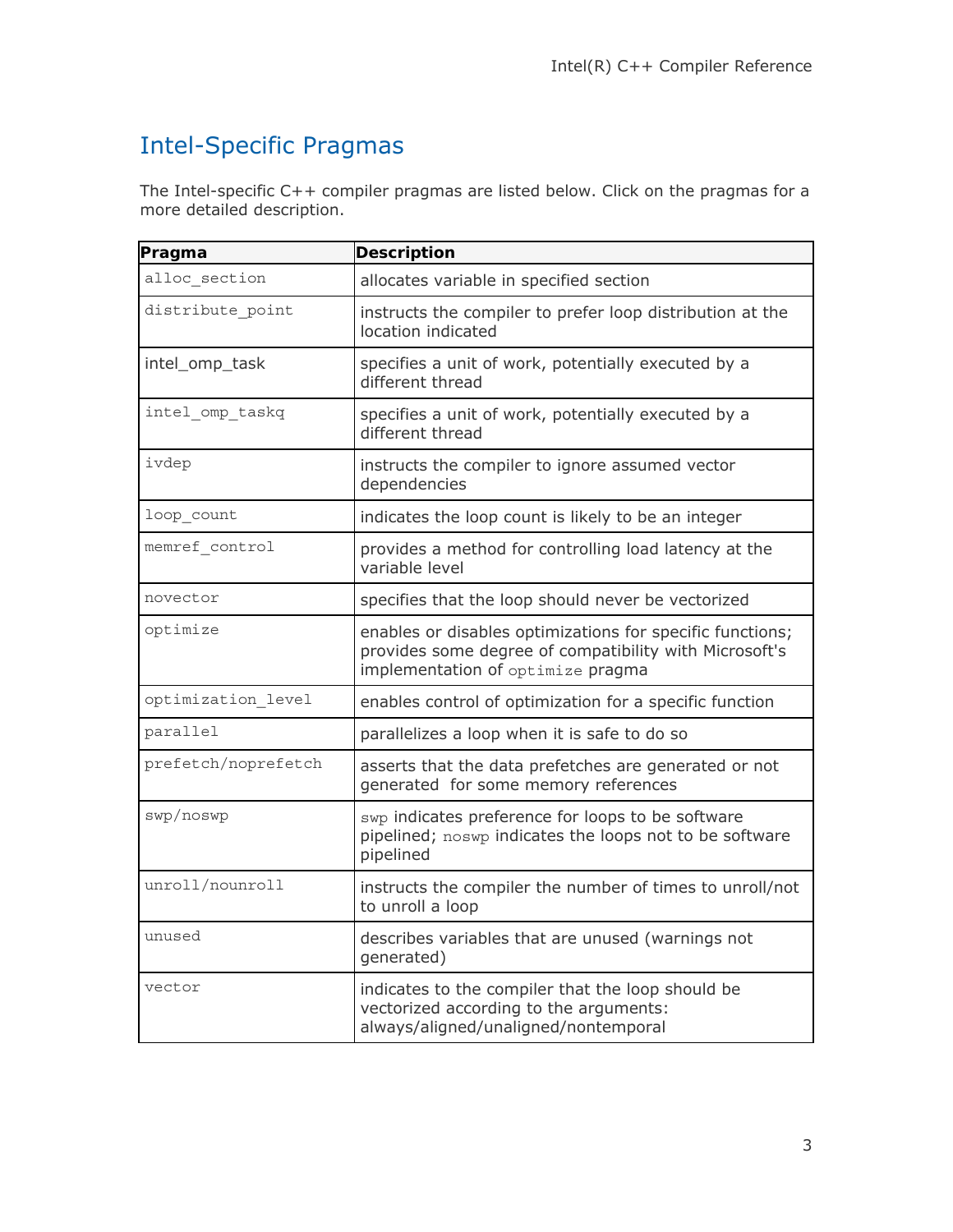# Intel-Specific Pragmas

The Intel-specific C++ compiler pragmas are listed below. Click on the pragmas for a more detailed description.

| Pragma | Description |
|---|---|
| `alloc_section` | allocates variable in specified section |
| `distribute_point` | instructs the compiler to prefer loop distribution at the location indicated |
| intel_omp_task | specifies a unit of work, potentially executed by a different thread |
| `intel_omp_taskq` | specifies a unit of work, potentially executed by a different thread |
| `ivdep` | instructs the compiler to ignore assumed vector dependencies |
| `loop_count` | indicates the loop count is likely to be an integer |
| `memref_control` | provides a method for controlling load latency at the variable level |
| `novector` | specifies that the loop should never be vectorized |
| `optimize` | enables or disables optimizations for specific functions; provides some degree of compatibility with Microsoft's implementation of `optimize` pragma |
| `optimization_level` | enables control of optimization for a specific function |
| `parallel` | parallelizes a loop when it is safe to do so |
| `prefetch/noprefetch` | asserts that the data prefetches are generated or not generated for some memory references |
| `swp/noswp` | `swp` indicates preference for loops to be software pipelined; `noswp` indicates the loops not to be software pipelined |
| `unroll/nounroll` | instructs the compiler the number of times to unroll/not to unroll a loop |
| `unused` | describes variables that are unused (warnings not generated) |
| `vector` | indicates to the compiler that the loop should be vectorized according to the arguments: always/aligned/unaligned/nontemporal |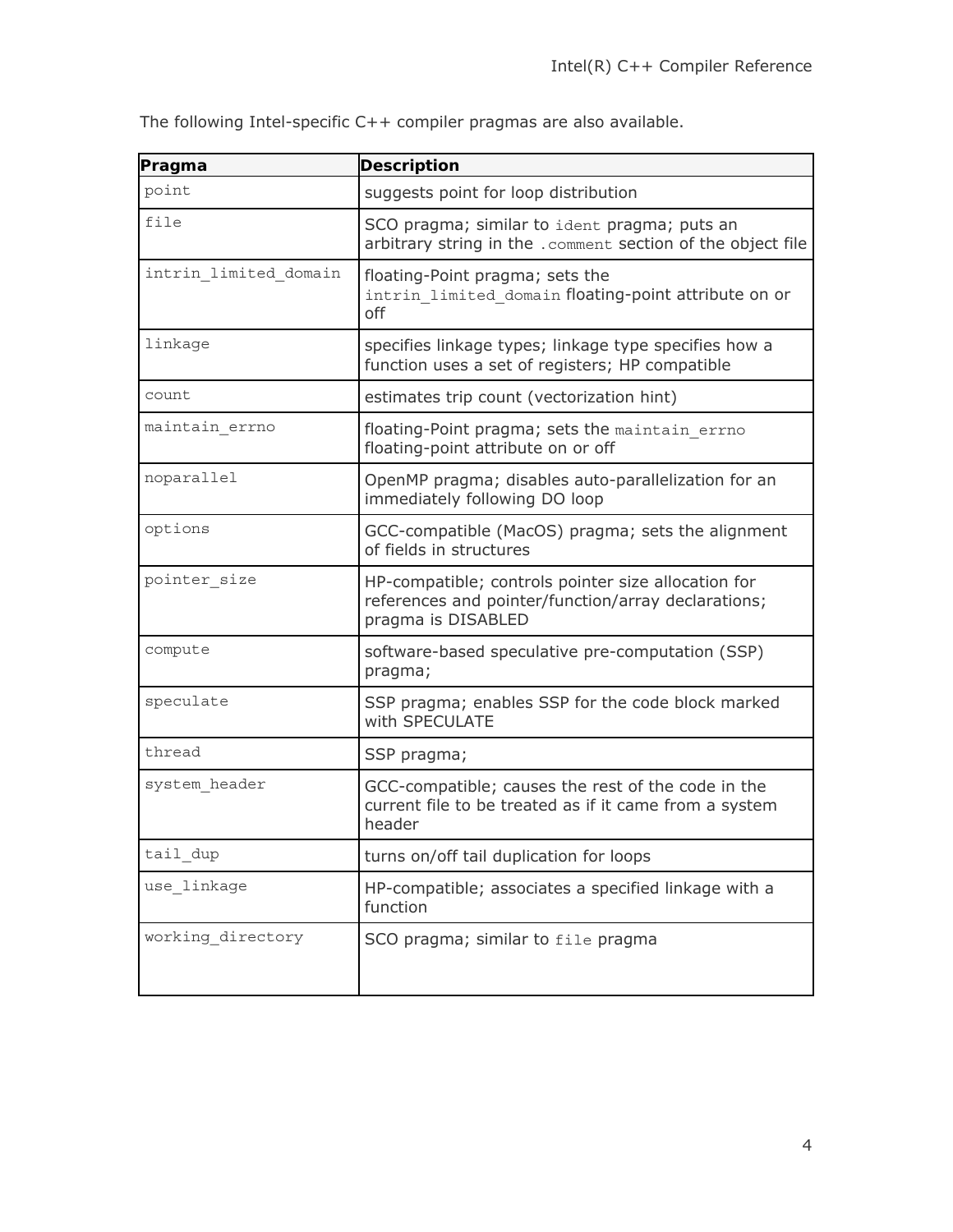The following Intel-specific C++ compiler pragmas are also available.

| Pragma | Description |
| --- | --- |
| `point` | suggests point for loop distribution |
| `file` | SCO pragma; similar to `ident` pragma; puts an arbitrary string in the `.comment` section of the object file |
| `intrin_limited_domain` | floating-Point pragma; sets the `intrin_limited_domain` floating-point attribute on or off |
| `linkage` | specifies linkage types; linkage type specifies how a function uses a set of registers; HP compatible |
| `count` | estimates trip count (vectorization hint) |
| `maintain_errno` | floating-Point pragma; sets the `maintain_errno` floating-point attribute on or off |
| `noparallel` | OpenMP pragma; disables auto-parallelization for an immediately following DO loop |
| `options` | GCC-compatible (MacOS) pragma; sets the alignment of fields in structures |
| `pointer_size` | HP-compatible; controls pointer size allocation for references and pointer/function/array declarations; pragma is DISABLED |
| `compute` | software-based speculative pre-computation (SSP) pragma; |
| `speculate` | SSP pragma; enables SSP for the code block marked with SPECULATE |
| `thread` | SSP pragma; |
| `system_header` | GCC-compatible; causes the rest of the code in the current file to be treated as if it came from a system header |
| `tail_dup` | turns on/off tail duplication for loops |
| `use_linkage` | HP-compatible; associates a specified linkage with a function |
| `working_directory` | SCO pragma; similar to `file` pragma |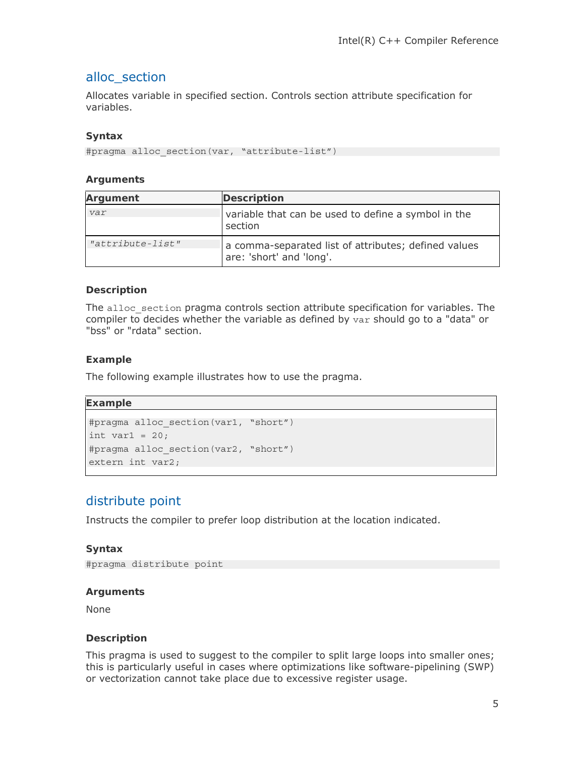## alloc_section

Allocates variable in specified section. Controls section attribute specification for variables.

### Syntax

```
#pragma alloc_section(var, “attribute-list”)
```

### Arguments

| Argument | Description |
|---|---|
| *var* | variable that can be used to define a symbol in the section |
| *"attribute-list"* | a comma-separated list of attributes; defined values are: 'short' and 'long'. |

### Description

The `alloc_section` pragma controls section attribute specification for variables. The compiler to decides whether the variable as defined by `var` should go to a "data" or "bss" or "rdata" section.

### Example

The following example illustrates how to use the pragma.

**Example**

```
#pragma alloc_section(var1, “short”)
int var1 = 20;
#pragma alloc_section(var2, “short”)
extern int var2;
```

## distribute point

Instructs the compiler to prefer loop distribution at the location indicated.

### Syntax

```
#pragma distribute point
```

### Arguments

None

### Description

This pragma is used to suggest to the compiler to split large loops into smaller ones; this is particularly useful in cases where optimizations like software-pipelining (SWP) or vectorization cannot take place due to excessive register usage.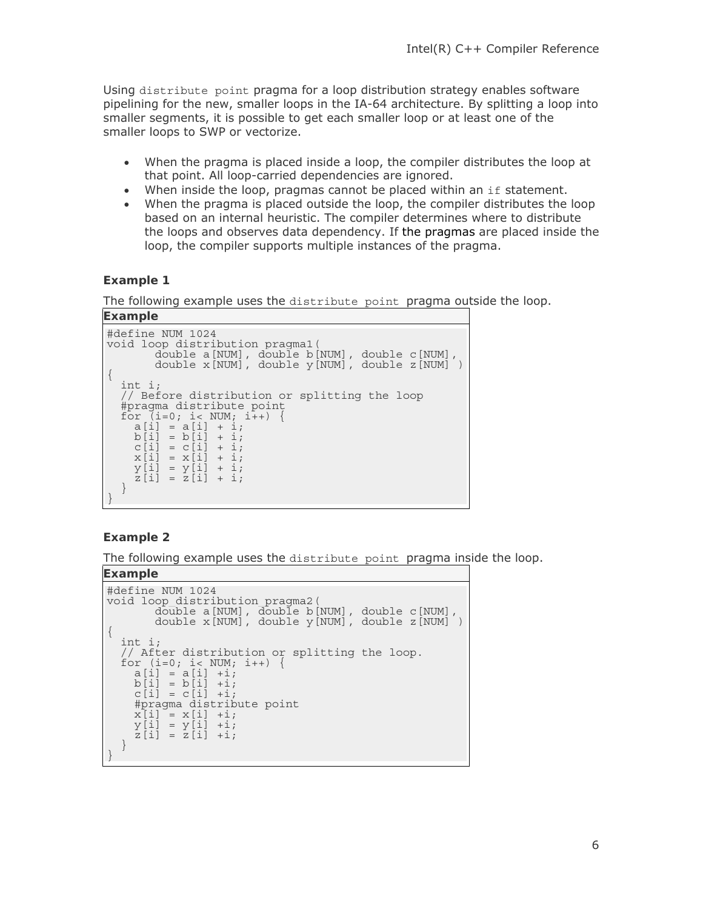Using `distribute point` pragma for a loop distribution strategy enables software pipelining for the new, smaller loops in the IA-64 architecture. By splitting a loop into smaller segments, it is possible to get each smaller loop or at least one of the smaller loops to SWP or vectorize.

- When the pragma is placed inside a loop, the compiler distributes the loop at that point. All loop-carried dependencies are ignored.
- When inside the loop, pragmas cannot be placed within an `if` statement.
- When the pragma is placed outside the loop, the compiler distributes the loop based on an internal heuristic. The compiler determines where to distribute the loops and observes data dependency. If the pragmas are placed inside the loop, the compiler supports multiple instances of the pragma.

### Example 1

The following example uses the `distribute point` pragma outside the loop.

**Example**

```
#define NUM 1024
void loop_distribution_pragma1(
       double a[NUM], double b[NUM], double c[NUM],
       double x[NUM], double y[NUM], double z[NUM] )
{
  int i;
  // Before distribution or splitting the loop
  #pragma distribute point
  for (i=0; i< NUM; i++) {
    a[i] = a[i] + i;
    b[i] = b[i] + i;
    c[i] = c[i] + i;
    x[i] = x[i] + i;
    y[i] = y[i] + i;
    z[i] = z[i] + i;
  }
}
```

### Example 2

The following example uses the `distribute point` pragma inside the loop.

**Example**

```
#define NUM 1024
void loop_distribution_pragma2(
       double a[NUM], double b[NUM], double c[NUM],
       double x[NUM], double y[NUM], double z[NUM] )
{
  int i;
  // After distribution or splitting the loop.
  for (i=0; i< NUM; i++) {
    a[i] = a[i] +i;
    b[i] = b[i] +i;
    c[i] = c[i] +i;
    #pragma distribute point
    x[i] = x[i] +i;
    y[i] = y[i] +i;
    z[i] = z[i] +i;
  }
}
```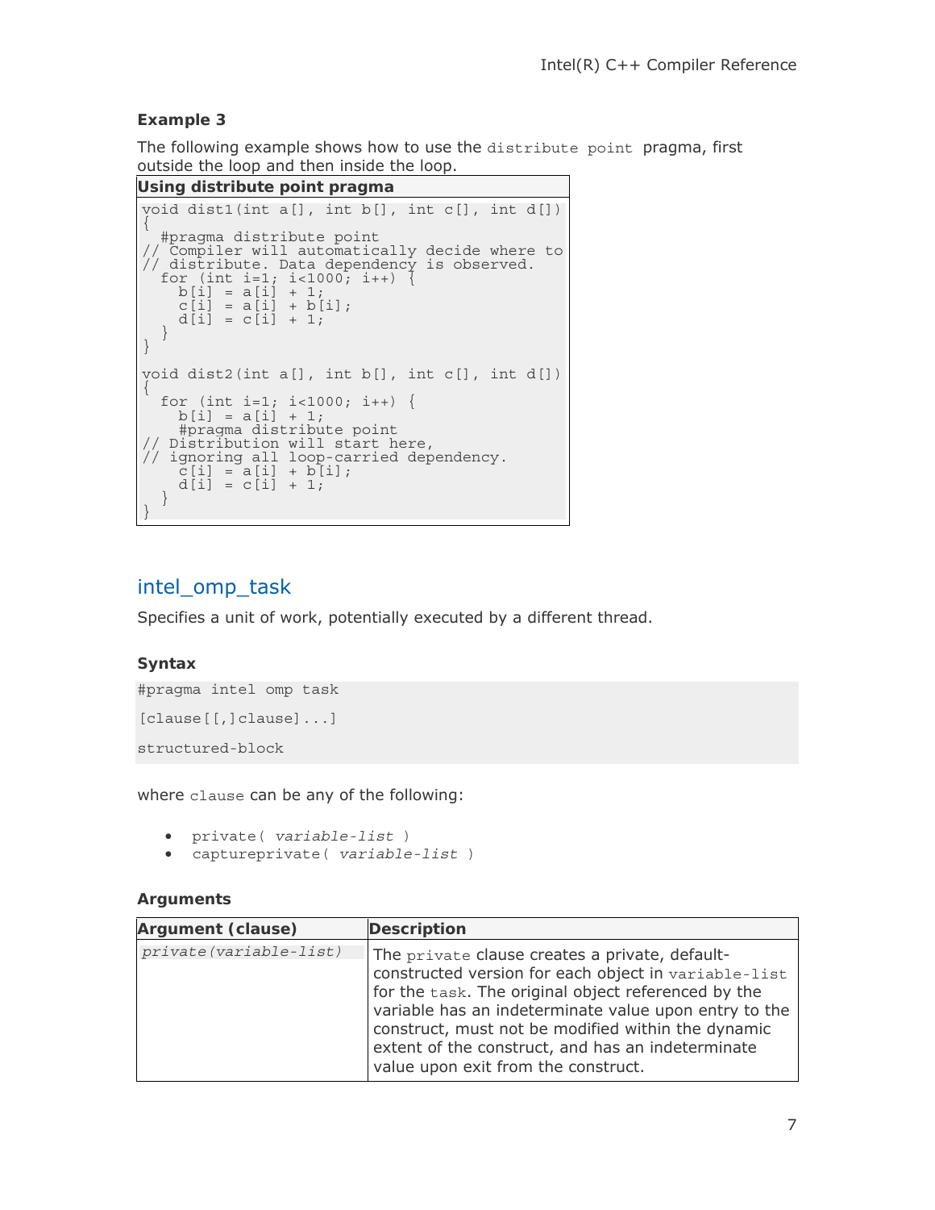### Example 3

The following example shows how to use the `distribute point` pragma, first outside the loop and then inside the loop.

**Using distribute point pragma**

```
void dist1(int a[], int b[], int c[], int d[])
{
  #pragma distribute point
// Compiler will automatically decide where to
// distribute. Data dependency is observed.
  for (int i=1; i<1000; i++) {
    b[i] = a[i] + 1;
    c[i] = a[i] + b[i];
    d[i] = c[i] + 1;
  }
}

void dist2(int a[], int b[], int c[], int d[])
{
  for (int i=1; i<1000; i++) {
    b[i] = a[i] + 1;
    #pragma distribute point
// Distribution will start here,
// ignoring all loop-carried dependency.
    c[i] = a[i] + b[i];
    d[i] = c[i] + 1;
  }
}
```

## intel_omp_task

Specifies a unit of work, potentially executed by a different thread.

### Syntax

```
#pragma intel omp task

[clause[[,]clause]...]

structured-block
```

where `clause` can be any of the following:

- `private( variable-list )`
- `captureprivate( variable-list )`

### Arguments

| Argument (clause) | Description |
| --- | --- |
| *private(variable-list)* | The `private` clause creates a private, default-constructed version for each object in `variable-list` for the `task`. The original object referenced by the variable has an indeterminate value upon entry to the construct, must not be modified within the dynamic extent of the construct, and has an indeterminate value upon exit from the construct. |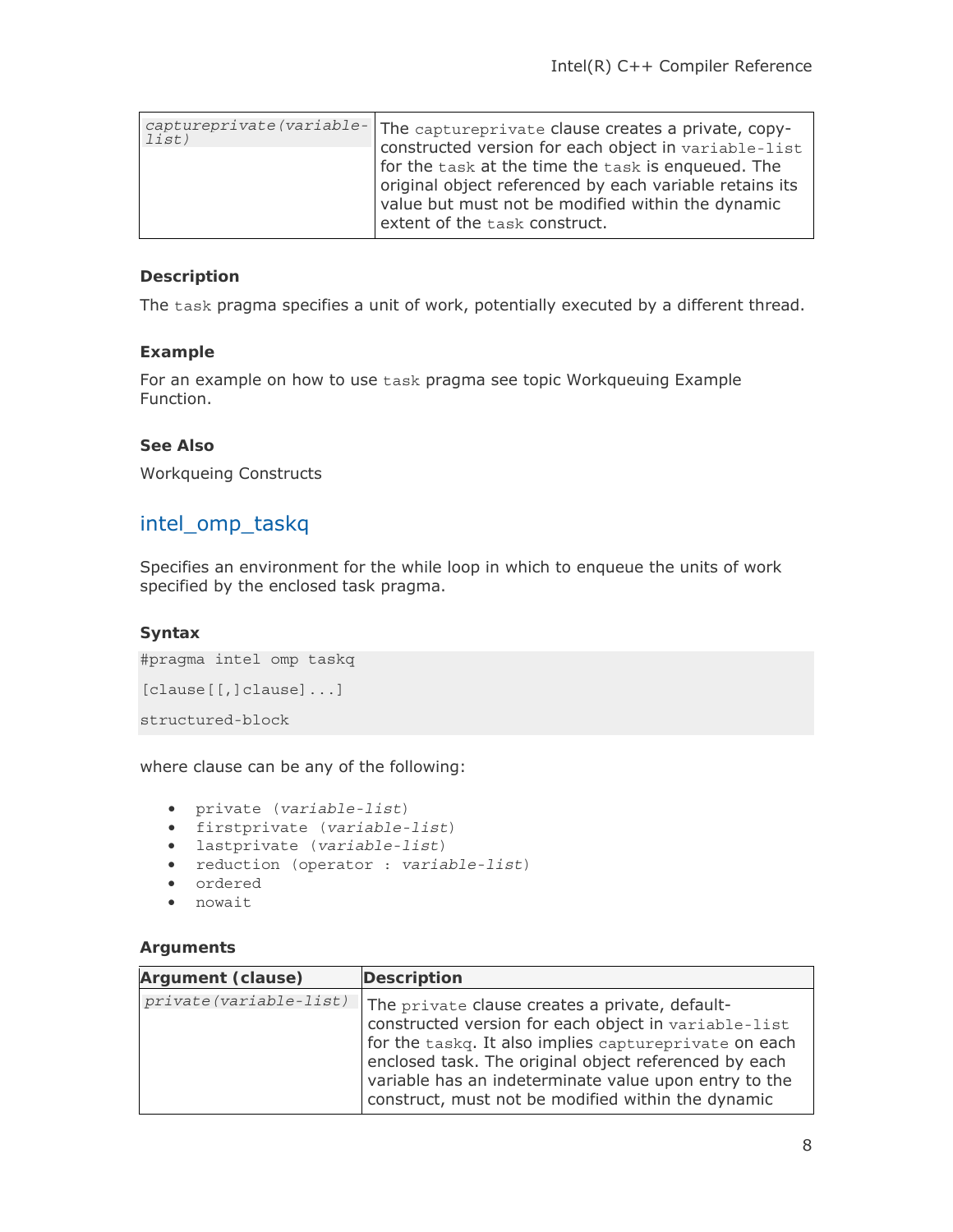| | |
|---|---|
| *captureprivate(variable-list)* | The `captureprivate` clause creates a private, copy-constructed version for each object in `variable-list` for the `task` at the time the `task` is enqueued. The original object referenced by each variable retains its value but must not be modified within the dynamic extent of the `task` construct. |

### Description

The `task` pragma specifies a unit of work, potentially executed by a different thread.

### Example

For an example on how to use `task` pragma see topic Workqueuing Example Function.

### See Also

Workqueing Constructs

## intel_omp_taskq

Specifies an environment for the while loop in which to enqueue the units of work specified by the enclosed task pragma.

### Syntax

```
#pragma intel omp taskq
[clause[[,]clause]...]
structured-block
```

where clause can be any of the following:

- `private (`*variable-list*`)`
- `firstprivate (`*variable-list*`)`
- `lastprivate (`*variable-list*`)`
- `reduction (operator : `*variable-list*`)`
- `ordered`
- `nowait`

### Arguments

| Argument (clause) | Description |
|---|---|
| *private(variable-list)* | The `private` clause creates a private, default-constructed version for each object in `variable-list` for the `taskq`. It also implies `captureprivate` on each enclosed task. The original object referenced by each variable has an indeterminate value upon entry to the construct, must not be modified within the dynamic |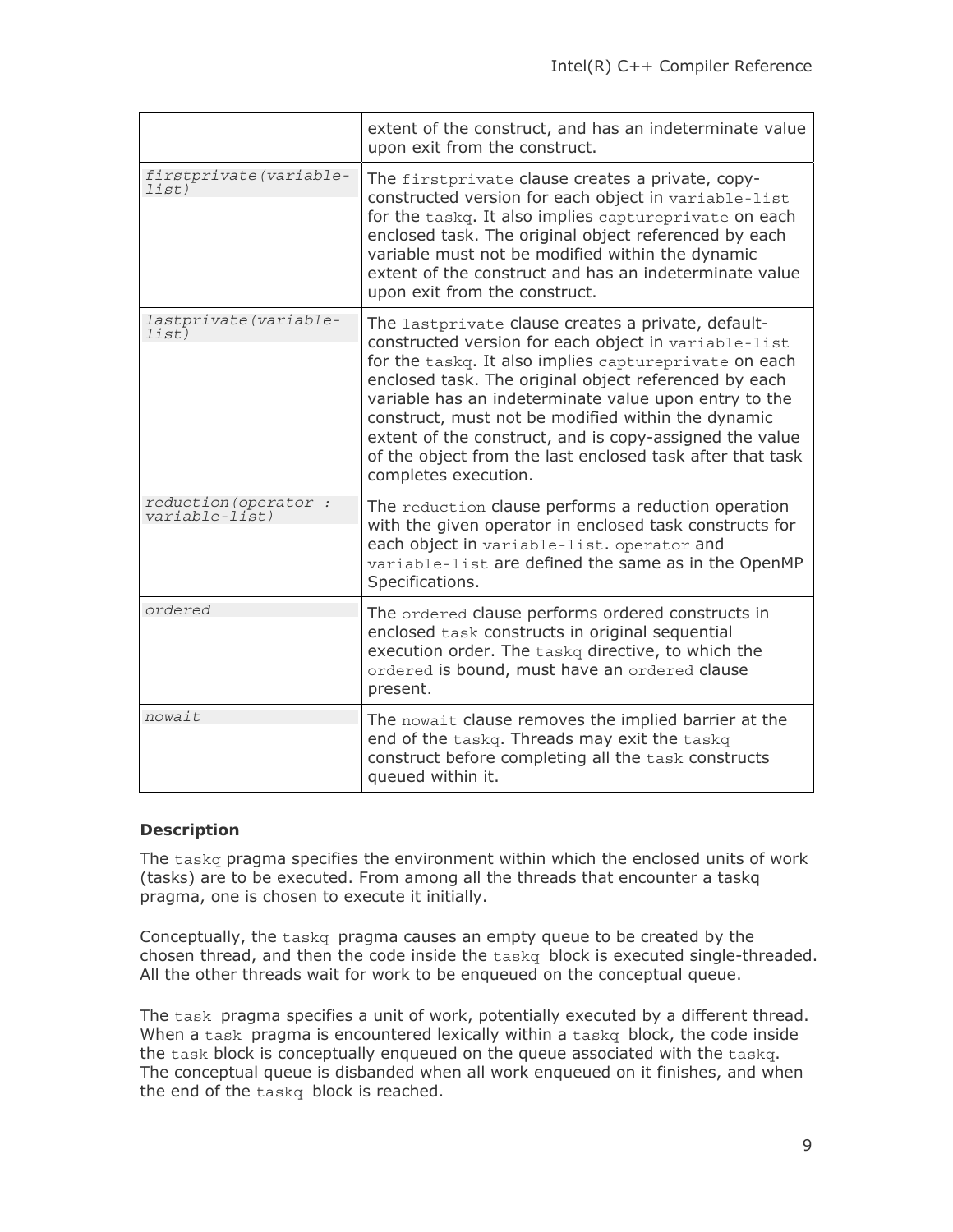| | |
|---|---|
| | extent of the construct, and has an indeterminate value upon exit from the construct. |
| *firstprivate(variable-list)* | The `firstprivate` clause creates a private, copy-constructed version for each object in `variable-list` for the `taskq`. It also implies `captureprivate` on each enclosed task. The original object referenced by each variable must not be modified within the dynamic extent of the construct and has an indeterminate value upon exit from the construct. |
| *lastprivate(variable-list)* | The `lastprivate` clause creates a private, default-constructed version for each object in `variable-list` for the `taskq`. It also implies `captureprivate` on each enclosed task. The original object referenced by each variable has an indeterminate value upon entry to the construct, must not be modified within the dynamic extent of the construct, and is copy-assigned the value of the object from the last enclosed task after that task completes execution. |
| *reduction(operator : variable-list)* | The `reduction` clause performs a reduction operation with the given operator in enclosed task constructs for each object in `variable-list`. `operator` and `variable-list` are defined the same as in the OpenMP Specifications. |
| *ordered* | The `ordered` clause performs ordered constructs in enclosed `task` constructs in original sequential execution order. The `taskq` directive, to which the `ordered` is bound, must have an `ordered` clause present. |
| *nowait* | The `nowait` clause removes the implied barrier at the end of the `taskq`. Threads may exit the `taskq` construct before completing all the `task` constructs queued within it. |

**Description**

The `taskq` pragma specifies the environment within which the enclosed units of work (tasks) are to be executed. From among all the threads that encounter a taskq pragma, one is chosen to execute it initially.

Conceptually, the `taskq` pragma causes an empty queue to be created by the chosen thread, and then the code inside the `taskq` block is executed single-threaded. All the other threads wait for work to be enqueued on the conceptual queue.

The `task` pragma specifies a unit of work, potentially executed by a different thread. When a `task` pragma is encountered lexically within a `taskq` block, the code inside the `task` block is conceptually enqueued on the queue associated with the `taskq`. The conceptual queue is disbanded when all work enqueued on it finishes, and when the end of the `taskq` block is reached.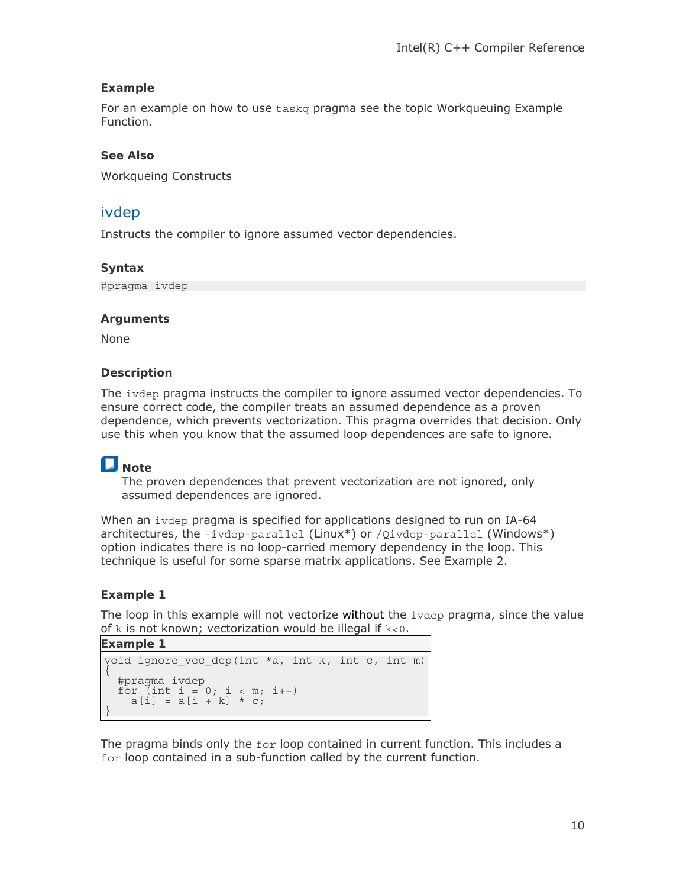### Example

For an example on how to use `taskq` pragma see the topic Workqueuing Example Function.

### See Also

Workqueing Constructs

## ivdep

Instructs the compiler to ignore assumed vector dependencies.

### Syntax

```
#pragma ivdep
```

### Arguments

None

### Description

The `ivdep` pragma instructs the compiler to ignore assumed vector dependencies. To ensure correct code, the compiler treats an assumed dependence as a proven dependence, which prevents vectorization. This pragma overrides that decision. Only use this when you know that the assumed loop dependences are safe to ignore.

**Note**

The proven dependences that prevent vectorization are not ignored, only assumed dependences are ignored.

When an `ivdep` pragma is specified for applications designed to run on IA-64 architectures, the `-ivdep-parallel` (Linux*) or `/Qivdep-parallel` (Windows*) option indicates there is no loop-carried memory dependency in the loop. This technique is useful for some sparse matrix applications. See Example 2.

### Example 1

The loop in this example will not vectorize without the `ivdep` pragma, since the value of `k` is not known; vectorization would be illegal if `k<0`.

**Example 1**

```
void ignore_vec_dep(int *a, int k, int c, int m)
{
  #pragma ivdep
  for (int i = 0; i < m; i++)
    a[i] = a[i + k] * c;
}
```

The pragma binds only the `for` loop contained in current function. This includes a `for` loop contained in a sub-function called by the current function.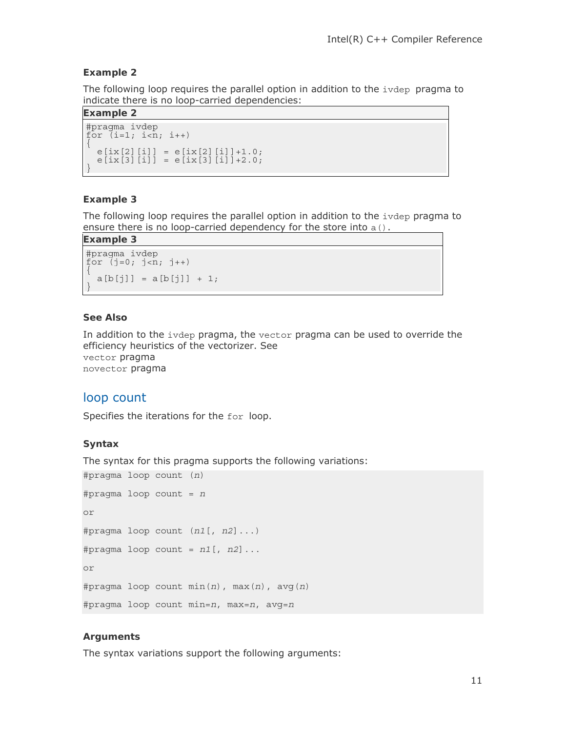### Example 2

The following loop requires the parallel option in addition to the ivdep pragma to indicate there is no loop-carried dependencies:

**Example 2**

```
#pragma ivdep
for (i=1; i<n; i++)
{
  e[ix[2][i]] = e[ix[2][i]]+1.0;
  e[ix[3][i]] = e[ix[3][i]]+2.0;
}
```

### Example 3

The following loop requires the parallel option in addition to the ivdep pragma to ensure there is no loop-carried dependency for the store into a().

**Example 3**

```
#pragma ivdep
for (j=0; j<n; j++)
{
  a[b[j]] = a[b[j]] + 1;
}
```

### See Also

In addition to the ivdep pragma, the vector pragma can be used to override the efficiency heuristics of the vectorizer. See
vector pragma
novector pragma

## loop count

Specifies the iterations for the for loop.

### Syntax

The syntax for this pragma supports the following variations:

```
#pragma loop count (n)

#pragma loop count = n

or

#pragma loop count (n1[, n2]...)

#pragma loop count = n1[, n2]...

or

#pragma loop count min(n), max(n), avg(n)

#pragma loop count min=n, max=n, avg=n
```

### Arguments

The syntax variations support the following arguments: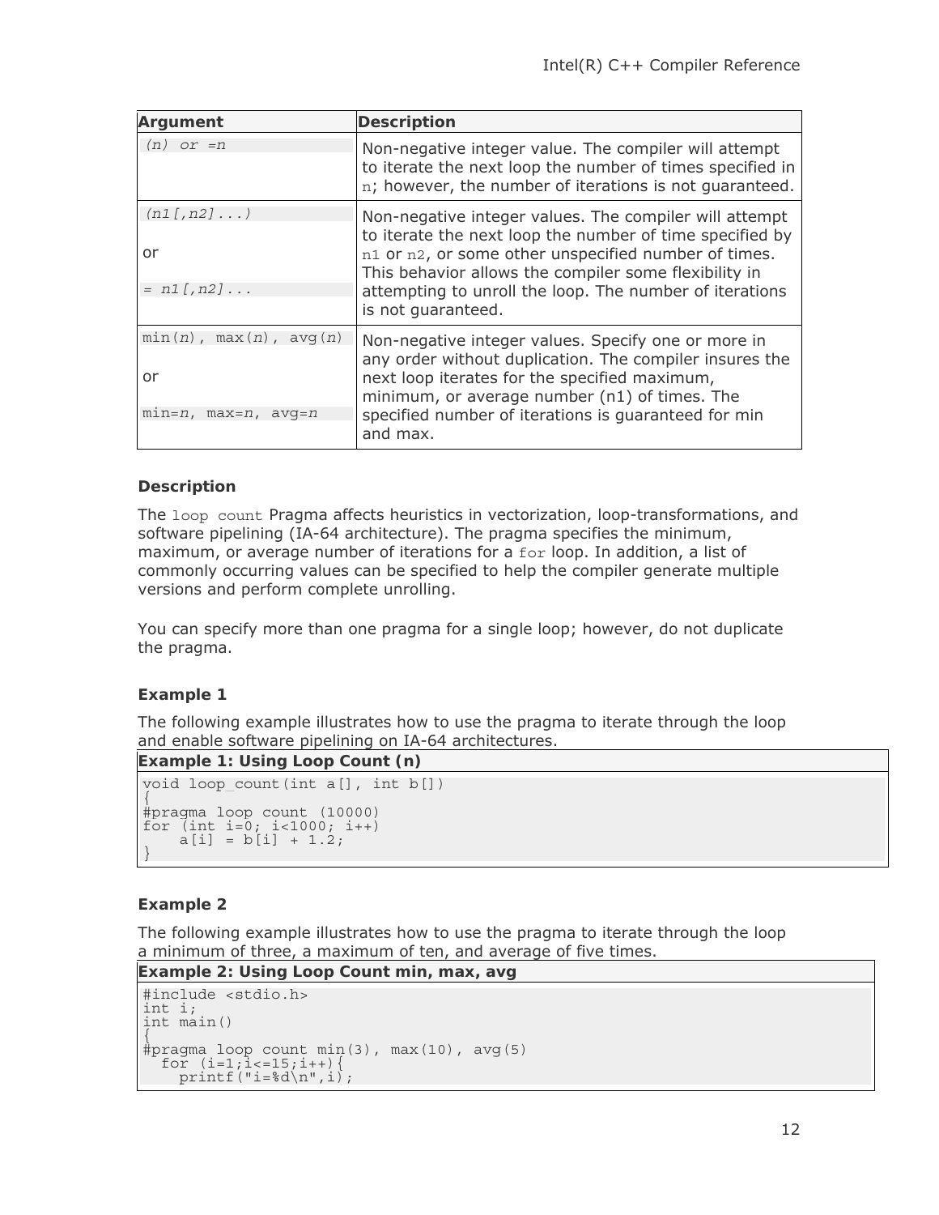| Argument | Description |
| --- | --- |
| *(n) or =n* | Non-negative integer value. The compiler will attempt to iterate the next loop the number of times specified in `n`; however, the number of iterations is not guaranteed. |
| *(n1[,n2]...)* or *= n1[,n2]...* | Non-negative integer values. The compiler will attempt to iterate the next loop the number of time specified by `n1` or `n2`, or some other unspecified number of times. This behavior allows the compiler some flexibility in attempting to unroll the loop. The number of iterations is not guaranteed. |
| min(*n*), max(*n*), avg(*n*) or min=*n*, max=*n*, avg=*n* | Non-negative integer values. Specify one or more in any order without duplication. The compiler insures the next loop iterates for the specified maximum, minimum, or average number (n1) of times. The specified number of iterations is guaranteed for min and max. |

### Description

The `loop count` Pragma affects heuristics in vectorization, loop-transformations, and software pipelining (IA-64 architecture). The pragma specifies the minimum, maximum, or average number of iterations for a `for` loop. In addition, a list of commonly occurring values can be specified to help the compiler generate multiple versions and perform complete unrolling.

You can specify more than one pragma for a single loop; however, do not duplicate the pragma.

### Example 1

The following example illustrates how to use the pragma to iterate through the loop and enable software pipelining on IA-64 architectures.

**Example 1: Using Loop Count (n)**

```
void loop_count(int a[], int b[])
{
#pragma loop count (10000)
for (int i=0; i<1000; i++)
    a[i] = b[i] + 1.2;
}
```

### Example 2

The following example illustrates how to use the pragma to iterate through the loop a minimum of three, a maximum of ten, and average of five times.

**Example 2: Using Loop Count min, max, avg**

```
#include <stdio.h>
int i;
int main()
{
#pragma loop count min(3), max(10), avg(5)
  for (i=1;i<=15;i++){
    printf("i=%d\n",i);
```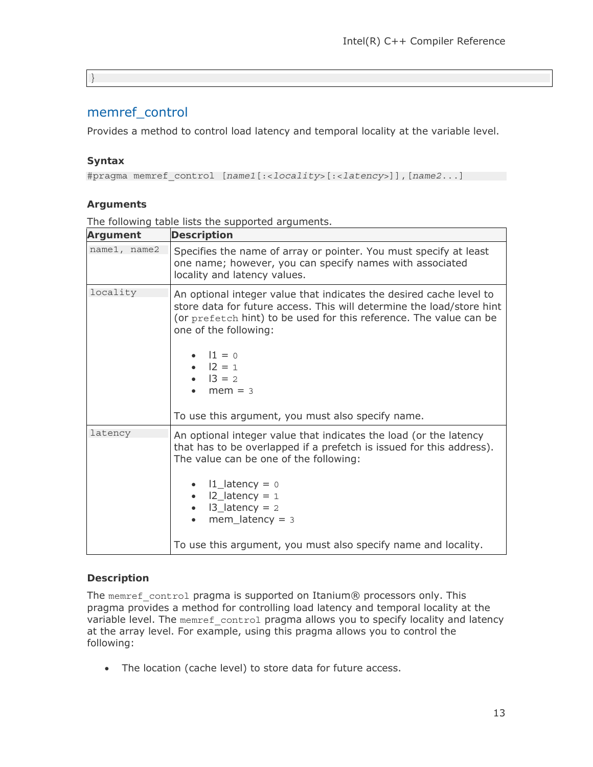```
}
```

## memref_control

Provides a method to control load latency and temporal locality at the variable level.

### Syntax

```
#pragma memref_control [name1[:<locality>[:<latency>]],[name2...]
```

### Arguments

The following table lists the supported arguments.

| Argument | Description |
| --- | --- |
| `name1, name2` | Specifies the name of array or pointer. You must specify at least one name; however, you can specify names with associated locality and latency values. |
| `locality` | An optional integer value that indicates the desired cache level to store data for future access. This will determine the load/store hint (or `prefetch` hint) to be used for this reference. The value can be one of the following:<br><br>• l1 = 0<br>• l2 = 1<br>• l3 = 2<br>• mem = 3<br><br>To use this argument, you must also specify name. |
| `latency` | An optional integer value that indicates the load (or the latency that has to be overlapped if a prefetch is issued for this address). The value can be one of the following:<br><br>• l1_latency = 0<br>• l2_latency = 1<br>• l3_latency = 2<br>• mem_latency = 3<br><br>To use this argument, you must also specify name and locality. |

### Description

The `memref_control` pragma is supported on Itanium® processors only. This pragma provides a method for controlling load latency and temporal locality at the variable level. The `memref_control` pragma allows you to specify locality and latency at the array level. For example, using this pragma allows you to control the following:

- The location (cache level) to store data for future access.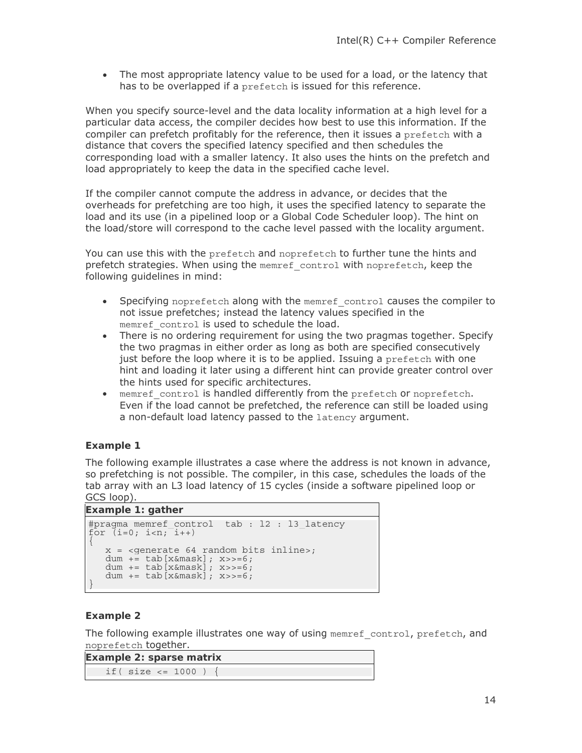- The most appropriate latency value to be used for a load, or the latency that has to be overlapped if a prefetch is issued for this reference.

When you specify source-level and the data locality information at a high level for a particular data access, the compiler decides how best to use this information. If the compiler can prefetch profitably for the reference, then it issues a prefetch with a distance that covers the specified latency specified and then schedules the corresponding load with a smaller latency. It also uses the hints on the prefetch and load appropriately to keep the data in the specified cache level.

If the compiler cannot compute the address in advance, or decides that the overheads for prefetching are too high, it uses the specified latency to separate the load and its use (in a pipelined loop or a Global Code Scheduler loop). The hint on the load/store will correspond to the cache level passed with the locality argument.

You can use this with the prefetch and noprefetch to further tune the hints and prefetch strategies. When using the memref_control with noprefetch, keep the following guidelines in mind:

- Specifying noprefetch along with the memref_control causes the compiler to not issue prefetches; instead the latency values specified in the memref_control is used to schedule the load.
- There is no ordering requirement for using the two pragmas together. Specify the two pragmas in either order as long as both are specified consecutively just before the loop where it is to be applied. Issuing a prefetch with one hint and loading it later using a different hint can provide greater control over the hints used for specific architectures.
- memref_control is handled differently from the prefetch or noprefetch. Even if the load cannot be prefetched, the reference can still be loaded using a non-default load latency passed to the latency argument.

**Example 1**

The following example illustrates a case where the address is not known in advance, so prefetching is not possible. The compiler, in this case, schedules the loads of the tab array with an L3 load latency of 15 cycles (inside a software pipelined loop or GCS loop).

**Example 1: gather**

```
#pragma memref_control  tab : l2 : l3_latency
for (i=0; i<n; i++)
{
   x = <generate 64 random bits inline>;
   dum += tab[x&mask]; x>>=6;
   dum += tab[x&mask]; x>>=6;
   dum += tab[x&mask]; x>>=6;
}
```

**Example 2**

The following example illustrates one way of using memref_control, prefetch, and noprefetch together.

**Example 2: sparse matrix**

```
   if( size <= 1000 ) {
```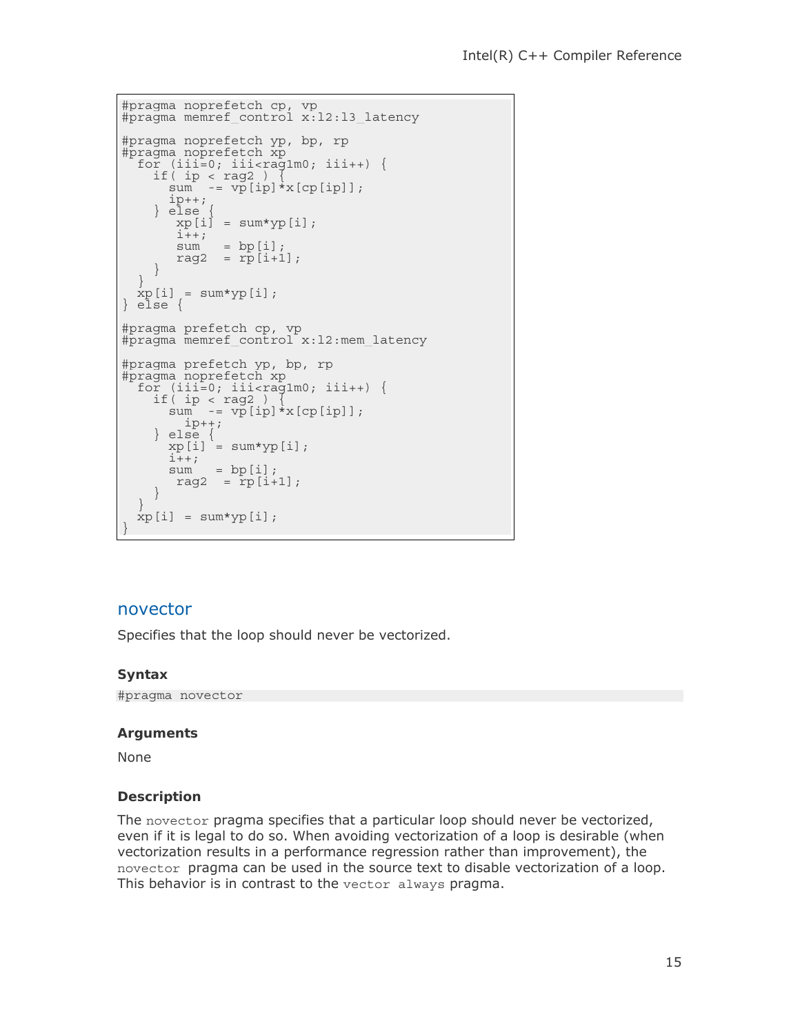```
#pragma noprefetch cp, vp
#pragma memref_control x:l2:l3_latency

#pragma noprefetch yp, bp, rp
#pragma noprefetch xp
  for (iii=0; iii<rag1m0; iii++) {
    if( ip < rag2 ) {
      sum  -= vp[ip]*x[cp[ip]];
      ip++;
    } else {
       xp[i] = sum*yp[i];
       i++;
       sum   = bp[i];
       rag2  = rp[i+1];
    }
  }
  xp[i] = sum*yp[i];
} else {

#pragma prefetch cp, vp
#pragma memref_control x:l2:mem_latency

#pragma prefetch yp, bp, rp
#pragma noprefetch xp
  for (iii=0; iii<rag1m0; iii++) {
    if( ip < rag2 ) {
      sum  -= vp[ip]*x[cp[ip]];
        ip++;
    } else {
      xp[i] = sum*yp[i];
      i++;
      sum   = bp[i];
       rag2  = rp[i+1];
    }
  }
  xp[i] = sum*yp[i];
}
```

## novector

Specifies that the loop should never be vectorized.

### Syntax

```
#pragma novector
```

### Arguments

None

### Description

The `novector` pragma specifies that a particular loop should never be vectorized, even if it is legal to do so. When avoiding vectorization of a loop is desirable (when vectorization results in a performance regression rather than improvement), the `novector` pragma can be used in the source text to disable vectorization of a loop. This behavior is in contrast to the `vector always` pragma.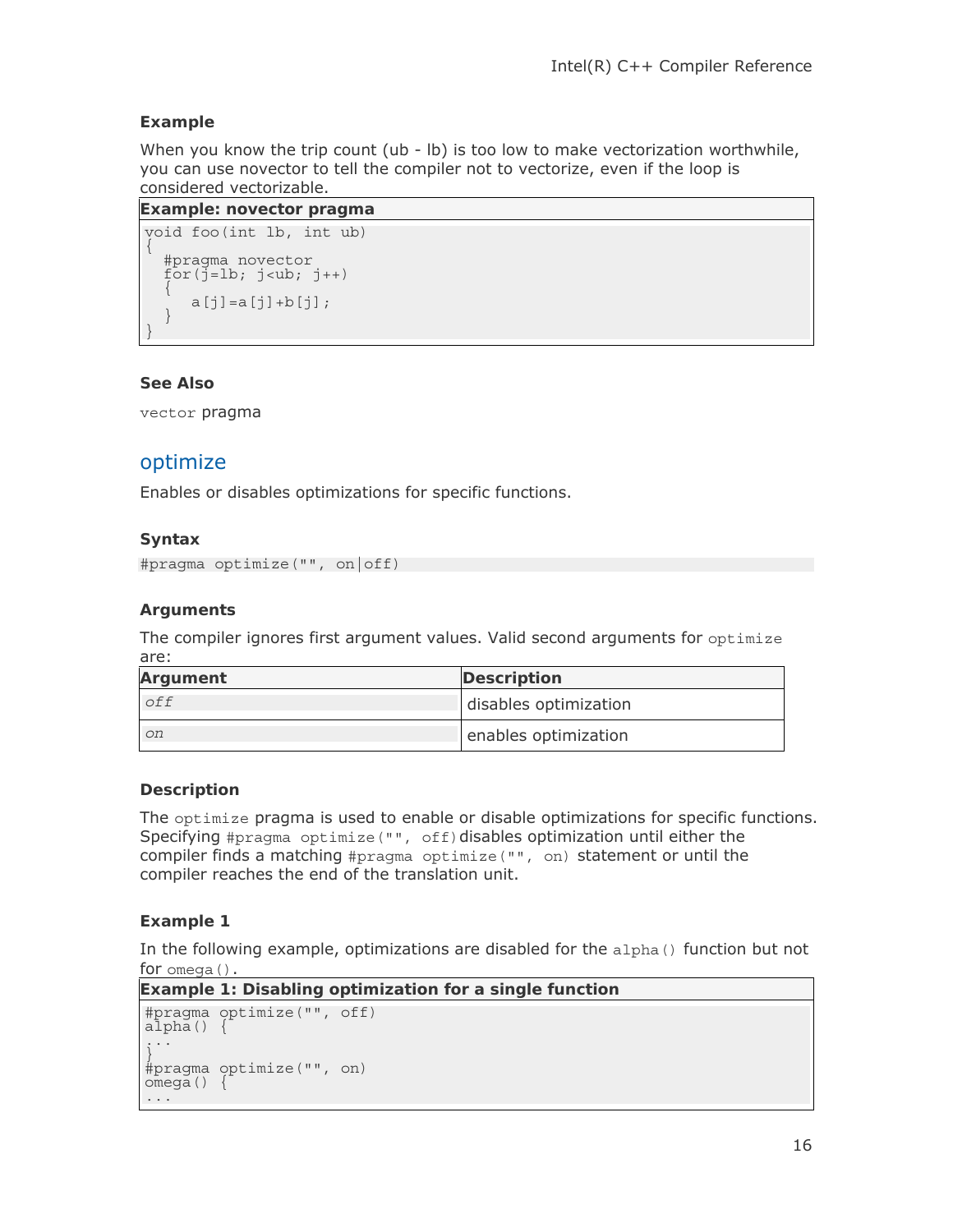### Example

When you know the trip count (ub - lb) is too low to make vectorization worthwhile, you can use novector to tell the compiler not to vectorize, even if the loop is considered vectorizable.

**Example: novector pragma**

```
void foo(int lb, int ub)
{
  #pragma novector
  for(j=lb; j<ub; j++)
  {
     a[j]=a[j]+b[j];
  }
}
```

### See Also

`vector` pragma

## optimize

Enables or disables optimizations for specific functions.

### Syntax

```
#pragma optimize("", on|off)
```

### Arguments

The compiler ignores first argument values. Valid second arguments for `optimize` are:

| Argument | Description |
|---|---|
| *off* | disables optimization |
| *on* | enables optimization |

### Description

The `optimize` pragma is used to enable or disable optimizations for specific functions. Specifying `#pragma optimize("", off)` disables optimization until either the compiler finds a matching `#pragma optimize("", on)` statement or until the compiler reaches the end of the translation unit.

### Example 1

In the following example, optimizations are disabled for the `alpha()` function but not for `omega()`.

**Example 1: Disabling optimization for a single function**

```
#pragma optimize("", off)
alpha() {
...
}
#pragma optimize("", on)
omega() {
...
```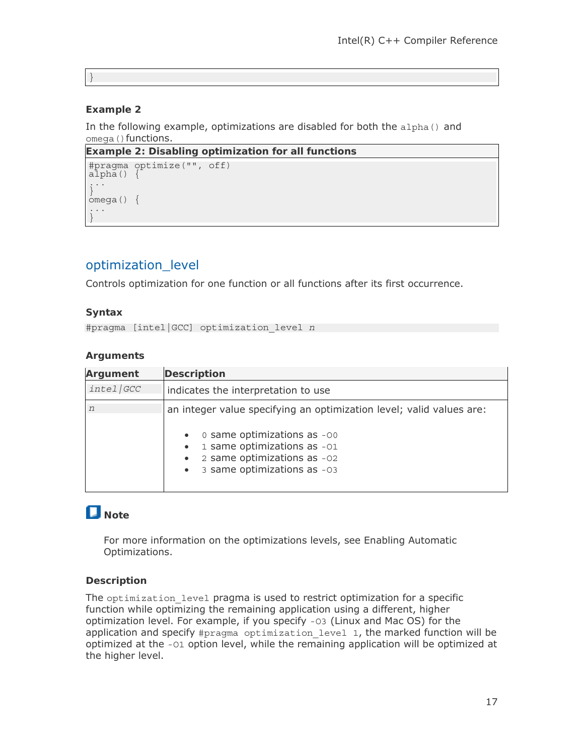```
}
```

### Example 2

In the following example, optimizations are disabled for both the `alpha()` and `omega()` functions.

**Example 2: Disabling optimization for all functions**

```
#pragma optimize("", off)
alpha() {
...
}
omega() {
...
}
```

## optimization_level

Controls optimization for one function or all functions after its first occurrence.

### Syntax

```
#pragma [intel|GCC] optimization_level n
```

### Arguments

| Argument | Description |
|---|---|
| *intel\|GCC* | indicates the interpretation to use |
| *n* | an integer value specifying an optimization level; valid values are:<br>• `0` same optimizations as `-O0`<br>• `1` same optimizations as `-O1`<br>• `2` same optimizations as `-O2`<br>• `3` same optimizations as `-O3` |

**Note**

For more information on the optimizations levels, see Enabling Automatic Optimizations.

### Description

The `optimization_level` pragma is used to restrict optimization for a specific function while optimizing the remaining application using a different, higher optimization level. For example, if you specify `-O3` (Linux and Mac OS) for the application and specify `#pragma optimization_level 1`, the marked function will be optimized at the `-O1` option level, while the remaining application will be optimized at the higher level.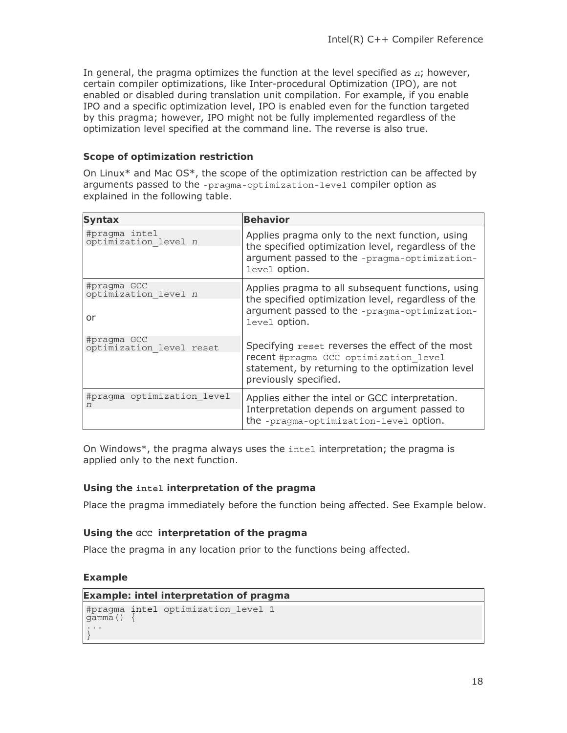In general, the pragma optimizes the function at the level specified as *n*; however, certain compiler optimizations, like Inter-procedural Optimization (IPO), are not enabled or disabled during translation unit compilation. For example, if you enable IPO and a specific optimization level, IPO is enabled even for the function targeted by this pragma; however, IPO might not be fully implemented regardless of the optimization level specified at the command line. The reverse is also true.

### Scope of optimization restriction

On Linux* and Mac OS*, the scope of the optimization restriction can be affected by arguments passed to the `-pragma-optimization-level` compiler option as explained in the following table.

| Syntax | Behavior |
| --- | --- |
| `#pragma intel optimization_level n` | Applies pragma only to the next function, using the specified optimization level, regardless of the argument passed to the `-pragma-optimization-level` option. |
| `#pragma GCC optimization_level n` or `#pragma GCC optimization_level reset` | Applies pragma to all subsequent functions, using the specified optimization level, regardless of the argument passed to the `-pragma-optimization-level` option. Specifying `reset` reverses the effect of the most recent `#pragma GCC optimization_level` statement, by returning to the optimization level previously specified. |
| `#pragma optimization_level n` | Applies either the intel or GCC interpretation. Interpretation depends on argument passed to the `-pragma-optimization-level` option. |

On Windows*, the pragma always uses the `intel` interpretation; the pragma is applied only to the next function.

### Using the `intel` interpretation of the pragma

Place the pragma immediately before the function being affected. See Example below.

### Using the `GCC` interpretation of the pragma

Place the pragma in any location prior to the functions being affected.

### Example

**Example: intel interpretation of pragma**

```
#pragma intel optimization_level 1
gamma() {
...
}
```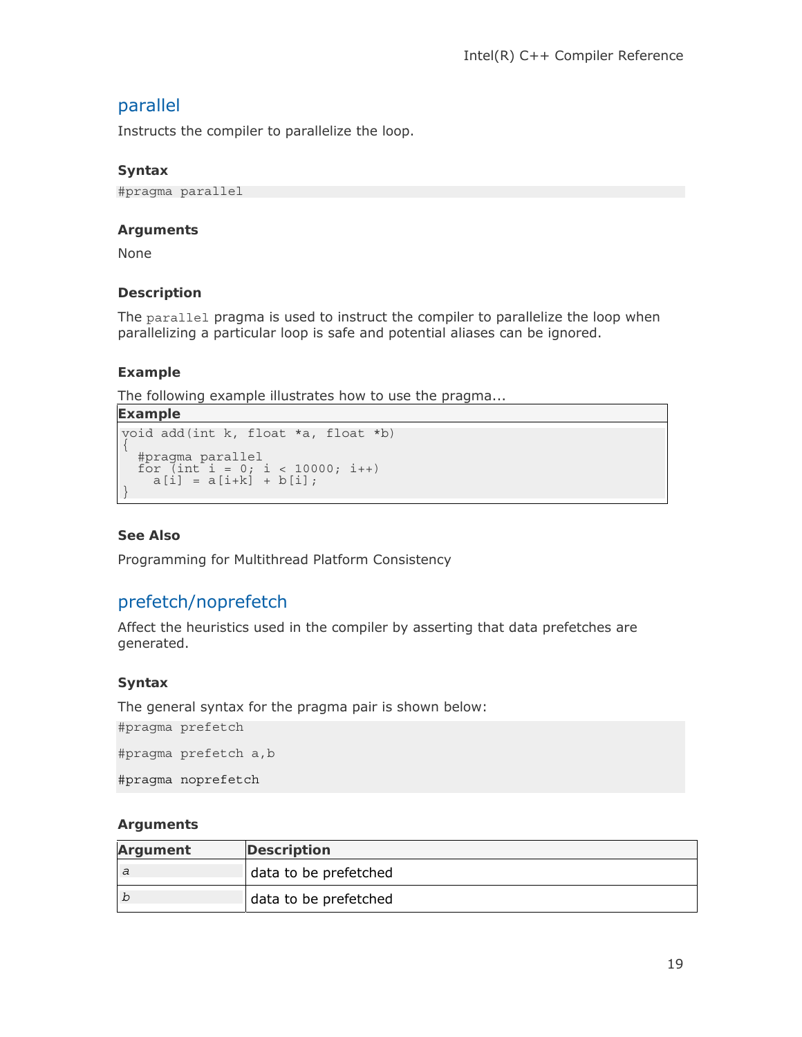## parallel

Instructs the compiler to parallelize the loop.

### Syntax

```
#pragma parallel
```

### Arguments

None

### Description

The `parallel` pragma is used to instruct the compiler to parallelize the loop when parallelizing a particular loop is safe and potential aliases can be ignored.

### Example

The following example illustrates how to use the pragma...

**Example**

```
void add(int k, float *a, float *b)
{
  #pragma parallel
  for (int i = 0; i < 10000; i++)
    a[i] = a[i+k] + b[i];
}
```

### See Also

Programming for Multithread Platform Consistency

## prefetch/noprefetch

Affect the heuristics used in the compiler by asserting that data prefetches are generated.

### Syntax

The general syntax for the pragma pair is shown below:

```
#pragma prefetch

#pragma prefetch a,b

#pragma noprefetch
```

### Arguments

| Argument | Description |
|---|---|
| *a* | data to be prefetched |
| *b* | data to be prefetched |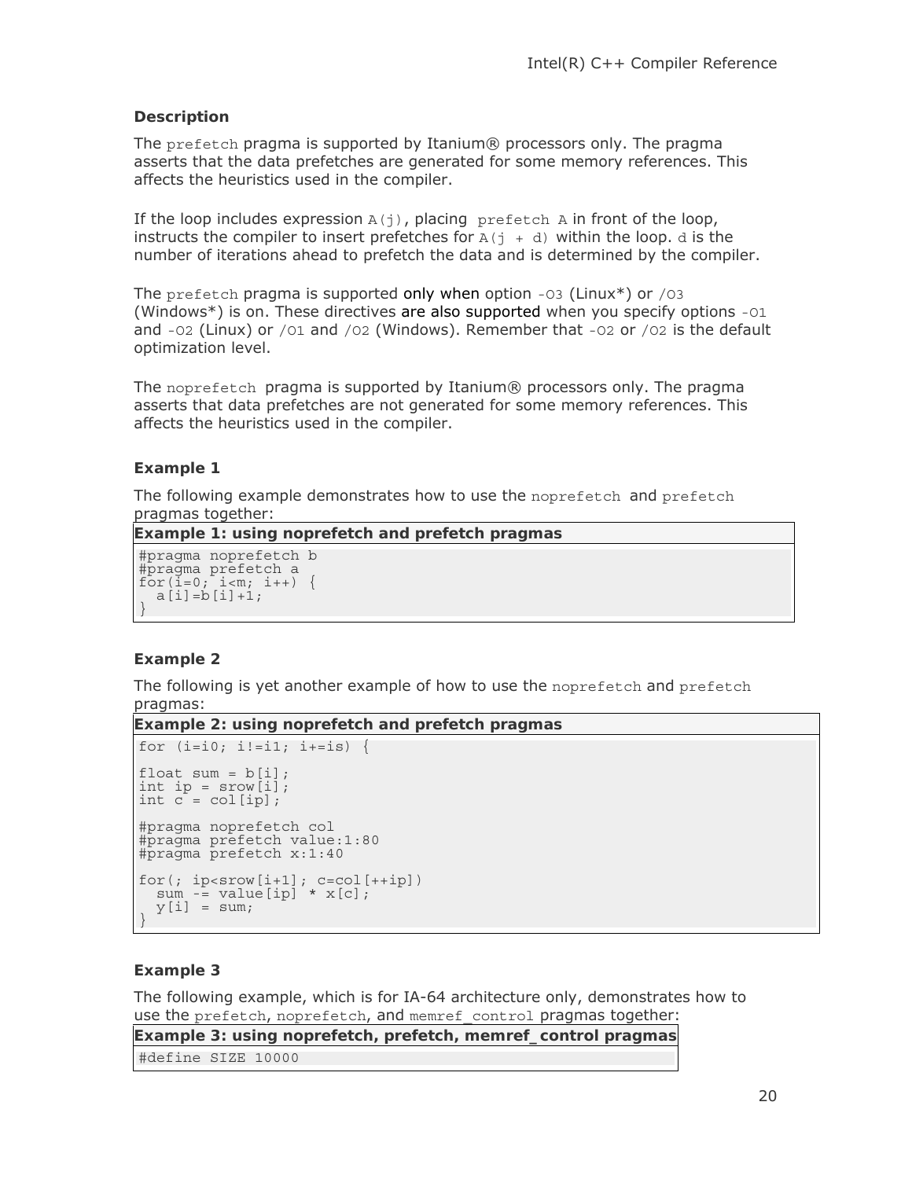### Description

The `prefetch` pragma is supported by Itanium® processors only. The pragma asserts that the data prefetches are generated for some memory references. This affects the heuristics used in the compiler.

If the loop includes expression `A(j)`, placing `prefetch A` in front of the loop, instructs the compiler to insert prefetches for `A(j + d)` within the loop. `d` is the number of iterations ahead to prefetch the data and is determined by the compiler.

The `prefetch` pragma is supported only when option `-O3` (Linux*) or `/O3` (Windows*) is on. These directives are also supported when you specify options `-O1` and `-O2` (Linux) or `/O1` and `/O2` (Windows). Remember that `-O2` or `/O2` is the default optimization level.

The `noprefetch` pragma is supported by Itanium® processors only. The pragma asserts that data prefetches are not generated for some memory references. This affects the heuristics used in the compiler.

### Example 1

The following example demonstrates how to use the `noprefetch` and `prefetch` pragmas together:

**Example 1: using noprefetch and prefetch pragmas**

```
#pragma noprefetch b
#pragma prefetch a
for(i=0; i<m; i++) {
  a[i]=b[i]+1;
}
```

### Example 2

The following is yet another example of how to use the `noprefetch` and `prefetch` pragmas:

**Example 2: using noprefetch and prefetch pragmas**

```
for (i=i0; i!=i1; i+=is) {

float sum = b[i];
int ip = srow[i];
int c = col[ip];

#pragma noprefetch col
#pragma prefetch value:1:80
#pragma prefetch x:1:40

for(; ip<srow[i+1]; c=col[++ip])
  sum -= value[ip] * x[c];
  y[i] = sum;
}
```

### Example 3

The following example, which is for IA-64 architecture only, demonstrates how to use the `prefetch`, `noprefetch`, and `memref_control` pragmas together:

**Example 3: using noprefetch, prefetch, memref_control pragmas**

```
#define SIZE 10000
```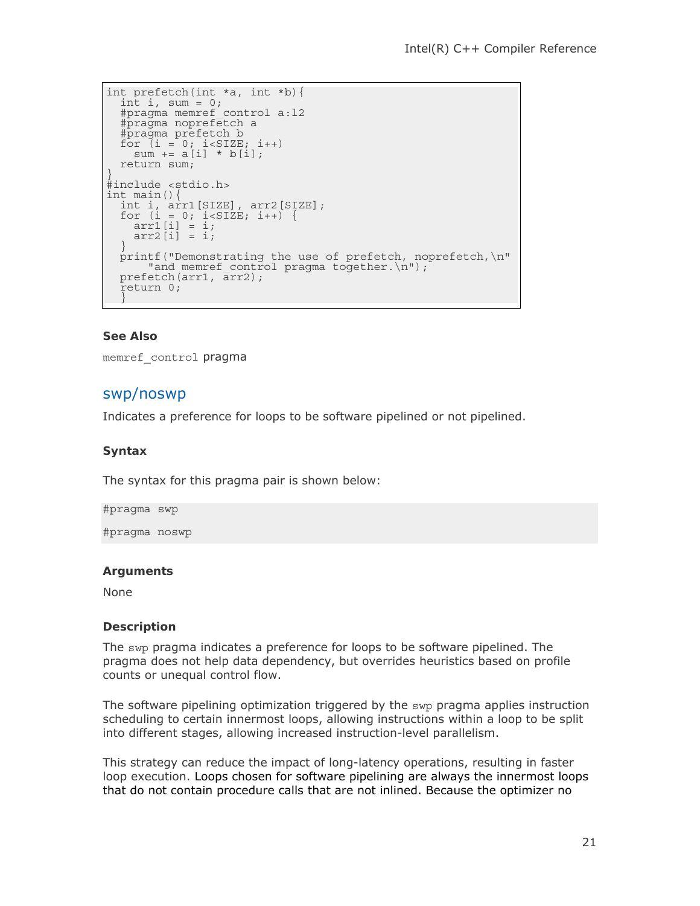```
int prefetch(int *a, int *b){
  int i, sum = 0;
  #pragma memref_control a:l2
  #pragma noprefetch a
  #pragma prefetch b
  for (i = 0; i<SIZE; i++)
    sum += a[i] * b[i];
  return sum;
}
#include <stdio.h>
int main(){
  int i, arr1[SIZE], arr2[SIZE];
  for (i = 0; i<SIZE; i++) {
    arr1[i] = i;
    arr2[i] = i;
  }
  printf("Demonstrating the use of prefetch, noprefetch,\n"
      "and memref_control pragma together.\n");
  prefetch(arr1, arr2);
  return 0;
  }
```

**See Also**

memref_control pragma

## swp/noswp

Indicates a preference for loops to be software pipelined or not pipelined.

**Syntax**

The syntax for this pragma pair is shown below:

```
#pragma swp
#pragma noswp
```

**Arguments**

None

**Description**

The swp pragma indicates a preference for loops to be software pipelined. The pragma does not help data dependency, but overrides heuristics based on profile counts or unequal control flow.

The software pipelining optimization triggered by the swp pragma applies instruction scheduling to certain innermost loops, allowing instructions within a loop to be split into different stages, allowing increased instruction-level parallelism.

This strategy can reduce the impact of long-latency operations, resulting in faster loop execution. Loops chosen for software pipelining are always the innermost loops that do not contain procedure calls that are not inlined. Because the optimizer no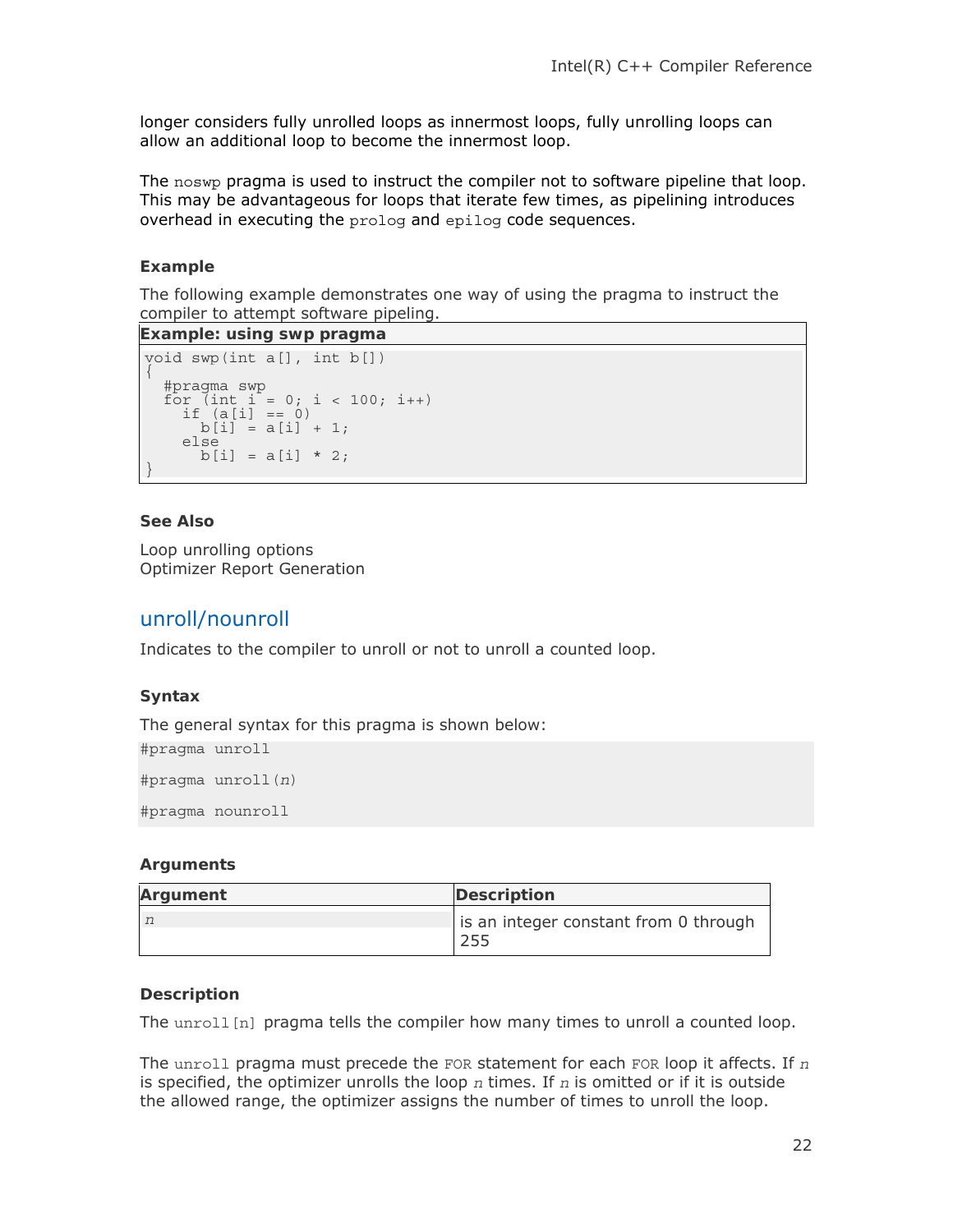longer considers fully unrolled loops as innermost loops, fully unrolling loops can allow an additional loop to become the innermost loop.

The noswp pragma is used to instruct the compiler not to software pipeline that loop. This may be advantageous for loops that iterate few times, as pipelining introduces overhead in executing the prolog and epilog code sequences.

### Example

The following example demonstrates one way of using the pragma to instruct the compiler to attempt software pipeling.

**Example: using swp pragma**

```
void swp(int a[], int b[])
{
  #pragma swp
  for (int i = 0; i < 100; i++)
    if (a[i] == 0)
      b[i] = a[i] + 1;
    else
      b[i] = a[i] * 2;
}
```

### See Also

Loop unrolling options
Optimizer Report Generation

## unroll/nounroll

Indicates to the compiler to unroll or not to unroll a counted loop.

### Syntax

The general syntax for this pragma is shown below:

```
#pragma unroll

#pragma unroll(n)

#pragma nounroll
```

### Arguments

| Argument | Description |
|---|---|
| *n* | is an integer constant from 0 through 255 |

### Description

The unroll[n] pragma tells the compiler how many times to unroll a counted loop.

The unroll pragma must precede the FOR statement for each FOR loop it affects. If *n* is specified, the optimizer unrolls the loop *n* times. If *n* is omitted or if it is outside the allowed range, the optimizer assigns the number of times to unroll the loop.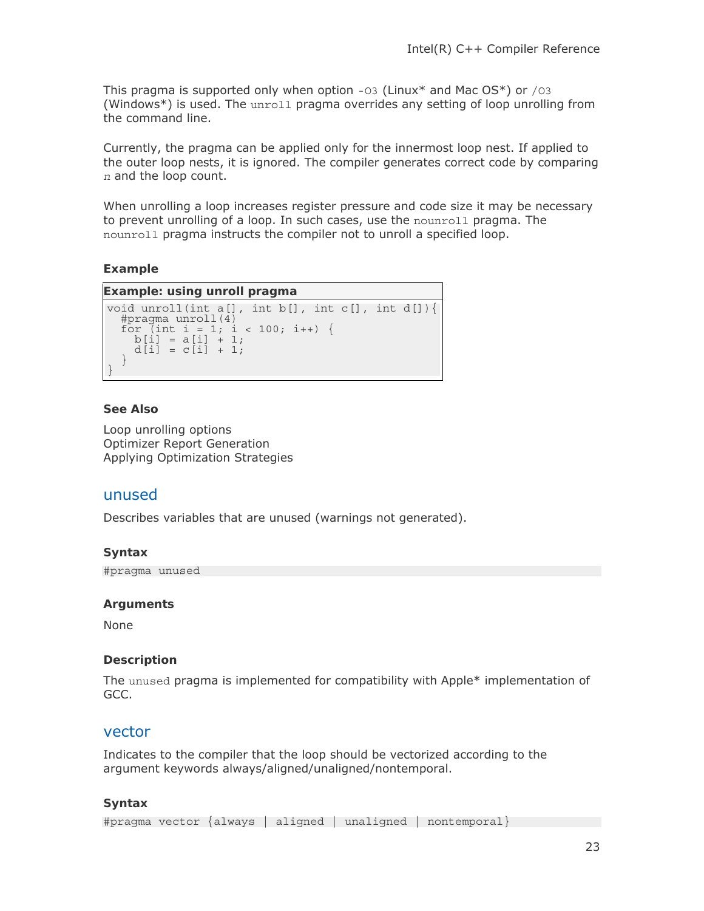This pragma is supported only when option `-O3` (Linux* and Mac OS*) or `/O3` (Windows*) is used. The `unroll` pragma overrides any setting of loop unrolling from the command line.

Currently, the pragma can be applied only for the innermost loop nest. If applied to the outer loop nests, it is ignored. The compiler generates correct code by comparing *n* and the loop count.

When unrolling a loop increases register pressure and code size it may be necessary to prevent unrolling of a loop. In such cases, use the `nounroll` pragma. The `nounroll` pragma instructs the compiler not to unroll a specified loop.

#### Example

**Example: using unroll pragma**

```
void unroll(int a[], int b[], int c[], int d[]){
  #pragma unroll(4)
  for (int i = 1; i < 100; i++) {
    b[i] = a[i] + 1;
    d[i] = c[i] + 1;
  }
}
```

#### See Also

Loop unrolling options
Optimizer Report Generation
Applying Optimization Strategies

## unused

Describes variables that are unused (warnings not generated).

#### Syntax

```
#pragma unused
```

#### Arguments

None

#### Description

The `unused` pragma is implemented for compatibility with Apple* implementation of GCC.

## vector

Indicates to the compiler that the loop should be vectorized according to the argument keywords always/aligned/unaligned/nontemporal.

#### Syntax

```
#pragma vector {always | aligned | unaligned | nontemporal}
```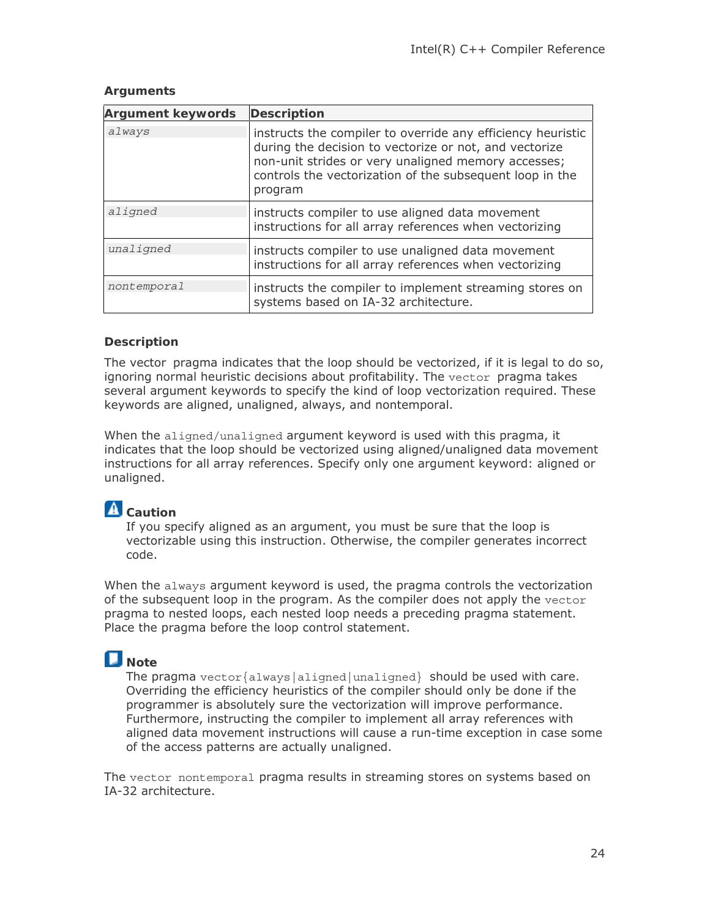### Arguments

| Argument keywords | Description |
|---|---|
| *always* | instructs the compiler to override any efficiency heuristic during the decision to vectorize or not, and vectorize non-unit strides or very unaligned memory accesses; controls the vectorization of the subsequent loop in the program |
| *aligned* | instructs compiler to use aligned data movement instructions for all array references when vectorizing |
| *unaligned* | instructs compiler to use unaligned data movement instructions for all array references when vectorizing |
| *nontemporal* | instructs the compiler to implement streaming stores on systems based on IA-32 architecture. |

### Description

The vector pragma indicates that the loop should be vectorized, if it is legal to do so, ignoring normal heuristic decisions about profitability. The `vector` pragma takes several argument keywords to specify the kind of loop vectorization required. These keywords are aligned, unaligned, always, and nontemporal.

When the `aligned/unaligned` argument keyword is used with this pragma, it indicates that the loop should be vectorized using aligned/unaligned data movement instructions for all array references. Specify only one argument keyword: aligned or unaligned.

**Caution**

If you specify aligned as an argument, you must be sure that the loop is vectorizable using this instruction. Otherwise, the compiler generates incorrect code.

When the `always` argument keyword is used, the pragma controls the vectorization of the subsequent loop in the program. As the compiler does not apply the `vector` pragma to nested loops, each nested loop needs a preceding pragma statement. Place the pragma before the loop control statement.

**Note**

The pragma `vector{always|aligned|unaligned}` should be used with care. Overriding the efficiency heuristics of the compiler should only be done if the programmer is absolutely sure the vectorization will improve performance. Furthermore, instructing the compiler to implement all array references with aligned data movement instructions will cause a run-time exception in case some of the access patterns are actually unaligned.

The `vector nontemporal` pragma results in streaming stores on systems based on IA-32 architecture.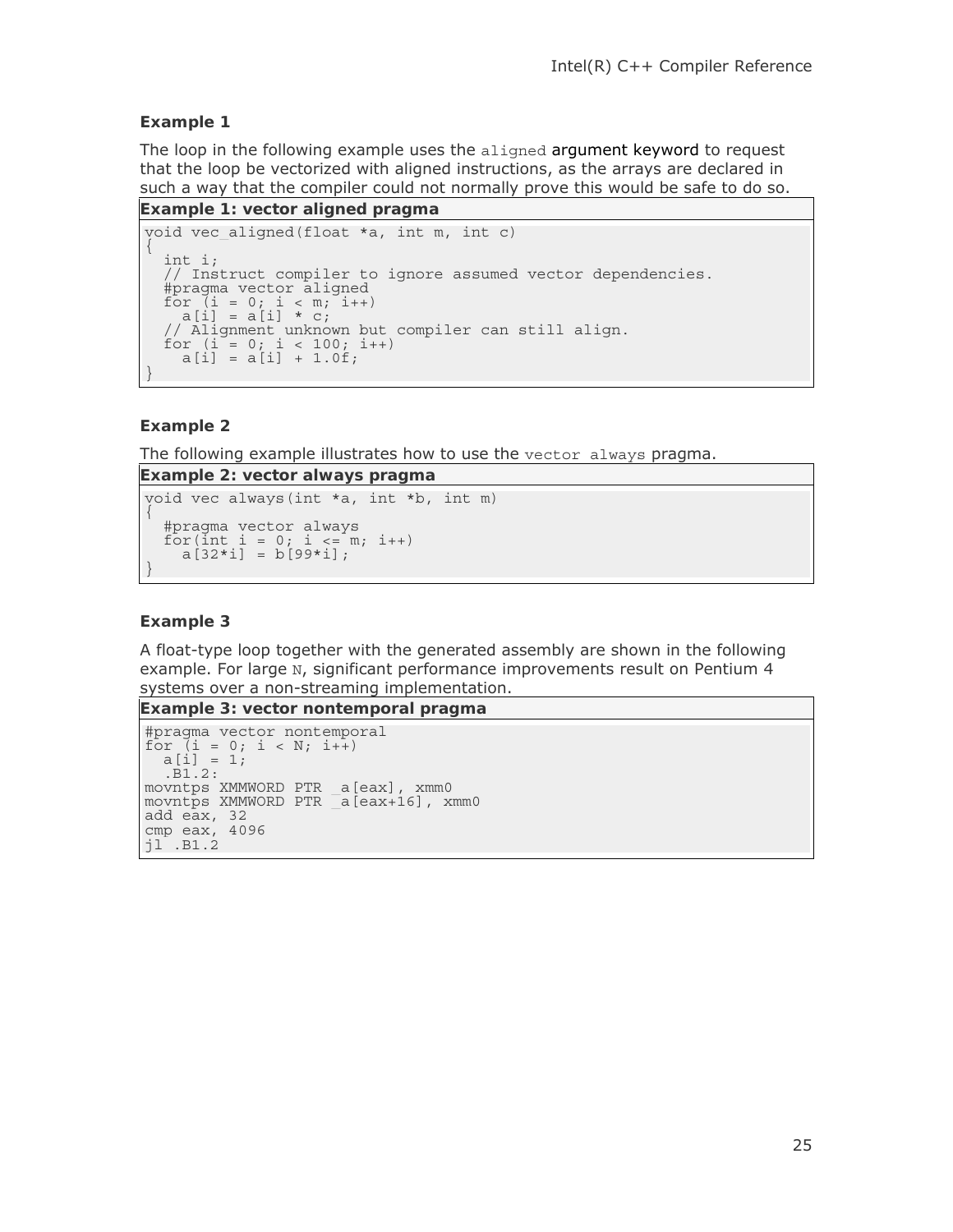### Example 1

The loop in the following example uses the `aligned` argument keyword to request that the loop be vectorized with aligned instructions, as the arrays are declared in such a way that the compiler could not normally prove this would be safe to do so.

**Example 1: vector aligned pragma**

```
void vec_aligned(float *a, int m, int c)
{
  int i;
  // Instruct compiler to ignore assumed vector dependencies.
  #pragma vector aligned
  for (i = 0; i < m; i++)
    a[i] = a[i] * c;
  // Alignment unknown but compiler can still align.
  for (i = 0; i < 100; i++)
    a[i] = a[i] + 1.0f;
}
```

### Example 2

The following example illustrates how to use the `vector always` pragma.

**Example 2: vector always pragma**

```
void vec always(int *a, int *b, int m)
{
  #pragma vector always
  for(int i = 0; i <= m; i++)
    a[32*i] = b[99*i];
}
```

### Example 3

A float-type loop together with the generated assembly are shown in the following example. For large `N`, significant performance improvements result on Pentium 4 systems over a non-streaming implementation.

**Example 3: vector nontemporal pragma**

```
#pragma vector nontemporal
for (i = 0; i < N; i++)
  a[i] = 1;
  .B1.2:
movntps XMMWORD PTR _a[eax], xmm0
movntps XMMWORD PTR _a[eax+16], xmm0
add eax, 32
cmp eax, 4096
jl .B1.2
```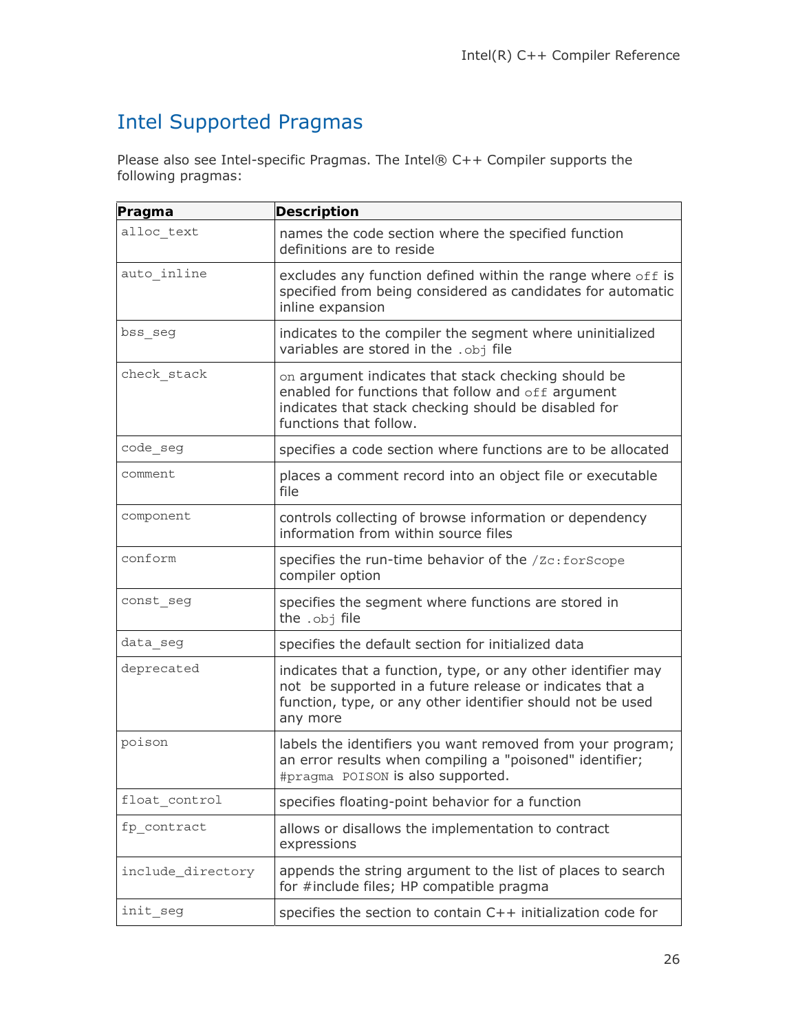## Intel Supported Pragmas

Please also see Intel-specific Pragmas. The Intel® C++ Compiler supports the following pragmas:

| Pragma | Description |
|---|---|
| `alloc_text` | names the code section where the specified function definitions are to reside |
| `auto_inline` | excludes any function defined within the range where `off` is specified from being considered as candidates for automatic inline expansion |
| `bss_seg` | indicates to the compiler the segment where uninitialized variables are stored in the `.obj` file |
| `check_stack` | `on` argument indicates that stack checking should be enabled for functions that follow and `off` argument indicates that stack checking should be disabled for functions that follow. |
| `code_seg` | specifies a code section where functions are to be allocated |
| `comment` | places a comment record into an object file or executable file |
| `component` | controls collecting of browse information or dependency information from within source files |
| `conform` | specifies the run-time behavior of the `/Zc:forScope` compiler option |
| `const_seg` | specifies the segment where functions are stored in the `.obj` file |
| `data_seg` | specifies the default section for initialized data |
| `deprecated` | indicates that a function, type, or any other identifier may not be supported in a future release or indicates that a function, type, or any other identifier should not be used any more |
| `poison` | labels the identifiers you want removed from your program; an error results when compiling a "poisoned" identifier; `#pragma POISON` is also supported. |
| `float_control` | specifies floating-point behavior for a function |
| `fp_contract` | allows or disallows the implementation to contract expressions |
| `include_directory` | appends the string argument to the list of places to search for #include files; HP compatible pragma |
| `init_seg` | specifies the section to contain C++ initialization code for |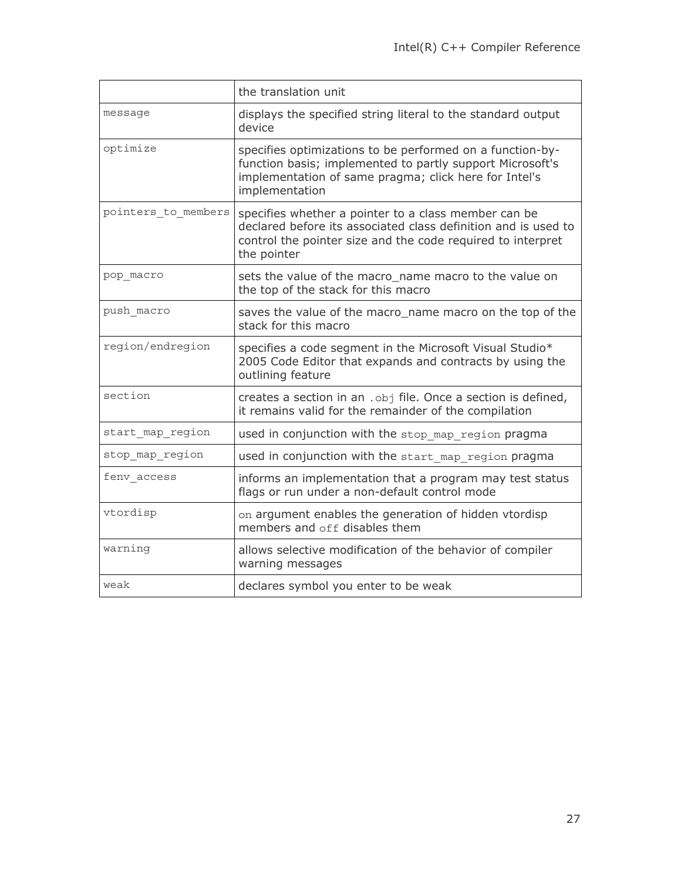|  |  |
| --- | --- |
|  | the translation unit |
| message | displays the specified string literal to the standard output device |
| optimize | specifies optimizations to be performed on a function-by-function basis; implemented to partly support Microsoft's implementation of same pragma; click here for Intel's implementation |
| pointers_to_members | specifies whether a pointer to a class member can be declared before its associated class definition and is used to control the pointer size and the code required to interpret the pointer |
| pop_macro | sets the value of the macro_name macro to the value on the top of the stack for this macro |
| push_macro | saves the value of the macro_name macro on the top of the stack for this macro |
| region/endregion | specifies a code segment in the Microsoft Visual Studio* 2005 Code Editor that expands and contracts by using the outlining feature |
| section | creates a section in an `.obj` file. Once a section is defined, it remains valid for the remainder of the compilation |
| start_map_region | used in conjunction with the `stop_map_region` pragma |
| stop_map_region | used in conjunction with the `start_map_region` pragma |
| fenv_access | informs an implementation that a program may test status flags or run under a non-default control mode |
| vtordisp | `on` argument enables the generation of hidden vtordisp members and `off` disables them |
| warning | allows selective modification of the behavior of compiler warning messages |
| weak | declares symbol you enter to be weak |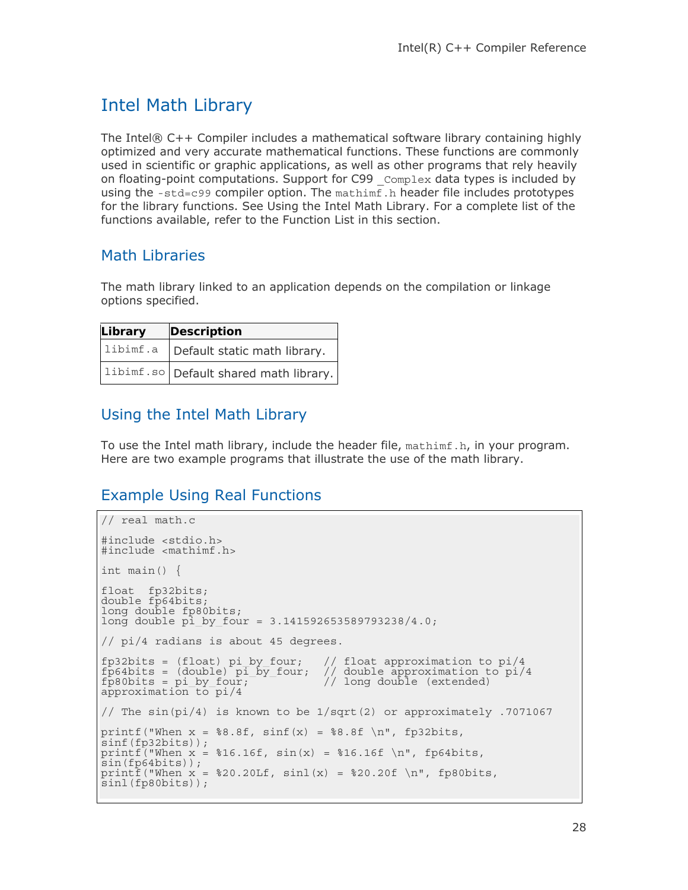# Intel Math Library

The Intel® C++ Compiler includes a mathematical software library containing highly optimized and very accurate mathematical functions. These functions are commonly used in scientific or graphic applications, as well as other programs that rely heavily on floating-point computations. Support for C99 `_Complex` data types is included by using the `-std=c99` compiler option. The `mathimf.h` header file includes prototypes for the library functions. See Using the Intel Math Library. For a complete list of the functions available, refer to the Function List in this section.

## Math Libraries

The math library linked to an application depends on the compilation or linkage options specified.

| Library | Description |
|---|---|
| `libimf.a` | Default static math library. |
| `libimf.so` | Default shared math library. |

## Using the Intel Math Library

To use the Intel math library, include the header file, `mathimf.h`, in your program. Here are two example programs that illustrate the use of the math library.

## Example Using Real Functions

```
// real math.c

#include <stdio.h>
#include <mathimf.h>

int main() {

float  fp32bits;
double fp64bits;
long double fp80bits;
long double pi_by_four = 3.141592653589793238/4.0;

// pi/4 radians is about 45 degrees.

fp32bits = (float) pi_by_four;   // float approximation to pi/4
fp64bits = (double) pi_by_four;  // double approximation to pi/4
fp80bits = pi_by_four;           // long double (extended)
approximation to pi/4

// The sin(pi/4) is known to be 1/sqrt(2) or approximately .7071067

printf("When x = %8.8f, sinf(x) = %8.8f \n", fp32bits,
sinf(fp32bits));
printf("When x = %16.16f, sin(x) = %16.16f \n", fp64bits,
sin(fp64bits));
printf("When x = %20.20Lf, sinl(x) = %20.20f \n", fp80bits,
sinl(fp80bits));
```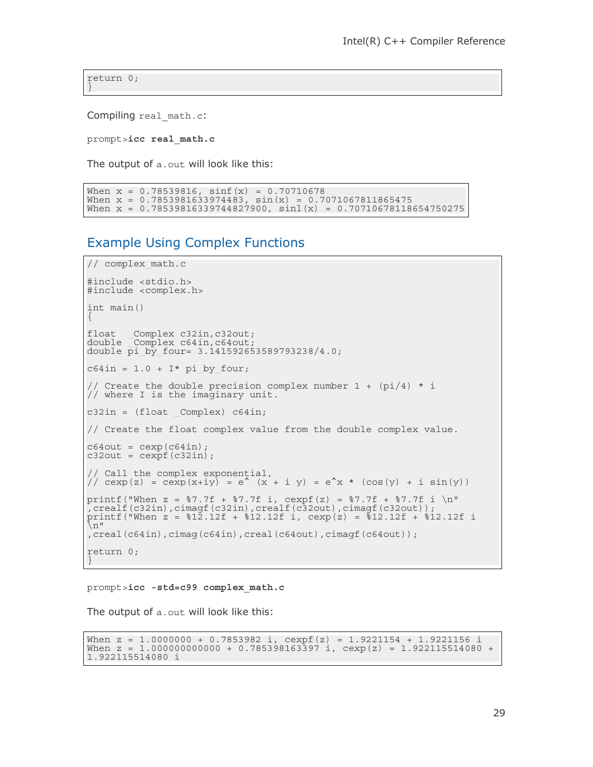```
return 0;
}
```

Compiling `real_math.c`:

```
prompt>icc real_math.c
```

The output of `a.out` will look like this:

```
When x = 0.78539816, sinf(x) = 0.70710678
When x = 0.7853981633974483, sin(x) = 0.7071067811865475
When x = 0.78539816339744827900, sinl(x) = 0.70710678118654750275
```

## Example Using Complex Functions

```
// complex_math.c

#include <stdio.h>
#include <complex.h>

int main()
{

float  _Complex c32in,c32out;
double _Complex c64in,c64out;
double pi_by_four= 3.141592653589793238/4.0;

c64in = 1.0 + I* pi_by_four;

// Create the double precision complex number 1 + (pi/4) * i
// where I is the imaginary unit.

c32in = (float _Complex) c64in;

// Create the float complex value from the double complex value.

c64out = cexp(c64in);
c32out = cexpf(c32in);

// Call the complex exponential,
// cexp(z) = cexp(x+iy) = e^ (x + i y) = e^x * (cos(y) + i sin(y))

printf("When z = %7.7f + %7.7f i, cexpf(z) = %7.7f + %7.7f i \n"
,crealf(c32in),cimagf(c32in),crealf(c32out),cimagf(c32out));
printf("When z = %12.12f + %12.12f i, cexp(z) = %12.12f + %12.12f i
\n"
,creal(c64in),cimag(c64in),creal(c64out),cimagf(c64out));

return 0;
}
```

```
prompt>icc -std=c99 complex_math.c
```

The output of `a.out` will look like this:

```
When z = 1.0000000 + 0.7853982 i, cexpf(z) = 1.9221154 + 1.9221156 i
When z = 1.000000000000 + 0.785398163397 i, cexp(z) = 1.922115514080 +
1.922115514080 i
```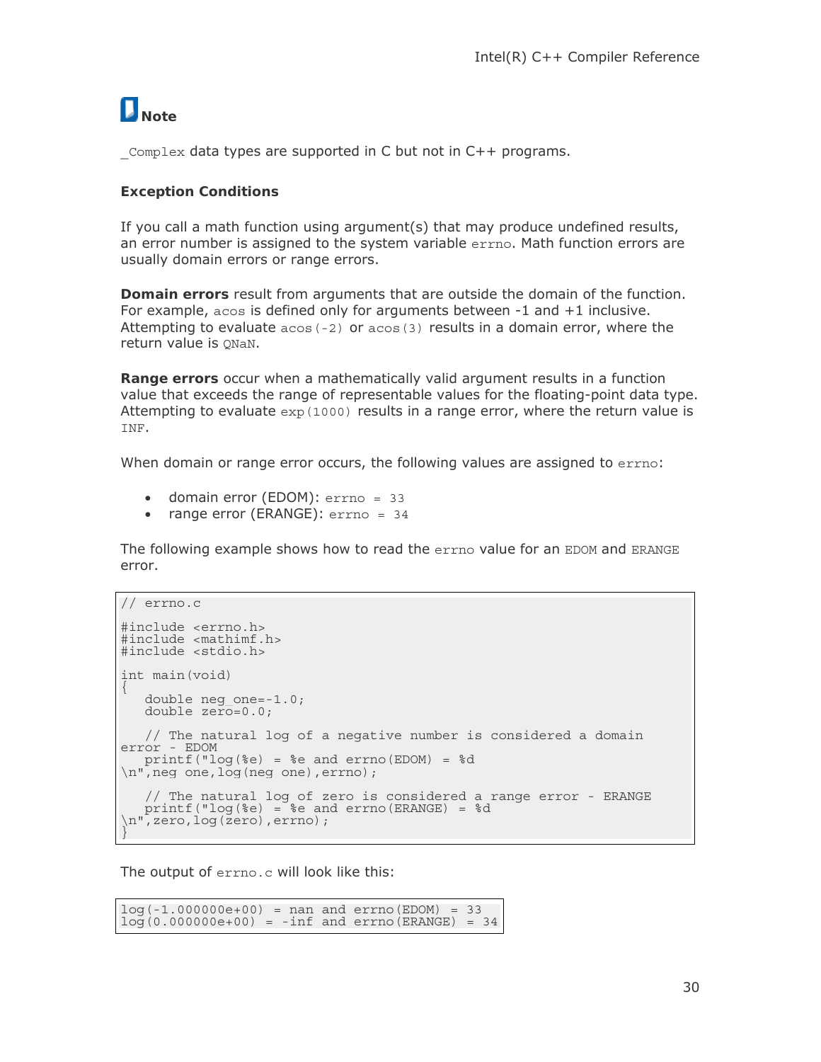**Note**

`_Complex` data types are supported in C but not in C++ programs.

### Exception Conditions

If you call a math function using argument(s) that may produce undefined results, an error number is assigned to the system variable `errno`. Math function errors are usually domain errors or range errors.

**Domain errors** result from arguments that are outside the domain of the function. For example, `acos` is defined only for arguments between -1 and +1 inclusive. Attempting to evaluate `acos(-2)` or `acos(3)` results in a domain error, where the return value is `QNaN`.

**Range errors** occur when a mathematically valid argument results in a function value that exceeds the range of representable values for the floating-point data type. Attempting to evaluate `exp(1000)` results in a range error, where the return value is `INF`.

When domain or range error occurs, the following values are assigned to `errno`:

- domain error (EDOM): `errno = 33`
- range error (ERANGE): `errno = 34`

The following example shows how to read the `errno` value for an `EDOM` and `ERANGE` error.

```
// errno.c

#include <errno.h>
#include <mathimf.h>
#include <stdio.h>

int main(void)
{
   double neg_one=-1.0;
   double zero=0.0;

   // The natural log of a negative number is considered a domain
error - EDOM
   printf("log(%e) = %e and errno(EDOM) = %d
\n",neg_one,log(neg_one),errno);

   // The natural log of zero is considered a range error - ERANGE
   printf("log(%e) = %e and errno(ERANGE) = %d
\n",zero,log(zero),errno);
}
```

The output of `errno.c` will look like this:

```
log(-1.000000e+00) = nan and errno(EDOM) = 33
log(0.000000e+00) = -inf and errno(ERANGE) = 34
```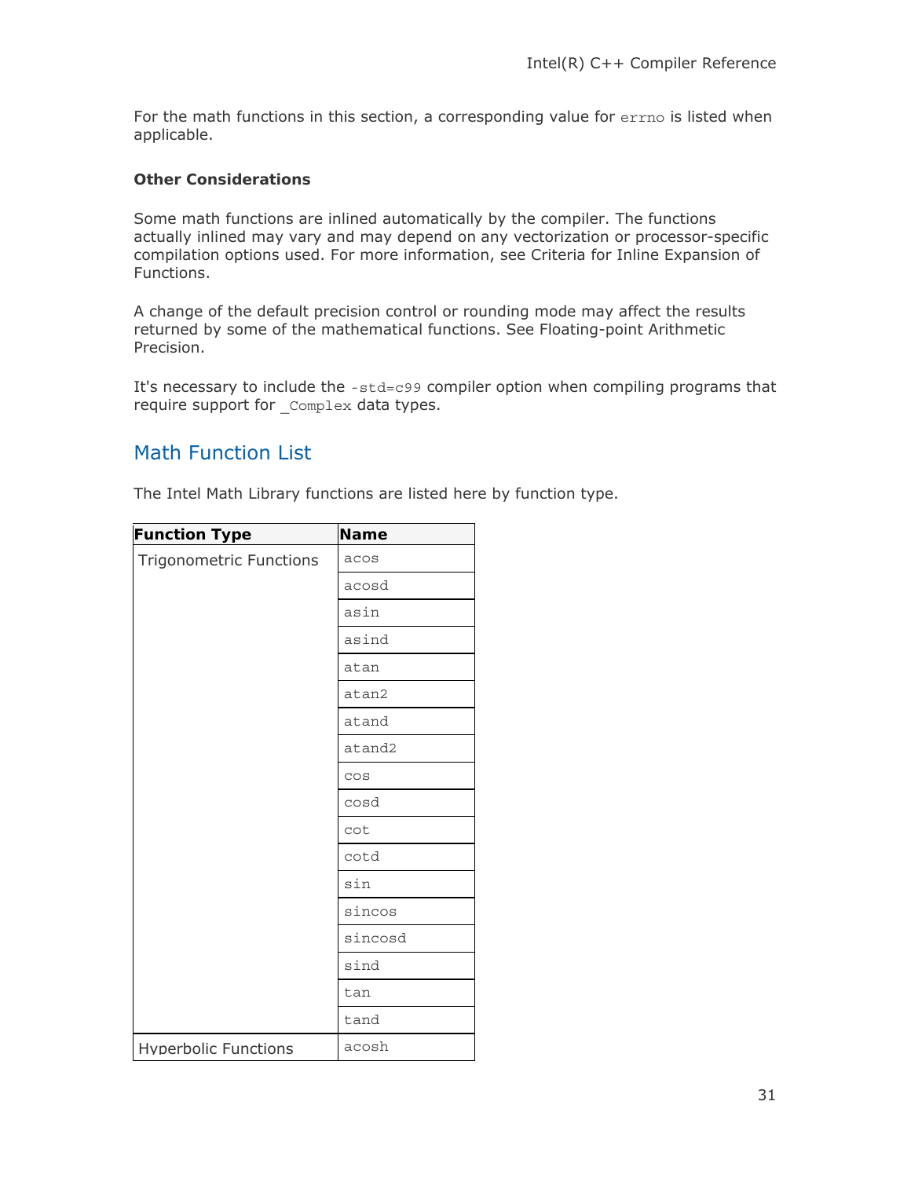For the math functions in this section, a corresponding value for `errno` is listed when applicable.

**Other Considerations**

Some math functions are inlined automatically by the compiler. The functions actually inlined may vary and may depend on any vectorization or processor-specific compilation options used. For more information, see Criteria for Inline Expansion of Functions.

A change of the default precision control or rounding mode may affect the results returned by some of the mathematical functions. See Floating-point Arithmetic Precision.

It's necessary to include the `-std=c99` compiler option when compiling programs that require support for `_Complex` data types.

## Math Function List

The Intel Math Library functions are listed here by function type.

| Function Type | Name |
|---|---|
| Trigonometric Functions | `acos` |
| | `acosd` |
| | `asin` |
| | `asind` |
| | `atan` |
| | `atan2` |
| | `atand` |
| | `atand2` |
| | `cos` |
| | `cosd` |
| | `cot` |
| | `cotd` |
| | `sin` |
| | `sincos` |
| | `sincosd` |
| | `sind` |
| | `tan` |
| | `tand` |
| Hyperbolic Functions | `acosh` |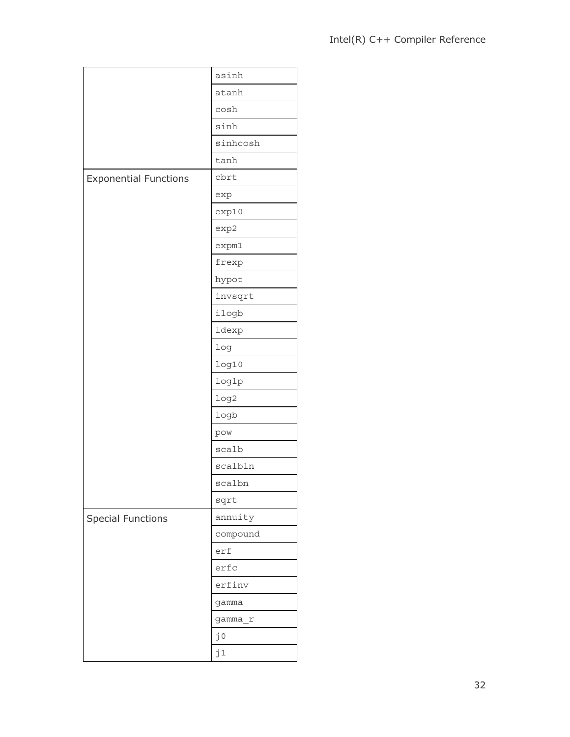| | |
|---|---|
| | asinh |
| | atanh |
| | cosh |
| | sinh |
| | sinhcosh |
| | tanh |
| Exponential Functions | cbrt |
| | exp |
| | exp10 |
| | exp2 |
| | expm1 |
| | frexp |
| | hypot |
| | invsqrt |
| | ilogb |
| | ldexp |
| | log |
| | log10 |
| | log1p |
| | log2 |
| | logb |
| | pow |
| | scalb |
| | scalbln |
| | scalbn |
| | sqrt |
| Special Functions | annuity |
| | compound |
| | erf |
| | erfc |
| | erfinv |
| | gamma |
| | gamma_r |
| | j0 |
| | j1 |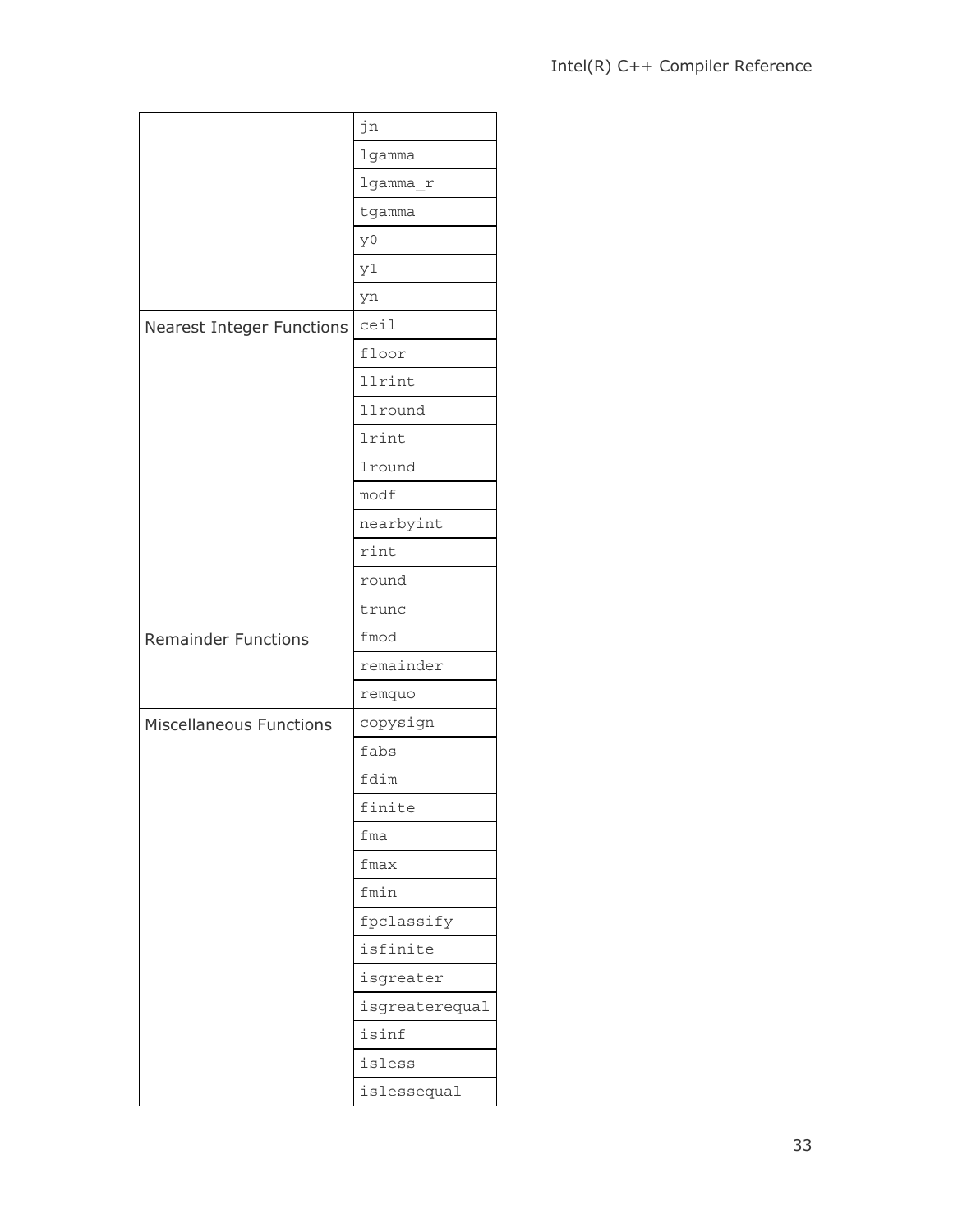| | |
|---|---|
| | `jn` |
| | `lgamma` |
| | `lgamma_r` |
| | `tgamma` |
| | `y0` |
| | `y1` |
| | `yn` |
| Nearest Integer Functions | `ceil` |
| | `floor` |
| | `llrint` |
| | `llround` |
| | `lrint` |
| | `lround` |
| | `modf` |
| | `nearbyint` |
| | `rint` |
| | `round` |
| | `trunc` |
| Remainder Functions | `fmod` |
| | `remainder` |
| | `remquo` |
| Miscellaneous Functions | `copysign` |
| | `fabs` |
| | `fdim` |
| | `finite` |
| | `fma` |
| | `fmax` |
| | `fmin` |
| | `fpclassify` |
| | `isfinite` |
| | `isgreater` |
| | `isgreaterequal` |
| | `isinf` |
| | `isless` |
| | `islessequal` |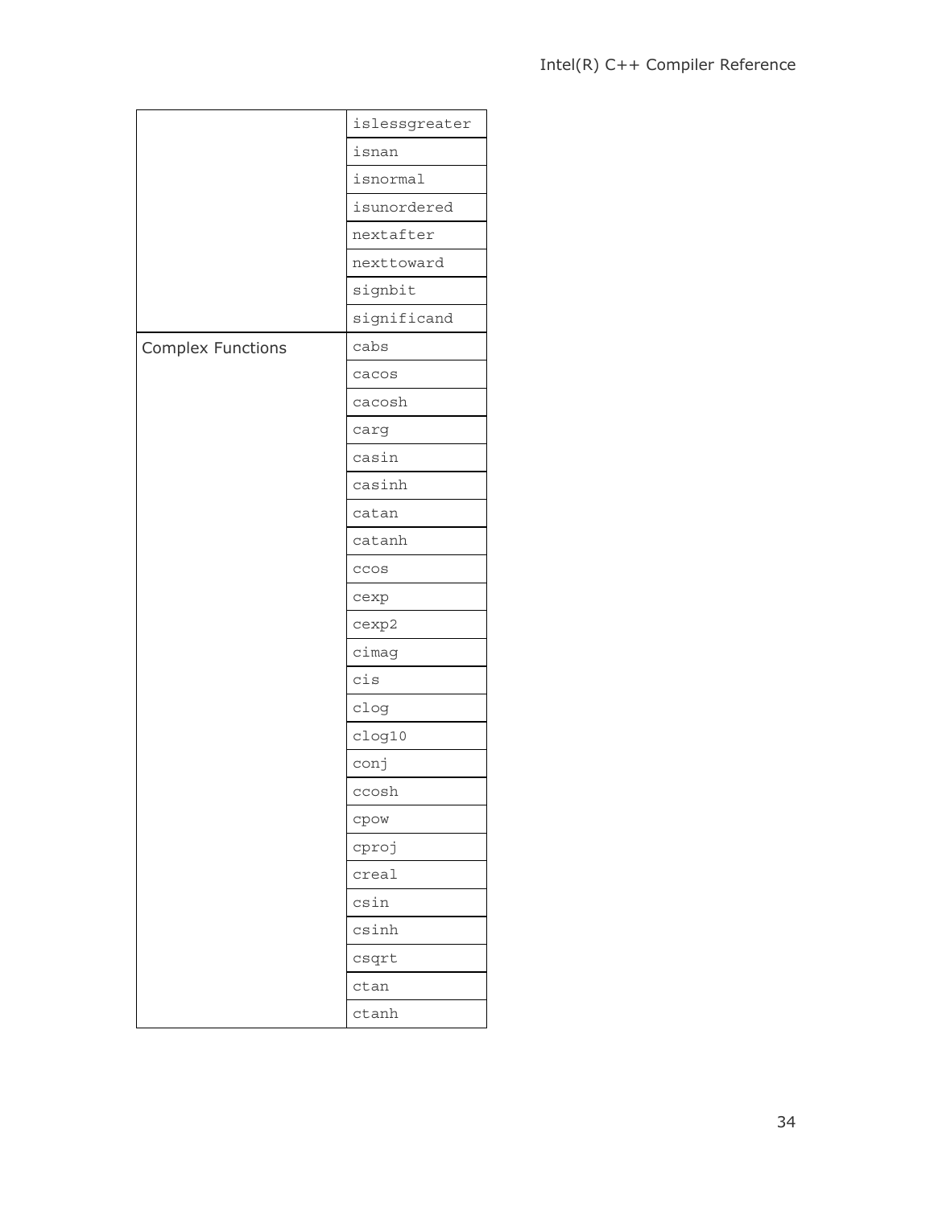| | |
|---|---|
| | `islessgreater` |
| | `isnan` |
| | `isnormal` |
| | `isunordered` |
| | `nextafter` |
| | `nexttoward` |
| | `signbit` |
| | `significand` |
| Complex Functions | `cabs` |
| | `cacos` |
| | `cacosh` |
| | `carg` |
| | `casin` |
| | `casinh` |
| | `catan` |
| | `catanh` |
| | `ccos` |
| | `cexp` |
| | `cexp2` |
| | `cimag` |
| | `cis` |
| | `clog` |
| | `clog10` |
| | `conj` |
| | `ccosh` |
| | `cpow` |
| | `cproj` |
| | `creal` |
| | `csin` |
| | `csinh` |
| | `csqrt` |
| | `ctan` |
| | `ctanh` |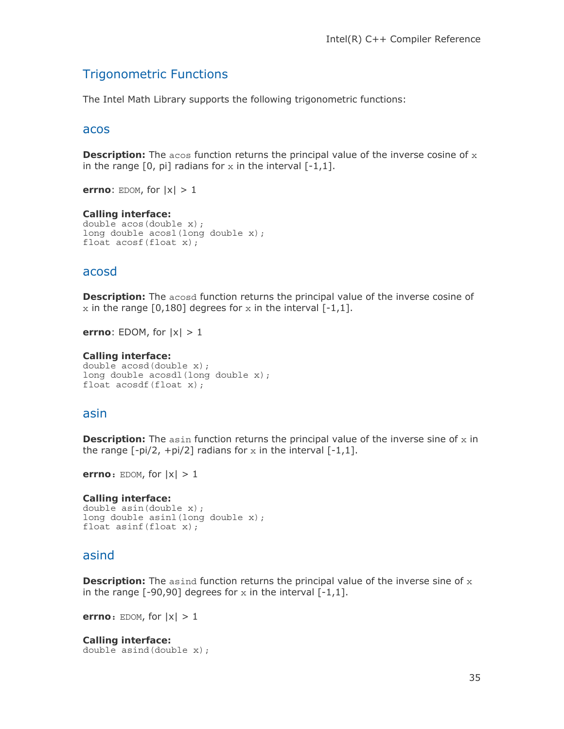## Trigonometric Functions

The Intel Math Library supports the following trigonometric functions:

### acos

**Description:** The `acos` function returns the principal value of the inverse cosine of `x` in the range [0, pi] radians for `x` in the interval [-1,1].

**errno**: `EDOM`, for |x| > 1

**Calling interface:**
```
double acos(double x);
long double acosl(long double x);
float acosf(float x);
```

### acosd

**Description:** The `acosd` function returns the principal value of the inverse cosine of `x` in the range [0,180] degrees for `x` in the interval [-1,1].

**errno**: EDOM, for |x| > 1

**Calling interface:**
```
double acosd(double x);
long double acosdl(long double x);
float acosdf(float x);
```

### asin

**Description:** The `asin` function returns the principal value of the inverse sine of `x` in the range [-pi/2, +pi/2] radians for `x` in the interval [-1,1].

**errno**: `EDOM`, for |x| > 1

**Calling interface:**
```
double asin(double x);
long double asinl(long double x);
float asinf(float x);
```

### asind

**Description:** The `asind` function returns the principal value of the inverse sine of `x` in the range [-90,90] degrees for `x` in the interval [-1,1].

**errno**: `EDOM`, for |x| > 1

**Calling interface:**
```
double asind(double x);
```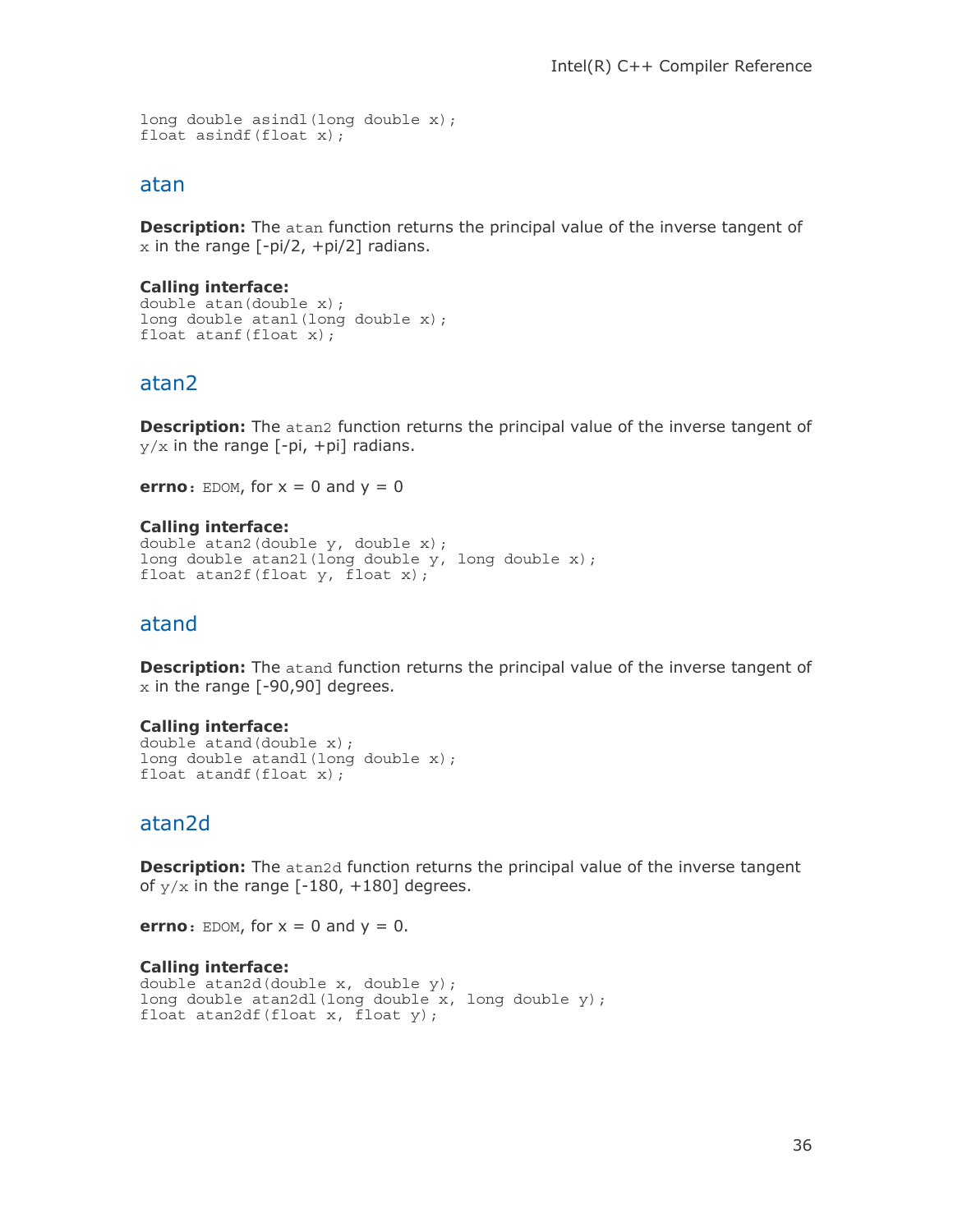```
long double asindl(long double x);
float asindf(float x);
```

## atan

**Description:** The `atan` function returns the principal value of the inverse tangent of `x` in the range [-pi/2, +pi/2] radians.

**Calling interface:**
```
double atan(double x);
long double atanl(long double x);
float atanf(float x);
```

## atan2

**Description:** The `atan2` function returns the principal value of the inverse tangent of `y/x` in the range [-pi, +pi] radians.

**errno**: `EDOM`, for x = 0 and y = 0

**Calling interface:**
```
double atan2(double y, double x);
long double atan2l(long double y, long double x);
float atan2f(float y, float x);
```

## atand

**Description:** The `atand` function returns the principal value of the inverse tangent of `x` in the range [-90,90] degrees.

**Calling interface:**
```
double atand(double x);
long double atandl(long double x);
float atandf(float x);
```

## atan2d

**Description:** The `atan2d` function returns the principal value of the inverse tangent of `y/x` in the range [-180, +180] degrees.

**errno**: `EDOM`, for x = 0 and y = 0.

**Calling interface:**
```
double atan2d(double x, double y);
long double atan2dl(long double x, long double y);
float atan2df(float x, float y);
```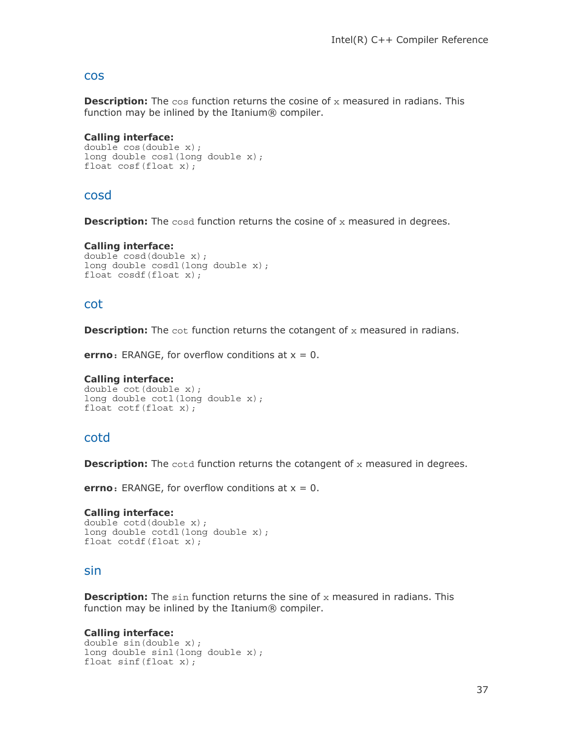## cos

**Description:** The `cos` function returns the cosine of `x` measured in radians. This function may be inlined by the Itanium® compiler.

**Calling interface:**
```
double cos(double x);
long double cosl(long double x);
float cosf(float x);
```

## cosd

**Description:** The `cosd` function returns the cosine of `x` measured in degrees.

**Calling interface:**
```
double cosd(double x);
long double cosdl(long double x);
float cosdf(float x);
```

## cot

**Description:** The `cot` function returns the cotangent of `x` measured in radians.

**errno**: ERANGE, for overflow conditions at x = 0.

**Calling interface:**
```
double cot(double x);
long double cotl(long double x);
float cotf(float x);
```

## cotd

**Description:** The `cotd` function returns the cotangent of `x` measured in degrees.

**errno**: ERANGE, for overflow conditions at x = 0.

**Calling interface:**
```
double cotd(double x);
long double cotdl(long double x);
float cotdf(float x);
```

## sin

**Description:** The `sin` function returns the sine of `x` measured in radians. This function may be inlined by the Itanium® compiler.

**Calling interface:**
```
double sin(double x);
long double sinl(long double x);
float sinf(float x);
```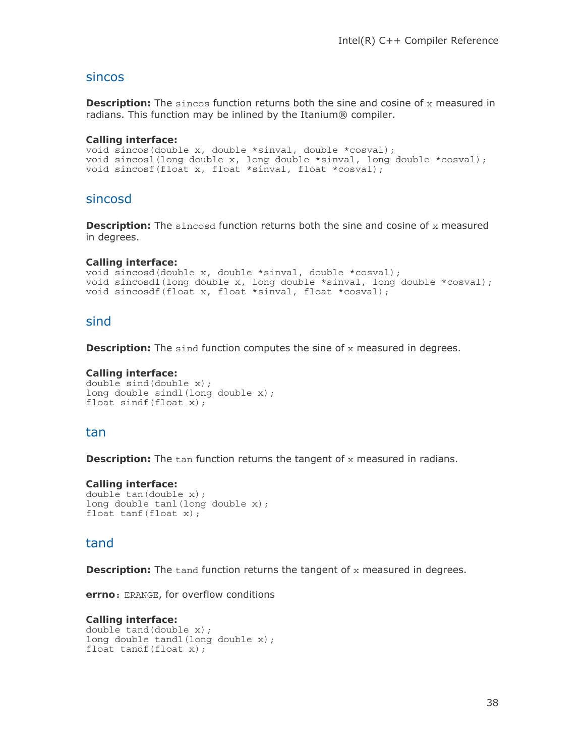## sincos

**Description:** The `sincos` function returns both the sine and cosine of `x` measured in radians. This function may be inlined by the Itanium® compiler.

**Calling interface:**
```
void sincos(double x, double *sinval, double *cosval);
void sincosl(long double x, long double *sinval, long double *cosval);
void sincosf(float x, float *sinval, float *cosval);
```

## sincosd

**Description:** The `sincosd` function returns both the sine and cosine of `x` measured in degrees.

**Calling interface:**
```
void sincosd(double x, double *sinval, double *cosval);
void sincosdl(long double x, long double *sinval, long double *cosval);
void sincosdf(float x, float *sinval, float *cosval);
```

## sind

**Description:** The `sind` function computes the sine of `x` measured in degrees.

**Calling interface:**
```
double sind(double x);
long double sindl(long double x);
float sindf(float x);
```

## tan

**Description:** The `tan` function returns the tangent of `x` measured in radians.

**Calling interface:**
```
double tan(double x);
long double tanl(long double x);
float tanf(float x);
```

## tand

**Description:** The `tand` function returns the tangent of `x` measured in degrees.

**errno**: `ERANGE`, for overflow conditions

**Calling interface:**
```
double tand(double x);
long double tandl(long double x);
float tandf(float x);
```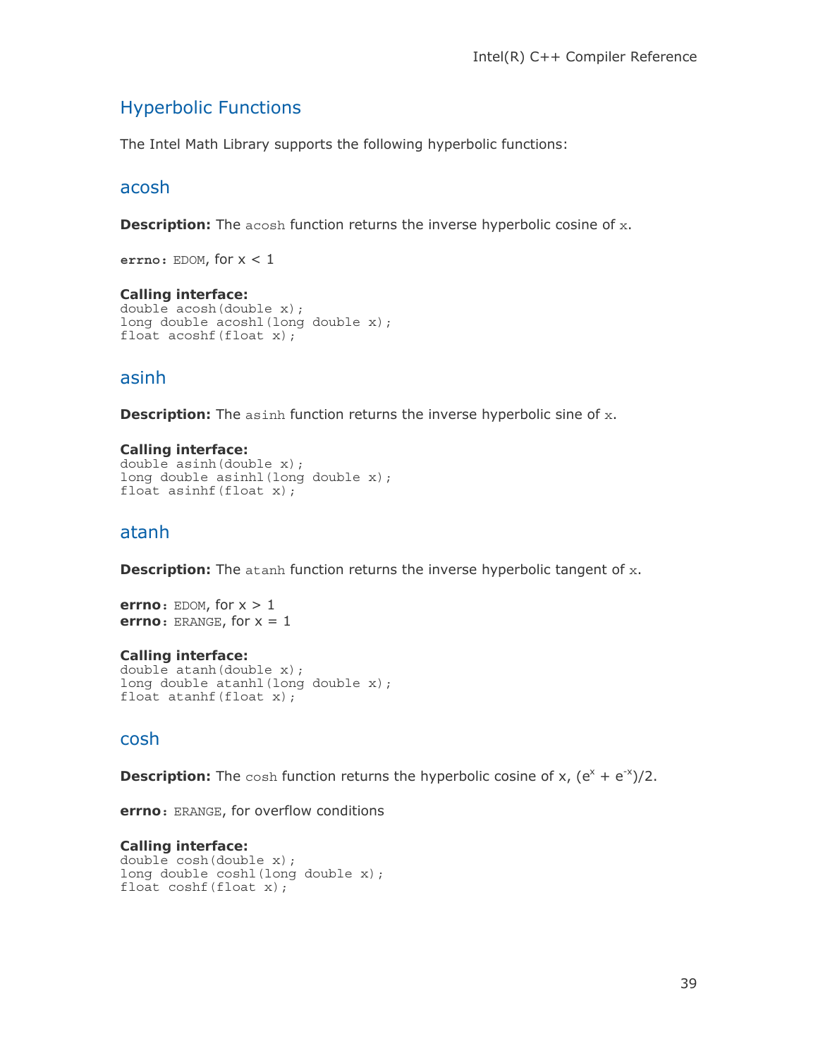## Hyperbolic Functions

The Intel Math Library supports the following hyperbolic functions:

### acosh

**Description:** The `acosh` function returns the inverse hyperbolic cosine of `x`.

**errno:** `EDOM`, for $x < 1$

**Calling interface:**

```
double acosh(double x);
long double acoshl(long double x);
float acoshf(float x);
```

### asinh

**Description:** The `asinh` function returns the inverse hyperbolic sine of `x`.

**Calling interface:**

```
double asinh(double x);
long double asinhl(long double x);
float asinhf(float x);
```

### atanh

**Description:** The `atanh` function returns the inverse hyperbolic tangent of `x`.

**errno:** `EDOM`, for $x > 1$
**errno:** `ERANGE`, for $x = 1$

**Calling interface:**

```
double atanh(double x);
long double atanhl(long double x);
float atanhf(float x);
```

### cosh

**Description:** The `cosh` function returns the hyperbolic cosine of x, $(e^x + e^{-x})/2$.

**errno:** `ERANGE`, for overflow conditions

**Calling interface:**

```
double cosh(double x);
long double coshl(long double x);
float coshf(float x);
```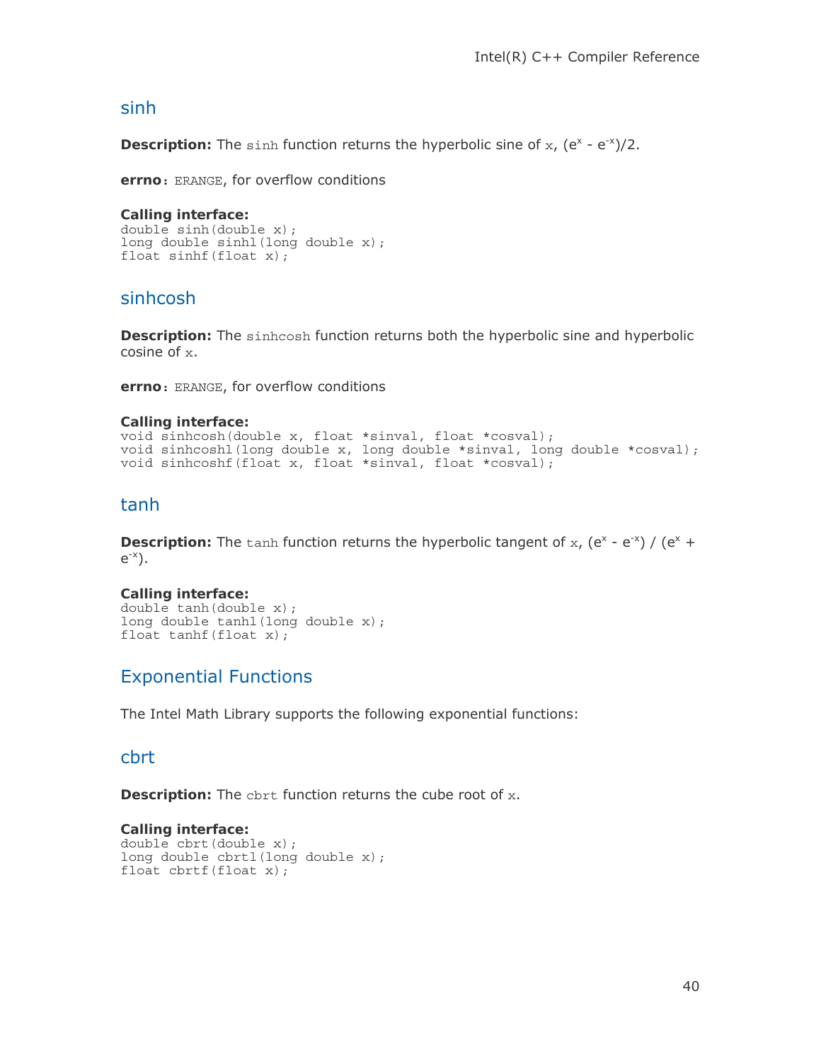## sinh

**Description:** The `sinh` function returns the hyperbolic sine of `x`, $(e^x - e^{-x})/2$.

**errno**: `ERANGE`, for overflow conditions

**Calling interface:**

```
double sinh(double x);
long double sinhl(long double x);
float sinhf(float x);
```

## sinhcosh

**Description:** The `sinhcosh` function returns both the hyperbolic sine and hyperbolic cosine of `x`.

**errno**: `ERANGE`, for overflow conditions

**Calling interface:**

```
void sinhcosh(double x, float *sinval, float *cosval);
void sinhcoshl(long double x, long double *sinval, long double *cosval);
void sinhcoshf(float x, float *sinval, float *cosval);
```

## tanh

**Description:** The `tanh` function returns the hyperbolic tangent of `x`, $(e^x - e^{-x}) / (e^x + e^{-x})$.

**Calling interface:**

```
double tanh(double x);
long double tanhl(long double x);
float tanhf(float x);
```

## Exponential Functions

The Intel Math Library supports the following exponential functions:

## cbrt

**Description:** The `cbrt` function returns the cube root of `x`.

**Calling interface:**

```
double cbrt(double x);
long double cbrtl(long double x);
float cbrtf(float x);
```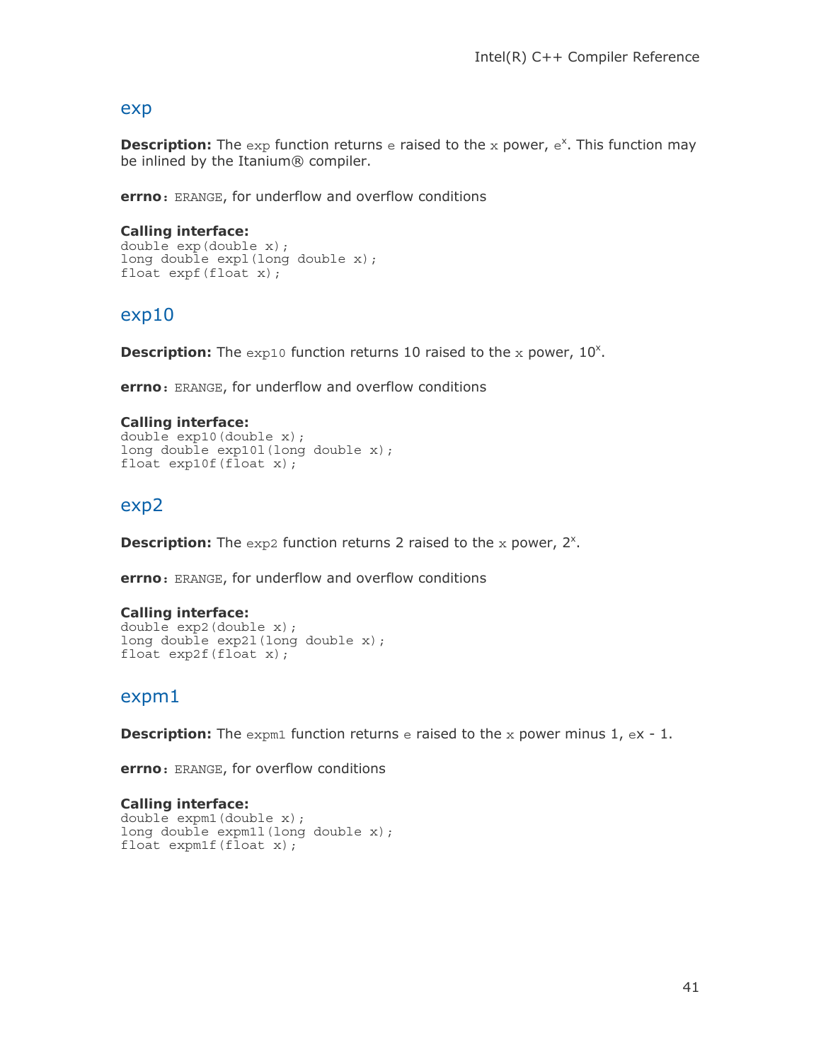## exp

**Description:** The `exp` function returns `e` raised to the `x` power, $e^x$. This function may be inlined by the Itanium® compiler.

**errno**: `ERANGE`, for underflow and overflow conditions

**Calling interface:**

```
double exp(double x);
long double expl(long double x);
float expf(float x);
```

## exp10

**Description:** The `exp10` function returns 10 raised to the `x` power, $10^x$.

**errno**: `ERANGE`, for underflow and overflow conditions

**Calling interface:**

```
double exp10(double x);
long double exp10l(long double x);
float exp10f(float x);
```

## exp2

**Description:** The `exp2` function returns 2 raised to the `x` power, $2^x$.

**errno**: `ERANGE`, for underflow and overflow conditions

**Calling interface:**

```
double exp2(double x);
long double exp2l(long double x);
float exp2f(float x);
```

## expm1

**Description:** The `expm1` function returns `e` raised to the `x` power minus 1, `e`x - 1.

**errno**: `ERANGE`, for overflow conditions

**Calling interface:**

```
double expm1(double x);
long double expm1l(long double x);
float expm1f(float x);
```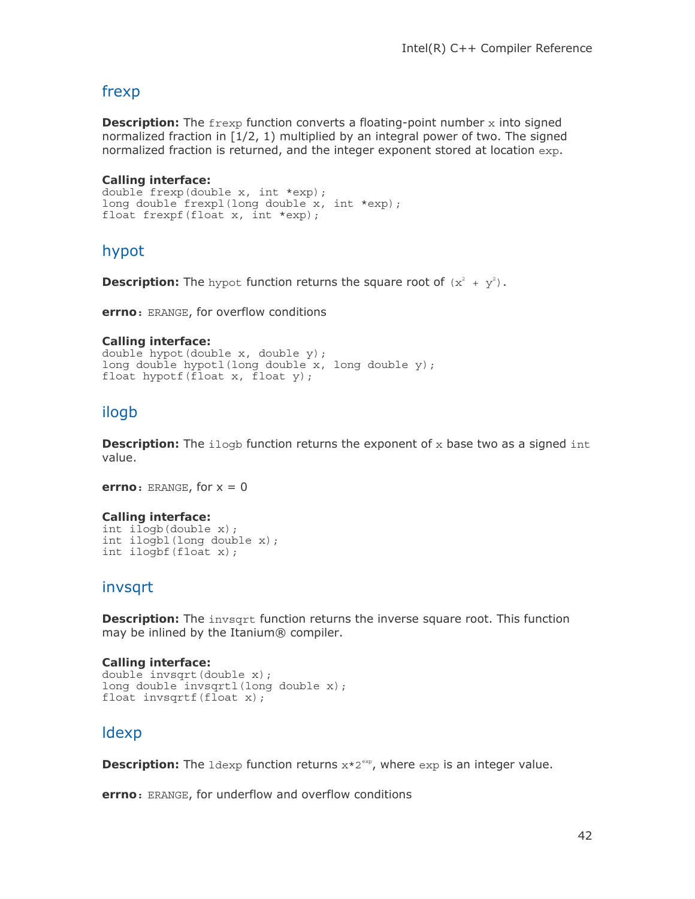## frexp

**Description:** The `frexp` function converts a floating-point number `x` into signed normalized fraction in [1/2, 1) multiplied by an integral power of two. The signed normalized fraction is returned, and the integer exponent stored at location `exp`.

**Calling interface:**
```
double frexp(double x, int *exp);
long double frexpl(long double x, int *exp);
float frexpf(float x, int *exp);
```

## hypot

**Description:** The `hypot` function returns the square root of $(x^2 + y^2)$.

**errno**: `ERANGE`, for overflow conditions

**Calling interface:**
```
double hypot(double x, double y);
long double hypotl(long double x, long double y);
float hypotf(float x, float y);
```

## ilogb

**Description:** The `ilogb` function returns the exponent of `x` base two as a signed `int` value.

**errno**: `ERANGE`, for x = 0

**Calling interface:**
```
int ilogb(double x);
int ilogbl(long double x);
int ilogbf(float x);
```

## invsqrt

**Description:** The `invsqrt` function returns the inverse square root. This function may be inlined by the Itanium® compiler.

**Calling interface:**
```
double invsqrt(double x);
long double invsqrtl(long double x);
float invsqrtf(float x);
```

## ldexp

**Description:** The `ldexp` function returns $x*2^{exp}$, where `exp` is an integer value.

**errno**: `ERANGE`, for underflow and overflow conditions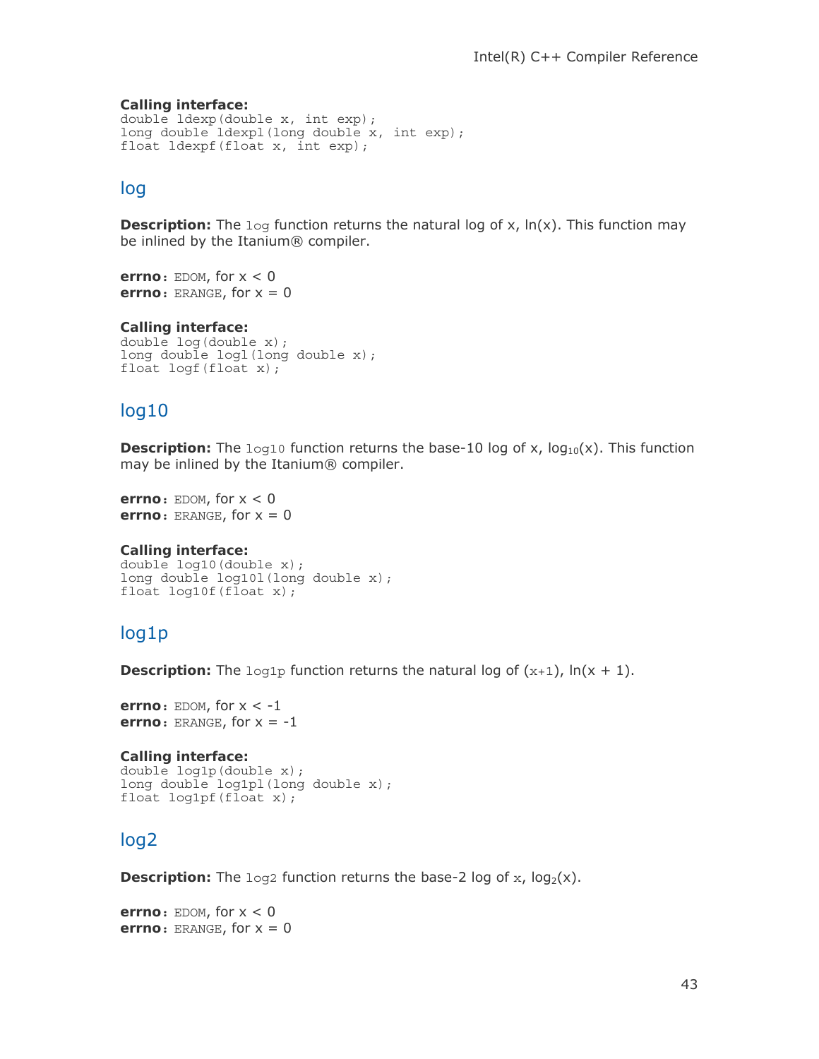**Calling interface:**
```
double ldexp(double x, int exp);
long double ldexpl(long double x, int exp);
float ldexpf(float x, int exp);
```

## log

**Description:** The `log` function returns the natural log of x, ln(x). This function may be inlined by the Itanium® compiler.

**errno**: `EDOM`, for $x < 0$
**errno**: `ERANGE`, for $x = 0$

**Calling interface:**
```
double log(double x);
long double logl(long double x);
float logf(float x);
```

## log10

**Description:** The `log10` function returns the base-10 log of x, $\log_{10}(x)$. This function may be inlined by the Itanium® compiler.

**errno**: `EDOM`, for $x < 0$
**errno**: `ERANGE`, for $x = 0$

**Calling interface:**
```
double log10(double x);
long double log10l(long double x);
float log10f(float x);
```

## log1p

**Description:** The `log1p` function returns the natural log of (`x+1`), ln(x + 1).

**errno**: `EDOM`, for $x < -1$
**errno**: `ERANGE`, for $x = -1$

**Calling interface:**
```
double log1p(double x);
long double log1pl(long double x);
float log1pf(float x);
```

## log2

**Description:** The `log2` function returns the base-2 log of `x`, $\log_2(x)$.

**errno**: `EDOM`, for $x < 0$
**errno**: `ERANGE`, for $x = 0$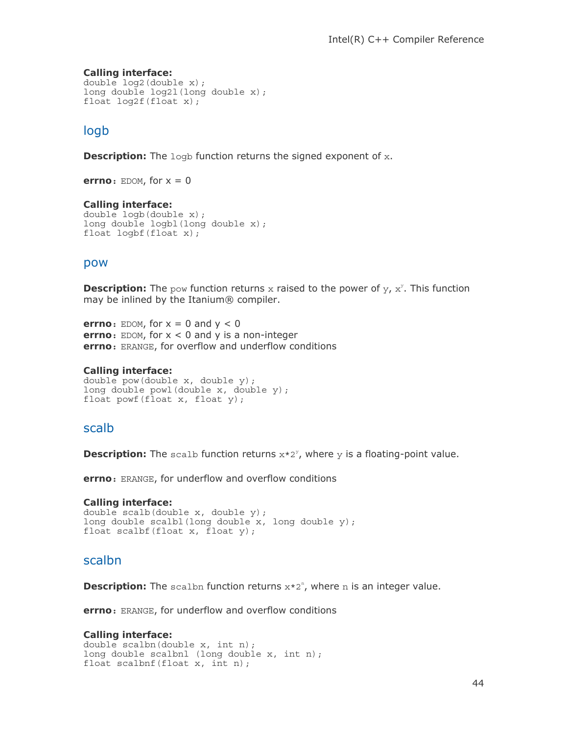**Calling interface:**

```
double log2(double x);
long double log2l(long double x);
float log2f(float x);
```

## logb

**Description:** The `logb` function returns the signed exponent of `x`.

**errno**: `EDOM`, for x = 0

**Calling interface:**

```
double logb(double x);
long double logbl(long double x);
float logbf(float x);
```

## pow

**Description:** The `pow` function returns `x` raised to the power of `y`, $x^y$. This function may be inlined by the Itanium® compiler.

**errno**: `EDOM`, for x = 0 and y < 0
**errno**: `EDOM`, for x < 0 and y is a non-integer
**errno**: `ERANGE`, for overflow and underflow conditions

**Calling interface:**

```
double pow(double x, double y);
long double powl(double x, double y);
float powf(float x, float y);
```

## scalb

**Description:** The `scalb` function returns $x*2^y$, where `y` is a floating-point value.

**errno**: `ERANGE`, for underflow and overflow conditions

**Calling interface:**

```
double scalb(double x, double y);
long double scalbl(long double x, long double y);
float scalbf(float x, float y);
```

## scalbn

**Description:** The `scalbn` function returns $x*2^n$, where `n` is an integer value.

**errno**: `ERANGE`, for underflow and overflow conditions

**Calling interface:**

```
double scalbn(double x, int n);
long double scalbnl (long double x, int n);
float scalbnf(float x, int n);
```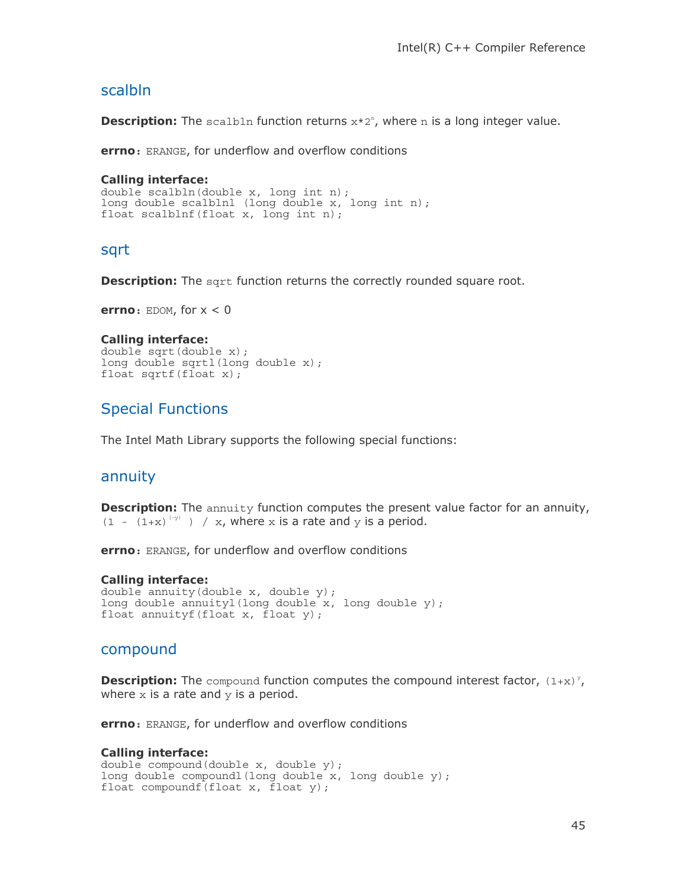## scalbln

**Description:** The `scalbln` function returns $x*2^n$, where `n` is a long integer value.

**errno**: `ERANGE`, for underflow and overflow conditions

**Calling interface:**

```
double scalbln(double x, long int n);
long double scalblnl (long double x, long int n);
float scalblnf(float x, long int n);
```

## sqrt

**Description:** The `sqrt` function returns the correctly rounded square root.

**errno**: `EDOM`, for x < 0

**Calling interface:**

```
double sqrt(double x);
long double sqrtl(long double x);
float sqrtf(float x);
```

# Special Functions

The Intel Math Library supports the following special functions:

## annuity

**Description:** The `annuity` function computes the present value factor for an annuity, $(1 - (1+x)^{(-y)}) / x$, where `x` is a rate and `y` is a period.

**errno**: `ERANGE`, for underflow and overflow conditions

**Calling interface:**

```
double annuity(double x, double y);
long double annuityl(long double x, long double y);
float annuityf(float x, float y);
```

## compound

**Description:** The `compound` function computes the compound interest factor, $(1+x)^y$, where `x` is a rate and `y` is a period.

**errno**: `ERANGE`, for underflow and overflow conditions

**Calling interface:**

```
double compound(double x, double y);
long double compoundl(long double x, long double y);
float compoundf(float x, float y);
```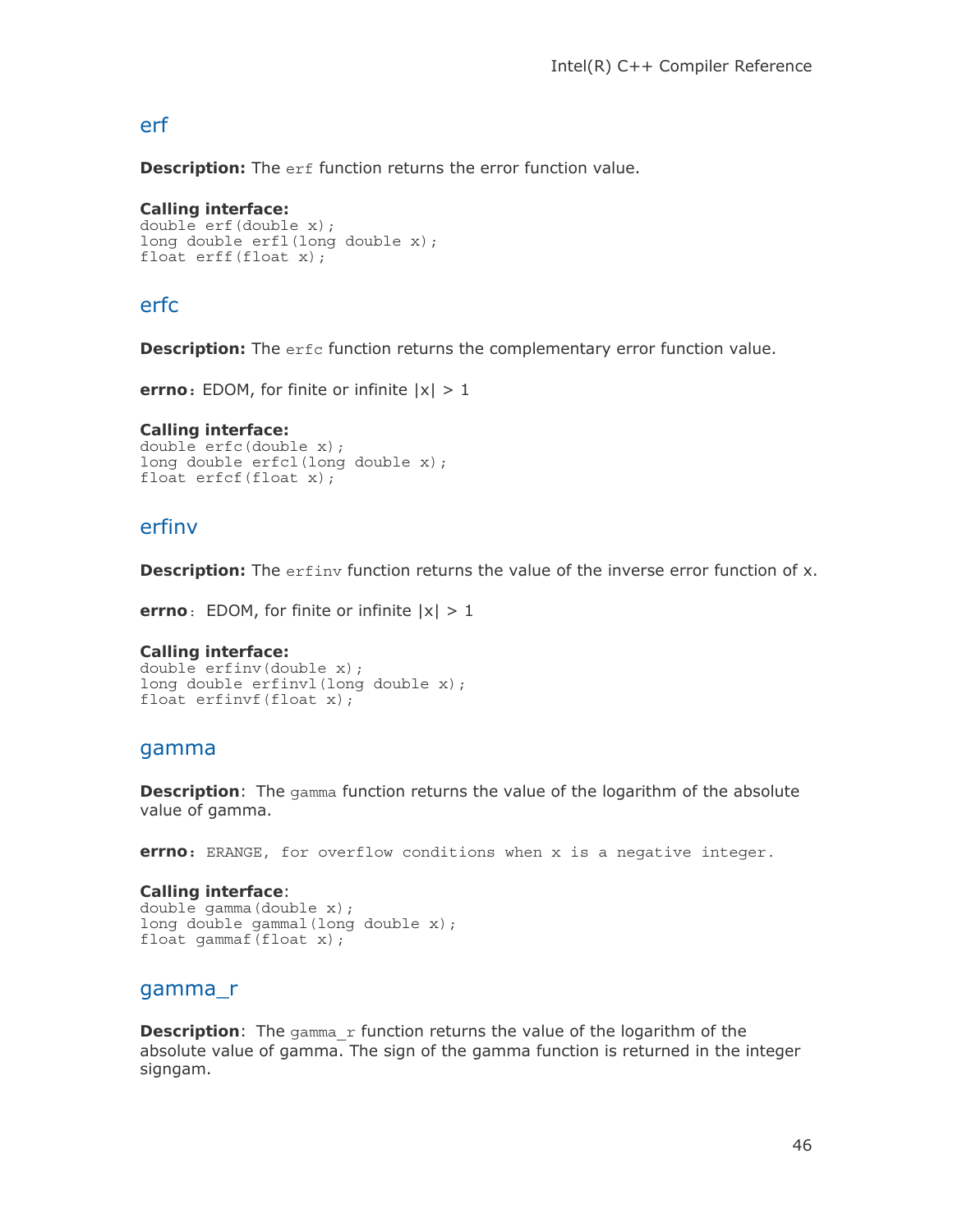## erf

**Description:** The `erf` function returns the error function value.

**Calling interface:**
```
double erf(double x);
long double erfl(long double x);
float erff(float x);
```

## erfc

**Description:** The `erfc` function returns the complementary error function value.

**errno**: EDOM, for finite or infinite |x| > 1

**Calling interface:**
```
double erfc(double x);
long double erfcl(long double x);
float erfcf(float x);
```

## erfinv

**Description:** The `erfinv` function returns the value of the inverse error function of x.

**errno**: EDOM, for finite or infinite |x| > 1

**Calling interface:**
```
double erfinv(double x);
long double erfinvl(long double x);
float erfinvf(float x);
```

## gamma

**Description**: The `gamma` function returns the value of the logarithm of the absolute value of gamma.

**errno**: `ERANGE, for overflow conditions when x is a negative integer.`

**Calling interface**:
```
double gamma(double x);
long double gammal(long double x);
float gammaf(float x);
```

## gamma_r

**Description**: The `gamma_r` function returns the value of the logarithm of the absolute value of gamma. The sign of the gamma function is returned in the integer signgam.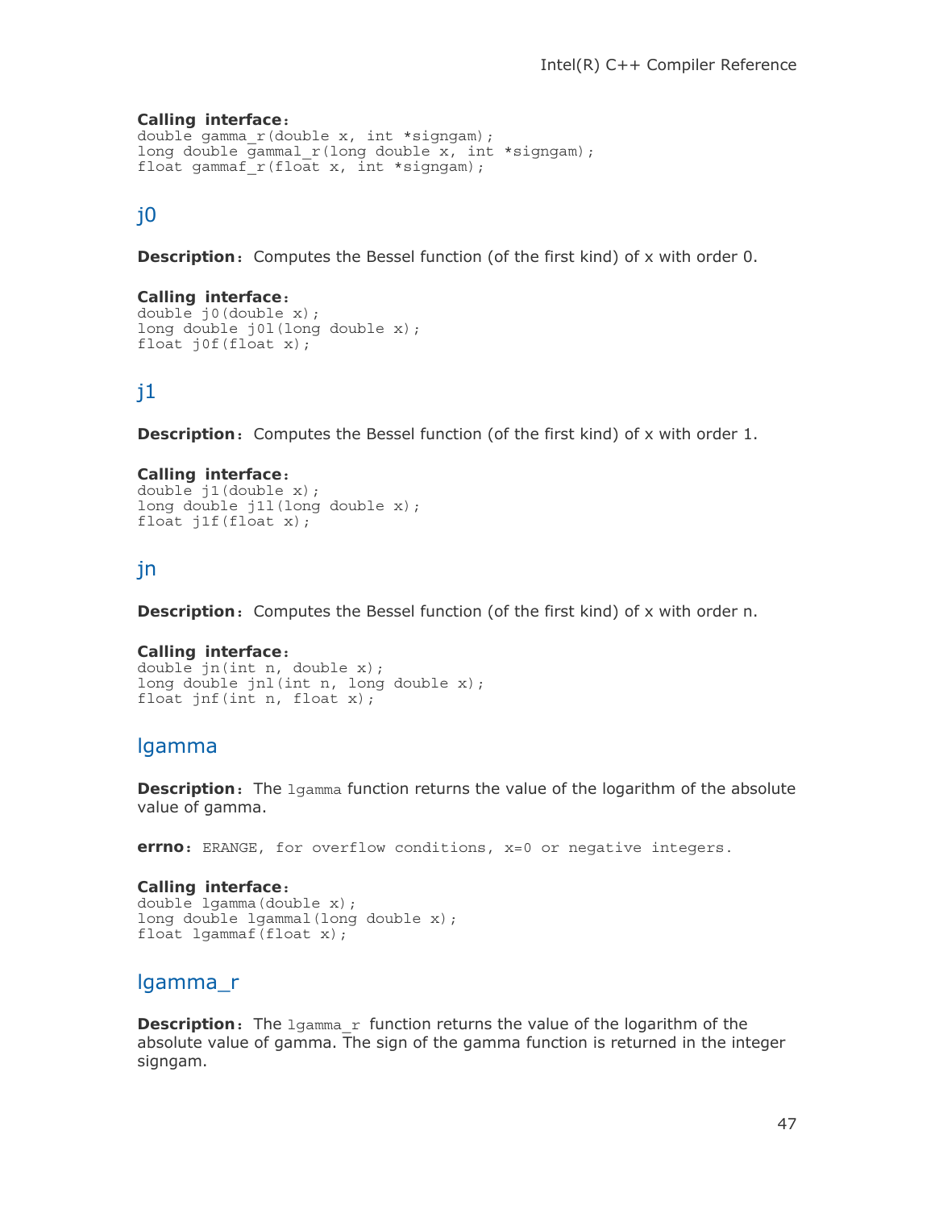**Calling interface:**
```
double gamma_r(double x, int *signgam);
long double gammal_r(long double x, int *signgam);
float gammaf_r(float x, int *signgam);
```

## j0

**Description:** Computes the Bessel function (of the first kind) of x with order 0.

**Calling interface:**
```
double j0(double x);
long double j0l(long double x);
float j0f(float x);
```

## j1

**Description:** Computes the Bessel function (of the first kind) of x with order 1.

**Calling interface:**
```
double j1(double x);
long double j1l(long double x);
float j1f(float x);
```

## jn

**Description:** Computes the Bessel function (of the first kind) of x with order n.

**Calling interface:**
```
double jn(int n, double x);
long double jnl(int n, long double x);
float jnf(int n, float x);
```

## lgamma

**Description:** The `lgamma` function returns the value of the logarithm of the absolute value of gamma.

**errno:** `ERANGE, for overflow conditions, x=0 or negative integers.`

**Calling interface:**
```
double lgamma(double x);
long double lgammal(long double x);
float lgammaf(float x);
```

## lgamma_r

**Description:** The `lgamma_r` function returns the value of the logarithm of the absolute value of gamma. The sign of the gamma function is returned in the integer signgam.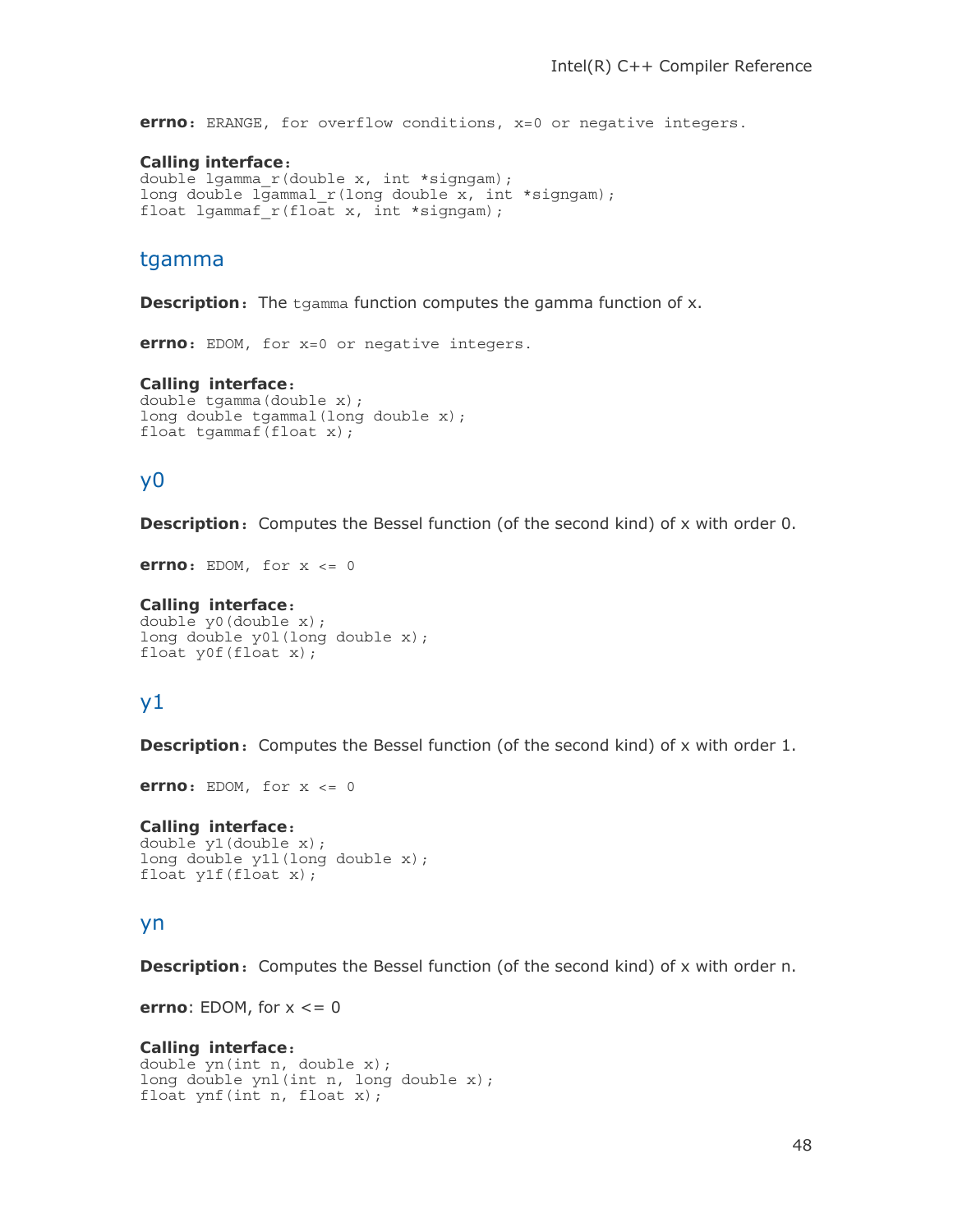**errno**: ERANGE, for overflow conditions, x=0 or negative integers.

**Calling interface**:
```
double lgamma_r(double x, int *signgam);
long double lgammal_r(long double x, int *signgam);
float lgammaf_r(float x, int *signgam);
```

## tgamma

**Description**: The `tgamma` function computes the gamma function of x.

**errno**: EDOM, for x=0 or negative integers.

**Calling interface**:
```
double tgamma(double x);
long double tgammal(long double x);
float tgammaf(float x);
```

## y0

**Description**: Computes the Bessel function (of the second kind) of x with order 0.

**errno**: EDOM, for x <= 0

**Calling interface**:
```
double y0(double x);
long double y0l(long double x);
float y0f(float x);
```

## y1

**Description**: Computes the Bessel function (of the second kind) of x with order 1.

**errno**: EDOM, for x <= 0

**Calling interface**:
```
double y1(double x);
long double y1l(long double x);
float y1f(float x);
```

## yn

**Description**: Computes the Bessel function (of the second kind) of x with order n.

**errno**: EDOM, for x <= 0

**Calling interface**:
```
double yn(int n, double x);
long double ynl(int n, long double x);
float ynf(int n, float x);
```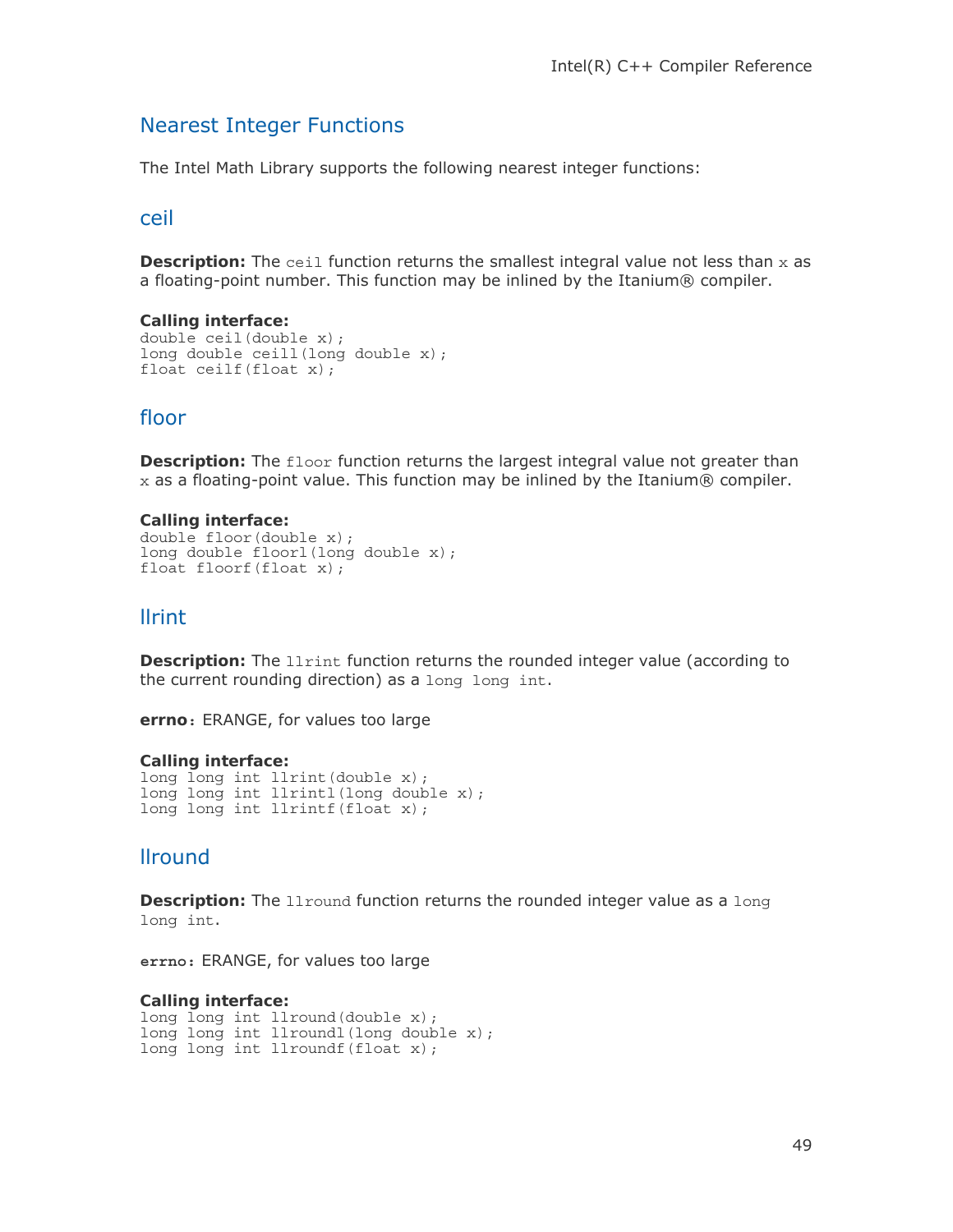## Nearest Integer Functions

The Intel Math Library supports the following nearest integer functions:

### ceil

**Description:** The `ceil` function returns the smallest integral value not less than `x` as a floating-point number. This function may be inlined by the Itanium® compiler.

**Calling interface:**

```
double ceil(double x);
long double ceill(long double x);
float ceilf(float x);
```

### floor

**Description:** The `floor` function returns the largest integral value not greater than `x` as a floating-point value. This function may be inlined by the Itanium® compiler.

**Calling interface:**

```
double floor(double x);
long double floorl(long double x);
float floorf(float x);
```

### llrint

**Description:** The `llrint` function returns the rounded integer value (according to the current rounding direction) as a `long long int`.

**errno**: ERANGE, for values too large

**Calling interface:**

```
long long int llrint(double x);
long long int llrintl(long double x);
long long int llrintf(float x);
```

### llround

**Description:** The `llround` function returns the rounded integer value as a `long long int`.

**errno:** ERANGE, for values too large

**Calling interface:**

```
long long int llround(double x);
long long int llroundl(long double x);
long long int llroundf(float x);
```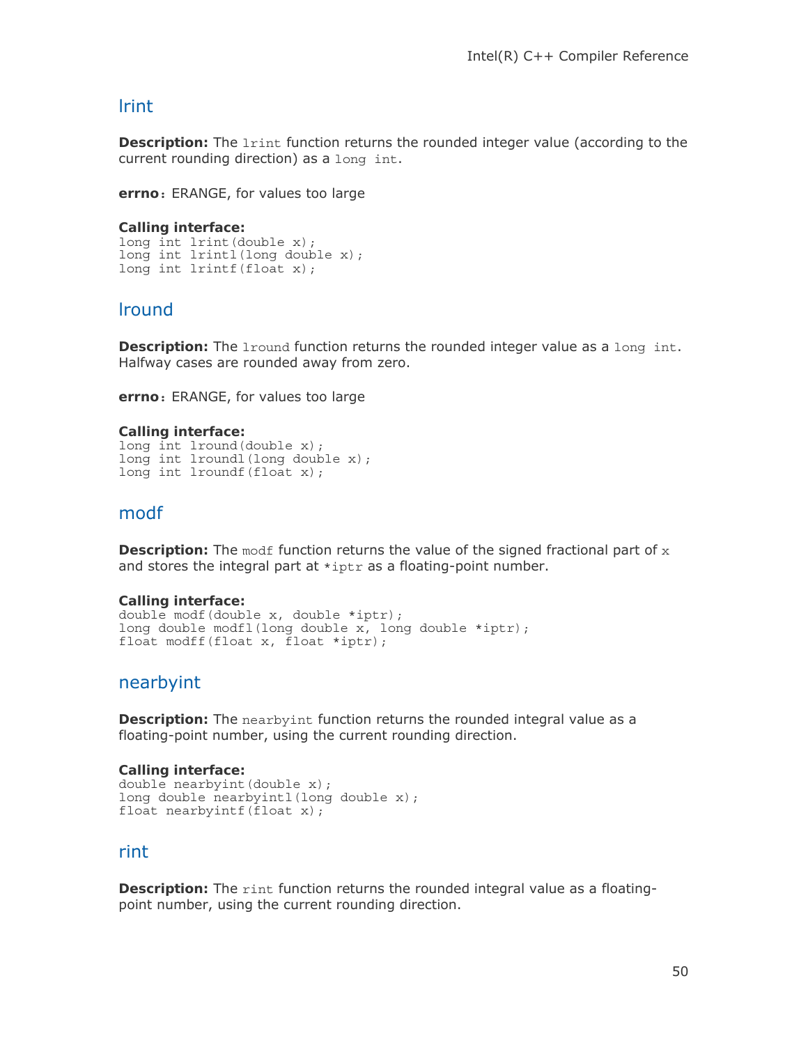## lrint

**Description:** The `lrint` function returns the rounded integer value (according to the current rounding direction) as a `long int`.

**errno**: ERANGE, for values too large

**Calling interface:**
```
long int lrint(double x);
long int lrintl(long double x);
long int lrintf(float x);
```

## lround

**Description:** The `lround` function returns the rounded integer value as a `long int`. Halfway cases are rounded away from zero.

**errno**: ERANGE, for values too large

**Calling interface:**
```
long int lround(double x);
long int lroundl(long double x);
long int lroundf(float x);
```

## modf

**Description:** The `modf` function returns the value of the signed fractional part of `x` and stores the integral part at `*iptr` as a floating-point number.

**Calling interface:**
```
double modf(double x, double *iptr);
long double modfl(long double x, long double *iptr);
float modff(float x, float *iptr);
```

## nearbyint

**Description:** The `nearbyint` function returns the rounded integral value as a floating-point number, using the current rounding direction.

**Calling interface:**
```
double nearbyint(double x);
long double nearbyintl(long double x);
float nearbyintf(float x);
```

## rint

**Description:** The `rint` function returns the rounded integral value as a floating-point number, using the current rounding direction.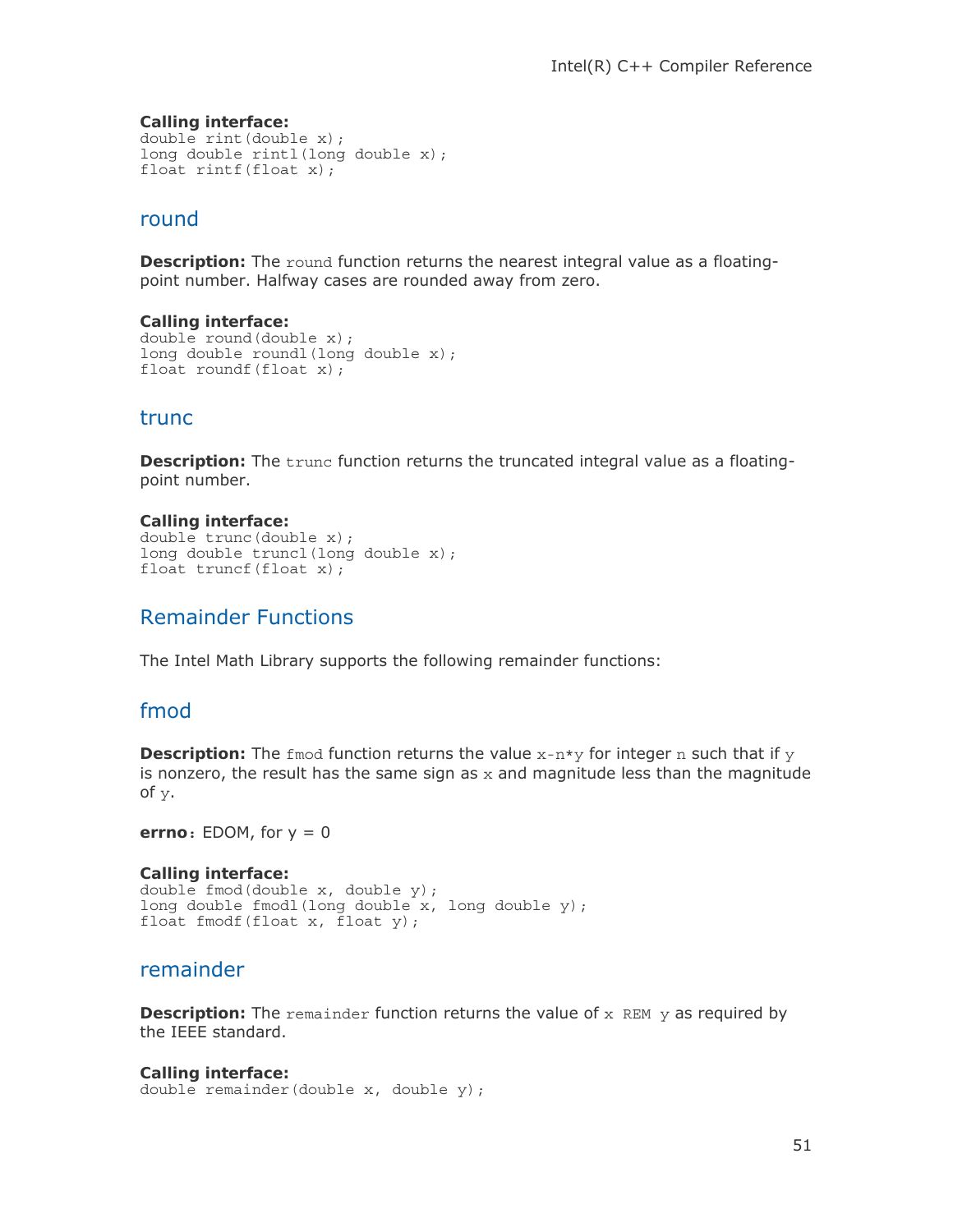**Calling interface:**

```
double rint(double x);
long double rintl(long double x);
float rintf(float x);
```

## round

**Description:** The `round` function returns the nearest integral value as a floating-point number. Halfway cases are rounded away from zero.

**Calling interface:**

```
double round(double x);
long double roundl(long double x);
float roundf(float x);
```

## trunc

**Description:** The `trunc` function returns the truncated integral value as a floating-point number.

**Calling interface:**

```
double trunc(double x);
long double truncl(long double x);
float truncf(float x);
```

## Remainder Functions

The Intel Math Library supports the following remainder functions:

## fmod

**Description:** The `fmod` function returns the value `x-n*y` for integer `n` such that if `y` is nonzero, the result has the same sign as `x` and magnitude less than the magnitude of `y`.

**errno**: EDOM, for y = 0

**Calling interface:**

```
double fmod(double x, double y);
long double fmodl(long double x, long double y);
float fmodf(float x, float y);
```

## remainder

**Description:** The `remainder` function returns the value of `x REM y` as required by the IEEE standard.

**Calling interface:**

```
double remainder(double x, double y);
```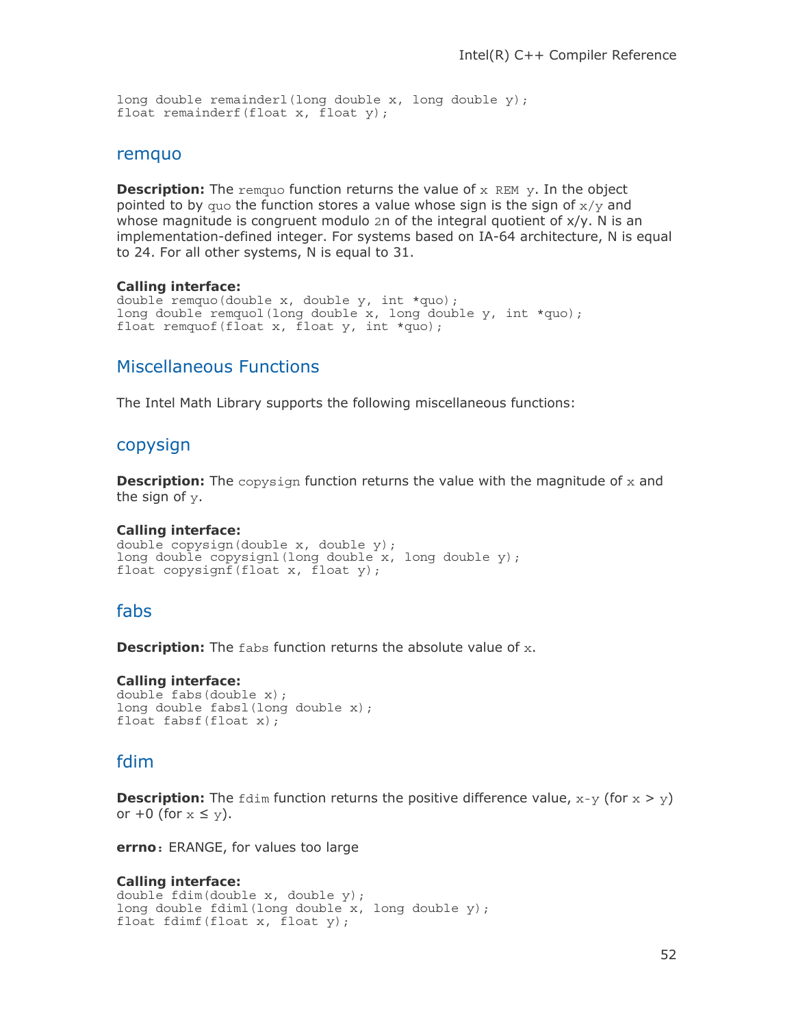```
long double remainderl(long double x, long double y);
float remainderf(float x, float y);
```

## remquo

**Description:** The remquo function returns the value of x REM y. In the object pointed to by quo the function stores a value whose sign is the sign of x/y and whose magnitude is congruent modulo 2n of the integral quotient of x/y. N is an implementation-defined integer. For systems based on IA-64 architecture, N is equal to 24. For all other systems, N is equal to 31.

**Calling interface:**

```
double remquo(double x, double y, int *quo);
long double remquol(long double x, long double y, int *quo);
float remquof(float x, float y, int *quo);
```

## Miscellaneous Functions

The Intel Math Library supports the following miscellaneous functions:

## copysign

**Description:** The copysign function returns the value with the magnitude of x and the sign of y.

**Calling interface:**

```
double copysign(double x, double y);
long double copysignl(long double x, long double y);
float copysignf(float x, float y);
```

## fabs

**Description:** The fabs function returns the absolute value of x.

**Calling interface:**

```
double fabs(double x);
long double fabsl(long double x);
float fabsf(float x);
```

## fdim

**Description:** The fdim function returns the positive difference value, x-y (for x > y) or +0 (for x ≤ y).

**errno**: ERANGE, for values too large

**Calling interface:**

```
double fdim(double x, double y);
long double fdiml(long double x, long double y);
float fdimf(float x, float y);
```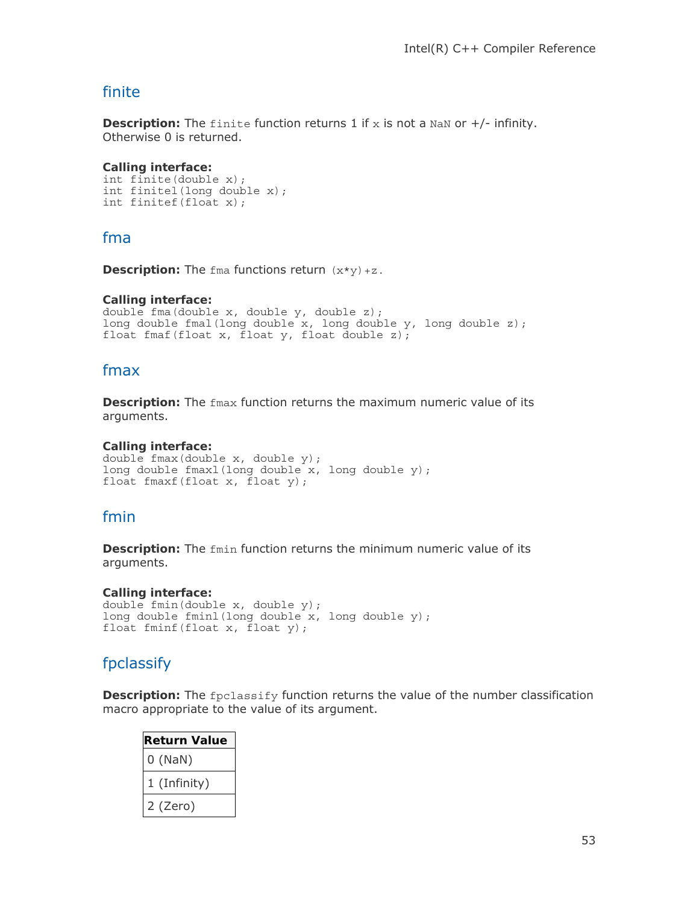## finite

**Description:** The `finite` function returns 1 if `x` is not a `NaN` or +/- infinity. Otherwise 0 is returned.

**Calling interface:**
```
int finite(double x);
int finitel(long double x);
int finitef(float x);
```

## fma

**Description:** The `fma` functions return `(x*y)+z`.

**Calling interface:**
```
double fma(double x, double y, double z);
long double fmal(long double x, long double y, long double z);
float fmaf(float x, float y, float double z);
```

## fmax

**Description:** The `fmax` function returns the maximum numeric value of its arguments.

**Calling interface:**
```
double fmax(double x, double y);
long double fmaxl(long double x, long double y);
float fmaxf(float x, float y);
```

## fmin

**Description:** The `fmin` function returns the minimum numeric value of its arguments.

**Calling interface:**
```
double fmin(double x, double y);
long double fminl(long double x, long double y);
float fminf(float x, float y);
```

## fpclassify

**Description:** The `fpclassify` function returns the value of the number classification macro appropriate to the value of its argument.

| Return Value |
|---|
| 0 (NaN) |
| 1 (Infinity) |
| 2 (Zero) |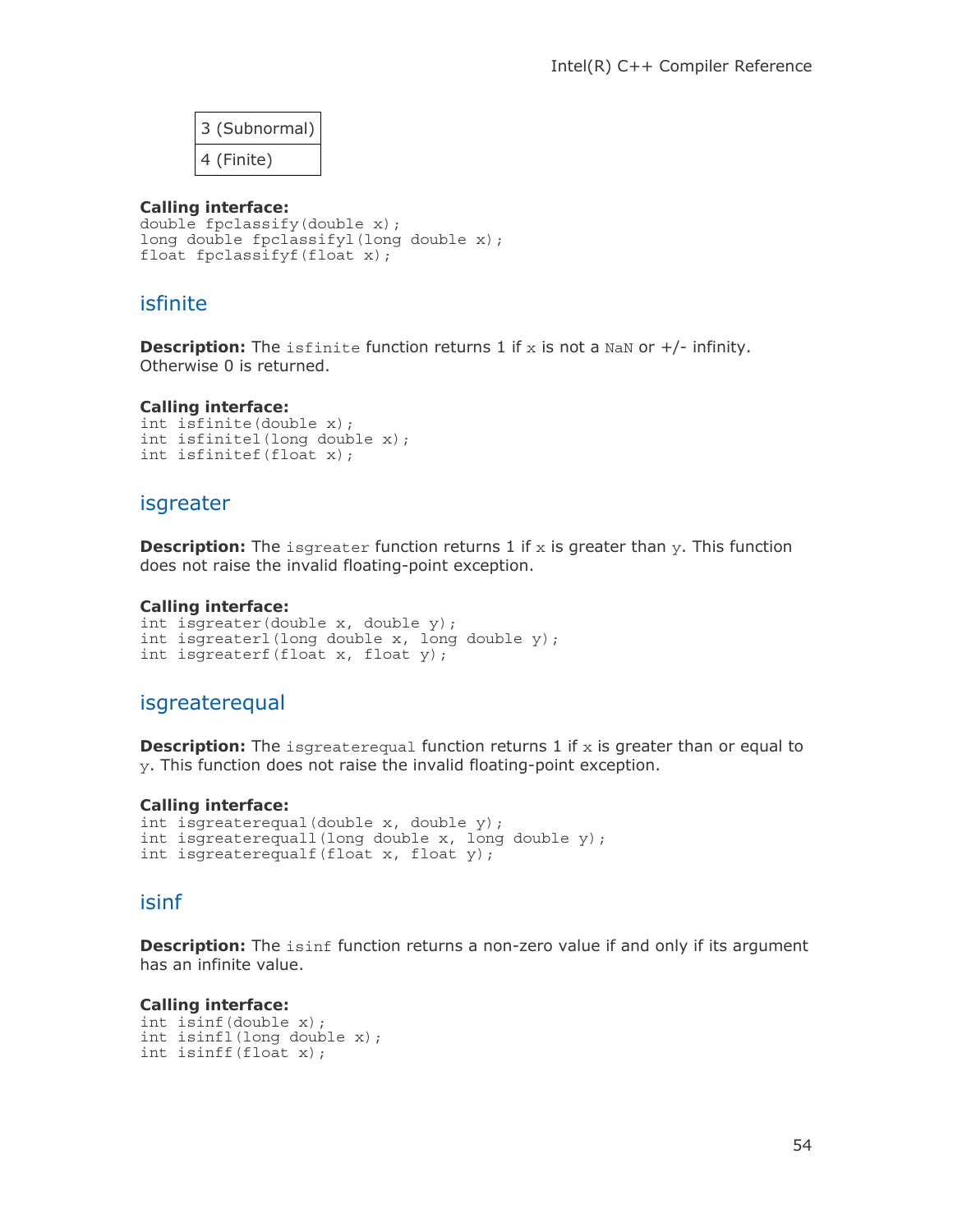| 3 (Subnormal) |
| --- |
| 4 (Finite) |

**Calling interface:**

```
double fpclassify(double x);
long double fpclassifyl(long double x);
float fpclassifyf(float x);
```

## isfinite

**Description:** The `isfinite` function returns 1 if `x` is not a `NaN` or +/- infinity. Otherwise 0 is returned.

**Calling interface:**

```
int isfinite(double x);
int isfinitel(long double x);
int isfinitef(float x);
```

## isgreater

**Description:** The `isgreater` function returns 1 if `x` is greater than `y`. This function does not raise the invalid floating-point exception.

**Calling interface:**

```
int isgreater(double x, double y);
int isgreaterl(long double x, long double y);
int isgreaterf(float x, float y);
```

## isgreaterequal

**Description:** The `isgreaterequal` function returns 1 if `x` is greater than or equal to `y`. This function does not raise the invalid floating-point exception.

**Calling interface:**

```
int isgreaterequal(double x, double y);
int isgreaterequall(long double x, long double y);
int isgreaterequalf(float x, float y);
```

## isinf

**Description:** The `isinf` function returns a non-zero value if and only if its argument has an infinite value.

**Calling interface:**

```
int isinf(double x);
int isinfl(long double x);
int isinff(float x);
```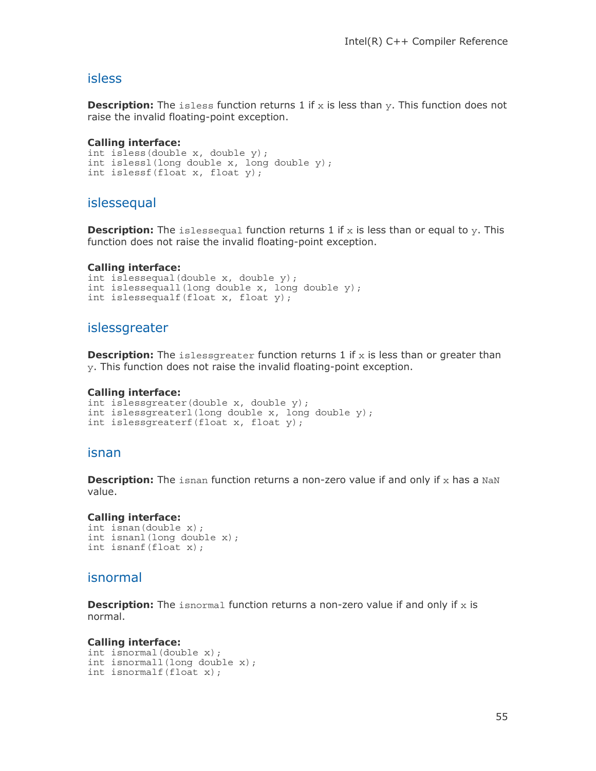## isless

**Description:** The `isless` function returns 1 if `x` is less than `y`. This function does not raise the invalid floating-point exception.

**Calling interface:**
```
int isless(double x, double y);
int islessl(long double x, long double y);
int islessf(float x, float y);
```

## islessequal

**Description:** The `islessequal` function returns 1 if `x` is less than or equal to `y`. This function does not raise the invalid floating-point exception.

**Calling interface:**
```
int islessequal(double x, double y);
int islessequall(long double x, long double y);
int islessequalf(float x, float y);
```

## islessgreater

**Description:** The `islessgreater` function returns 1 if `x` is less than or greater than `y`. This function does not raise the invalid floating-point exception.

**Calling interface:**
```
int islessgreater(double x, double y);
int islessgreaterl(long double x, long double y);
int islessgreaterf(float x, float y);
```

## isnan

**Description:** The `isnan` function returns a non-zero value if and only if `x` has a `NaN` value.

**Calling interface:**
```
int isnan(double x);
int isnanl(long double x);
int isnanf(float x);
```

## isnormal

**Description:** The `isnormal` function returns a non-zero value if and only if `x` is normal.

**Calling interface:**
```
int isnormal(double x);
int isnormall(long double x);
int isnormalf(float x);
```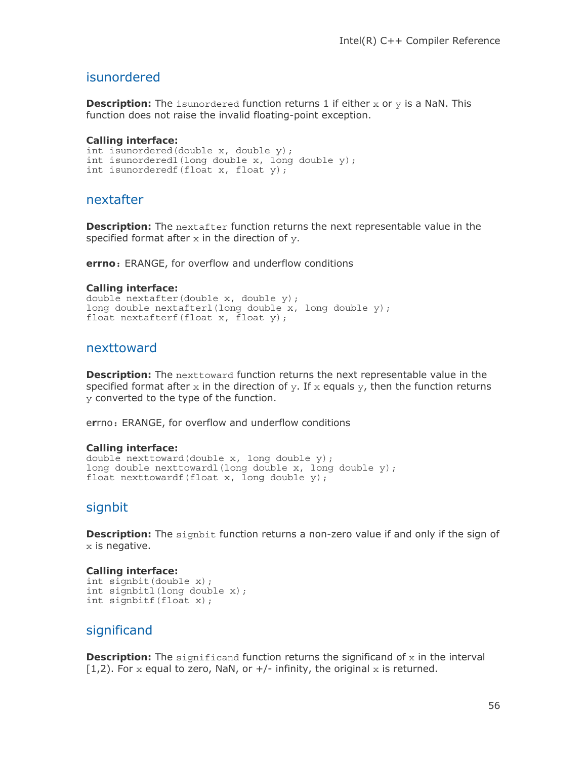## isunordered

**Description:** The `isunordered` function returns 1 if either `x` or `y` is a NaN. This function does not raise the invalid floating-point exception.

**Calling interface:**

```
int isunordered(double x, double y);
int isunorderedl(long double x, long double y);
int isunorderedf(float x, float y);
```

## nextafter

**Description:** The `nextafter` function returns the next representable value in the specified format after `x` in the direction of `y`.

**errno**: ERANGE, for overflow and underflow conditions

**Calling interface:**

```
double nextafter(double x, double y);
long double nextafterl(long double x, long double y);
float nextafterf(float x, float y);
```

## nexttoward

**Description:** The `nexttoward` function returns the next representable value in the specified format after `x` in the direction of `y`. If `x` equals `y`, then the function returns `y` converted to the type of the function.

errno: ERANGE, for overflow and underflow conditions

**Calling interface:**

```
double nexttoward(double x, long double y);
long double nexttowardl(long double x, long double y);
float nexttowardf(float x, long double y);
```

## signbit

**Description:** The `signbit` function returns a non-zero value if and only if the sign of `x` is negative.

**Calling interface:**

```
int signbit(double x);
int signbitl(long double x);
int signbitf(float x);
```

## significand

**Description:** The `significand` function returns the significand of `x` in the interval [1,2). For `x` equal to zero, NaN, or +/- infinity, the original `x` is returned.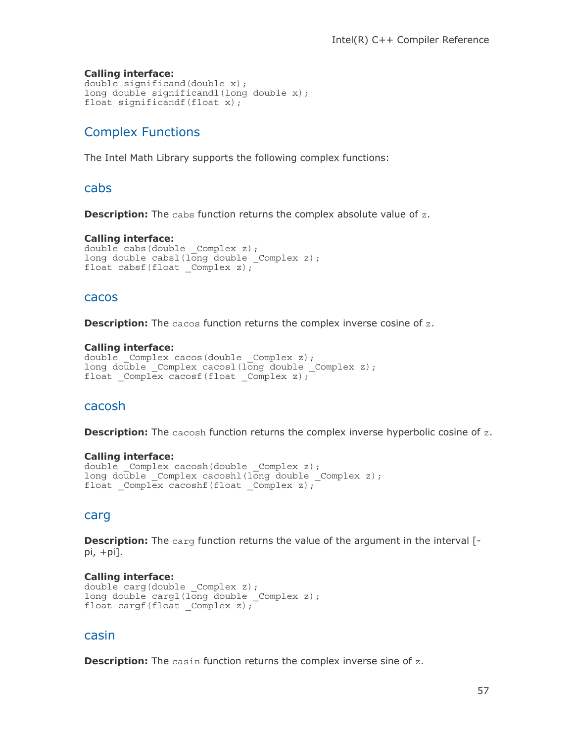**Calling interface:**
```
double significand(double x);
long double significandl(long double x);
float significandf(float x);
```

## Complex Functions

The Intel Math Library supports the following complex functions:

### cabs

**Description:** The `cabs` function returns the complex absolute value of `z`.

**Calling interface:**
```
double cabs(double _Complex z);
long double cabsl(long double _Complex z);
float cabsf(float _Complex z);
```

### cacos

**Description:** The `cacos` function returns the complex inverse cosine of `z`.

**Calling interface:**
```
double _Complex cacos(double _Complex z);
long double _Complex cacosl(long double _Complex z);
float _Complex cacosf(float _Complex z);
```

### cacosh

**Description:** The `cacosh` function returns the complex inverse hyperbolic cosine of `z`.

**Calling interface:**
```
double _Complex cacosh(double _Complex z);
long double _Complex cacoshl(long double _Complex z);
float _Complex cacoshf(float _Complex z);
```

### carg

**Description:** The `carg` function returns the value of the argument in the interval [-pi, +pi].

**Calling interface:**
```
double carg(double _Complex z);
long double cargl(long double _Complex z);
float cargf(float _Complex z);
```

### casin

**Description:** The `casin` function returns the complex inverse sine of `z`.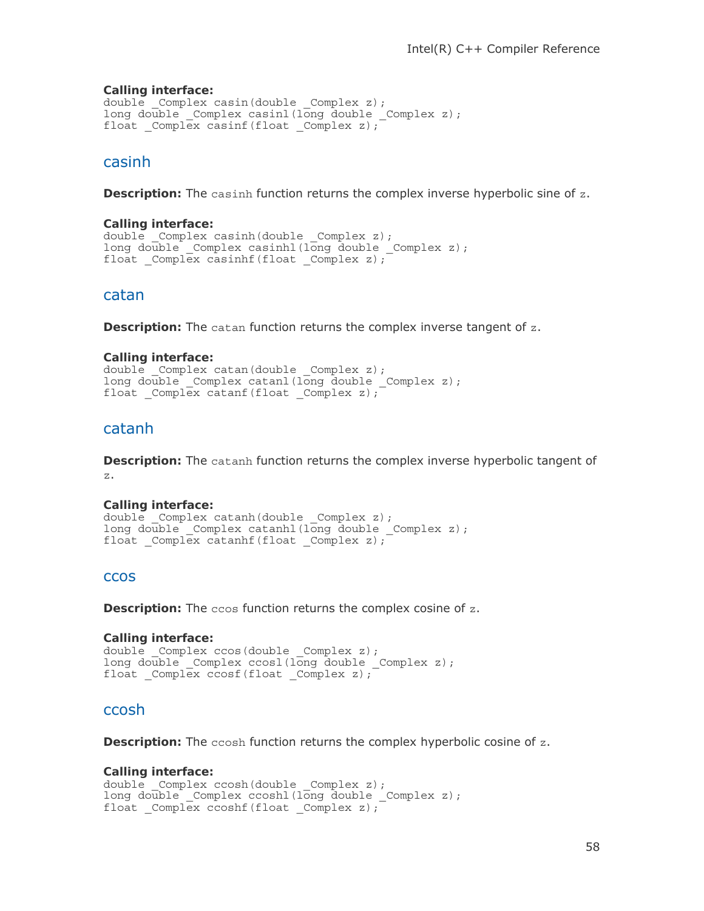**Calling interface:**

```
double _Complex casin(double _Complex z);
long double _Complex casinl(long double _Complex z);
float _Complex casinf(float _Complex z);
```

## casinh

**Description:** The `casinh` function returns the complex inverse hyperbolic sine of `z`.

**Calling interface:**

```
double _Complex casinh(double _Complex z);
long double _Complex casinhl(long double _Complex z);
float _Complex casinhf(float _Complex z);
```

## catan

**Description:** The `catan` function returns the complex inverse tangent of `z`.

**Calling interface:**

```
double _Complex catan(double _Complex z);
long double _Complex catanl(long double _Complex z);
float _Complex catanf(float _Complex z);
```

## catanh

**Description:** The `catanh` function returns the complex inverse hyperbolic tangent of `z`.

**Calling interface:**

```
double _Complex catanh(double _Complex z);
long double _Complex catanhl(long double _Complex z);
float _Complex catanhf(float _Complex z);
```

## ccos

**Description:** The `ccos` function returns the complex cosine of `z`.

**Calling interface:**

```
double _Complex ccos(double _Complex z);
long double _Complex ccosl(long double _Complex z);
float _Complex ccosf(float _Complex z);
```

## ccosh

**Description:** The `ccosh` function returns the complex hyperbolic cosine of `z`.

**Calling interface:**

```
double _Complex ccosh(double _Complex z);
long double _Complex ccoshl(long double _Complex z);
float _Complex ccoshf(float _Complex z);
```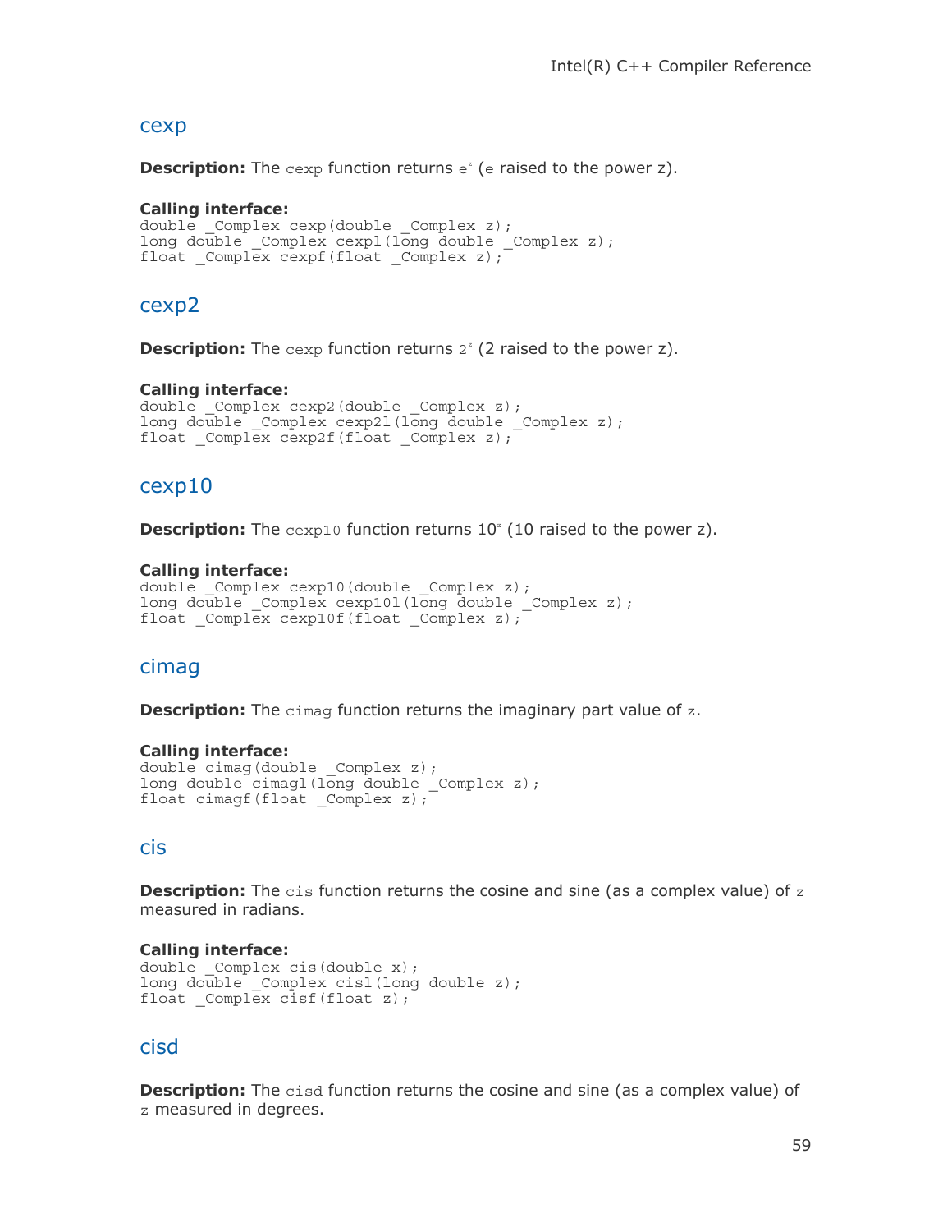## cexp

**Description:** The cexp function returns $e^z$ (e raised to the power z).

**Calling interface:**
```
double _Complex cexp(double _Complex z);
long double _Complex cexpl(long double _Complex z);
float _Complex cexpf(float _Complex z);
```

## cexp2

**Description:** The cexp function returns $2^z$ (2 raised to the power z).

**Calling interface:**
```
double _Complex cexp2(double _Complex z);
long double _Complex cexp2l(long double _Complex z);
float _Complex cexp2f(float _Complex z);
```

## cexp10

**Description:** The cexp10 function returns $10^z$ (10 raised to the power z).

**Calling interface:**
```
double _Complex cexp10(double _Complex z);
long double _Complex cexp10l(long double _Complex z);
float _Complex cexp10f(float _Complex z);
```

## cimag

**Description:** The cimag function returns the imaginary part value of z.

**Calling interface:**
```
double cimag(double _Complex z);
long double cimagl(long double _Complex z);
float cimagf(float _Complex z);
```

## cis

**Description:** The cis function returns the cosine and sine (as a complex value) of z measured in radians.

**Calling interface:**
```
double _Complex cis(double x);
long double _Complex cisl(long double z);
float _Complex cisf(float z);
```

## cisd

**Description:** The cisd function returns the cosine and sine (as a complex value) of z measured in degrees.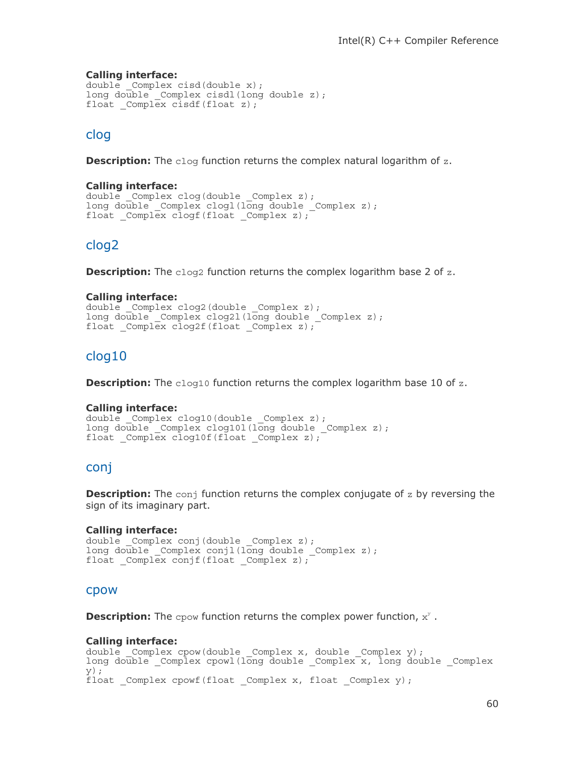**Calling interface:**

```
double _Complex cisd(double x);
long double _Complex cisdl(long double z);
float _Complex cisdf(float z);
```

## clog

**Description:** The `clog` function returns the complex natural logarithm of `z`.

**Calling interface:**

```
double _Complex clog(double _Complex z);
long double _Complex clogl(long double _Complex z);
float _Complex clogf(float _Complex z);
```

## clog2

**Description:** The `clog2` function returns the complex logarithm base 2 of `z`.

**Calling interface:**

```
double _Complex clog2(double _Complex z);
long double _Complex clog2l(long double _Complex z);
float _Complex clog2f(float _Complex z);
```

## clog10

**Description:** The `clog10` function returns the complex logarithm base 10 of `z`.

**Calling interface:**

```
double _Complex clog10(double _Complex z);
long double _Complex clog10l(long double _Complex z);
float _Complex clog10f(float _Complex z);
```

## conj

**Description:** The `conj` function returns the complex conjugate of `z` by reversing the sign of its imaginary part.

**Calling interface:**

```
double _Complex conj(double _Complex z);
long double _Complex conjl(long double _Complex z);
float _Complex conjf(float _Complex z);
```

## cpow

**Description:** The `cpow` function returns the complex power function, $x^y$ .

**Calling interface:**

```
double _Complex cpow(double _Complex x, double _Complex y);
long double _Complex cpowl(long double _Complex x, long double _Complex
y);
float _Complex cpowf(float _Complex x, float _Complex y);
```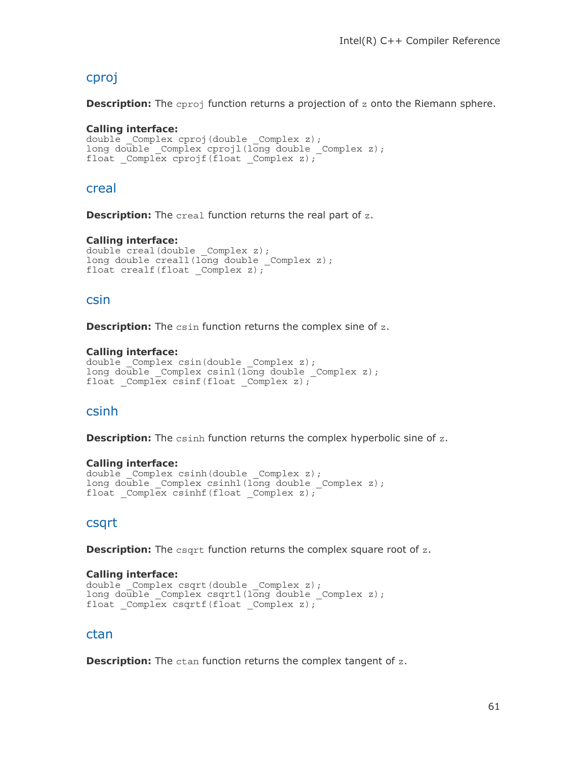## cproj

**Description:** The `cproj` function returns a projection of `z` onto the Riemann sphere.

**Calling interface:**
```
double _Complex cproj(double _Complex z);
long double _Complex cprojl(long double _Complex z);
float _Complex cprojf(float _Complex z);
```

## creal

**Description:** The `creal` function returns the real part of `z`.

**Calling interface:**
```
double creal(double _Complex z);
long double creall(long double _Complex z);
float crealf(float _Complex z);
```

## csin

**Description:** The `csin` function returns the complex sine of `z`.

**Calling interface:**
```
double _Complex csin(double _Complex z);
long double _Complex csinl(long double _Complex z);
float _Complex csinf(float _Complex z);
```

## csinh

**Description:** The `csinh` function returns the complex hyperbolic sine of `z`.

**Calling interface:**
```
double _Complex csinh(double _Complex z);
long double _Complex csinhl(long double _Complex z);
float _Complex csinhf(float _Complex z);
```

## csqrt

**Description:** The `csqrt` function returns the complex square root of `z`.

**Calling interface:**
```
double _Complex csqrt(double _Complex z);
long double _Complex csqrtl(long double _Complex z);
float _Complex csqrtf(float _Complex z);
```

## ctan

**Description:** The `ctan` function returns the complex tangent of `z`.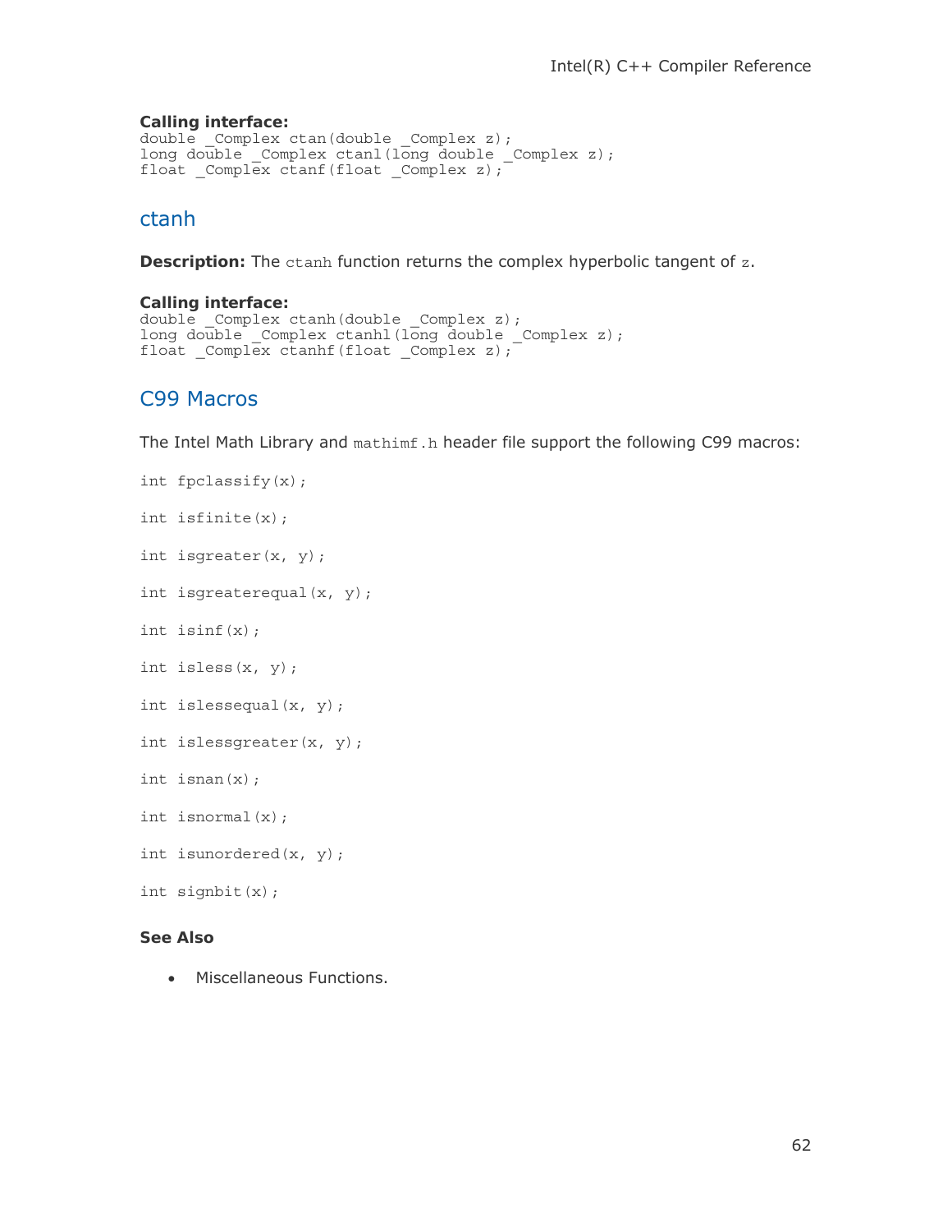**Calling interface:**

```
double _Complex ctan(double _Complex z);
long double _Complex ctanl(long double _Complex z);
float _Complex ctanf(float _Complex z);
```

## ctanh

**Description:** The `ctanh` function returns the complex hyperbolic tangent of `z`.

**Calling interface:**

```
double _Complex ctanh(double _Complex z);
long double _Complex ctanhl(long double _Complex z);
float _Complex ctanhf(float _Complex z);
```

## C99 Macros

The Intel Math Library and `mathimf.h` header file support the following C99 macros:

```
int fpclassify(x);

int isfinite(x);

int isgreater(x, y);

int isgreaterequal(x, y);

int isinf(x);

int isless(x, y);

int islessequal(x, y);

int islessgreater(x, y);

int isnan(x);

int isnormal(x);

int isunordered(x, y);

int signbit(x);
```

**See Also**

- Miscellaneous Functions.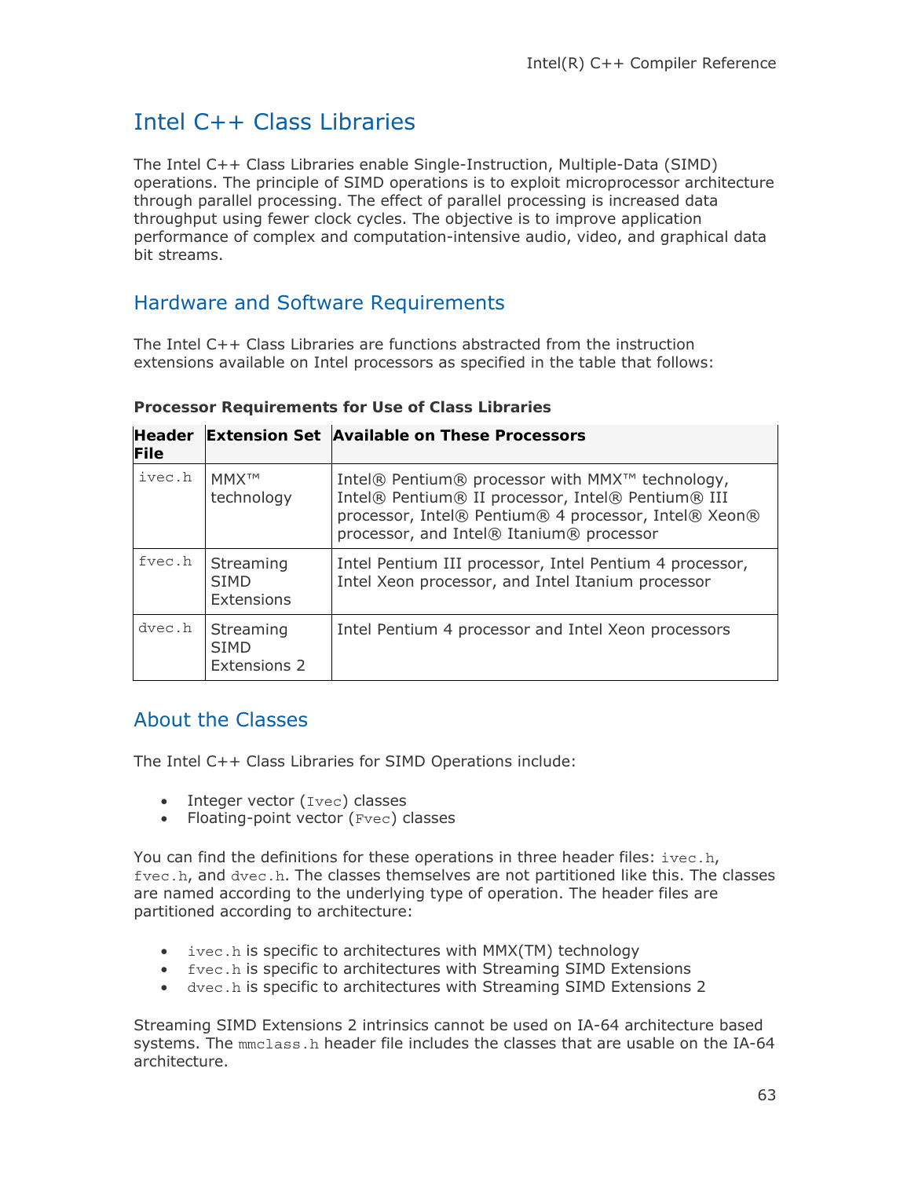# Intel C++ Class Libraries

The Intel C++ Class Libraries enable Single-Instruction, Multiple-Data (SIMD) operations. The principle of SIMD operations is to exploit microprocessor architecture through parallel processing. The effect of parallel processing is increased data throughput using fewer clock cycles. The objective is to improve application performance of complex and computation-intensive audio, video, and graphical data bit streams.

## Hardware and Software Requirements

The Intel C++ Class Libraries are functions abstracted from the instruction extensions available on Intel processors as specified in the table that follows:

**Processor Requirements for Use of Class Libraries**

| Header File | Extension Set | Available on These Processors |
|---|---|---|
| `ivec.h` | MMX™ technology | Intel® Pentium® processor with MMX™ technology, Intel® Pentium® II processor, Intel® Pentium® III processor, Intel® Pentium® 4 processor, Intel® Xeon® processor, and Intel® Itanium® processor |
| `fvec.h` | Streaming SIMD Extensions | Intel Pentium III processor, Intel Pentium 4 processor, Intel Xeon processor, and Intel Itanium processor |
| `dvec.h` | Streaming SIMD Extensions 2 | Intel Pentium 4 processor and Intel Xeon processors |

## About the Classes

The Intel C++ Class Libraries for SIMD Operations include:

- Integer vector (`Ivec`) classes
- Floating-point vector (`Fvec`) classes

You can find the definitions for these operations in three header files: `ivec.h`, `fvec.h`, and `dvec.h`. The classes themselves are not partitioned like this. The classes are named according to the underlying type of operation. The header files are partitioned according to architecture:

- `ivec.h` is specific to architectures with MMX(TM) technology
- `fvec.h` is specific to architectures with Streaming SIMD Extensions
- `dvec.h` is specific to architectures with Streaming SIMD Extensions 2

Streaming SIMD Extensions 2 intrinsics cannot be used on IA-64 architecture based systems. The `mmclass.h` header file includes the classes that are usable on the IA-64 architecture.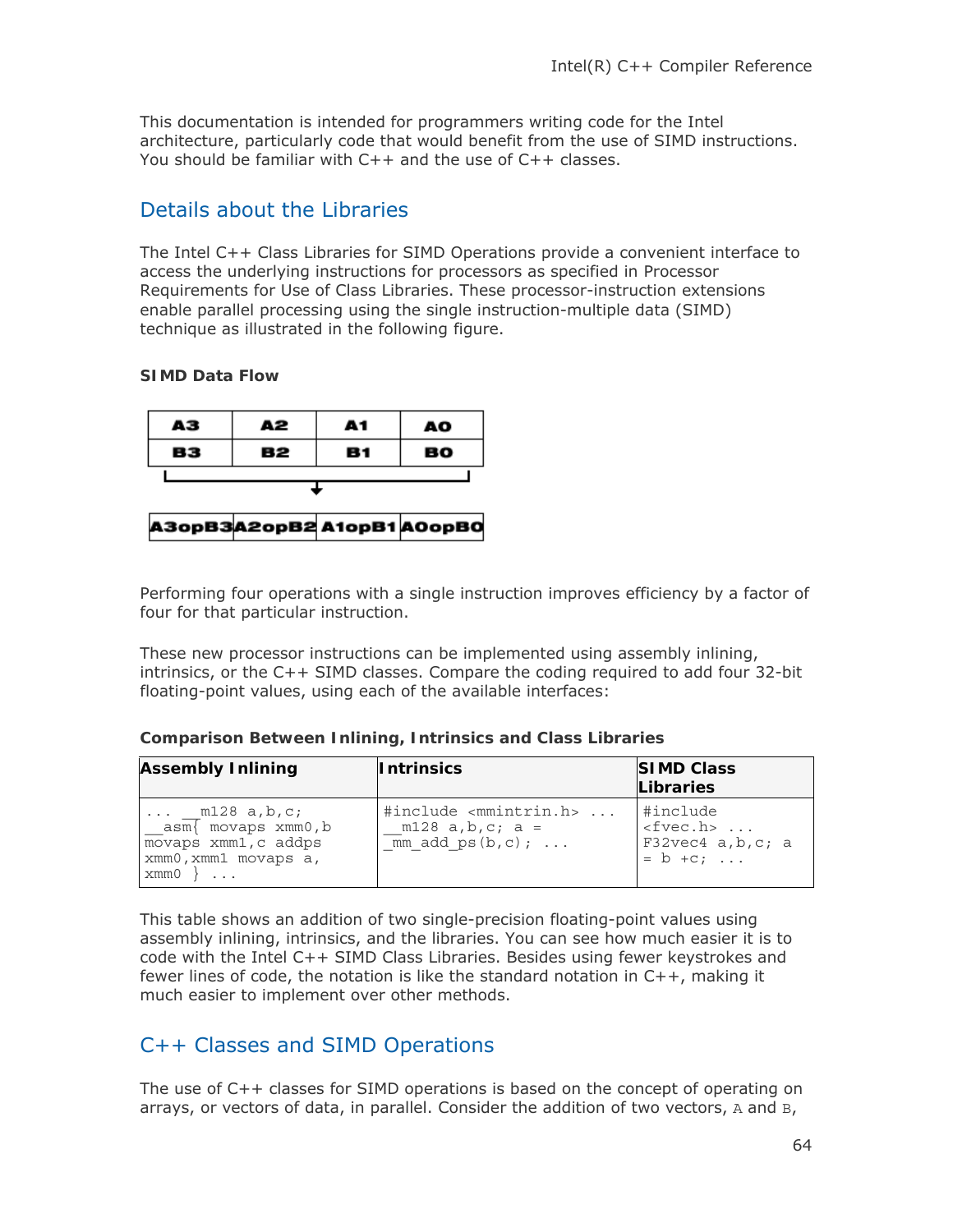This documentation is intended for programmers writing code for the Intel architecture, particularly code that would benefit from the use of SIMD instructions. You should be familiar with C++ and the use of C++ classes.

## Details about the Libraries

The Intel C++ Class Libraries for SIMD Operations provide a convenient interface to access the underlying instructions for processors as specified in Processor Requirements for Use of Class Libraries. These processor-instruction extensions enable parallel processing using the single instruction-multiple data (SIMD) technique as illustrated in the following figure.

**SIMD Data Flow**

| A3 | A2 | A1 | A0 |
|---|---|---|---|
| B3 | B2 | B1 | B0 |

↓

| A3opB3 | A2opB2 | A1opB1 | A0opB0 |
|---|---|---|---|

Performing four operations with a single instruction improves efficiency by a factor of four for that particular instruction.

These new processor instructions can be implemented using assembly inlining, intrinsics, or the C++ SIMD classes. Compare the coding required to add four 32-bit floating-point values, using each of the available interfaces:

**Comparison Between Inlining, Intrinsics and Class Libraries**

| Assembly Inlining | Intrinsics | SIMD Class Libraries |
|---|---|---|
| `... __m128 a,b,c; __asm{ movaps xmm0,b movaps xmm1,c addps xmm0,xmm1 movaps a, xmm0 } ...` | `#include <mmintrin.h> ... __m128 a,b,c; a = _mm_add_ps(b,c); ...` | `#include <fvec.h> ... F32vec4 a,b,c; a = b +c; ...` |

This table shows an addition of two single-precision floating-point values using assembly inlining, intrinsics, and the libraries. You can see how much easier it is to code with the Intel C++ SIMD Class Libraries. Besides using fewer keystrokes and fewer lines of code, the notation is like the standard notation in C++, making it much easier to implement over other methods.

## C++ Classes and SIMD Operations

The use of C++ classes for SIMD operations is based on the concept of operating on arrays, or vectors of data, in parallel. Consider the addition of two vectors, `A` and `B`,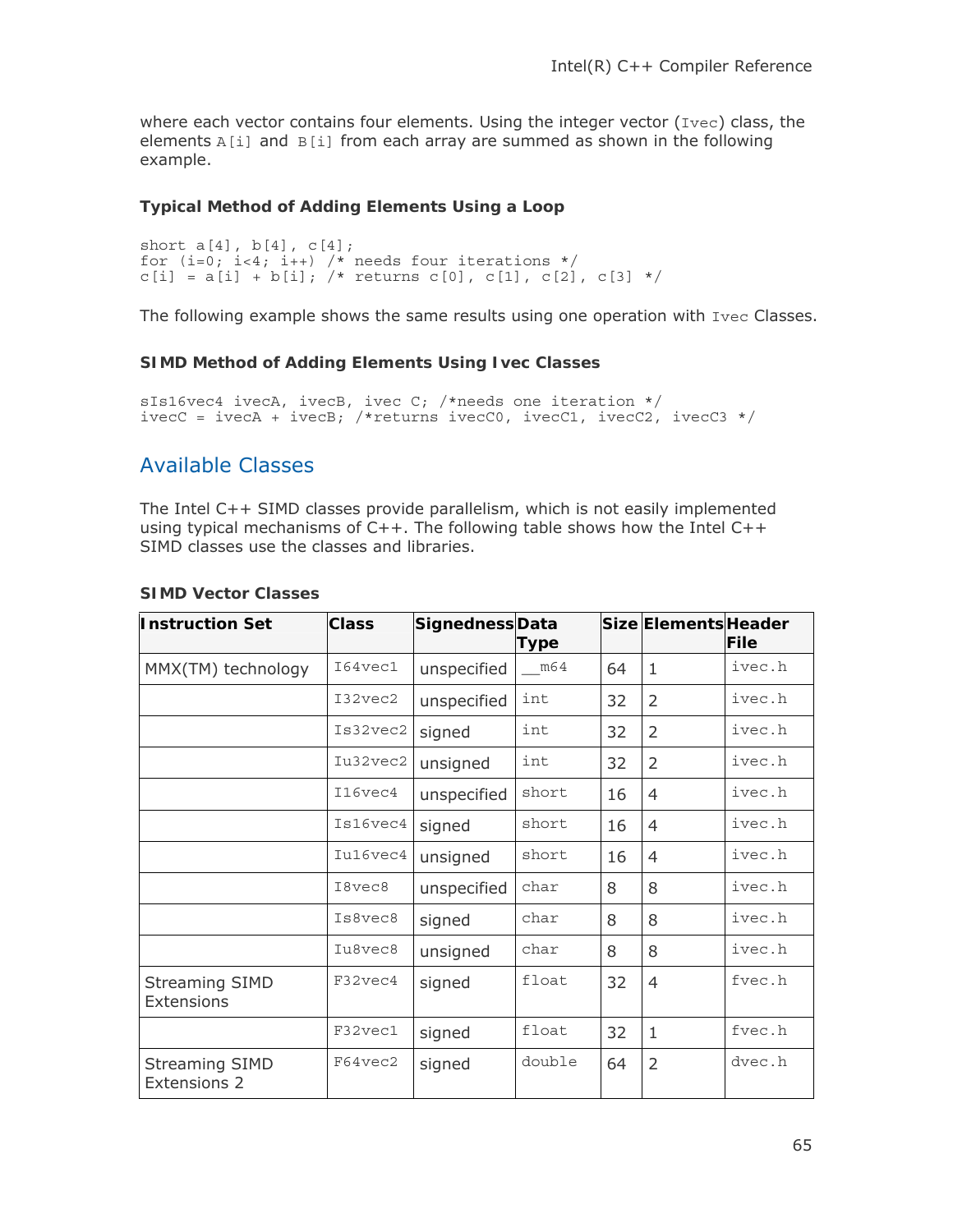where each vector contains four elements. Using the integer vector (`Ivec`) class, the elements `A[i]` and `B[i]` from each array are summed as shown in the following example.

#### Typical Method of Adding Elements Using a Loop

```
short a[4], b[4], c[4];
for (i=0; i<4; i++) /* needs four iterations */
c[i] = a[i] + b[i]; /* returns c[0], c[1], c[2], c[3] */
```

The following example shows the same results using one operation with `Ivec` Classes.

#### SIMD Method of Adding Elements Using Ivec Classes

```
sIs16vec4 ivecA, ivecB, ivec C; /*needs one iteration */
ivecC = ivecA + ivecB; /*returns ivecC0, ivecC1, ivecC2, ivecC3 */
```

## Available Classes

The Intel C++ SIMD classes provide parallelism, which is not easily implemented using typical mechanisms of C++. The following table shows how the Intel C++ SIMD classes use the classes and libraries.

#### SIMD Vector Classes

| Instruction Set | Class | Signedness | Data Type | Size | Elements | Header File |
|---|---|---|---|---|---|---|
| MMX(TM) technology | `I64vec1` | unspecified | `__m64` | 64 | 1 | `ivec.h` |
| | `I32vec2` | unspecified | `int` | 32 | 2 | `ivec.h` |
| | `Is32vec2` | signed | `int` | 32 | 2 | `ivec.h` |
| | `Iu32vec2` | unsigned | `int` | 32 | 2 | `ivec.h` |
| | `I16vec4` | unspecified | `short` | 16 | 4 | `ivec.h` |
| | `Is16vec4` | signed | `short` | 16 | 4 | `ivec.h` |
| | `Iu16vec4` | unsigned | `short` | 16 | 4 | `ivec.h` |
| | `I8vec8` | unspecified | `char` | 8 | 8 | `ivec.h` |
| | `Is8vec8` | signed | `char` | 8 | 8 | `ivec.h` |
| | `Iu8vec8` | unsigned | `char` | 8 | 8 | `ivec.h` |
| Streaming SIMD Extensions | `F32vec4` | signed | `float` | 32 | 4 | `fvec.h` |
| | `F32vec1` | signed | `float` | 32 | 1 | `fvec.h` |
| Streaming SIMD Extensions 2 | `F64vec2` | signed | `double` | 64 | 2 | `dvec.h` |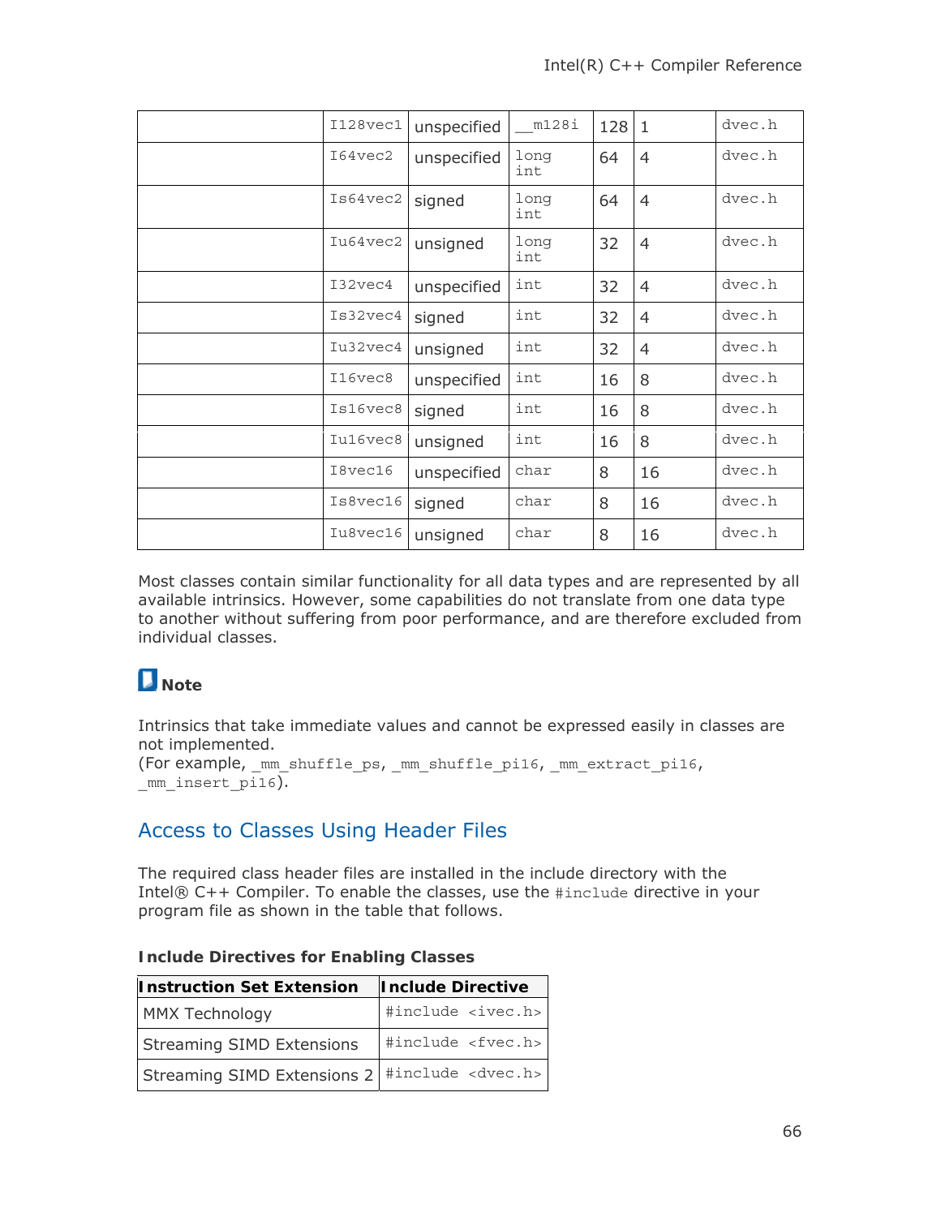| | I128vec1 | unspecified | __m128i | 128 | 1 | dvec.h |
|---|---|---|---|---|---|---|
| | I64vec2 | unspecified | long int | 64 | 4 | dvec.h |
| | Is64vec2 | signed | long int | 64 | 4 | dvec.h |
| | Iu64vec2 | unsigned | long int | 32 | 4 | dvec.h |
| | I32vec4 | unspecified | int | 32 | 4 | dvec.h |
| | Is32vec4 | signed | int | 32 | 4 | dvec.h |
| | Iu32vec4 | unsigned | int | 32 | 4 | dvec.h |
| | I16vec8 | unspecified | int | 16 | 8 | dvec.h |
| | Is16vec8 | signed | int | 16 | 8 | dvec.h |
| | Iu16vec8 | unsigned | int | 16 | 8 | dvec.h |
| | I8vec16 | unspecified | char | 8 | 16 | dvec.h |
| | Is8vec16 | signed | char | 8 | 16 | dvec.h |
| | Iu8vec16 | unsigned | char | 8 | 16 | dvec.h |

Most classes contain similar functionality for all data types and are represented by all available intrinsics. However, some capabilities do not translate from one data type to another without suffering from poor performance, and are therefore excluded from individual classes.

**Note**

Intrinsics that take immediate values and cannot be expressed easily in classes are not implemented.
(For example, `_mm_shuffle_ps`, `_mm_shuffle_pi16`, `_mm_extract_pi16`, `_mm_insert_pi16`).

## Access to Classes Using Header Files

The required class header files are installed in the include directory with the Intel® C++ Compiler. To enable the classes, use the `#include` directive in your program file as shown in the table that follows.

**Include Directives for Enabling Classes**

| Instruction Set Extension | Include Directive |
|---|---|
| MMX Technology | `#include <ivec.h>` |
| Streaming SIMD Extensions | `#include <fvec.h>` |
| Streaming SIMD Extensions 2 | `#include <dvec.h>` |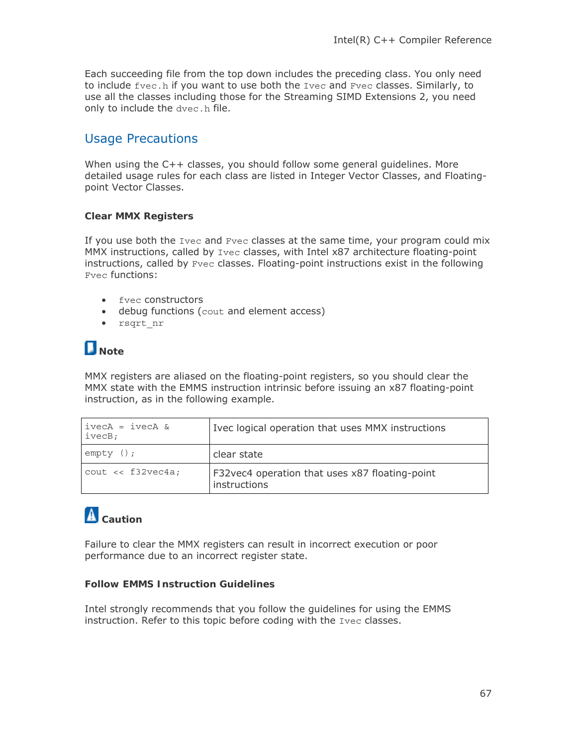Each succeeding file from the top down includes the preceding class. You only need to include `fvec.h` if you want to use both the `Ivec` and `Fvec` classes. Similarly, to use all the classes including those for the Streaming SIMD Extensions 2, you need only to include the `dvec.h` file.

## Usage Precautions

When using the C++ classes, you should follow some general guidelines. More detailed usage rules for each class are listed in Integer Vector Classes, and Floating-point Vector Classes.

### Clear MMX Registers

If you use both the `Ivec` and `Fvec` classes at the same time, your program could mix MMX instructions, called by `Ivec` classes, with Intel x87 architecture floating-point instructions, called by `Fvec` classes. Floating-point instructions exist in the following `Fvec` functions:

- `fvec` constructors
- debug functions (`cout` and element access)
- `rsqrt_nr`

**Note**

MMX registers are aliased on the floating-point registers, so you should clear the MMX state with the EMMS instruction intrinsic before issuing an x87 floating-point instruction, as in the following example.

| | |
|---|---|
| `ivecA = ivecA & ivecB;` | Ivec logical operation that uses MMX instructions |
| `empty ();` | clear state |
| `cout << f32vec4a;` | F32vec4 operation that uses x87 floating-point instructions |

**Caution**

Failure to clear the MMX registers can result in incorrect execution or poor performance due to an incorrect register state.

### Follow EMMS Instruction Guidelines

Intel strongly recommends that you follow the guidelines for using the EMMS instruction. Refer to this topic before coding with the `Ivec` classes.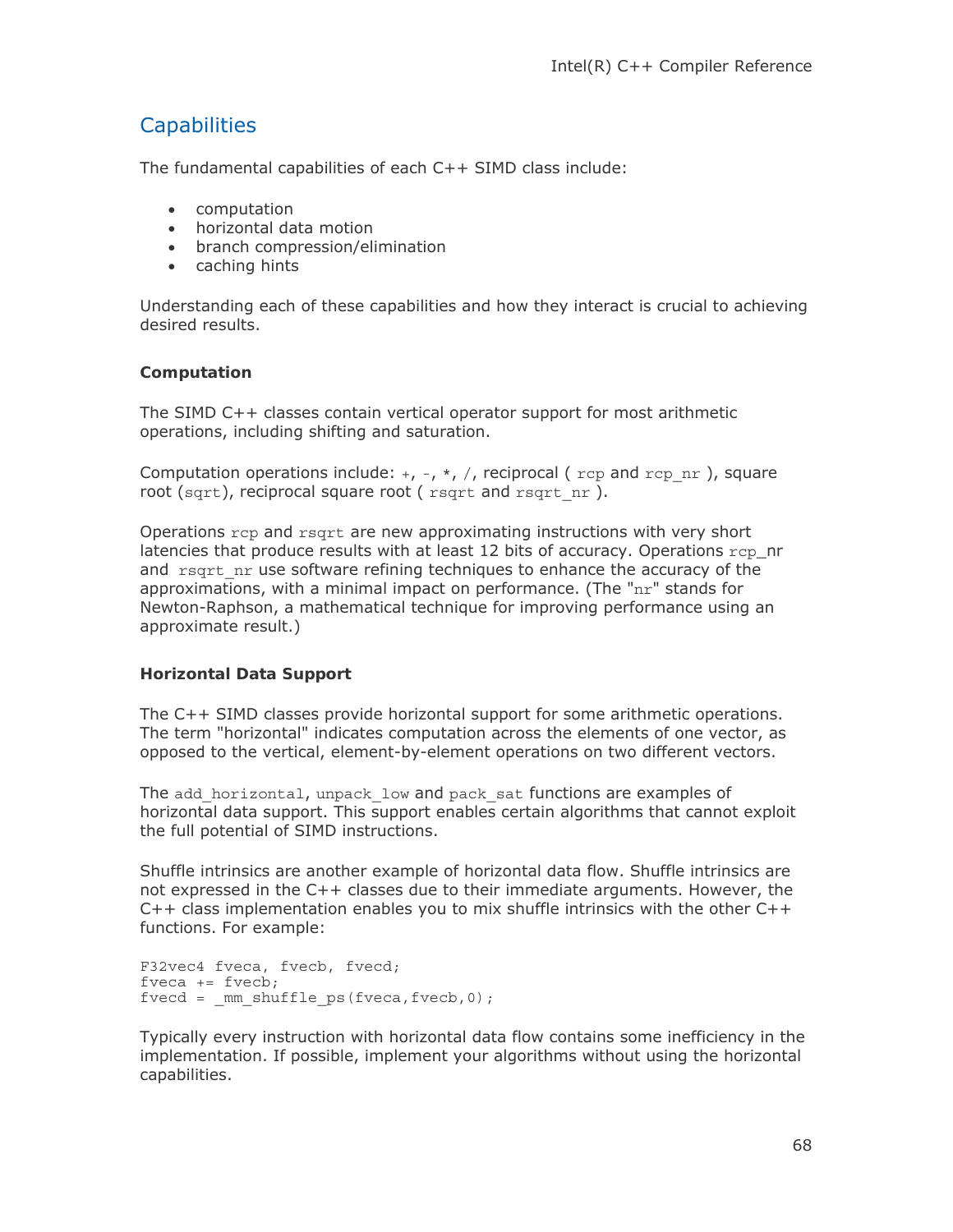## Capabilities

The fundamental capabilities of each C++ SIMD class include:

- computation
- horizontal data motion
- branch compression/elimination
- caching hints

Understanding each of these capabilities and how they interact is crucial to achieving desired results.

**Computation**

The SIMD C++ classes contain vertical operator support for most arithmetic operations, including shifting and saturation.

Computation operations include: `+`, `-`, `*`, `/`, reciprocal ( `rcp` and `rcp_nr` ), square root (`sqrt`), reciprocal square root ( `rsqrt` and `rsqrt_nr` ).

Operations `rcp` and `rsqrt` are new approximating instructions with very short latencies that produce results with at least 12 bits of accuracy. Operations `rcp_nr` and `rsqrt_nr` use software refining techniques to enhance the accuracy of the approximations, with a minimal impact on performance. (The "`nr`" stands for Newton-Raphson, a mathematical technique for improving performance using an approximate result.)

**Horizontal Data Support**

The C++ SIMD classes provide horizontal support for some arithmetic operations. The term "horizontal" indicates computation across the elements of one vector, as opposed to the vertical, element-by-element operations on two different vectors.

The `add_horizontal`, `unpack_low` and `pack_sat` functions are examples of horizontal data support. This support enables certain algorithms that cannot exploit the full potential of SIMD instructions.

Shuffle intrinsics are another example of horizontal data flow. Shuffle intrinsics are not expressed in the C++ classes due to their immediate arguments. However, the C++ class implementation enables you to mix shuffle intrinsics with the other C++ functions. For example:

```
F32vec4 fveca, fvecb, fvecd;
fveca += fvecb;
fvecd = _mm_shuffle_ps(fveca,fvecb,0);
```

Typically every instruction with horizontal data flow contains some inefficiency in the implementation. If possible, implement your algorithms without using the horizontal capabilities.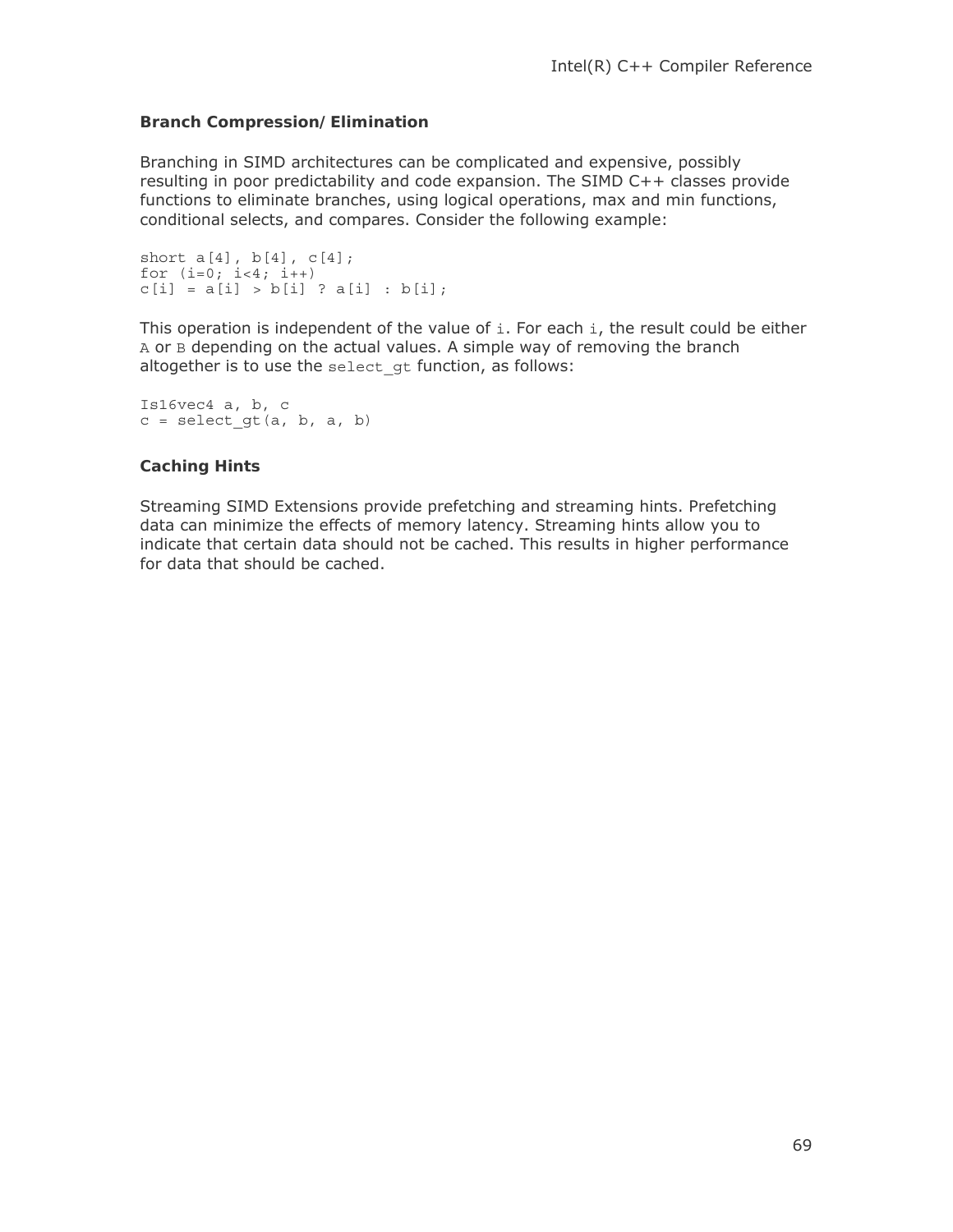### Branch Compression/Elimination

Branching in SIMD architectures can be complicated and expensive, possibly resulting in poor predictability and code expansion. The SIMD C++ classes provide functions to eliminate branches, using logical operations, max and min functions, conditional selects, and compares. Consider the following example:

```
short a[4], b[4], c[4];
for (i=0; i<4; i++)
c[i] = a[i] > b[i] ? a[i] : b[i];
```

This operation is independent of the value of `i`. For each `i`, the result could be either `A` or `B` depending on the actual values. A simple way of removing the branch altogether is to use the `select_gt` function, as follows:

```
Is16vec4 a, b, c
c = select_gt(a, b, a, b)
```

### Caching Hints

Streaming SIMD Extensions provide prefetching and streaming hints. Prefetching data can minimize the effects of memory latency. Streaming hints allow you to indicate that certain data should not be cached. This results in higher performance for data that should be cached.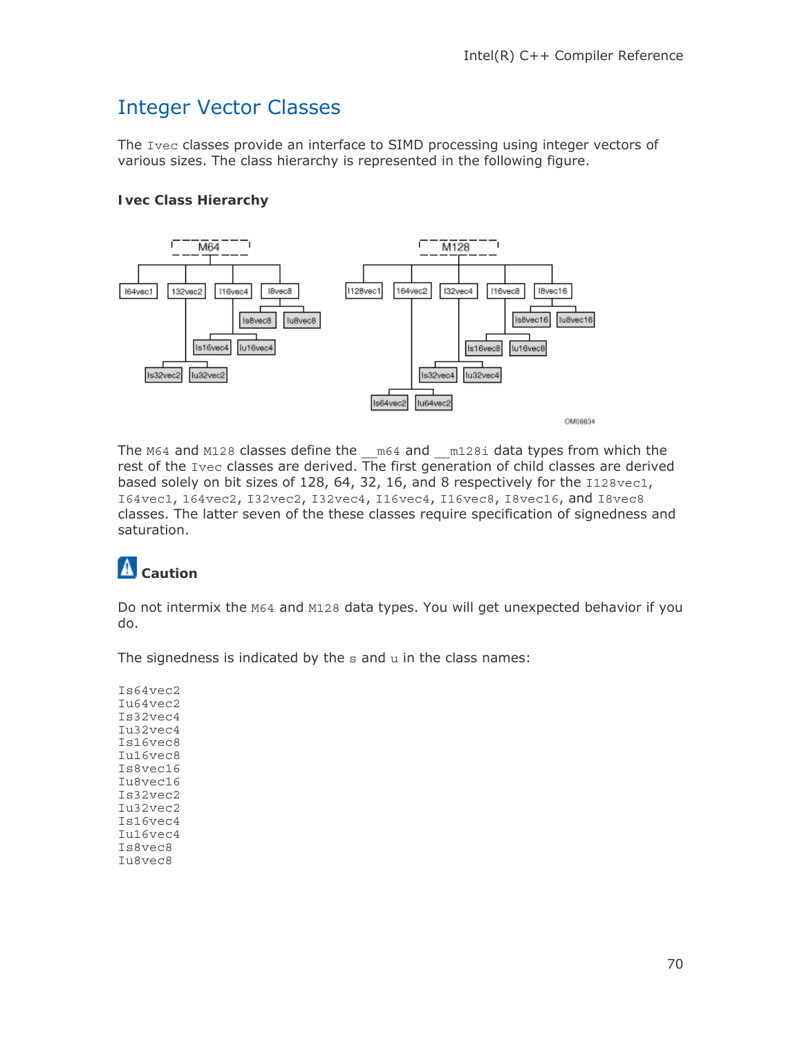# Integer Vector Classes

The `Ivec` classes provide an interface to SIMD processing using integer vectors of various sizes. The class hierarchy is represented in the following figure.

**Ivec Class Hierarchy**

The `M64` and `M128` classes define the `__m64` and `__m128i` data types from which the rest of the `Ivec` classes are derived. The first generation of child classes are derived based solely on bit sizes of 128, 64, 32, 16, and 8 respectively for the `I128vec1`, `I64vec1`, `164vec2`, `I32vec2`, `I32vec4`, `I16vec4`, `I16vec8`, `I8vec16`, and `I8vec8` classes. The latter seven of the these classes require specification of signedness and saturation.

**Caution**

Do not intermix the `M64` and `M128` data types. You will get unexpected behavior if you do.

The signedness is indicated by the `s` and `u` in the class names:

```
Is64vec2
Iu64vec2
Is32vec4
Iu32vec4
Is16vec8
Iu16vec8
Is8vec16
Iu8vec16
Is32vec2
Iu32vec2
Is16vec4
Iu16vec4
Is8vec8
Iu8vec8
```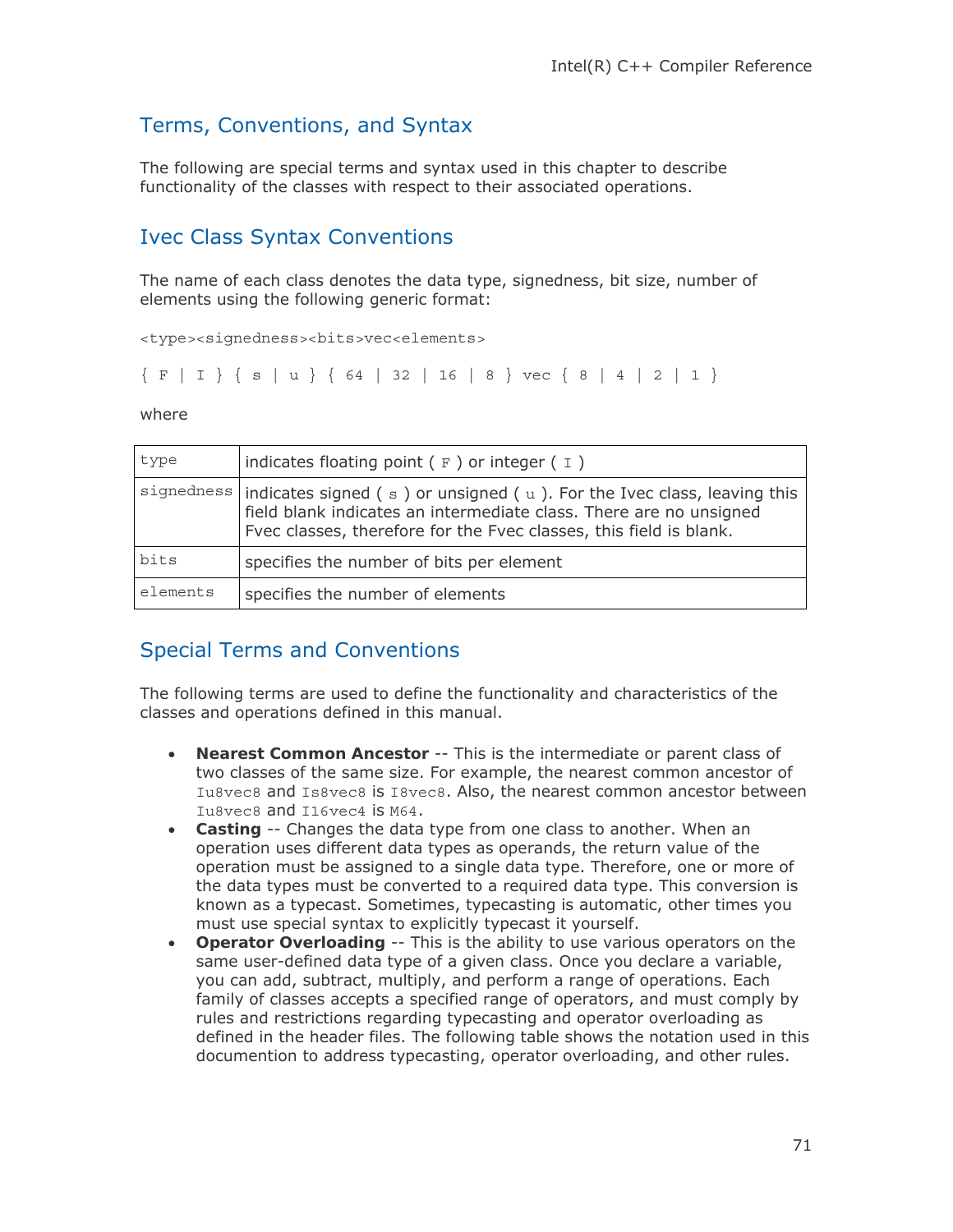## Terms, Conventions, and Syntax

The following are special terms and syntax used in this chapter to describe functionality of the classes with respect to their associated operations.

## Ivec Class Syntax Conventions

The name of each class denotes the data type, signedness, bit size, number of elements using the following generic format:

```
<type><signedness><bits>vec<elements>
```

```
{ F | I } { s | u } { 64 | 32 | 16 | 8 } vec { 8 | 4 | 2 | 1 }
```

where

| | |
|---|---|
| `type` | indicates floating point ( `F` ) or integer ( `I` ) |
| `signedness` | indicates signed ( `s` ) or unsigned ( `u` ). For the Ivec class, leaving this field blank indicates an intermediate class. There are no unsigned Fvec classes, therefore for the Fvec classes, this field is blank. |
| `bits` | specifies the number of bits per element |
| `elements` | specifies the number of elements |

## Special Terms and Conventions

The following terms are used to define the functionality and characteristics of the classes and operations defined in this manual.

- **Nearest Common Ancestor** -- This is the intermediate or parent class of two classes of the same size. For example, the nearest common ancestor of `Iu8vec8` and `Is8vec8` is `I8vec8`. Also, the nearest common ancestor between `Iu8vec8` and `I16vec4` is `M64`.
- **Casting** -- Changes the data type from one class to another. When an operation uses different data types as operands, the return value of the operation must be assigned to a single data type. Therefore, one or more of the data types must be converted to a required data type. This conversion is known as a typecast. Sometimes, typecasting is automatic, other times you must use special syntax to explicitly typecast it yourself.
- **Operator Overloading** -- This is the ability to use various operators on the same user-defined data type of a given class. Once you declare a variable, you can add, subtract, multiply, and perform a range of operations. Each family of classes accepts a specified range of operators, and must comply by rules and restrictions regarding typecasting and operator overloading as defined in the header files. The following table shows the notation used in this documention to address typecasting, operator overloading, and other rules.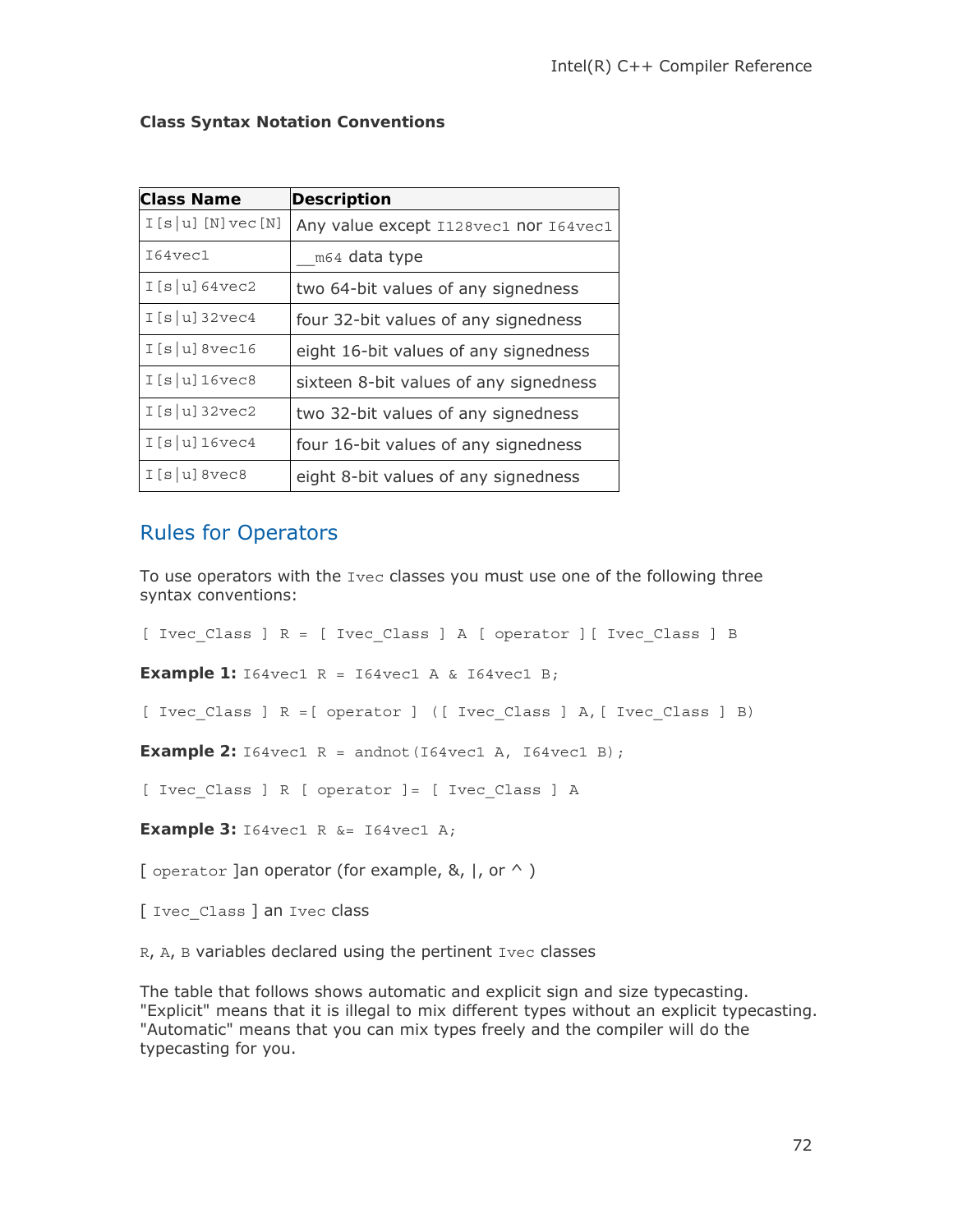**Class Syntax Notation Conventions**

| Class Name | Description |
|---|---|
| `I[s|u][N]vec[N]` | Any value except `I128vec1` nor `I64vec1` |
| `I64vec1` | `__m64` data type |
| `I[s|u]64vec2` | two 64-bit values of any signedness |
| `I[s|u]32vec4` | four 32-bit values of any signedness |
| `I[s|u]8vec16` | eight 16-bit values of any signedness |
| `I[s|u]16vec8` | sixteen 8-bit values of any signedness |
| `I[s|u]32vec2` | two 32-bit values of any signedness |
| `I[s|u]16vec4` | four 16-bit values of any signedness |
| `I[s|u]8vec8` | eight 8-bit values of any signedness |

## Rules for Operators

To use operators with the `Ivec` classes you must use one of the following three syntax conventions:

```
[ Ivec_Class ] R = [ Ivec_Class ] A [ operator ][ Ivec_Class ] B
```

**Example 1:** `I64vec1 R = I64vec1 A & I64vec1 B;`

```
[ Ivec_Class ] R =[ operator ] ([ Ivec_Class ] A,[ Ivec_Class ] B)
```

**Example 2:** `I64vec1 R = andnot(I64vec1 A, I64vec1 B);`

```
[ Ivec_Class ] R [ operator ]= [ Ivec_Class ] A
```

**Example 3:** `I64vec1 R &= I64vec1 A;`

[ `operator` ]an operator (for example, &, |, or ^ )

[ `Ivec_Class` ] an `Ivec` class

`R`, `A`, `B` variables declared using the pertinent `Ivec` classes

The table that follows shows automatic and explicit sign and size typecasting. "Explicit" means that it is illegal to mix different types without an explicit typecasting. "Automatic" means that you can mix types freely and the compiler will do the typecasting for you.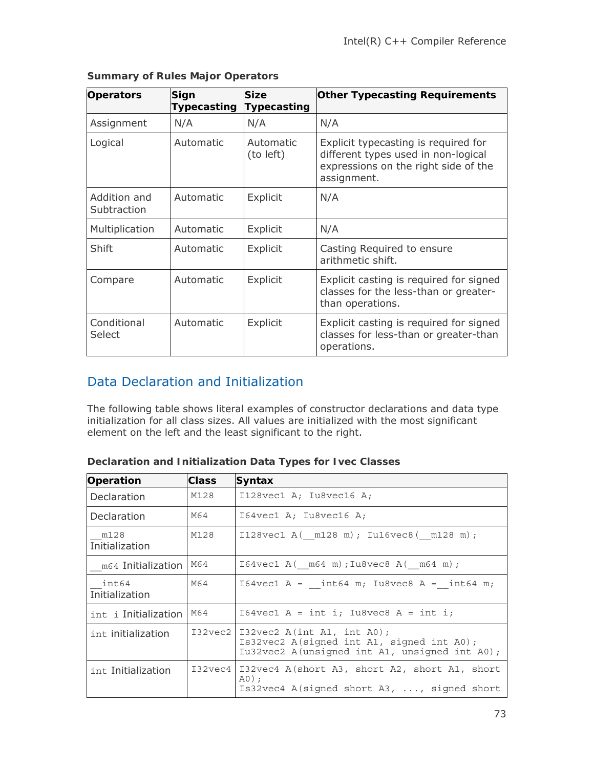**Summary of Rules Major Operators**

| Operators | Sign Typecasting | Size Typecasting | Other Typecasting Requirements |
| --- | --- | --- | --- |
| Assignment | N/A | N/A | N/A |
| Logical | Automatic | Automatic (to left) | Explicit typecasting is required for different types used in non-logical expressions on the right side of the assignment. |
| Addition and Subtraction | Automatic | Explicit | N/A |
| Multiplication | Automatic | Explicit | N/A |
| Shift | Automatic | Explicit | Casting Required to ensure arithmetic shift. |
| Compare | Automatic | Explicit | Explicit casting is required for signed classes for the less-than or greater-than operations. |
| Conditional Select | Automatic | Explicit | Explicit casting is required for signed classes for less-than or greater-than operations. |

## Data Declaration and Initialization

The following table shows literal examples of constructor declarations and data type initialization for all class sizes. All values are initialized with the most significant element on the left and the least significant to the right.

**Declaration and Initialization Data Types for Ivec Classes**

| Operation | Class | Syntax |
| --- | --- | --- |
| Declaration | M128 | `I128vec1 A; Iu8vec16 A;` |
| Declaration | M64 | `I64vec1 A; Iu8vec16 A;` |
| `__m128` Initialization | M128 | `I128vec1 A(__m128 m); Iu16vec8(__m128 m);` |
| `__m64` Initialization | M64 | `I64vec1 A(__m64 m);Iu8vec8 A(__m64 m);` |
| `__int64` Initialization | M64 | `I64vec1 A = __int64 m; Iu8vec8 A =__int64 m;` |
| `int i` Initialization | M64 | `I64vec1 A = int i; Iu8vec8 A = int i;` |
| `int` initialization | I32vec2 | `I32vec2 A(int A1, int A0);` `Is32vec2 A(signed int A1, signed int A0);` `Iu32vec2 A(unsigned int A1, unsigned int A0);` |
| `int` Initialization | I32vec4 | `I32vec4 A(short A3, short A2, short A1, short A0);` `Is32vec4 A(signed short A3, ..., signed short` |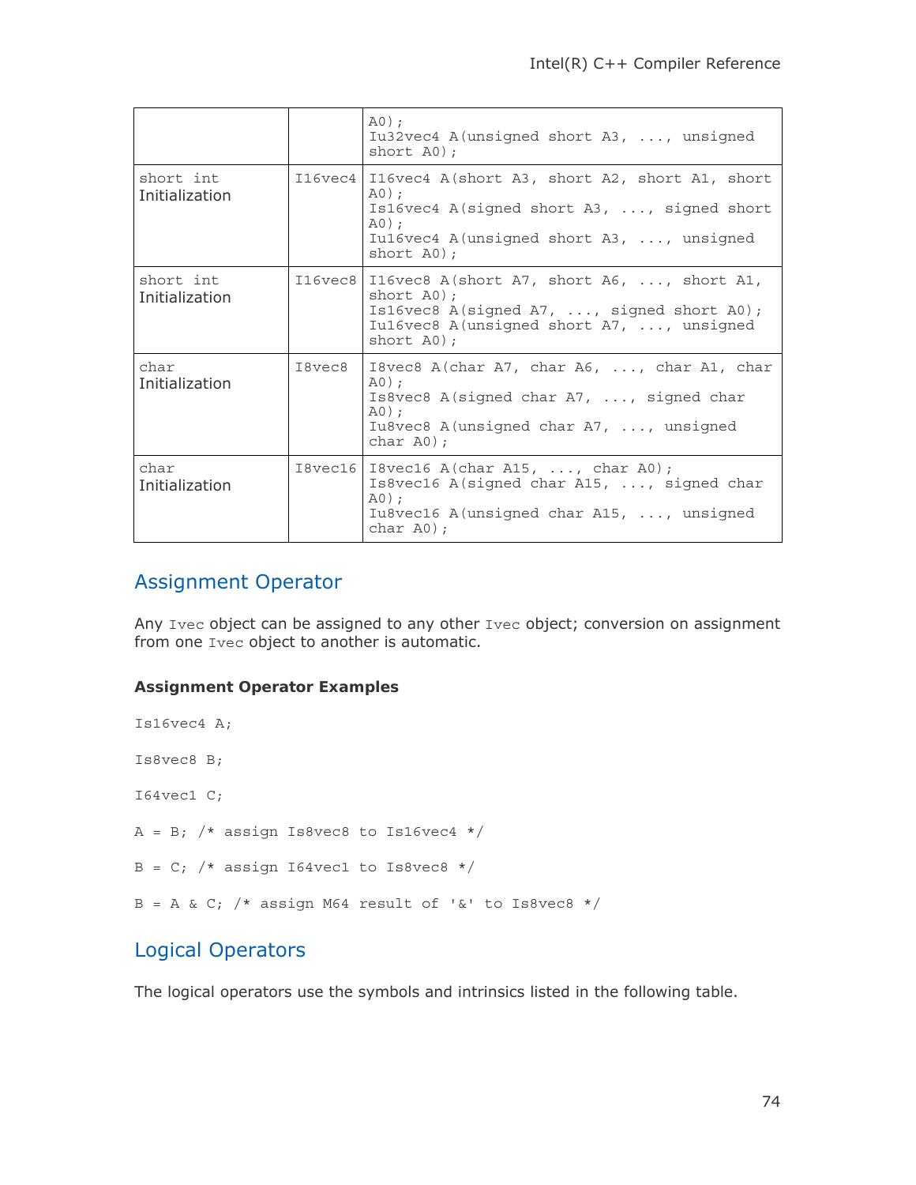|  |  | A0);<br>Iu32vec4 A(unsigned short A3, ..., unsigned short A0); |
|---|---|---|
| short int Initialization | I16vec4 | I16vec4 A(short A3, short A2, short A1, short A0);<br>Is16vec4 A(signed short A3, ..., signed short A0);<br>Iu16vec4 A(unsigned short A3, ..., unsigned short A0); |
| short int Initialization | I16vec8 | I16vec8 A(short A7, short A6, ..., short A1, short A0);<br>Is16vec8 A(signed A7, ..., signed short A0);<br>Iu16vec8 A(unsigned short A7, ..., unsigned short A0); |
| char Initialization | I8vec8 | I8vec8 A(char A7, char A6, ..., char A1, char A0);<br>Is8vec8 A(signed char A7, ..., signed char A0);<br>Iu8vec8 A(unsigned char A7, ..., unsigned char A0); |
| char Initialization | I8vec16 | I8vec16 A(char A15, ..., char A0);<br>Is8vec16 A(signed char A15, ..., signed char A0);<br>Iu8vec16 A(unsigned char A15, ..., unsigned char A0); |

## Assignment Operator

Any `Ivec` object can be assigned to any other `Ivec` object; conversion on assignment from one `Ivec` object to another is automatic.

**Assignment Operator Examples**

```
Is16vec4 A;

Is8vec8 B;

I64vec1 C;

A = B; /* assign Is8vec8 to Is16vec4 */

B = C; /* assign I64vec1 to Is8vec8 */

B = A & C; /* assign M64 result of '&' to Is8vec8 */
```

## Logical Operators

The logical operators use the symbols and intrinsics listed in the following table.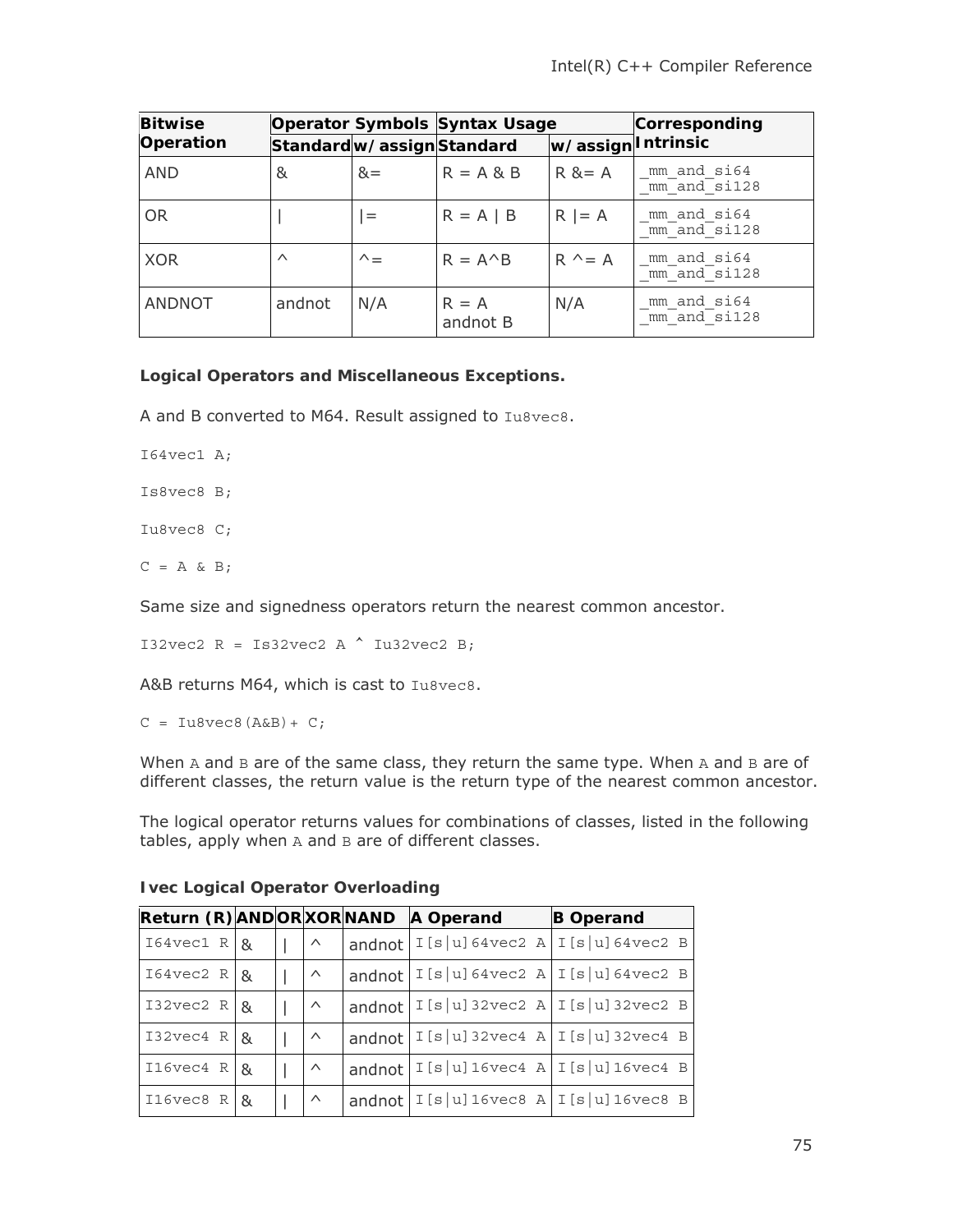| Bitwise Operation | Operator Symbols | | Syntax Usage | | Corresponding Intrinsic |
|---|---|---|---|---|---|
| | Standard | w/assign | Standard | w/assign | |
| AND | & | &= | R = A & B | R &= A | _mm_and_si64 _mm_and_si128 |
| OR | \| | \|= | R = A \| B | R \|= A | _mm_and_si64 _mm_and_si128 |
| XOR | ^ | ^= | R = A^B | R ^= A | _mm_and_si64 _mm_and_si128 |
| ANDNOT | andnot | N/A | R = A andnot B | N/A | _mm_and_si64 _mm_and_si128 |

**Logical Operators and Miscellaneous Exceptions.**

A and B converted to M64. Result assigned to `Iu8vec8`.

```
I64vec1 A;

Is8vec8 B;

Iu8vec8 C;

C = A & B;
```

Same size and signedness operators return the nearest common ancestor.

```
I32vec2 R = Is32vec2 A ^ Iu32vec2 B;
```

A&B returns M64, which is cast to `Iu8vec8`.

```
C = Iu8vec8(A&B)+ C;
```

When `A` and `B` are of the same class, they return the same type. When `A` and `B` are of different classes, the return value is the return type of the nearest common ancestor.

The logical operator returns values for combinations of classes, listed in the following tables, apply when `A` and `B` are of different classes.

**Ivec Logical Operator Overloading**

| Return (R) | AND | OR | XOR | NAND | A Operand | B Operand |
|---|---|---|---|---|---|---|
| I64vec1 R | & | \| | ^ | andnot | I[s\|u]64vec2 A | I[s\|u]64vec2 B |
| I64vec2 R | & | \| | ^ | andnot | I[s\|u]64vec2 A | I[s\|u]64vec2 B |
| I32vec2 R | & | \| | ^ | andnot | I[s\|u]32vec2 A | I[s\|u]32vec2 B |
| I32vec4 R | & | \| | ^ | andnot | I[s\|u]32vec4 A | I[s\|u]32vec4 B |
| I16vec4 R | & | \| | ^ | andnot | I[s\|u]16vec4 A | I[s\|u]16vec4 B |
| I16vec8 R | & | \| | ^ | andnot | I[s\|u]16vec8 A | I[s\|u]16vec8 B |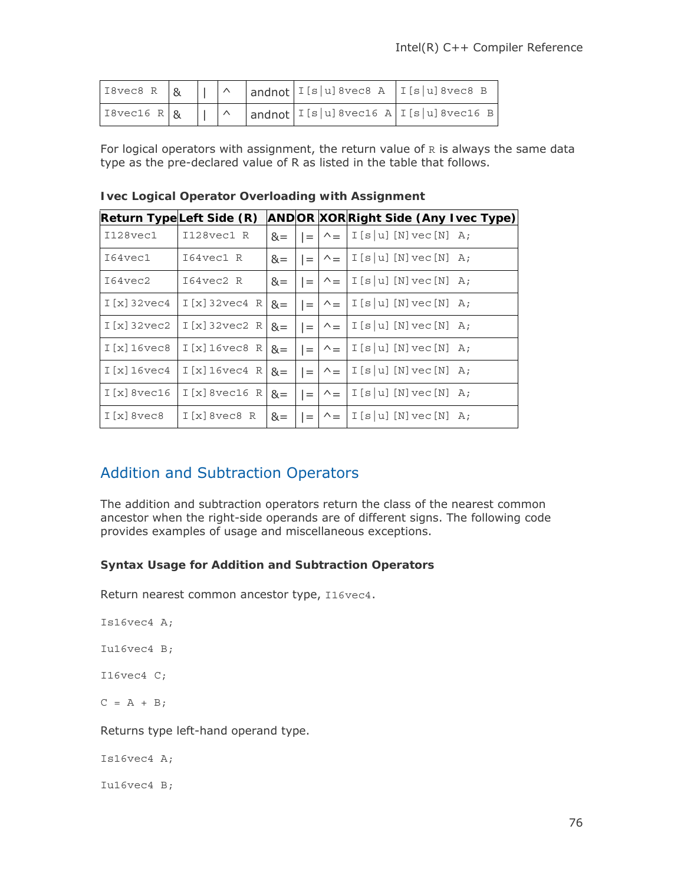| I8vec8 R | & | \| | ^ | andnot | I[s\|u]8vec8 A | I[s\|u]8vec8 B |
|---|---|---|---|---|---|---|
| I8vec16 R | & | \| | ^ | andnot | I[s\|u]8vec16 A | I[s\|u]8vec16 B |

For logical operators with assignment, the return value of R is always the same data type as the pre-declared value of R as listed in the table that follows.

**Ivec Logical Operator Overloading with Assignment**

| Return Type | Left Side (R) | AND | OR | XOR | Right Side (Any Ivec Type) |
|---|---|---|---|---|---|
| I128vec1 | I128vec1 R | &= | \|= | ^= | I[s\|u][N]vec[N] A; |
| I64vec1 | I64vec1 R | &= | \|= | ^= | I[s\|u][N]vec[N] A; |
| I64vec2 | I64vec2 R | &= | \|= | ^= | I[s\|u][N]vec[N] A; |
| I[x]32vec4 | I[x]32vec4 R | &= | \|= | ^= | I[s\|u][N]vec[N] A; |
| I[x]32vec2 | I[x]32vec2 R | &= | \|= | ^= | I[s\|u][N]vec[N] A; |
| I[x]16vec8 | I[x]16vec8 R | &= | \|= | ^= | I[s\|u][N]vec[N] A; |
| I[x]16vec4 | I[x]16vec4 R | &= | \|= | ^= | I[s\|u][N]vec[N] A; |
| I[x]8vec16 | I[x]8vec16 R | &= | \|= | ^= | I[s\|u][N]vec[N] A; |
| I[x]8vec8 | I[x]8vec8 R | &= | \|= | ^= | I[s\|u][N]vec[N] A; |

## Addition and Subtraction Operators

The addition and subtraction operators return the class of the nearest common ancestor when the right-side operands are of different signs. The following code provides examples of usage and miscellaneous exceptions.

**Syntax Usage for Addition and Subtraction Operators**

Return nearest common ancestor type, I16vec4.

```
Is16vec4 A;

Iu16vec4 B;

I16vec4 C;

C = A + B;
```

Returns type left-hand operand type.

```
Is16vec4 A;

Iu16vec4 B;
```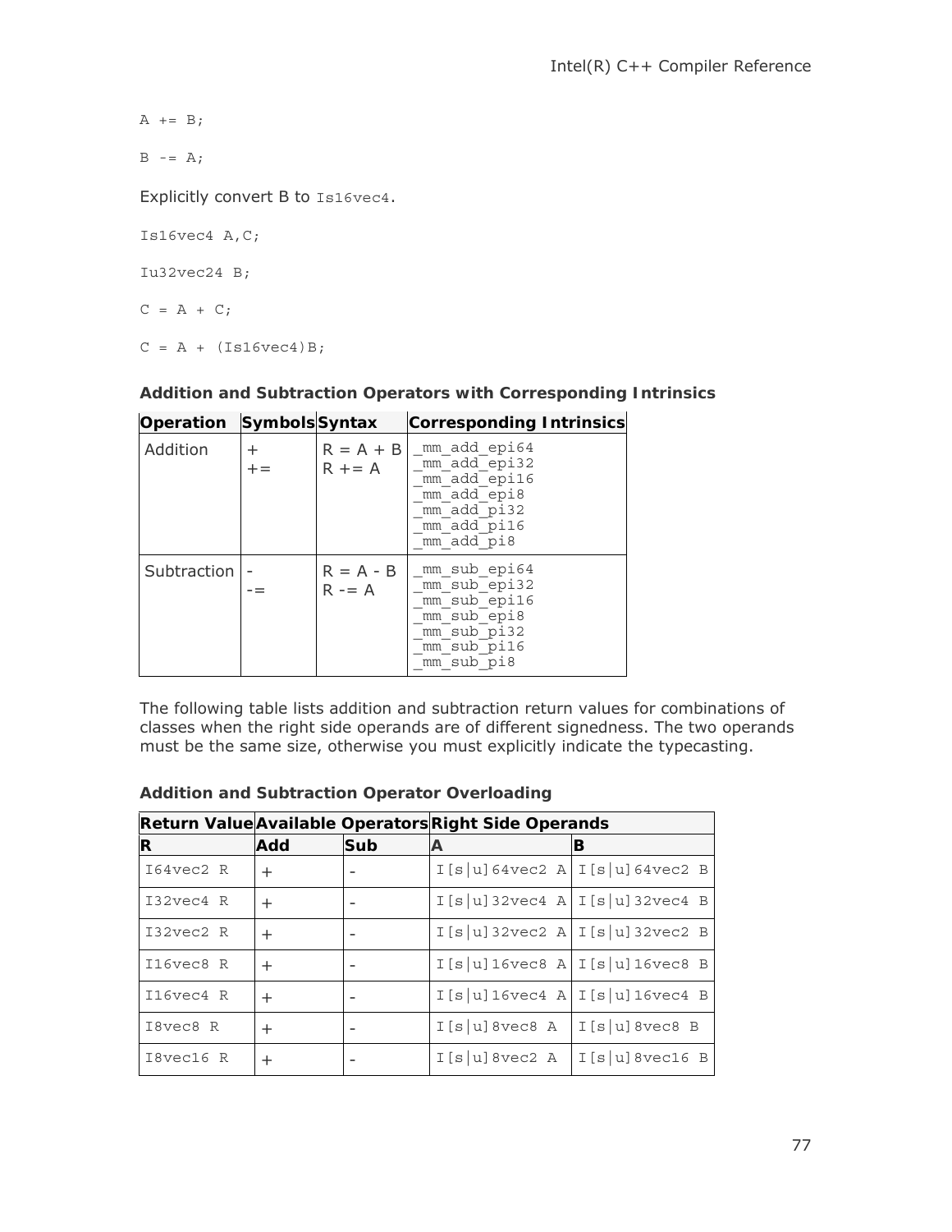```
A += B;

B -= A;
```

Explicitly convert B to `Is16vec4`.

```
Is16vec4 A,C;

Iu32vec24 B;

C = A + C;

C = A + (Is16vec4)B;
```

**Addition and Subtraction Operators with Corresponding Intrinsics**

| Operation | Symbols | Syntax | Corresponding Intrinsics |
|---|---|---|---|
| Addition | + <br> += | R = A + B <br> R += A | _mm_add_epi64 <br> _mm_add_epi32 <br> _mm_add_epi16 <br> _mm_add_epi8 <br> _mm_add_pi32 <br> _mm_add_pi16 <br> _mm_add_pi8 |
| Subtraction | - <br> -= | R = A - B <br> R -= A | _mm_sub_epi64 <br> _mm_sub_epi32 <br> _mm_sub_epi16 <br> _mm_sub_epi8 <br> _mm_sub_pi32 <br> _mm_sub_pi16 <br> _mm_sub_pi8 |

The following table lists addition and subtraction return values for combinations of classes when the right side operands are of different signedness. The two operands must be the same size, otherwise you must explicitly indicate the typecasting.

**Addition and Subtraction Operator Overloading**

| Return Value | Available Operators | | Right Side Operands | |
|---|---|---|---|---|
| **R** | **Add** | **Sub** | **A** | **B** |
| I64vec2 R | + | - | I[s\|u]64vec2 A | I[s\|u]64vec2 B |
| I32vec4 R | + | - | I[s\|u]32vec4 A | I[s\|u]32vec4 B |
| I32vec2 R | + | - | I[s\|u]32vec2 A | I[s\|u]32vec2 B |
| I16vec8 R | + | - | I[s\|u]16vec8 A | I[s\|u]16vec8 B |
| I16vec4 R | + | - | I[s\|u]16vec4 A | I[s\|u]16vec4 B |
| I8vec8 R | + | - | I[s\|u]8vec8 A | I[s\|u]8vec8 B |
| I8vec16 R | + | - | I[s\|u]8vec2 A | I[s\|u]8vec16 B |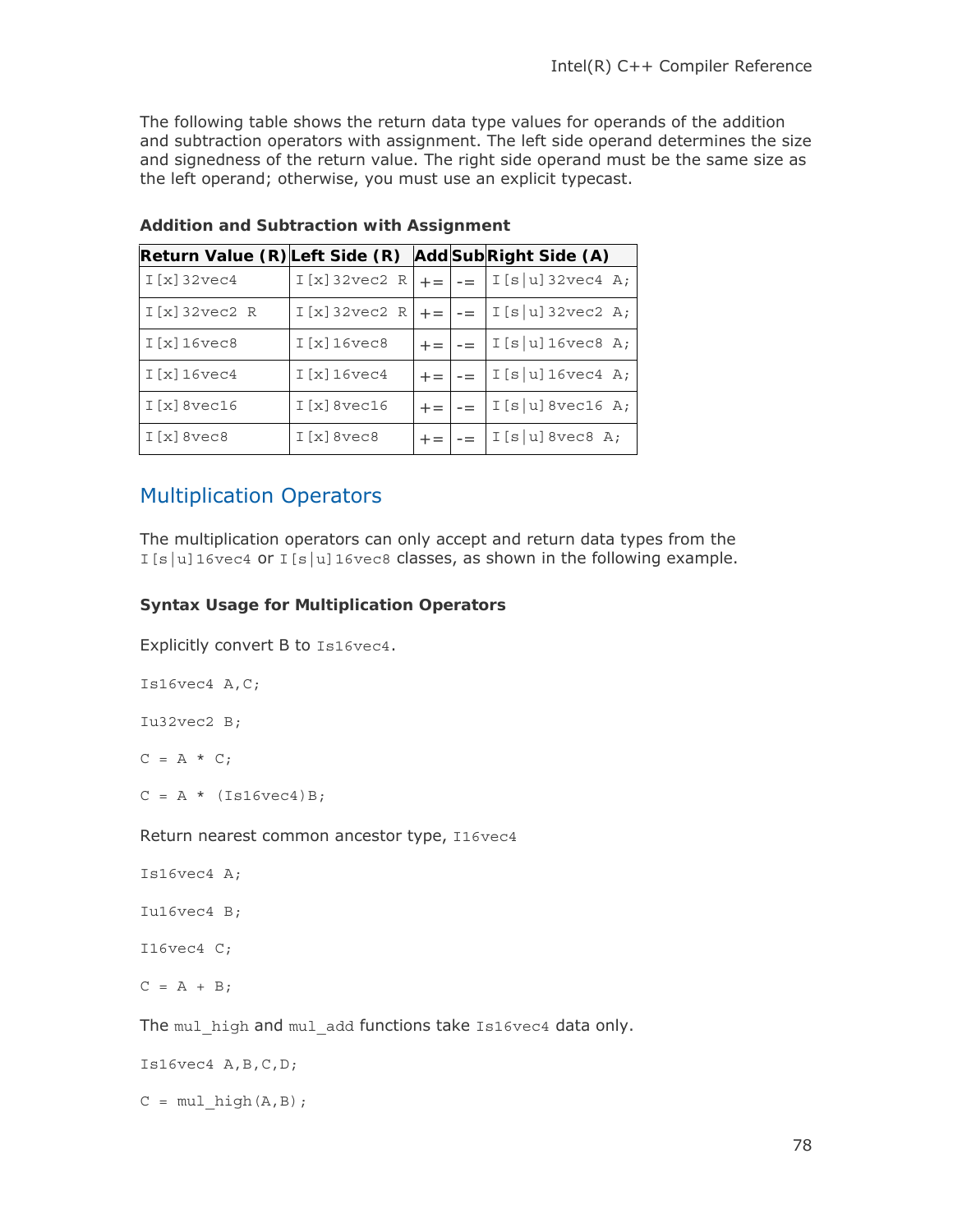The following table shows the return data type values for operands of the addition and subtraction operators with assignment. The left side operand determines the size and signedness of the return value. The right side operand must be the same size as the left operand; otherwise, you must use an explicit typecast.

**Addition and Subtraction with Assignment**

| Return Value (R) | Left Side (R) | Add | Sub | Right Side (A) |
|---|---|---|---|---|
| I[x]32vec4 | I[x]32vec2 R | += | -= | I[s\|u]32vec4 A; |
| I[x]32vec2 R | I[x]32vec2 R | += | -= | I[s\|u]32vec2 A; |
| I[x]16vec8 | I[x]16vec8 | += | -= | I[s\|u]16vec8 A; |
| I[x]16vec4 | I[x]16vec4 | += | -= | I[s\|u]16vec4 A; |
| I[x]8vec16 | I[x]8vec16 | += | -= | I[s\|u]8vec16 A; |
| I[x]8vec8 | I[x]8vec8 | += | -= | I[s\|u]8vec8 A; |

## Multiplication Operators

The multiplication operators can only accept and return data types from the `I[s|u]16vec4` or `I[s|u]16vec8` classes, as shown in the following example.

### Syntax Usage for Multiplication Operators

Explicitly convert B to `Is16vec4`.

```
Is16vec4 A,C;

Iu32vec2 B;

C = A * C;

C = A * (Is16vec4)B;
```

Return nearest common ancestor type, `I16vec4`

```
Is16vec4 A;

Iu16vec4 B;

I16vec4 C;

C = A + B;
```

The `mul_high` and `mul_add` functions take `Is16vec4` data only.

```
Is16vec4 A,B,C,D;

C = mul_high(A,B);
```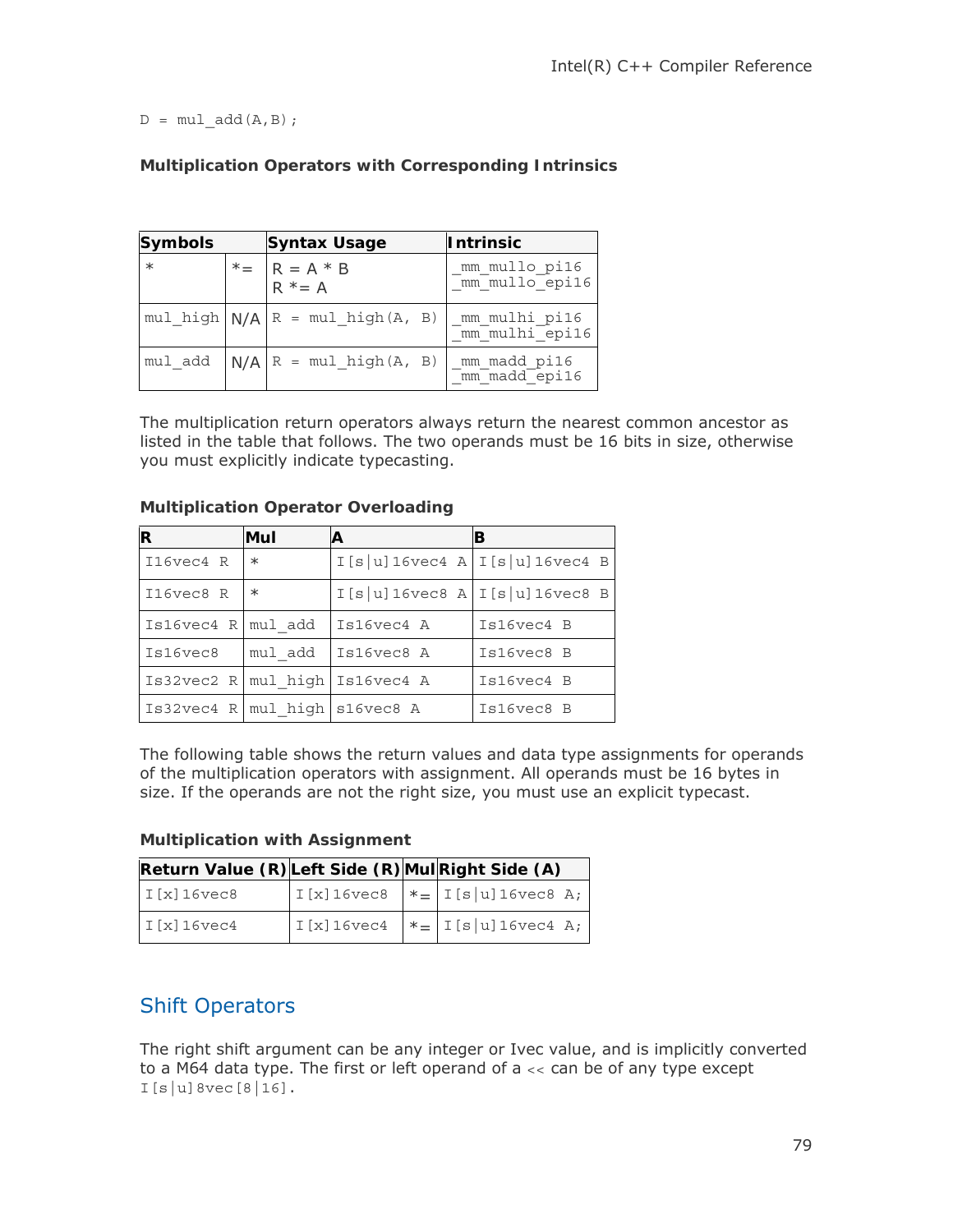```
D = mul_add(A,B);
```

**Multiplication Operators with Corresponding Intrinsics**

| Symbols | | Syntax Usage | Intrinsic |
|---|---|---|---|
| * | *= | R = A * B<br>R *= A | _mm_mullo_pi16<br>_mm_mullo_epi16 |
| mul_high | N/A | R = mul_high(A, B) | _mm_mulhi_pi16<br>_mm_mulhi_epi16 |
| mul_add | N/A | R = mul_high(A, B) | _mm_madd_pi16<br>_mm_madd_epi16 |

The multiplication return operators always return the nearest common ancestor as listed in the table that follows. The two operands must be 16 bits in size, otherwise you must explicitly indicate typecasting.

**Multiplication Operator Overloading**

| R | Mul | A | B |
|---|---|---|---|
| I16vec4 R | * | I[s\|u]16vec4 A | I[s\|u]16vec4 B |
| I16vec8 R | * | I[s\|u]16vec8 A | I[s\|u]16vec8 B |
| Is16vec4 R | mul_add | Is16vec4 A | Is16vec4 B |
| Is16vec8 | mul_add | Is16vec8 A | Is16vec8 B |
| Is32vec2 R | mul_high | Is16vec4 A | Is16vec4 B |
| Is32vec4 R | mul_high | s16vec8 A | Is16vec8 B |

The following table shows the return values and data type assignments for operands of the multiplication operators with assignment. All operands must be 16 bytes in size. If the operands are not the right size, you must use an explicit typecast.

**Multiplication with Assignment**

| Return Value (R) | Left Side (R) | Mul | Right Side (A) |
|---|---|---|---|
| I[x]16vec8 | I[x]16vec8 | *= | I[s\|u]16vec8 A; |
| I[x]16vec4 | I[x]16vec4 | *= | I[s\|u]16vec4 A; |

## Shift Operators

The right shift argument can be any integer or Ivec value, and is implicitly converted to a M64 data type. The first or left operand of a `<<` can be of any type except `I[s|u]8vec[8|16]`.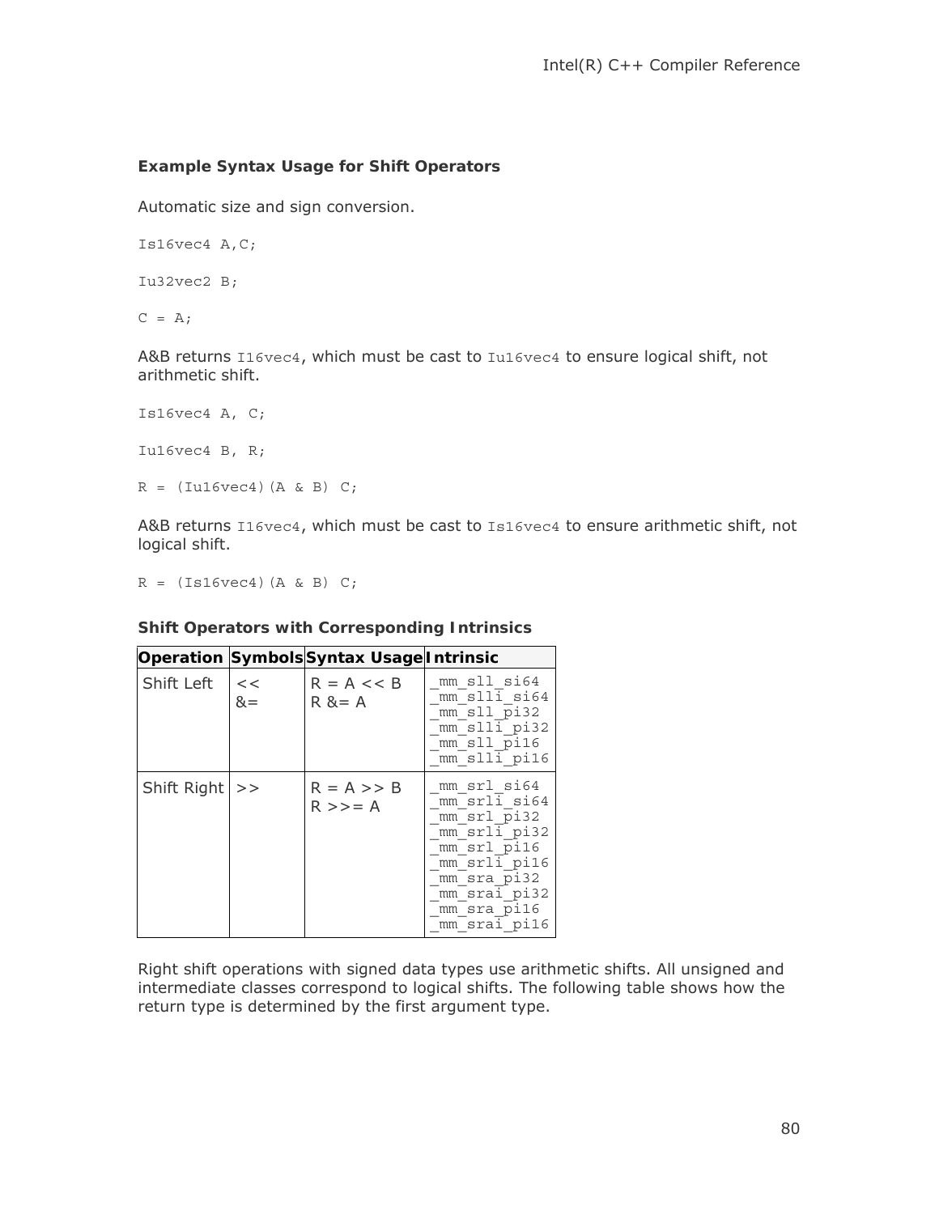**Example Syntax Usage for Shift Operators**

Automatic size and sign conversion.

```
Is16vec4 A,C;

Iu32vec2 B;

C = A;
```

A&B returns `I16vec4`, which must be cast to `Iu16vec4` to ensure logical shift, not arithmetic shift.

```
Is16vec4 A, C;

Iu16vec4 B, R;

R = (Iu16vec4)(A & B) C;
```

A&B returns `I16vec4`, which must be cast to `Is16vec4` to ensure arithmetic shift, not logical shift.

```
R = (Is16vec4)(A & B) C;
```

**Shift Operators with Corresponding Intrinsics**

| Operation | Symbols | Syntax Usage | Intrinsic |
|---|---|---|---|
| Shift Left | <<<br>&= | R = A << B<br>R &= A | _mm_sll_si64<br>_mm_slli_si64<br>_mm_sll_pi32<br>_mm_slli_pi32<br>_mm_sll_pi16<br>_mm_slli_pi16 |
| Shift Right | >> | R = A >> B<br>R >>= A | _mm_srl_si64<br>_mm_srli_si64<br>_mm_srl_pi32<br>_mm_srli_pi32<br>_mm_srl_pi16<br>_mm_srli_pi16<br>_mm_sra_pi32<br>_mm_srai_pi32<br>_mm_sra_pi16<br>_mm_srai_pi16 |

Right shift operations with signed data types use arithmetic shifts. All unsigned and intermediate classes correspond to logical shifts. The following table shows how the return type is determined by the first argument type.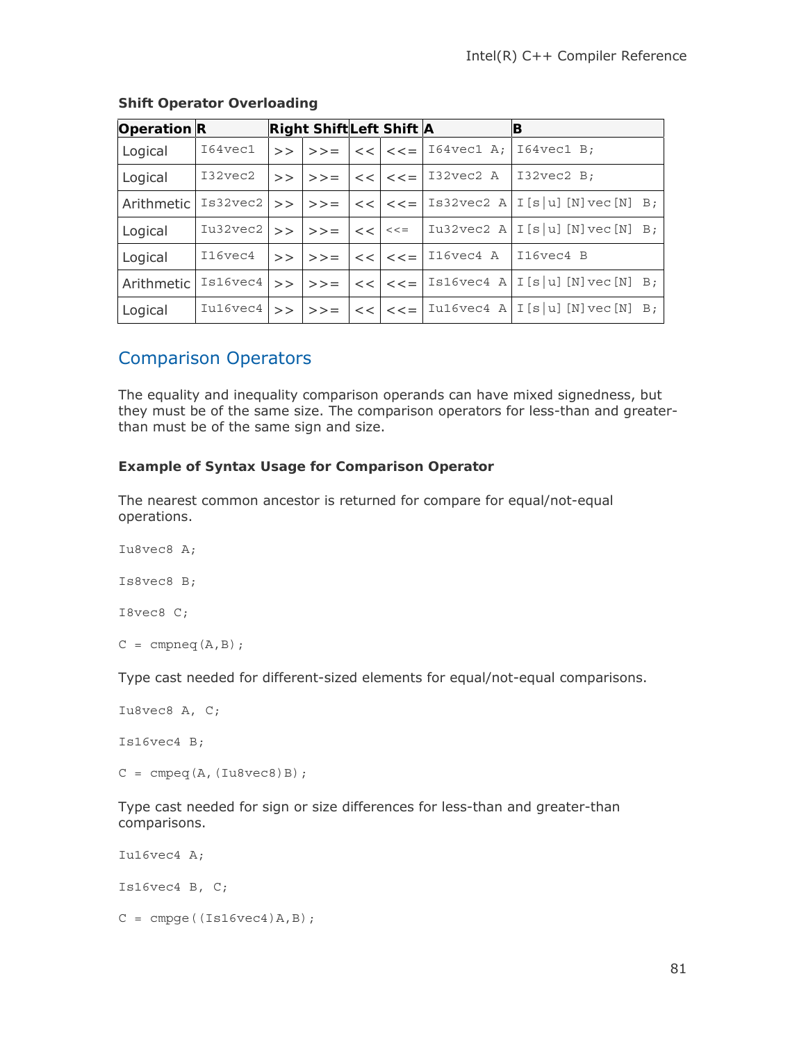**Shift Operator Overloading**

| Operation | R | Right Shift | | Left Shift | | A | B |
|---|---|---|---|---|---|---|---|
| Logical | I64vec1 | >> | >>= | << | <<= | I64vec1 A; | I64vec1 B; |
| Logical | I32vec2 | >> | >>= | << | <<= | I32vec2 A | I32vec2 B; |
| Arithmetic | Is32vec2 | >> | >>= | << | <<= | Is32vec2 A | I[s\|u][N]vec[N] B; |
| Logical | Iu32vec2 | >> | >>= | << | <<= | Iu32vec2 A | I[s\|u][N]vec[N] B; |
| Logical | I16vec4 | >> | >>= | << | <<= | I16vec4 A | I16vec4 B |
| Arithmetic | Is16vec4 | >> | >>= | << | <<= | Is16vec4 A | I[s\|u][N]vec[N] B; |
| Logical | Iu16vec4 | >> | >>= | << | <<= | Iu16vec4 A | I[s\|u][N]vec[N] B; |

## Comparison Operators

The equality and inequality comparison operands can have mixed signedness, but they must be of the same size. The comparison operators for less-than and greater-than must be of the same sign and size.

### Example of Syntax Usage for Comparison Operator

The nearest common ancestor is returned for compare for equal/not-equal operations.

```
Iu8vec8 A;

Is8vec8 B;

I8vec8 C;

C = cmpneq(A,B);
```

Type cast needed for different-sized elements for equal/not-equal comparisons.

```
Iu8vec8 A, C;

Is16vec4 B;

C = cmpeq(A,(Iu8vec8)B);
```

Type cast needed for sign or size differences for less-than and greater-than comparisons.

```
Iu16vec4 A;

Is16vec4 B, C;

C = cmpge((Is16vec4)A,B);
```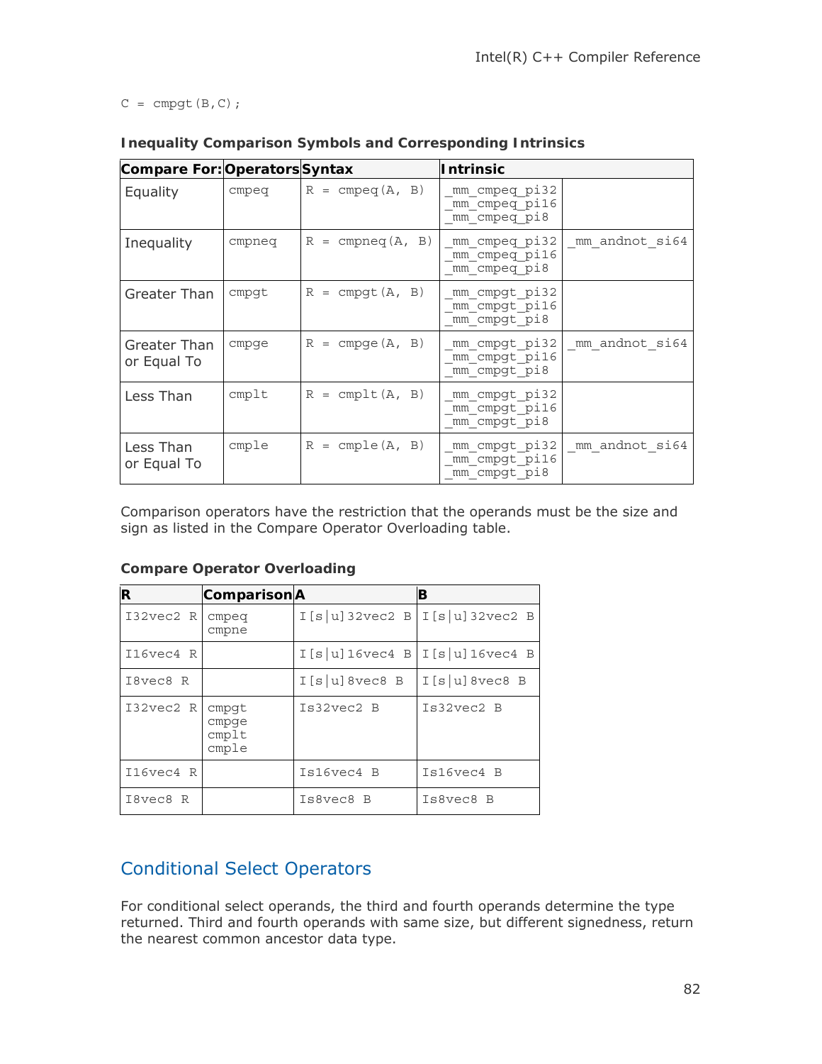```
C = cmpgt(B,C);
```

**Inequality Comparison Symbols and Corresponding Intrinsics**

| Compare For: | Operators | Syntax | Intrinsic | |
|---|---|---|---|---|
| Equality | cmpeq | R = cmpeq(A, B) | _mm_cmpeq_pi32<br>_mm_cmpeq_pi16<br>_mm_cmpeq_pi8 | |
| Inequality | cmpneq | R = cmpneq(A, B) | _mm_cmpeq_pi32<br>_mm_cmpeq_pi16<br>_mm_cmpeq_pi8 | _mm_andnot_si64 |
| Greater Than | cmpgt | R = cmpgt(A, B) | _mm_cmpgt_pi32<br>_mm_cmpgt_pi16<br>_mm_cmpgt_pi8 | |
| Greater Than or Equal To | cmpge | R = cmpge(A, B) | _mm_cmpgt_pi32<br>_mm_cmpgt_pi16<br>_mm_cmpgt_pi8 | _mm_andnot_si64 |
| Less Than | cmplt | R = cmplt(A, B) | _mm_cmpgt_pi32<br>_mm_cmpgt_pi16<br>_mm_cmpgt_pi8 | |
| Less Than or Equal To | cmple | R = cmple(A, B) | _mm_cmpgt_pi32<br>_mm_cmpgt_pi16<br>_mm_cmpgt_pi8 | _mm_andnot_si64 |

Comparison operators have the restriction that the operands must be the size and sign as listed in the Compare Operator Overloading table.

**Compare Operator Overloading**

| R | Comparison | A | B |
|---|---|---|---|
| I32vec2 R | cmpeq<br>cmpne | I[s\|u]32vec2 B | I[s\|u]32vec2 B |
| I16vec4 R | | I[s\|u]16vec4 B | I[s\|u]16vec4 B |
| I8vec8 R | | I[s\|u]8vec8 B | I[s\|u]8vec8 B |
| I32vec2 R | cmpgt<br>cmpge<br>cmplt<br>cmple | Is32vec2 B | Is32vec2 B |
| I16vec4 R | | Is16vec4 B | Is16vec4 B |
| I8vec8 R | | Is8vec8 B | Is8vec8 B |

## Conditional Select Operators

For conditional select operands, the third and fourth operands determine the type returned. Third and fourth operands with same size, but different signedness, return the nearest common ancestor data type.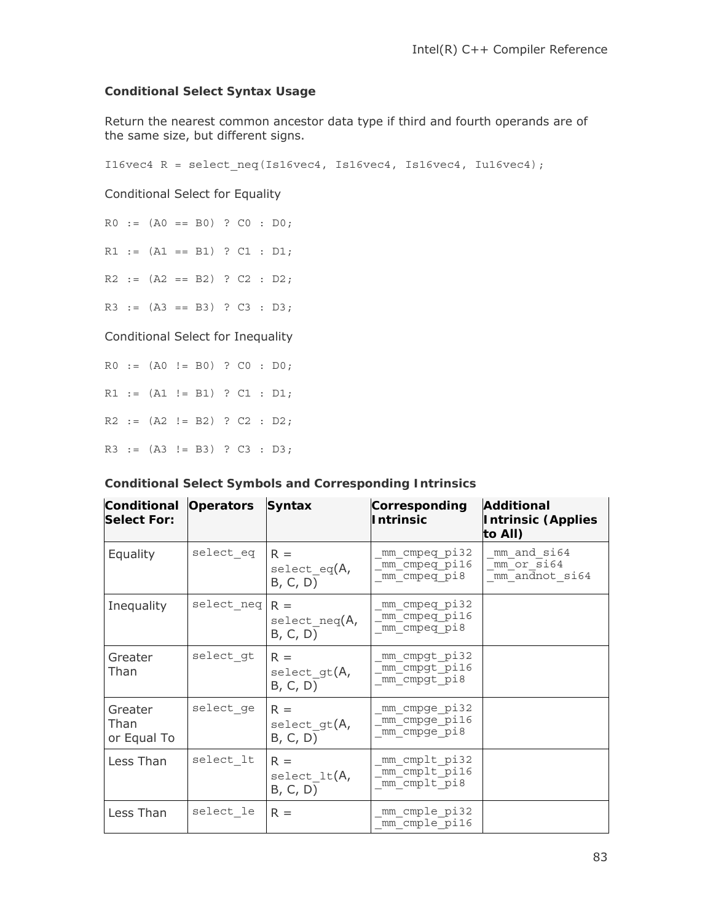**Conditional Select Syntax Usage**

Return the nearest common ancestor data type if third and fourth operands are of the same size, but different signs.

```
I16vec4 R = select_neq(Is16vec4, Is16vec4, Is16vec4, Iu16vec4);
```

Conditional Select for Equality

```
R0 := (A0 == B0) ? C0 : D0;

R1 := (A1 == B1) ? C1 : D1;

R2 := (A2 == B2) ? C2 : D2;

R3 := (A3 == B3) ? C3 : D3;
```

Conditional Select for Inequality

```
R0 := (A0 != B0) ? C0 : D0;

R1 := (A1 != B1) ? C1 : D1;

R2 := (A2 != B2) ? C2 : D2;

R3 := (A3 != B3) ? C3 : D3;
```

**Conditional Select Symbols and Corresponding Intrinsics**

| Conditional Select For: | Operators | Syntax | Corresponding Intrinsic | Additional Intrinsic (Applies to All) |
|---|---|---|---|---|
| Equality | select_eq | R = select_eq(A, B, C, D) | _mm_cmpeq_pi32<br>_mm_cmpeq_pi16<br>_mm_cmpeq_pi8 | _mm_and_si64<br>_mm_or_si64<br>_mm_andnot_si64 |
| Inequality | select_neq | R = select_neq(A, B, C, D) | _mm_cmpeq_pi32<br>_mm_cmpeq_pi16<br>_mm_cmpeq_pi8 | |
| Greater Than | select_gt | R = select_gt(A, B, C, D) | _mm_cmpgt_pi32<br>_mm_cmpgt_pi16<br>_mm_cmpgt_pi8 | |
| Greater Than or Equal To | select_ge | R = select_gt(A, B, C, D) | _mm_cmpge_pi32<br>_mm_cmpge_pi16<br>_mm_cmpge_pi8 | |
| Less Than | select_lt | R = select_lt(A, B, C, D) | _mm_cmplt_pi32<br>_mm_cmplt_pi16<br>_mm_cmplt_pi8 | |
| Less Than | select_le | R = | _mm_cmple_pi32<br>_mm_cmple_pi16 | |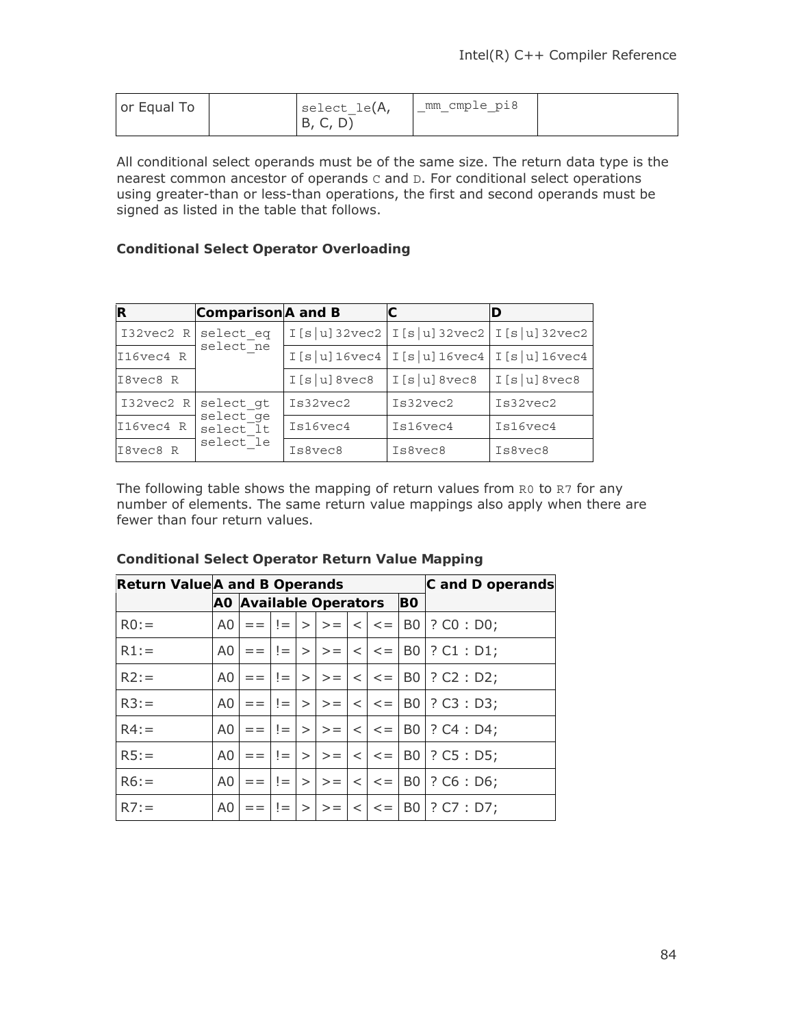| or Equal To | | select_le(A, B, C, D) | _mm_cmple_pi8 | |
|---|---|---|---|---|

All conditional select operands must be of the same size. The return data type is the nearest common ancestor of operands C and D. For conditional select operations using greater-than or less-than operations, the first and second operands must be signed as listed in the table that follows.

**Conditional Select Operator Overloading**

| R | Comparison | A and B | C | D |
|---|---|---|---|---|
| I32vec2 R | select_eq select_ne | I[s\|u]32vec2 | I[s\|u]32vec2 | I[s\|u]32vec2 |
| I16vec4 R | | I[s\|u]16vec4 | I[s\|u]16vec4 | I[s\|u]16vec4 |
| I8vec8 R | | I[s\|u]8vec8 | I[s\|u]8vec8 | I[s\|u]8vec8 |
| I32vec2 R | select_gt select_ge select_lt select_le | Is32vec2 | Is32vec2 | Is32vec2 |
| I16vec4 R | | Is16vec4 | Is16vec4 | Is16vec4 |
| I8vec8 R | | Is8vec8 | Is8vec8 | Is8vec8 |

The following table shows the mapping of return values from R0 to R7 for any number of elements. The same return value mappings also apply when there are fewer than four return values.

**Conditional Select Operator Return Value Mapping**

| Return Value | A and B Operands | | | | | | | | C and D operands |
|---|---|---|---|---|---|---|---|---|---|
| | A0 | Available Operators | | | | | | B0 | |
| R0:= | A0 | == | != | > | >= | < | <= | B0 | ? C0 : D0; |
| R1:= | A0 | == | != | > | >= | < | <= | B0 | ? C1 : D1; |
| R2:= | A0 | == | != | > | >= | < | <= | B0 | ? C2 : D2; |
| R3:= | A0 | == | != | > | >= | < | <= | B0 | ? C3 : D3; |
| R4:= | A0 | == | != | > | >= | < | <= | B0 | ? C4 : D4; |
| R5:= | A0 | == | != | > | >= | < | <= | B0 | ? C5 : D5; |
| R6:= | A0 | == | != | > | >= | < | <= | B0 | ? C6 : D6; |
| R7:= | A0 | == | != | > | >= | < | <= | B0 | ? C7 : D7; |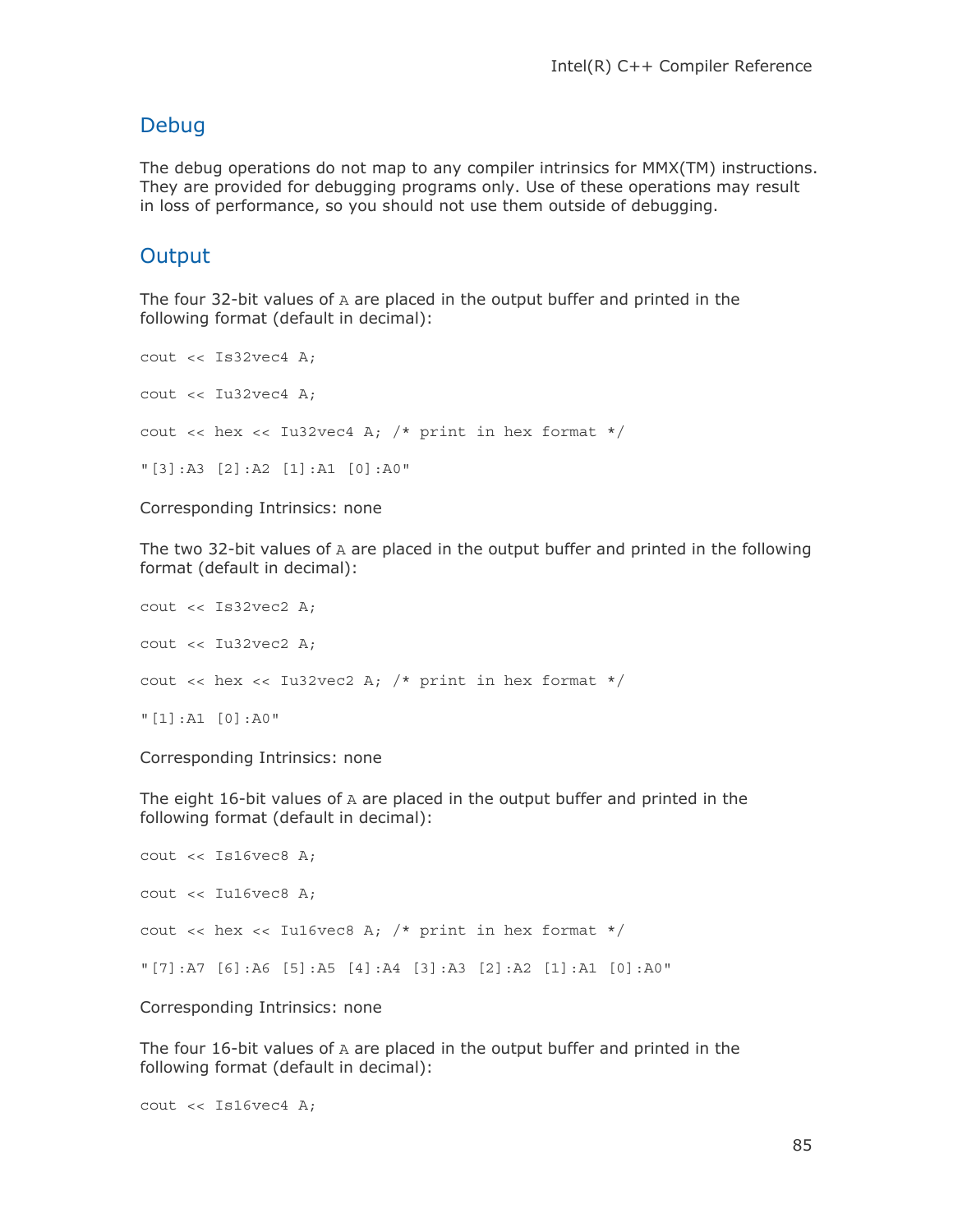## Debug

The debug operations do not map to any compiler intrinsics for MMX(TM) instructions. They are provided for debugging programs only. Use of these operations may result in loss of performance, so you should not use them outside of debugging.

## Output

The four 32-bit values of `A` are placed in the output buffer and printed in the following format (default in decimal):

```
cout << Is32vec4 A;

cout << Iu32vec4 A;

cout << hex << Iu32vec4 A; /* print in hex format */

"[3]:A3 [2]:A2 [1]:A1 [0]:A0"
```

Corresponding Intrinsics: none

The two 32-bit values of `A` are placed in the output buffer and printed in the following format (default in decimal):

```
cout << Is32vec2 A;

cout << Iu32vec2 A;

cout << hex << Iu32vec2 A; /* print in hex format */

"[1]:A1 [0]:A0"
```

Corresponding Intrinsics: none

The eight 16-bit values of `A` are placed in the output buffer and printed in the following format (default in decimal):

```
cout << Is16vec8 A;

cout << Iu16vec8 A;

cout << hex << Iu16vec8 A; /* print in hex format */

"[7]:A7 [6]:A6 [5]:A5 [4]:A4 [3]:A3 [2]:A2 [1]:A1 [0]:A0"
```

Corresponding Intrinsics: none

The four 16-bit values of `A` are placed in the output buffer and printed in the following format (default in decimal):

```
cout << Is16vec4 A;
```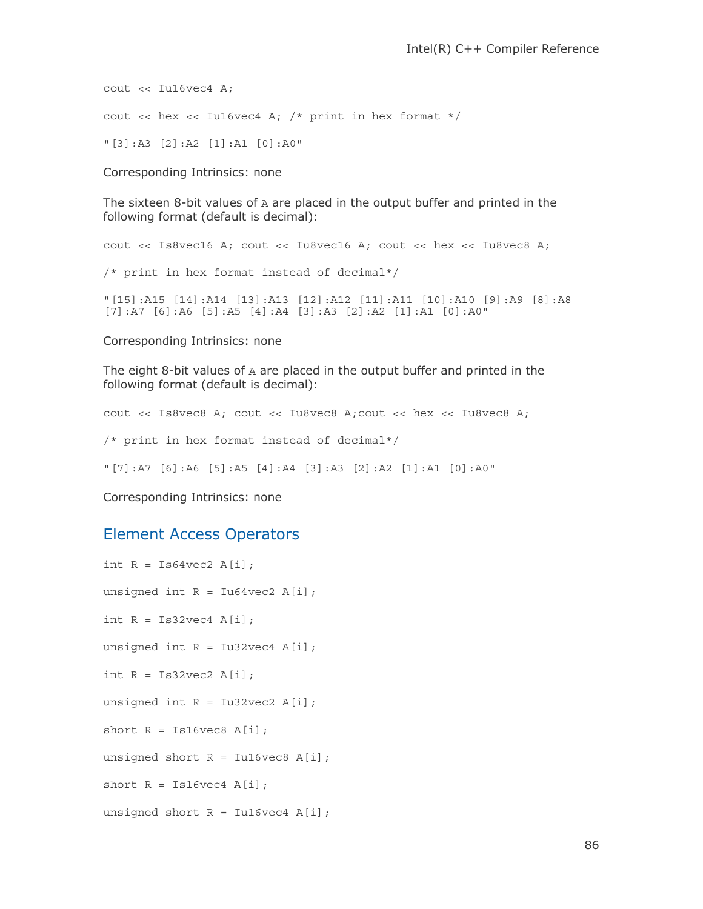```
cout << Iu16vec4 A;

cout << hex << Iu16vec4 A; /* print in hex format */

"[3]:A3 [2]:A2 [1]:A1 [0]:A0"
```

Corresponding Intrinsics: none

The sixteen 8-bit values of `A` are placed in the output buffer and printed in the following format (default is decimal):

```
cout << Is8vec16 A; cout << Iu8vec16 A; cout << hex << Iu8vec8 A;

/* print in hex format instead of decimal*/

"[15]:A15 [14]:A14 [13]:A13 [12]:A12 [11]:A11 [10]:A10 [9]:A9 [8]:A8
[7]:A7 [6]:A6 [5]:A5 [4]:A4 [3]:A3 [2]:A2 [1]:A1 [0]:A0"
```

Corresponding Intrinsics: none

The eight 8-bit values of `A` are placed in the output buffer and printed in the following format (default is decimal):

```
cout << Is8vec8 A; cout << Iu8vec8 A;cout << hex << Iu8vec8 A;

/* print in hex format instead of decimal*/

"[7]:A7 [6]:A6 [5]:A5 [4]:A4 [3]:A3 [2]:A2 [1]:A1 [0]:A0"
```

Corresponding Intrinsics: none

## Element Access Operators

```
int R = Is64vec2 A[i];

unsigned int R = Iu64vec2 A[i];

int R = Is32vec4 A[i];

unsigned int R = Iu32vec4 A[i];

int R = Is32vec2 A[i];

unsigned int R = Iu32vec2 A[i];

short R = Is16vec8 A[i];

unsigned short R = Iu16vec8 A[i];

short R = Is16vec4 A[i];

unsigned short R = Iu16vec4 A[i];
```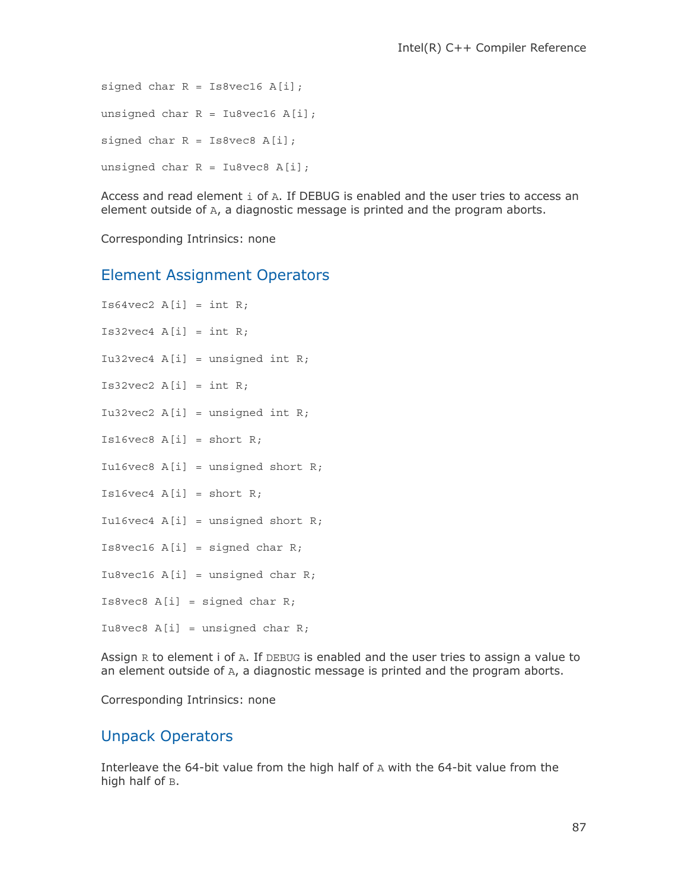```
signed char R = Is8vec16 A[i];

unsigned char R = Iu8vec16 A[i];

signed char R = Is8vec8 A[i];

unsigned char R = Iu8vec8 A[i];
```

Access and read element `i` of `A`. If DEBUG is enabled and the user tries to access an element outside of `A`, a diagnostic message is printed and the program aborts.

Corresponding Intrinsics: none

## Element Assignment Operators

```
Is64vec2 A[i] = int R;

Is32vec4 A[i] = int R;

Iu32vec4 A[i] = unsigned int R;

Is32vec2 A[i] = int R;

Iu32vec2 A[i] = unsigned int R;

Is16vec8 A[i] = short R;

Iu16vec8 A[i] = unsigned short R;

Is16vec4 A[i] = short R;

Iu16vec4 A[i] = unsigned short R;

Is8vec16 A[i] = signed char R;

Iu8vec16 A[i] = unsigned char R;

Is8vec8 A[i] = signed char R;

Iu8vec8 A[i] = unsigned char R;
```

Assign `R` to element i of `A`. If `DEBUG` is enabled and the user tries to assign a value to an element outside of `A`, a diagnostic message is printed and the program aborts.

Corresponding Intrinsics: none

## Unpack Operators

Interleave the 64-bit value from the high half of `A` with the 64-bit value from the high half of `B`.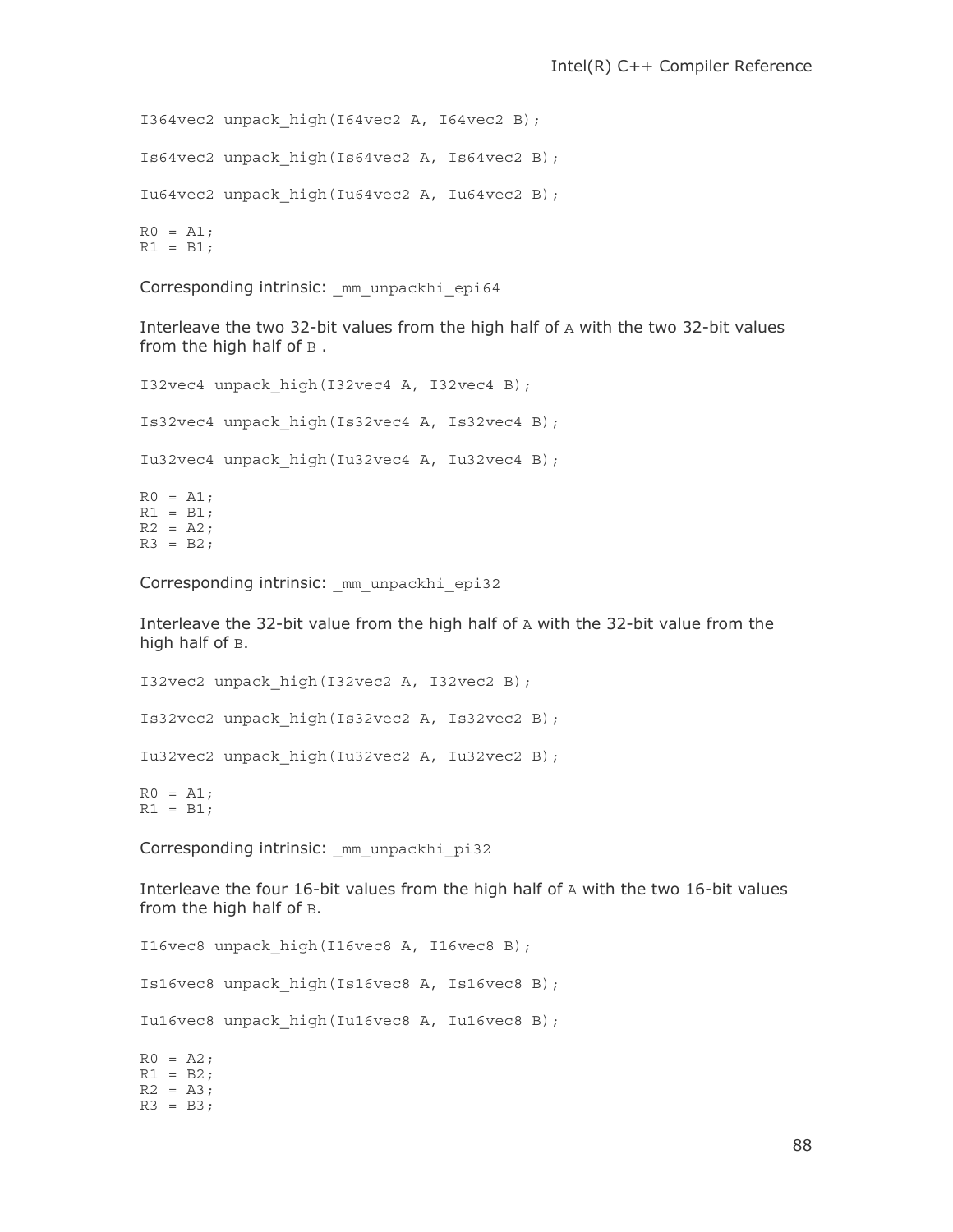```
I364vec2 unpack_high(I64vec2 A, I64vec2 B);

Is64vec2 unpack_high(Is64vec2 A, Is64vec2 B);

Iu64vec2 unpack_high(Iu64vec2 A, Iu64vec2 B);

R0 = A1;
R1 = B1;
```

Corresponding intrinsic: `_mm_unpackhi_epi64`

Interleave the two 32-bit values from the high half of `A` with the two 32-bit values from the high half of `B` .

```
I32vec4 unpack_high(I32vec4 A, I32vec4 B);

Is32vec4 unpack_high(Is32vec4 A, Is32vec4 B);

Iu32vec4 unpack_high(Iu32vec4 A, Iu32vec4 B);

R0 = A1;
R1 = B1;
R2 = A2;
R3 = B2;
```

Corresponding intrinsic: `_mm_unpackhi_epi32`

Interleave the 32-bit value from the high half of `A` with the 32-bit value from the high half of `B`.

```
I32vec2 unpack_high(I32vec2 A, I32vec2 B);

Is32vec2 unpack_high(Is32vec2 A, Is32vec2 B);

Iu32vec2 unpack_high(Iu32vec2 A, Iu32vec2 B);

R0 = A1;
R1 = B1;
```

Corresponding intrinsic: `_mm_unpackhi_pi32`

Interleave the four 16-bit values from the high half of `A` with the two 16-bit values from the high half of `B`.

```
I16vec8 unpack_high(I16vec8 A, I16vec8 B);

Is16vec8 unpack_high(Is16vec8 A, Is16vec8 B);

Iu16vec8 unpack_high(Iu16vec8 A, Iu16vec8 B);

R0 = A2;
R1 = B2;
R2 = A3;
R3 = B3;
```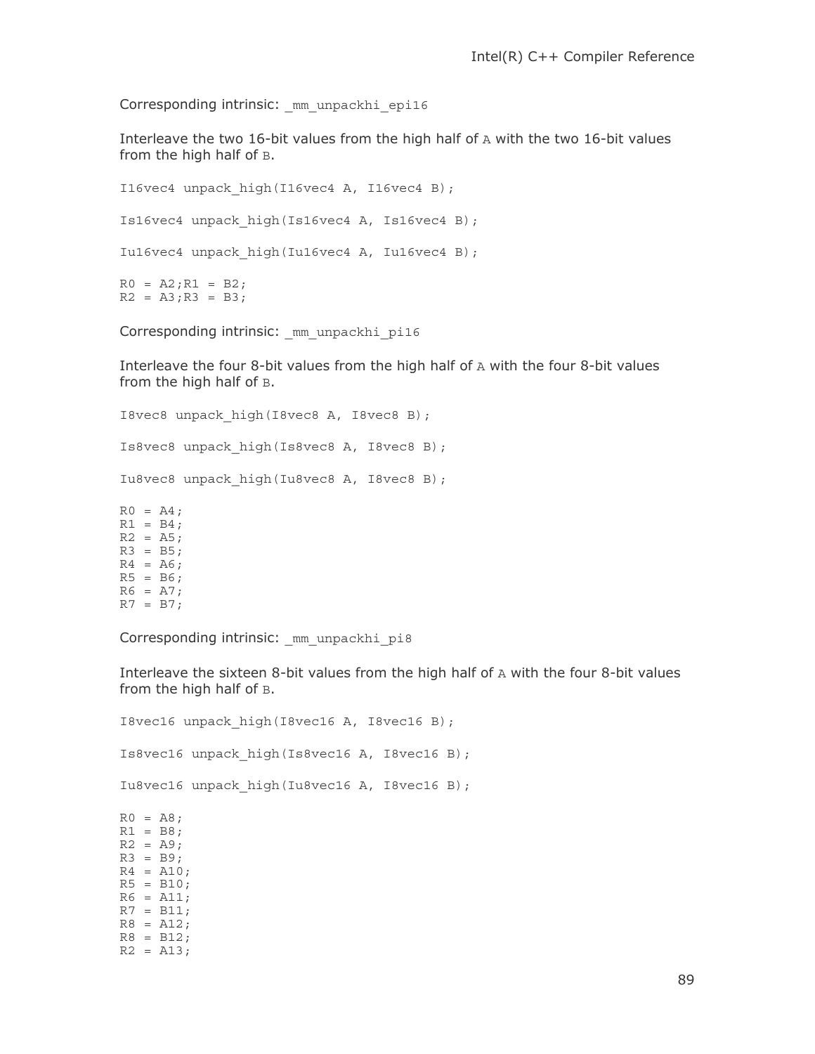Corresponding intrinsic: `_mm_unpackhi_epi16`

Interleave the two 16-bit values from the high half of `A` with the two 16-bit values from the high half of `B`.

```
I16vec4 unpack_high(I16vec4 A, I16vec4 B);

Is16vec4 unpack_high(Is16vec4 A, Is16vec4 B);

Iu16vec4 unpack_high(Iu16vec4 A, Iu16vec4 B);

R0 = A2;R1 = B2;
R2 = A3;R3 = B3;
```

Corresponding intrinsic: `_mm_unpackhi_pi16`

Interleave the four 8-bit values from the high half of `A` with the four 8-bit values from the high half of `B`.

```
I8vec8 unpack_high(I8vec8 A, I8vec8 B);

Is8vec8 unpack_high(Is8vec8 A, I8vec8 B);

Iu8vec8 unpack_high(Iu8vec8 A, I8vec8 B);

R0 = A4;
R1 = B4;
R2 = A5;
R3 = B5;
R4 = A6;
R5 = B6;
R6 = A7;
R7 = B7;
```

Corresponding intrinsic: `_mm_unpackhi_pi8`

Interleave the sixteen 8-bit values from the high half of `A` with the four 8-bit values from the high half of `B`.

```
I8vec16 unpack_high(I8vec16 A, I8vec16 B);

Is8vec16 unpack_high(Is8vec16 A, I8vec16 B);

Iu8vec16 unpack_high(Iu8vec16 A, I8vec16 B);

R0 = A8;
R1 = B8;
R2 = A9;
R3 = B9;
R4 = A10;
R5 = B10;
R6 = A11;
R7 = B11;
R8 = A12;
R8 = B12;
R2 = A13;
```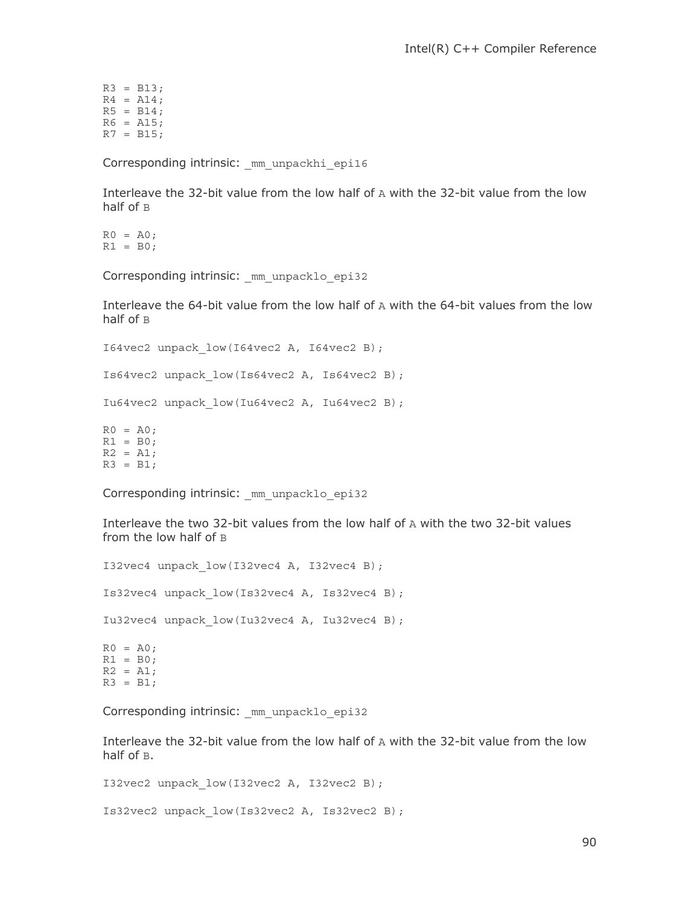```
R3 = B13;
R4 = A14;
R5 = B14;
R6 = A15;
R7 = B15;
```

Corresponding intrinsic: `_mm_unpackhi_epi16`

Interleave the 32-bit value from the low half of `A` with the 32-bit value from the low half of `B`

```
R0 = A0;
R1 = B0;
```

Corresponding intrinsic: `_mm_unpacklo_epi32`

Interleave the 64-bit value from the low half of `A` with the 64-bit values from the low half of `B`

```
I64vec2 unpack_low(I64vec2 A, I64vec2 B);
```

```
Is64vec2 unpack_low(Is64vec2 A, Is64vec2 B);
```

```
Iu64vec2 unpack_low(Iu64vec2 A, Iu64vec2 B);
```

```
R0 = A0;
R1 = B0;
R2 = A1;
R3 = B1;
```

Corresponding intrinsic: `_mm_unpacklo_epi32`

Interleave the two 32-bit values from the low half of `A` with the two 32-bit values from the low half of `B`

```
I32vec4 unpack_low(I32vec4 A, I32vec4 B);
```

```
Is32vec4 unpack_low(Is32vec4 A, Is32vec4 B);
```

```
Iu32vec4 unpack_low(Iu32vec4 A, Iu32vec4 B);
```

```
R0 = A0;
R1 = B0;
R2 = A1;
R3 = B1;
```

Corresponding intrinsic: `_mm_unpacklo_epi32`

Interleave the 32-bit value from the low half of `A` with the 32-bit value from the low half of `B`.

```
I32vec2 unpack_low(I32vec2 A, I32vec2 B);
```

```
Is32vec2 unpack_low(Is32vec2 A, Is32vec2 B);
```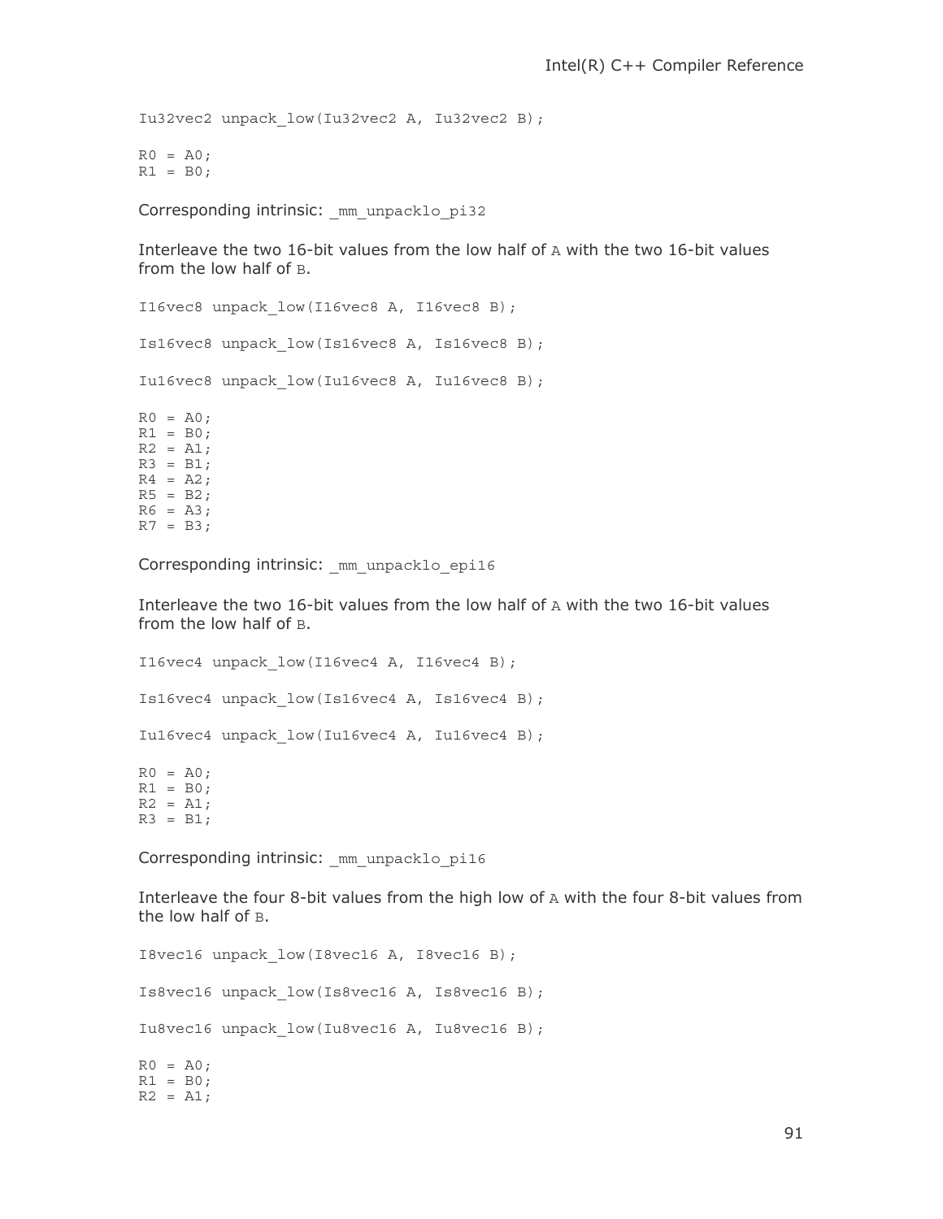```
Iu32vec2 unpack_low(Iu32vec2 A, Iu32vec2 B);

R0 = A0;
R1 = B0;
```

Corresponding intrinsic: `_mm_unpacklo_pi32`

Interleave the two 16-bit values from the low half of `A` with the two 16-bit values from the low half of `B`.

```
I16vec8 unpack_low(I16vec8 A, I16vec8 B);

Is16vec8 unpack_low(Is16vec8 A, Is16vec8 B);

Iu16vec8 unpack_low(Iu16vec8 A, Iu16vec8 B);

R0 = A0;
R1 = B0;
R2 = A1;
R3 = B1;
R4 = A2;
R5 = B2;
R6 = A3;
R7 = B3;
```

Corresponding intrinsic: `_mm_unpacklo_epi16`

Interleave the two 16-bit values from the low half of `A` with the two 16-bit values from the low half of `B`.

```
I16vec4 unpack_low(I16vec4 A, I16vec4 B);

Is16vec4 unpack_low(Is16vec4 A, Is16vec4 B);

Iu16vec4 unpack_low(Iu16vec4 A, Iu16vec4 B);

R0 = A0;
R1 = B0;
R2 = A1;
R3 = B1;
```

Corresponding intrinsic: `_mm_unpacklo_pi16`

Interleave the four 8-bit values from the high low of `A` with the four 8-bit values from the low half of `B`.

```
I8vec16 unpack_low(I8vec16 A, I8vec16 B);

Is8vec16 unpack_low(Is8vec16 A, Is8vec16 B);

Iu8vec16 unpack_low(Iu8vec16 A, Iu8vec16 B);

R0 = A0;
R1 = B0;
R2 = A1;
```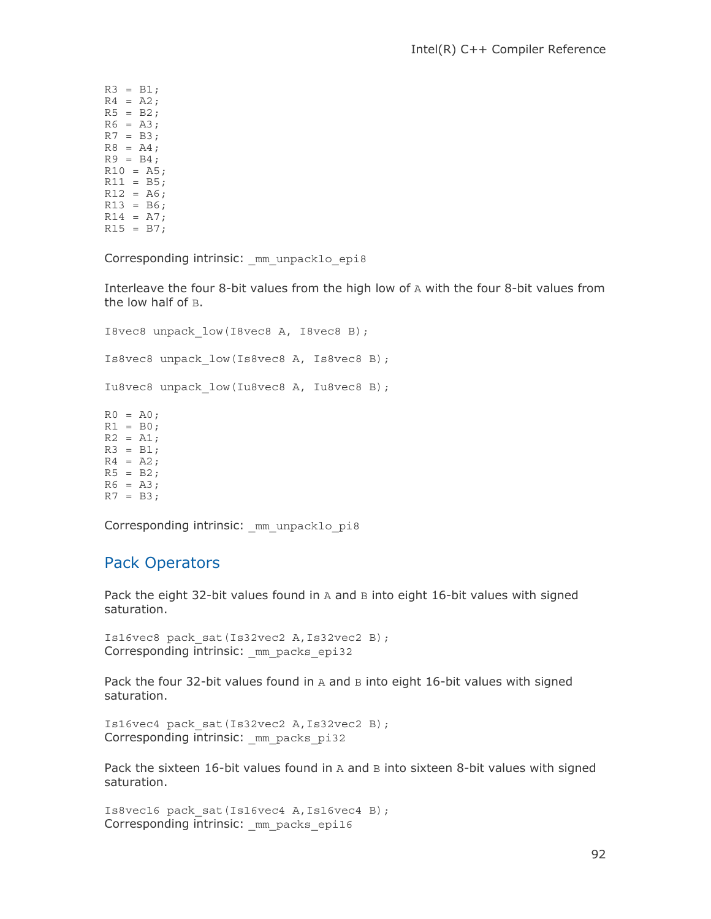```
R3 = B1;
R4 = A2;
R5 = B2;
R6 = A3;
R7 = B3;
R8 = A4;
R9 = B4;
R10 = A5;
R11 = B5;
R12 = A6;
R13 = B6;
R14 = A7;
R15 = B7;
```

Corresponding intrinsic: `_mm_unpacklo_epi8`

Interleave the four 8-bit values from the high low of `A` with the four 8-bit values from the low half of `B`.

```
I8vec8 unpack_low(I8vec8 A, I8vec8 B);

Is8vec8 unpack_low(Is8vec8 A, Is8vec8 B);

Iu8vec8 unpack_low(Iu8vec8 A, Iu8vec8 B);
```

```
R0 = A0;
R1 = B0;
R2 = A1;
R3 = B1;
R4 = A2;
R5 = B2;
R6 = A3;
R7 = B3;
```

Corresponding intrinsic: `_mm_unpacklo_pi8`

## Pack Operators

Pack the eight 32-bit values found in `A` and `B` into eight 16-bit values with signed saturation.

```
Is16vec8 pack_sat(Is32vec2 A,Is32vec2 B);
```
Corresponding intrinsic: `_mm_packs_epi32`

Pack the four 32-bit values found in `A` and `B` into eight 16-bit values with signed saturation.

```
Is16vec4 pack_sat(Is32vec2 A,Is32vec2 B);
```
Corresponding intrinsic: `_mm_packs_pi32`

Pack the sixteen 16-bit values found in `A` and `B` into sixteen 8-bit values with signed saturation.

```
Is8vec16 pack_sat(Is16vec4 A,Is16vec4 B);
```
Corresponding intrinsic: `_mm_packs_epi16`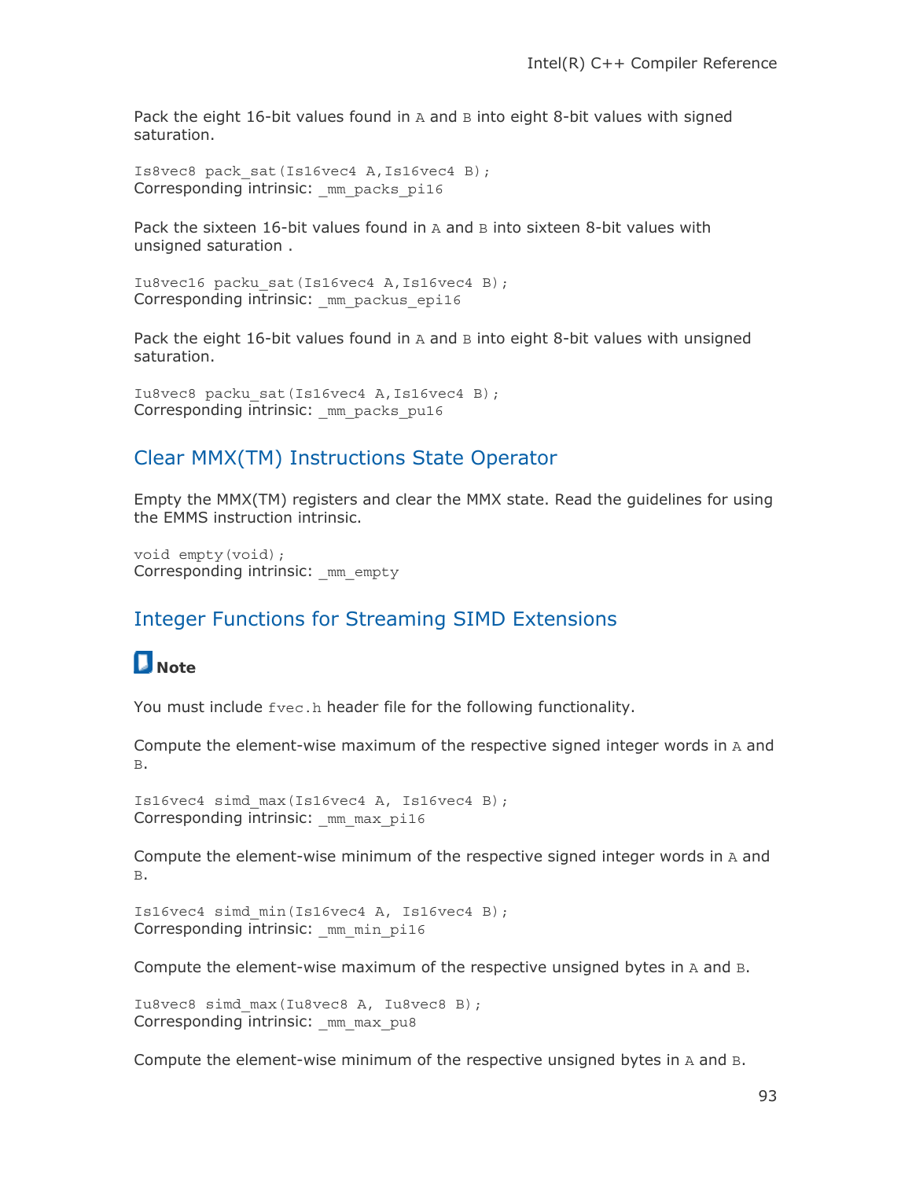Pack the eight 16-bit values found in `A` and `B` into eight 8-bit values with signed saturation.

```
Is8vec8 pack_sat(Is16vec4 A,Is16vec4 B);
```
Corresponding intrinsic: `_mm_packs_pi16`

Pack the sixteen 16-bit values found in `A` and `B` into sixteen 8-bit values with unsigned saturation .

```
Iu8vec16 packu_sat(Is16vec4 A,Is16vec4 B);
```
Corresponding intrinsic: `_mm_packus_epi16`

Pack the eight 16-bit values found in `A` and `B` into eight 8-bit values with unsigned saturation.

```
Iu8vec8 packu_sat(Is16vec4 A,Is16vec4 B);
```
Corresponding intrinsic: `_mm_packs_pu16`

## Clear MMX(TM) Instructions State Operator

Empty the MMX(TM) registers and clear the MMX state. Read the guidelines for using the EMMS instruction intrinsic.

```
void empty(void);
```
Corresponding intrinsic: `_mm_empty`

## Integer Functions for Streaming SIMD Extensions

**Note**

You must include `fvec.h` header file for the following functionality.

Compute the element-wise maximum of the respective signed integer words in `A` and `B`.

```
Is16vec4 simd_max(Is16vec4 A, Is16vec4 B);
```
Corresponding intrinsic: `_mm_max_pi16`

Compute the element-wise minimum of the respective signed integer words in `A` and `B`.

```
Is16vec4 simd_min(Is16vec4 A, Is16vec4 B);
```
Corresponding intrinsic: `_mm_min_pi16`

Compute the element-wise maximum of the respective unsigned bytes in `A` and `B`.

```
Iu8vec8 simd_max(Iu8vec8 A, Iu8vec8 B);
```
Corresponding intrinsic: `_mm_max_pu8`

Compute the element-wise minimum of the respective unsigned bytes in `A` and `B`.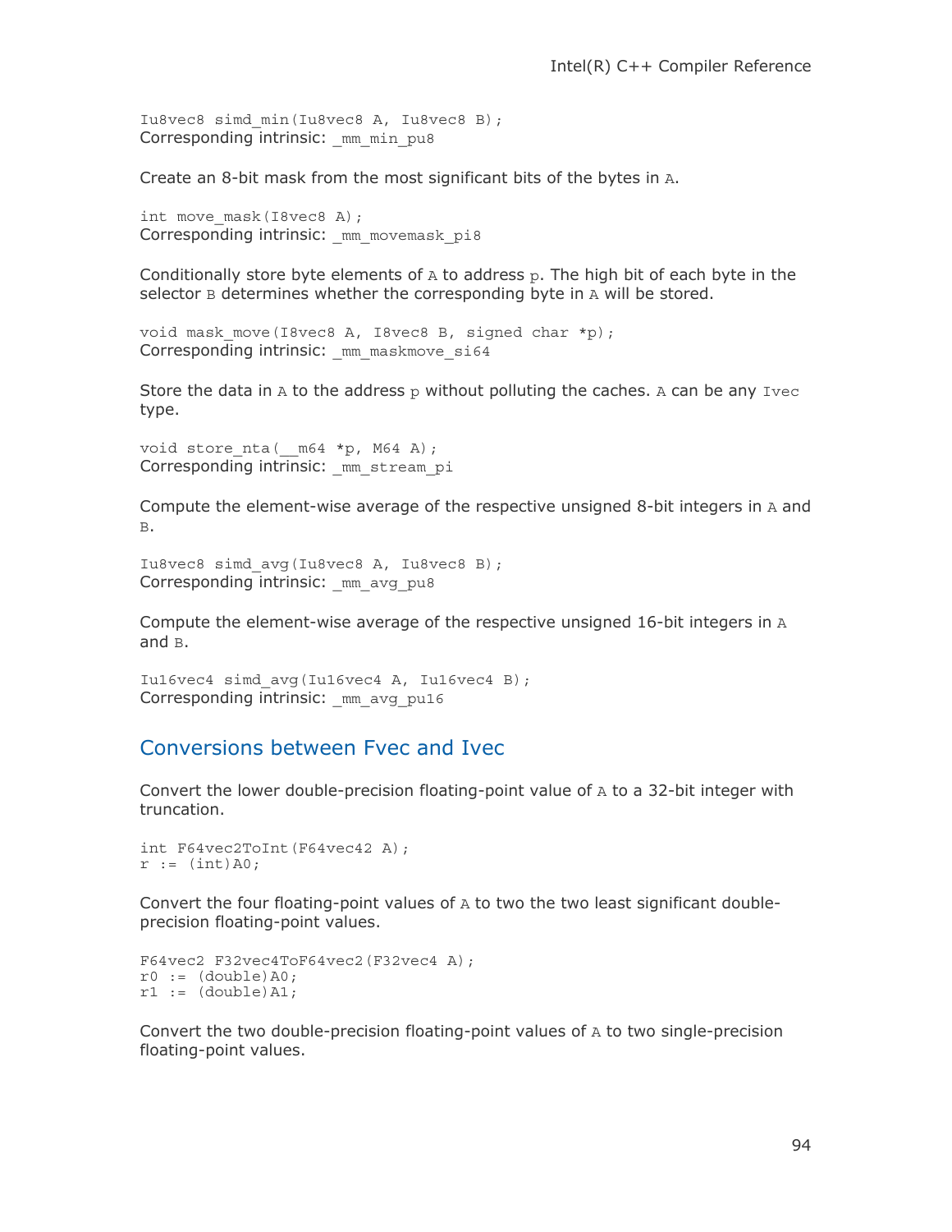```
Iu8vec8 simd_min(Iu8vec8 A, Iu8vec8 B);
```
Corresponding intrinsic: `_mm_min_pu8`

Create an 8-bit mask from the most significant bits of the bytes in `A`.

```
int move_mask(I8vec8 A);
```
Corresponding intrinsic: `_mm_movemask_pi8`

Conditionally store byte elements of `A` to address `p`. The high bit of each byte in the selector `B` determines whether the corresponding byte in `A` will be stored.

```
void mask_move(I8vec8 A, I8vec8 B, signed char *p);
```
Corresponding intrinsic: `_mm_maskmove_si64`

Store the data in `A` to the address `p` without polluting the caches. `A` can be any `Ivec` type.

```
void store_nta(__m64 *p, M64 A);
```
Corresponding intrinsic: `_mm_stream_pi`

Compute the element-wise average of the respective unsigned 8-bit integers in `A` and `B`.

```
Iu8vec8 simd_avg(Iu8vec8 A, Iu8vec8 B);
```
Corresponding intrinsic: `_mm_avg_pu8`

Compute the element-wise average of the respective unsigned 16-bit integers in `A` and `B`.

```
Iu16vec4 simd_avg(Iu16vec4 A, Iu16vec4 B);
```
Corresponding intrinsic: `_mm_avg_pu16`

## Conversions between Fvec and Ivec

Convert the lower double-precision floating-point value of `A` to a 32-bit integer with truncation.

```
int F64vec2ToInt(F64vec42 A);
r := (int)A0;
```

Convert the four floating-point values of `A` to two the two least significant double-precision floating-point values.

```
F64vec2 F32vec4ToF64vec2(F32vec4 A);
r0 := (double)A0;
r1 := (double)A1;
```

Convert the two double-precision floating-point values of `A` to two single-precision floating-point values.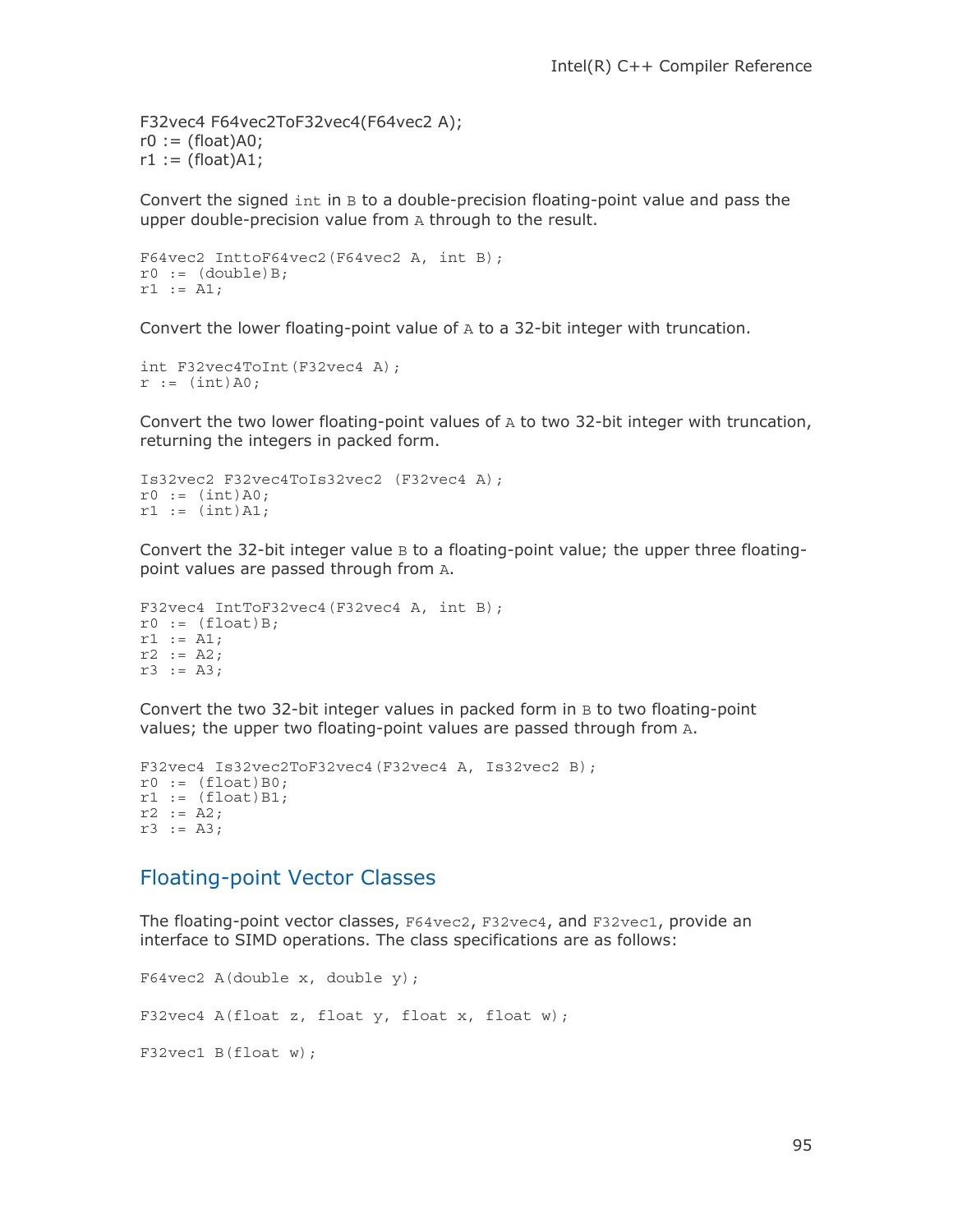```
F32vec4 F64vec2ToF32vec4(F64vec2 A);
r0 := (float)A0;
r1 := (float)A1;
```

Convert the signed `int` in `B` to a double-precision floating-point value and pass the upper double-precision value from `A` through to the result.

```
F64vec2 InttoF64vec2(F64vec2 A, int B);
r0 := (double)B;
r1 := A1;
```

Convert the lower floating-point value of `A` to a 32-bit integer with truncation.

```
int F32vec4ToInt(F32vec4 A);
r := (int)A0;
```

Convert the two lower floating-point values of `A` to two 32-bit integer with truncation, returning the integers in packed form.

```
Is32vec2 F32vec4ToIs32vec2 (F32vec4 A);
r0 := (int)A0;
r1 := (int)A1;
```

Convert the 32-bit integer value `B` to a floating-point value; the upper three floating-point values are passed through from `A`.

```
F32vec4 IntToF32vec4(F32vec4 A, int B);
r0 := (float)B;
r1 := A1;
r2 := A2;
r3 := A3;
```

Convert the two 32-bit integer values in packed form in `B` to two floating-point values; the upper two floating-point values are passed through from `A`.

```
F32vec4 Is32vec2ToF32vec4(F32vec4 A, Is32vec2 B);
r0 := (float)B0;
r1 := (float)B1;
r2 := A2;
r3 := A3;
```

## Floating-point Vector Classes

The floating-point vector classes, `F64vec2`, `F32vec4`, and `F32vec1`, provide an interface to SIMD operations. The class specifications are as follows:

```
F64vec2 A(double x, double y);

F32vec4 A(float z, float y, float x, float w);

F32vec1 B(float w);
```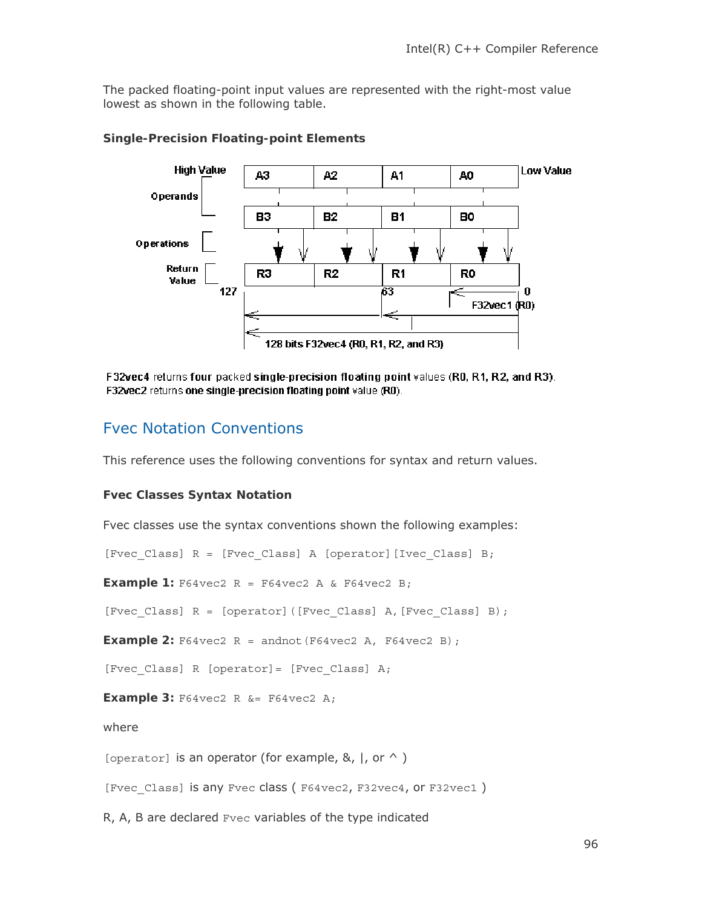The packed floating-point input values are represented with the right-most value lowest as shown in the following table.

**Single-Precision Floating-point Elements**

F32vec4 returns four packed single-precision floating point values (R0, R1, R2, and R3). F32vec2 returns one single-precision floating point value (R0).

## Fvec Notation Conventions

This reference uses the following conventions for syntax and return values.

**Fvec Classes Syntax Notation**

Fvec classes use the syntax conventions shown the following examples:

```
[Fvec_Class] R = [Fvec_Class] A [operator][Ivec_Class] B;
```

**Example 1:** `F64vec2 R = F64vec2 A & F64vec2 B;`

```
[Fvec_Class] R = [operator]([Fvec_Class] A,[Fvec_Class] B);
```

**Example 2:** `F64vec2 R = andnot(F64vec2 A, F64vec2 B);`

```
[Fvec_Class] R [operator]= [Fvec_Class] A;
```

**Example 3:** `F64vec2 R &= F64vec2 A;`

where

`[operator]` is an operator (for example, &, |, or ^ )

`[Fvec_Class]` is any `Fvec` class ( `F64vec2`, `F32vec4`, or `F32vec1` )

R, A, B are declared `Fvec` variables of the type indicated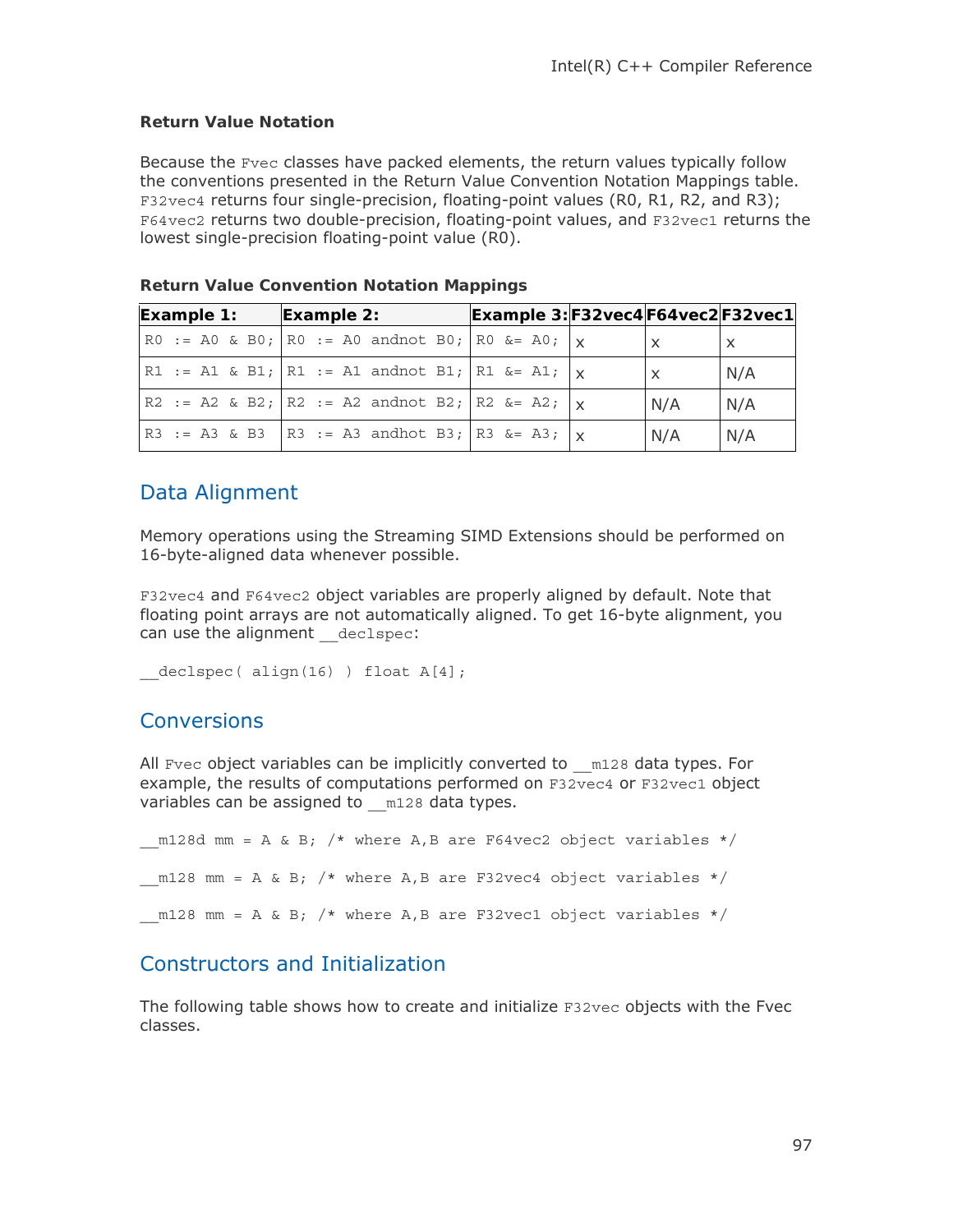**Return Value Notation**

Because the `Fvec` classes have packed elements, the return values typically follow the conventions presented in the Return Value Convention Notation Mappings table. `F32vec4` returns four single-precision, floating-point values (R0, R1, R2, and R3); `F64vec2` returns two double-precision, floating-point values, and `F32vec1` returns the lowest single-precision floating-point value (R0).

**Return Value Convention Notation Mappings**

| Example 1: | Example 2: | Example 3: | F32vec4 | F64vec2 | F32vec1 |
|---|---|---|---|---|---|
| `R0 := A0 & B0;` | `R0 := A0 andnot B0;` | `R0 &= A0;` | x | x | x |
| `R1 := A1 & B1;` | `R1 := A1 andnot B1;` | `R1 &= A1;` | x | x | N/A |
| `R2 := A2 & B2;` | `R2 := A2 andnot B2;` | `R2 &= A2;` | x | N/A | N/A |
| `R3 := A3 & B3` | `R3 := A3 andhot B3;` | `R3 &= A3;` | x | N/A | N/A |

## Data Alignment

Memory operations using the Streaming SIMD Extensions should be performed on 16-byte-aligned data whenever possible.

`F32vec4` and `F64vec2` object variables are properly aligned by default. Note that floating point arrays are not automatically aligned. To get 16-byte alignment, you can use the alignment `__declspec`:

```
__declspec( align(16) ) float A[4];
```

## Conversions

All `Fvec` object variables can be implicitly converted to `__m128` data types. For example, the results of computations performed on `F32vec4` or `F32vec1` object variables can be assigned to `__m128` data types.

```
__m128d mm = A & B; /* where A,B are F64vec2 object variables */

__m128 mm = A & B; /* where A,B are F32vec4 object variables */

__m128 mm = A & B; /* where A,B are F32vec1 object variables */
```

## Constructors and Initialization

The following table shows how to create and initialize `F32vec` objects with the Fvec classes.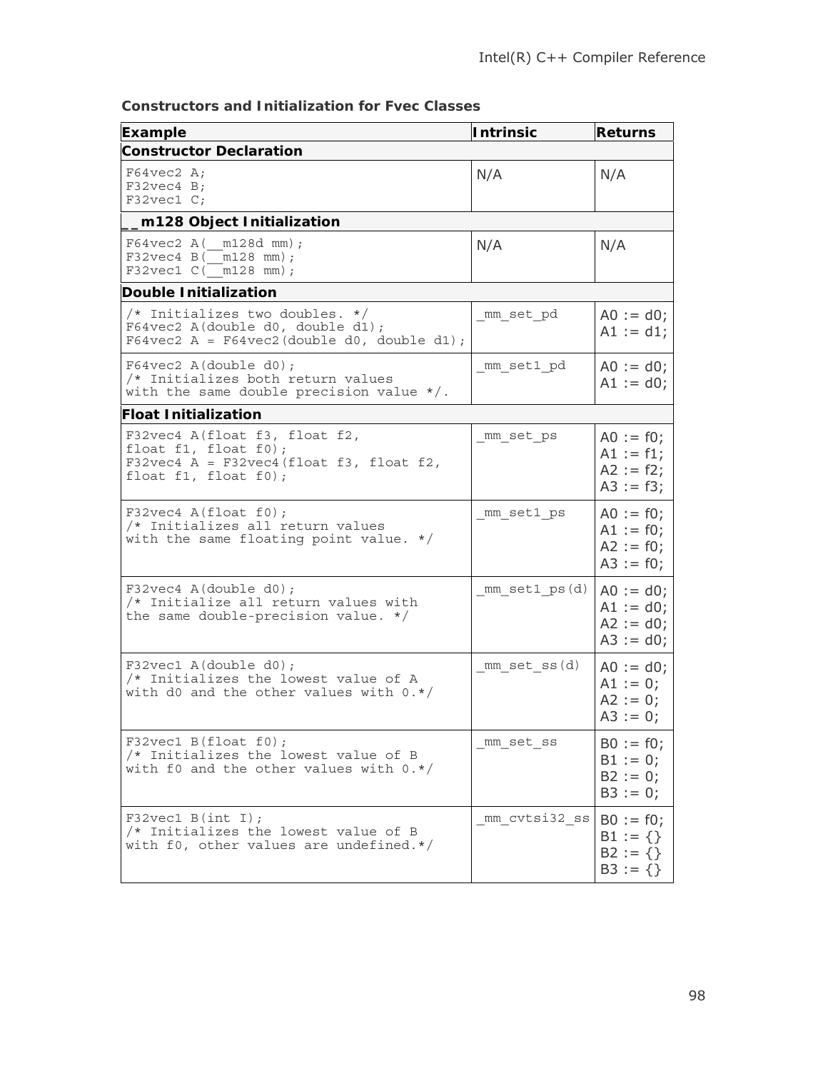**Constructors and Initialization for Fvec Classes**

| Example | Intrinsic | Returns |
|---|---|---|
| **Constructor Declaration** | | |
| `F64vec2 A;`<br>`F32vec4 B;`<br>`F32vec1 C;` | N/A | N/A |
| **__m128 Object Initialization** | | |
| `F64vec2 A(__m128d mm);`<br>`F32vec4 B(__m128 mm);`<br>`F32vec1 C(__m128 mm);` | N/A | N/A |
| **Double Initialization** | | |
| `/* Initializes two doubles. */`<br>`F64vec2 A(double d0, double d1);`<br>`F64vec2 A = F64vec2(double d0, double d1);` | `_mm_set_pd` | A0 := d0;<br>A1 := d1; |
| `F64vec2 A(double d0);`<br>`/* Initializes both return values`<br>`with the same double precision value */.` | `_mm_set1_pd` | A0 := d0;<br>A1 := d0; |
| **Float Initialization** | | |
| `F32vec4 A(float f3, float f2,`<br>`float f1, float f0);`<br>`F32vec4 A = F32vec4(float f3, float f2,`<br>`float f1, float f0);` | `_mm_set_ps` | A0 := f0;<br>A1 := f1;<br>A2 := f2;<br>A3 := f3; |
| `F32vec4 A(float f0);`<br>`/* Initializes all return values`<br>`with the same floating point value. */` | `_mm_set1_ps` | A0 := f0;<br>A1 := f0;<br>A2 := f0;<br>A3 := f0; |
| `F32vec4 A(double d0);`<br>`/* Initialize all return values with`<br>`the same double-precision value. */` | `_mm_set1_ps(d)` | A0 := d0;<br>A1 := d0;<br>A2 := d0;<br>A3 := d0; |
| `F32vec1 A(double d0);`<br>`/* Initializes the lowest value of A`<br>`with d0 and the other values with 0.*/` | `_mm_set_ss(d)` | A0 := d0;<br>A1 := 0;<br>A2 := 0;<br>A3 := 0; |
| `F32vec1 B(float f0);`<br>`/* Initializes the lowest value of B`<br>`with f0 and the other values with 0.*/` | `_mm_set_ss` | B0 := f0;<br>B1 := 0;<br>B2 := 0;<br>B3 := 0; |
| `F32vec1 B(int I);`<br>`/* Initializes the lowest value of B`<br>`with f0, other values are undefined.*/` | `_mm_cvtsi32_ss` | B0 := f0;<br>B1 := {}<br>B2 := {}<br>B3 := {} |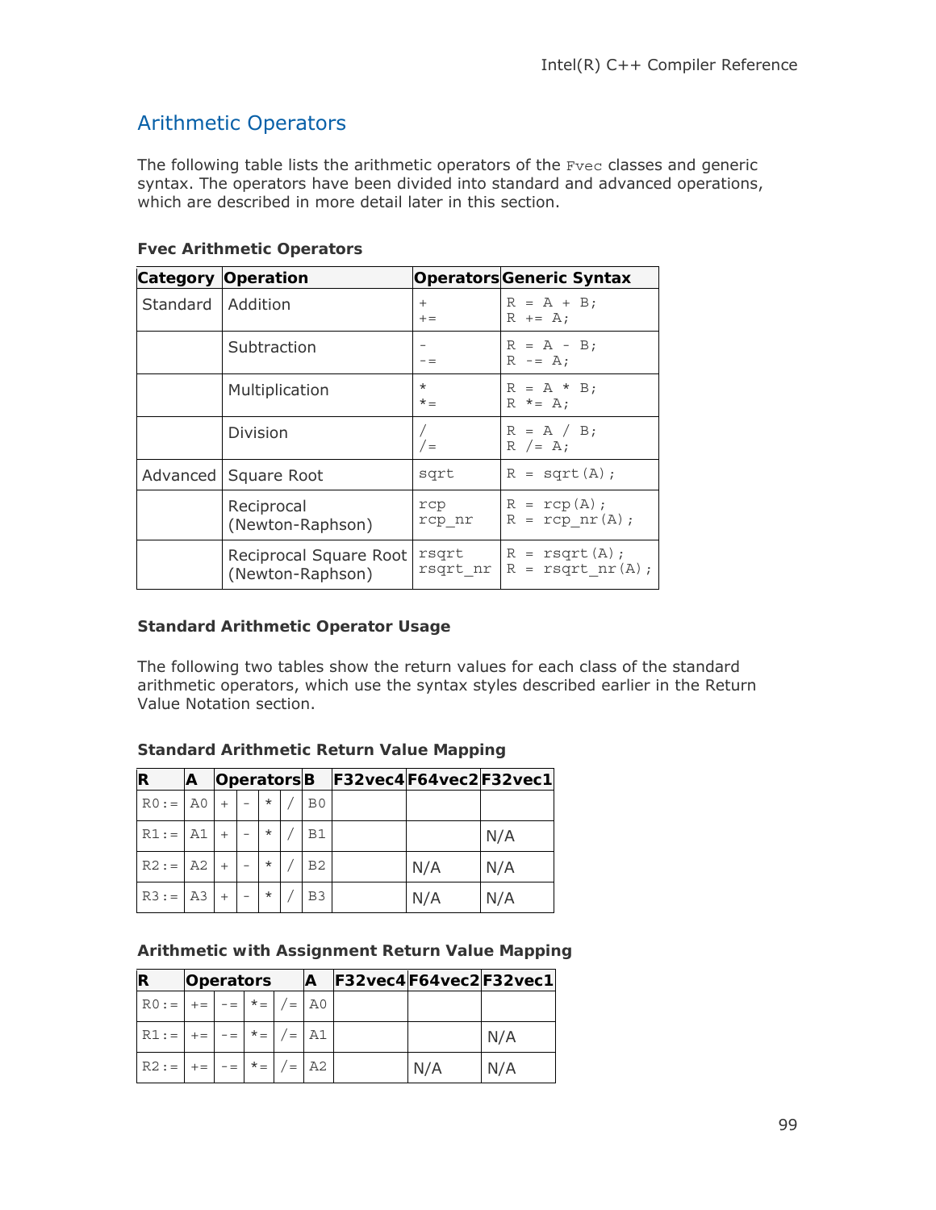## Arithmetic Operators

The following table lists the arithmetic operators of the `Fvec` classes and generic syntax. The operators have been divided into standard and advanced operations, which are described in more detail later in this section.

**Fvec Arithmetic Operators**

| Category | Operation | Operators | Generic Syntax |
|---|---|---|---|
| Standard | Addition | `+`<br>`+=` | `R = A + B;`<br>`R += A;` |
| | Subtraction | `-`<br>`-=` | `R = A - B;`<br>`R -= A;` |
| | Multiplication | `*`<br>`*=` | `R = A * B;`<br>`R *= A;` |
| | Division | `/`<br>`/=` | `R = A / B;`<br>`R /= A;` |
| Advanced | Square Root | `sqrt` | `R = sqrt(A);` |
| | Reciprocal (Newton-Raphson) | `rcp`<br>`rcp_nr` | `R = rcp(A);`<br>`R = rcp_nr(A);` |
| | Reciprocal Square Root (Newton-Raphson) | `rsqrt`<br>`rsqrt_nr` | `R = rsqrt(A);`<br>`R = rsqrt_nr(A);` |

**Standard Arithmetic Operator Usage**

The following two tables show the return values for each class of the standard arithmetic operators, which use the syntax styles described earlier in the Return Value Notation section.

**Standard Arithmetic Return Value Mapping**

| R | A | Operators | | | | B | F32vec4 | F64vec2 | F32vec1 |
|---|---|---|---|---|---|---|---|---|---|
| R0:= | A0 | + | - | * | / | B0 | | | |
| R1:= | A1 | + | - | * | / | B1 | | | N/A |
| R2:= | A2 | + | - | * | / | B2 | | N/A | N/A |
| R3:= | A3 | + | - | * | / | B3 | | N/A | N/A |

**Arithmetic with Assignment Return Value Mapping**

| R | Operators | | | | A | F32vec4 | F64vec2 | F32vec1 |
|---|---|---|---|---|---|---|---|---|
| R0:= | += | -= | *= | /= | A0 | | | |
| R1:= | += | -= | *= | /= | A1 | | | N/A |
| R2:= | += | -= | *= | /= | A2 | | N/A | N/A |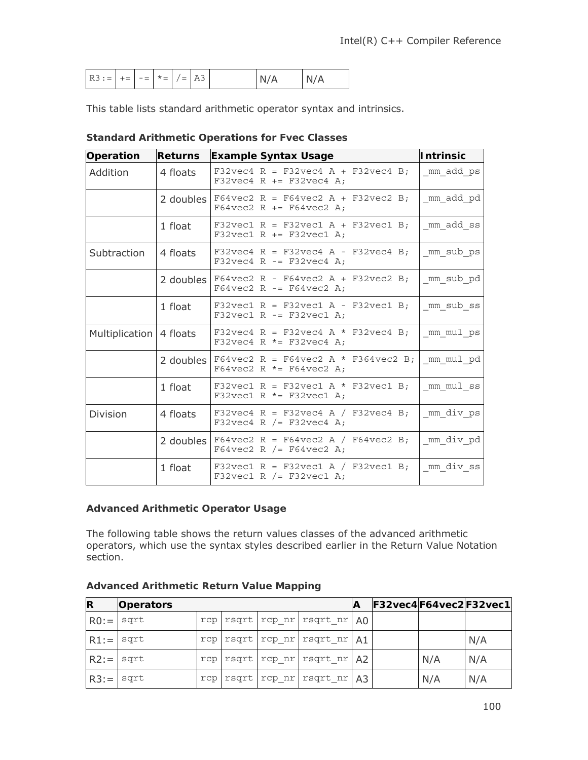| R3:= | += | -= | *= | /= | A3 | | N/A | N/A |
|---|---|---|---|---|---|---|---|---|

This table lists standard arithmetic operator syntax and intrinsics.

**Standard Arithmetic Operations for Fvec Classes**

| Operation | Returns | Example Syntax Usage | Intrinsic |
|---|---|---|---|
| Addition | 4 floats | `F32vec4 R = F32vec4 A + F32vec4 B;` `F32vec4 R += F32vec4 A;` | `_mm_add_ps` |
| | 2 doubles | `F64vec2 R = F64vec2 A + F32vec2 B;` `F64vec2 R += F64vec2 A;` | `_mm_add_pd` |
| | 1 float | `F32vec1 R = F32vec1 A + F32vec1 B;` `F32vec1 R += F32vec1 A;` | `_mm_add_ss` |
| Subtraction | 4 floats | `F32vec4 R = F32vec4 A - F32vec4 B;` `F32vec4 R -= F32vec4 A;` | `_mm_sub_ps` |
| | 2 doubles | `F64vec2 R - F64vec2 A + F32vec2 B;` `F64vec2 R -= F64vec2 A;` | `_mm_sub_pd` |
| | 1 float | `F32vec1 R = F32vec1 A - F32vec1 B;` `F32vec1 R -= F32vec1 A;` | `_mm_sub_ss` |
| Multiplication | 4 floats | `F32vec4 R = F32vec4 A * F32vec4 B;` `F32vec4 R *= F32vec4 A;` | `_mm_mul_ps` |
| | 2 doubles | `F64vec2 R = F64vec2 A * F364vec2 B;` `F64vec2 R *= F64vec2 A;` | `_mm_mul_pd` |
| | 1 float | `F32vec1 R = F32vec1 A * F32vec1 B;` `F32vec1 R *= F32vec1 A;` | `_mm_mul_ss` |
| Division | 4 floats | `F32vec4 R = F32vec4 A / F32vec4 B;` `F32vec4 R /= F32vec4 A;` | `_mm_div_ps` |
| | 2 doubles | `F64vec2 R = F64vec2 A / F64vec2 B;` `F64vec2 R /= F64vec2 A;` | `_mm_div_pd` |
| | 1 float | `F32vec1 R = F32vec1 A / F32vec1 B;` `F32vec1 R /= F32vec1 A;` | `_mm_div_ss` |

**Advanced Arithmetic Operator Usage**

The following table shows the return values classes of the advanced arithmetic operators, which use the syntax styles described earlier in the Return Value Notation section.

**Advanced Arithmetic Return Value Mapping**

| R | Operators | | | | | A | F32vec4 | F64vec2 | F32vec1 |
|---|---|---|---|---|---|---|---|---|---|
| R0:= | sqrt | rcp | rsqrt | rcp_nr | rsqrt_nr | A0 | | | |
| R1:= | sqrt | rcp | rsqrt | rcp_nr | rsqrt_nr | A1 | | | N/A |
| R2:= | sqrt | rcp | rsqrt | rcp_nr | rsqrt_nr | A2 | | N/A | N/A |
| R3:= | sqrt | rcp | rsqrt | rcp_nr | rsqrt_nr | A3 | | N/A | N/A |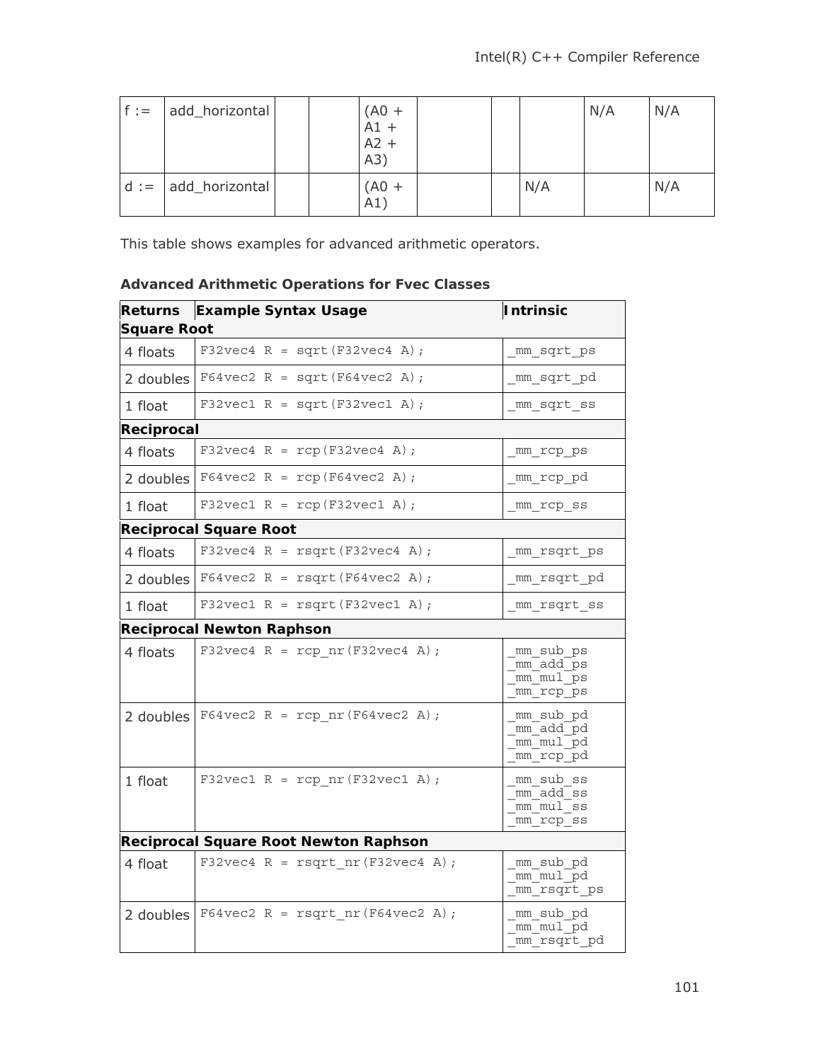| | | | | | | | | | |
|---|---|---|---|---|---|---|---|---|---|
| f := | add_horizontal | | | (A0 + A1 + A2 + A3) | | | | N/A | N/A |
| d := | add_horizontal | | | (A0 + A1) | | | N/A | | N/A |

This table shows examples for advanced arithmetic operators.

**Advanced Arithmetic Operations for Fvec Classes**

| Returns | Example Syntax Usage | Intrinsic |
|---|---|---|
| **Square Root** | | |
| 4 floats | `F32vec4 R = sqrt(F32vec4 A);` | `_mm_sqrt_ps` |
| 2 doubles | `F64vec2 R = sqrt(F64vec2 A);` | `_mm_sqrt_pd` |
| 1 float | `F32vec1 R = sqrt(F32vec1 A);` | `_mm_sqrt_ss` |
| **Reciprocal** | | |
| 4 floats | `F32vec4 R = rcp(F32vec4 A);` | `_mm_rcp_ps` |
| 2 doubles | `F64vec2 R = rcp(F64vec2 A);` | `_mm_rcp_pd` |
| 1 float | `F32vec1 R = rcp(F32vec1 A);` | `_mm_rcp_ss` |
| **Reciprocal Square Root** | | |
| 4 floats | `F32vec4 R = rsqrt(F32vec4 A);` | `_mm_rsqrt_ps` |
| 2 doubles | `F64vec2 R = rsqrt(F64vec2 A);` | `_mm_rsqrt_pd` |
| 1 float | `F32vec1 R = rsqrt(F32vec1 A);` | `_mm_rsqrt_ss` |
| **Reciprocal Newton Raphson** | | |
| 4 floats | `F32vec4 R = rcp_nr(F32vec4 A);` | `_mm_sub_ps` `_mm_add_ps` `_mm_mul_ps` `_mm_rcp_ps` |
| 2 doubles | `F64vec2 R = rcp_nr(F64vec2 A);` | `_mm_sub_pd` `_mm_add_pd` `_mm_mul_pd` `_mm_rcp_pd` |
| 1 float | `F32vec1 R = rcp_nr(F32vec1 A);` | `_mm_sub_ss` `_mm_add_ss` `_mm_mul_ss` `_mm_rcp_ss` |
| **Reciprocal Square Root Newton Raphson** | | |
| 4 float | `F32vec4 R = rsqrt_nr(F32vec4 A);` | `_mm_sub_pd` `_mm_mul_pd` `_mm_rsqrt_ps` |
| 2 doubles | `F64vec2 R = rsqrt_nr(F64vec2 A);` | `_mm_sub_pd` `_mm_mul_pd` `_mm_rsqrt_pd` |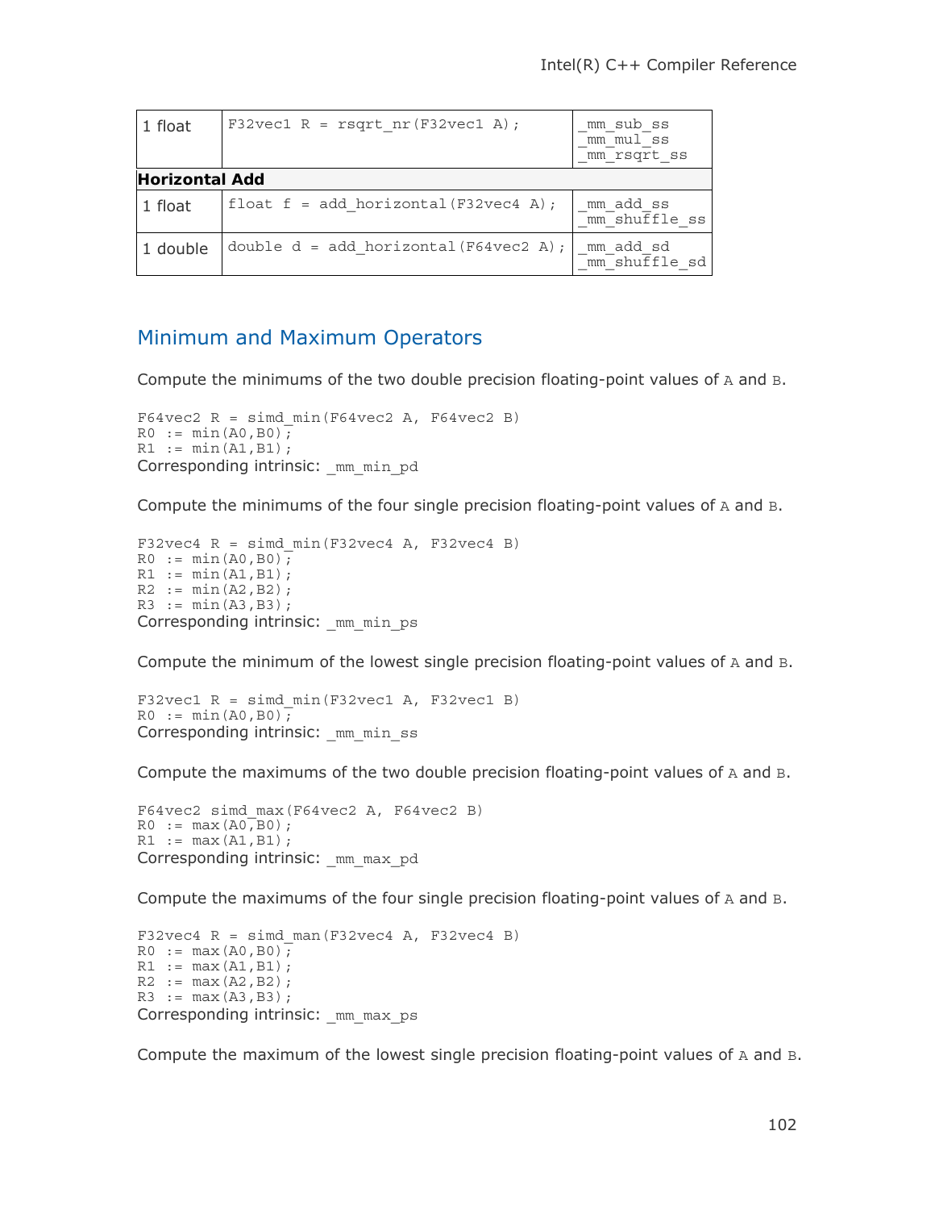| 1 float | `F32vec1 R = rsqrt_nr(F32vec1 A);` | `_mm_sub_ss` `_mm_mul_ss` `_mm_rsqrt_ss` |
|---|---|---|
| **Horizontal Add** | | |
| 1 float | `float f = add_horizontal(F32vec4 A);` | `_mm_add_ss` `_mm_shuffle_ss` |
| 1 double | `double d = add_horizontal(F64vec2 A);` | `_mm_add_sd` `_mm_shuffle_sd` |

## Minimum and Maximum Operators

Compute the minimums of the two double precision floating-point values of `A` and `B`.

```
F64vec2 R = simd_min(F64vec2 A, F64vec2 B)
R0 := min(A0,B0);
R1 := min(A1,B1);
```

Corresponding intrinsic: `_mm_min_pd`

Compute the minimums of the four single precision floating-point values of `A` and `B`.

```
F32vec4 R = simd_min(F32vec4 A, F32vec4 B)
R0 := min(A0,B0);
R1 := min(A1,B1);
R2 := min(A2,B2);
R3 := min(A3,B3);
```

Corresponding intrinsic: `_mm_min_ps`

Compute the minimum of the lowest single precision floating-point values of `A` and `B`.

```
F32vec1 R = simd_min(F32vec1 A, F32vec1 B)
R0 := min(A0,B0);
```

Corresponding intrinsic: `_mm_min_ss`

Compute the maximums of the two double precision floating-point values of `A` and `B`.

```
F64vec2 simd_max(F64vec2 A, F64vec2 B)
R0 := max(A0,B0);
R1 := max(A1,B1);
```

Corresponding intrinsic: `_mm_max_pd`

Compute the maximums of the four single precision floating-point values of `A` and `B`.

```
F32vec4 R = simd_man(F32vec4 A, F32vec4 B)
R0 := max(A0,B0);
R1 := max(A1,B1);
R2 := max(A2,B2);
R3 := max(A3,B3);
```

Corresponding intrinsic: `_mm_max_ps`

Compute the maximum of the lowest single precision floating-point values of `A` and `B`.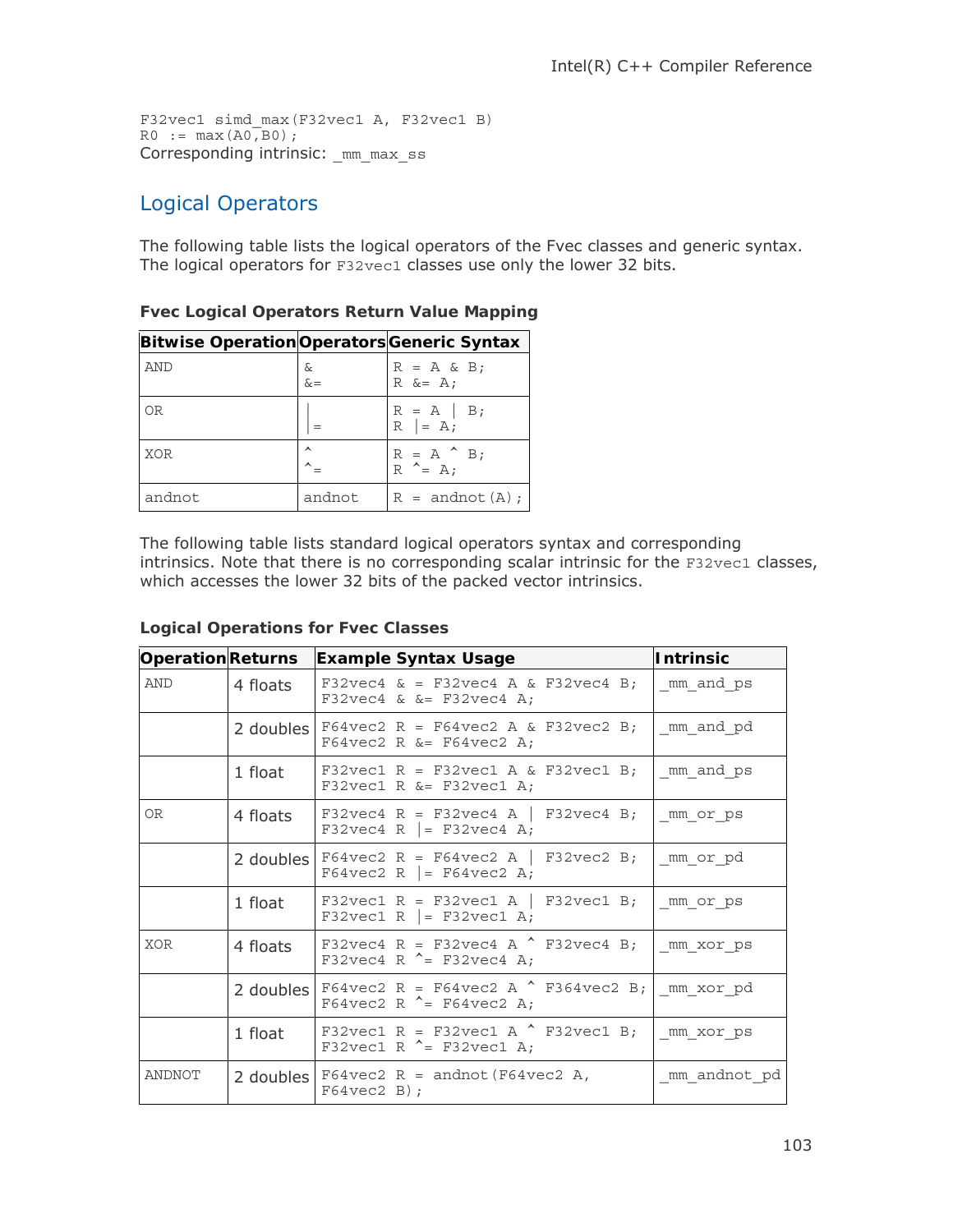```
F32vec1 simd_max(F32vec1 A, F32vec1 B)
R0 := max(A0,B0);
```
Corresponding intrinsic: `_mm_max_ss`

## Logical Operators

The following table lists the logical operators of the Fvec classes and generic syntax. The logical operators for `F32vec1` classes use only the lower 32 bits.

**Fvec Logical Operators Return Value Mapping**

| Bitwise Operation | Operators | Generic Syntax |
|---|---|---|
| AND | `&`<br>`&=` | `R = A & B;`<br>`R &= A;` |
| OR | `\|`<br>`\|=` | `R = A \| B;`<br>`R \|= A;` |
| XOR | `^`<br>`^=` | `R = A ^ B;`<br>`R ^= A;` |
| andnot | andnot | `R = andnot(A);` |

The following table lists standard logical operators syntax and corresponding intrinsics. Note that there is no corresponding scalar intrinsic for the `F32vec1` classes, which accesses the lower 32 bits of the packed vector intrinsics.

**Logical Operations for Fvec Classes**

| Operation | Returns | Example Syntax Usage | Intrinsic |
|---|---|---|---|
| AND | 4 floats | `F32vec4 & = F32vec4 A & F32vec4 B;`<br>`F32vec4 & &= F32vec4 A;` | `_mm_and_ps` |
| | 2 doubles | `F64vec2 R = F64vec2 A & F32vec2 B;`<br>`F64vec2 R &= F64vec2 A;` | `_mm_and_pd` |
| | 1 float | `F32vec1 R = F32vec1 A & F32vec1 B;`<br>`F32vec1 R &= F32vec1 A;` | `_mm_and_ps` |
| OR | 4 floats | `F32vec4 R = F32vec4 A \| F32vec4 B;`<br>`F32vec4 R \|= F32vec4 A;` | `_mm_or_ps` |
| | 2 doubles | `F64vec2 R = F64vec2 A \| F32vec2 B;`<br>`F64vec2 R \|= F64vec2 A;` | `_mm_or_pd` |
| | 1 float | `F32vec1 R = F32vec1 A \| F32vec1 B;`<br>`F32vec1 R \|= F32vec1 A;` | `_mm_or_ps` |
| XOR | 4 floats | `F32vec4 R = F32vec4 A ^ F32vec4 B;`<br>`F32vec4 R ^= F32vec4 A;` | `_mm_xor_ps` |
| | 2 doubles | `F64vec2 R = F64vec2 A ^ F364vec2 B;`<br>`F64vec2 R ^= F64vec2 A;` | `_mm_xor_pd` |
| | 1 float | `F32vec1 R = F32vec1 A ^ F32vec1 B;`<br>`F32vec1 R ^= F32vec1 A;` | `_mm_xor_ps` |
| ANDNOT | 2 doubles | `F64vec2 R = andnot(F64vec2 A, F64vec2 B);` | `_mm_andnot_pd` |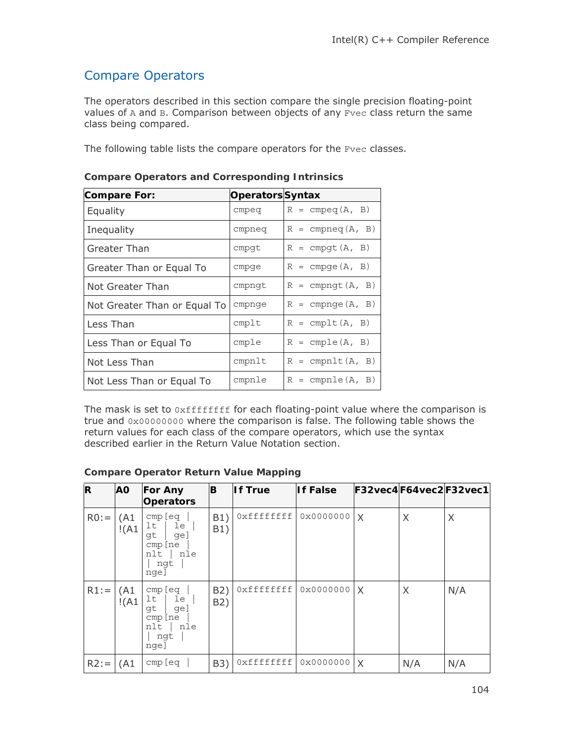## Compare Operators

The operators described in this section compare the single precision floating-point values of `A` and `B`. Comparison between objects of any `Fvec` class return the same class being compared.

The following table lists the compare operators for the `Fvec` classes.

**Compare Operators and Corresponding Intrinsics**

| Compare For: | Operators | Syntax |
|---|---|---|
| Equality | `cmpeq` | `R = cmpeq(A, B)` |
| Inequality | `cmpneq` | `R = cmpneq(A, B)` |
| Greater Than | `cmpgt` | `R = cmpgt(A, B)` |
| Greater Than or Equal To | `cmpge` | `R = cmpge(A, B)` |
| Not Greater Than | `cmpngt` | `R = cmpngt(A, B)` |
| Not Greater Than or Equal To | `cmpnge` | `R = cmpnge(A, B)` |
| Less Than | `cmplt` | `R = cmplt(A, B)` |
| Less Than or Equal To | `cmple` | `R = cmple(A, B)` |
| Not Less Than | `cmpnlt` | `R = cmpnlt(A, B)` |
| Not Less Than or Equal To | `cmpnle` | `R = cmpnle(A, B)` |

The mask is set to `0xffffffff` for each floating-point value where the comparison is true and `0x00000000` where the comparison is false. The following table shows the return values for each class of the compare operators, which use the syntax described earlier in the Return Value Notation section.

**Compare Operator Return Value Mapping**

| R | A0 | For Any Operators | B | If True | If False | F32vec4 | F64vec2 | F32vec1 |
|---|---|---|---|---|---|---|---|---|
| R0:= | (A1<br>!(A1 | `cmp[eq | lt | le | gt | ge]`<br>`cmp[ne | nlt | nle | ngt | nge]` | B1)<br>B1) | `0xffffffff` | `0x0000000` | X | X | X |
| R1:= | (A1<br>!(A1 | `cmp[eq | lt | le | gt | ge]`<br>`cmp[ne | nlt | nle | ngt | nge]` | B2)<br>B2) | `0xffffffff` | `0x0000000` | X | X | N/A |
| R2:= | (A1 | `cmp[eq |` | B3) | `0xffffffff` | `0x0000000` | X | N/A | N/A |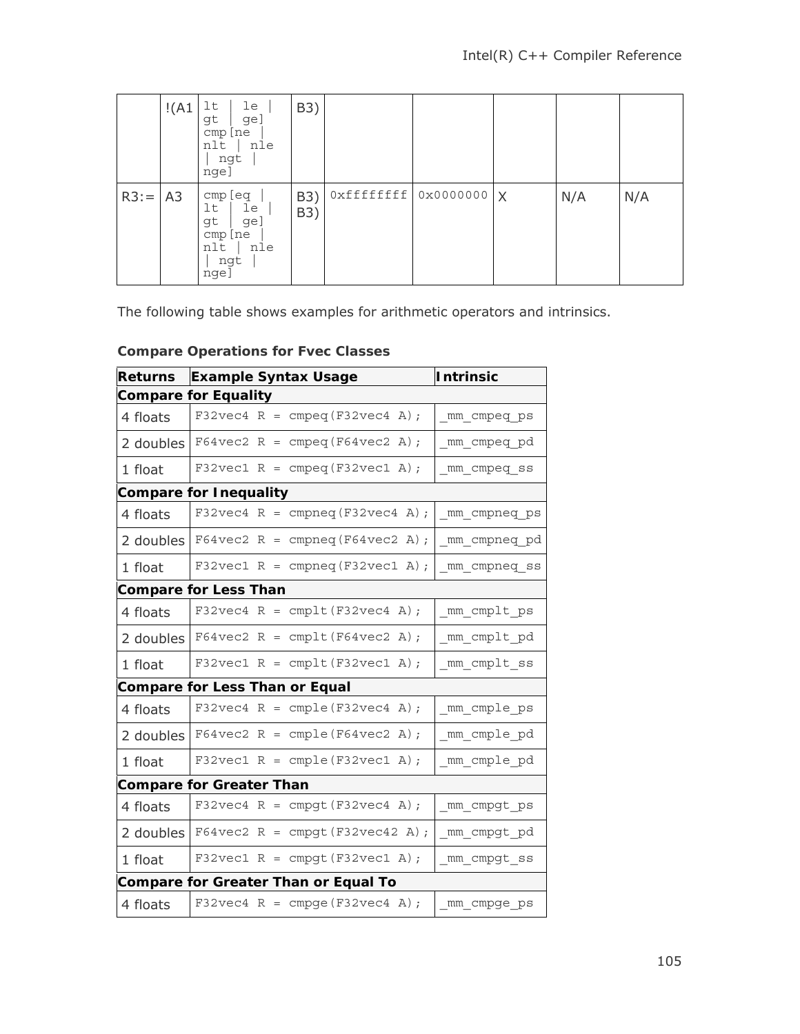|  | !(A1 | lt \| le \| gt \| ge] cmp[ne \| nlt \| nle \| ngt \| nge] | B3) |  |  |  |  |  |
|---|---|---|---|---|---|---|---|---|
| R3:= | A3 | cmp[eq \| lt \| le \| gt \| ge] cmp[ne \| nlt \| nle \| ngt \| nge] | B3) B3) | 0xffffffff | 0x0000000 | X | N/A | N/A |

The following table shows examples for arithmetic operators and intrinsics.

**Compare Operations for Fvec Classes**

| Returns | Example Syntax Usage | Intrinsic |
|---|---|---|
| **Compare for Equality** | | |
| 4 floats | `F32vec4 R = cmpeq(F32vec4 A);` | `_mm_cmpeq_ps` |
| 2 doubles | `F64vec2 R = cmpeq(F64vec2 A);` | `_mm_cmpeq_pd` |
| 1 float | `F32vec1 R = cmpeq(F32vec1 A);` | `_mm_cmpeq_ss` |
| **Compare for Inequality** | | |
| 4 floats | `F32vec4 R = cmpneq(F32vec4 A);` | `_mm_cmpneq_ps` |
| 2 doubles | `F64vec2 R = cmpneq(F64vec2 A);` | `_mm_cmpneq_pd` |
| 1 float | `F32vec1 R = cmpneq(F32vec1 A);` | `_mm_cmpneq_ss` |
| **Compare for Less Than** | | |
| 4 floats | `F32vec4 R = cmplt(F32vec4 A);` | `_mm_cmplt_ps` |
| 2 doubles | `F64vec2 R = cmplt(F64vec2 A);` | `_mm_cmplt_pd` |
| 1 float | `F32vec1 R = cmplt(F32vec1 A);` | `_mm_cmplt_ss` |
| **Compare for Less Than or Equal** | | |
| 4 floats | `F32vec4 R = cmple(F32vec4 A);` | `_mm_cmple_ps` |
| 2 doubles | `F64vec2 R = cmple(F64vec2 A);` | `_mm_cmple_pd` |
| 1 float | `F32vec1 R = cmple(F32vec1 A);` | `_mm_cmple_pd` |
| **Compare for Greater Than** | | |
| 4 floats | `F32vec4 R = cmpgt(F32vec4 A);` | `_mm_cmpgt_ps` |
| 2 doubles | `F64vec2 R = cmpgt(F32vec42 A);` | `_mm_cmpgt_pd` |
| 1 float | `F32vec1 R = cmpgt(F32vec1 A);` | `_mm_cmpgt_ss` |
| **Compare for Greater Than or Equal To** | | |
| 4 floats | `F32vec4 R = cmpge(F32vec4 A);` | `_mm_cmpge_ps` |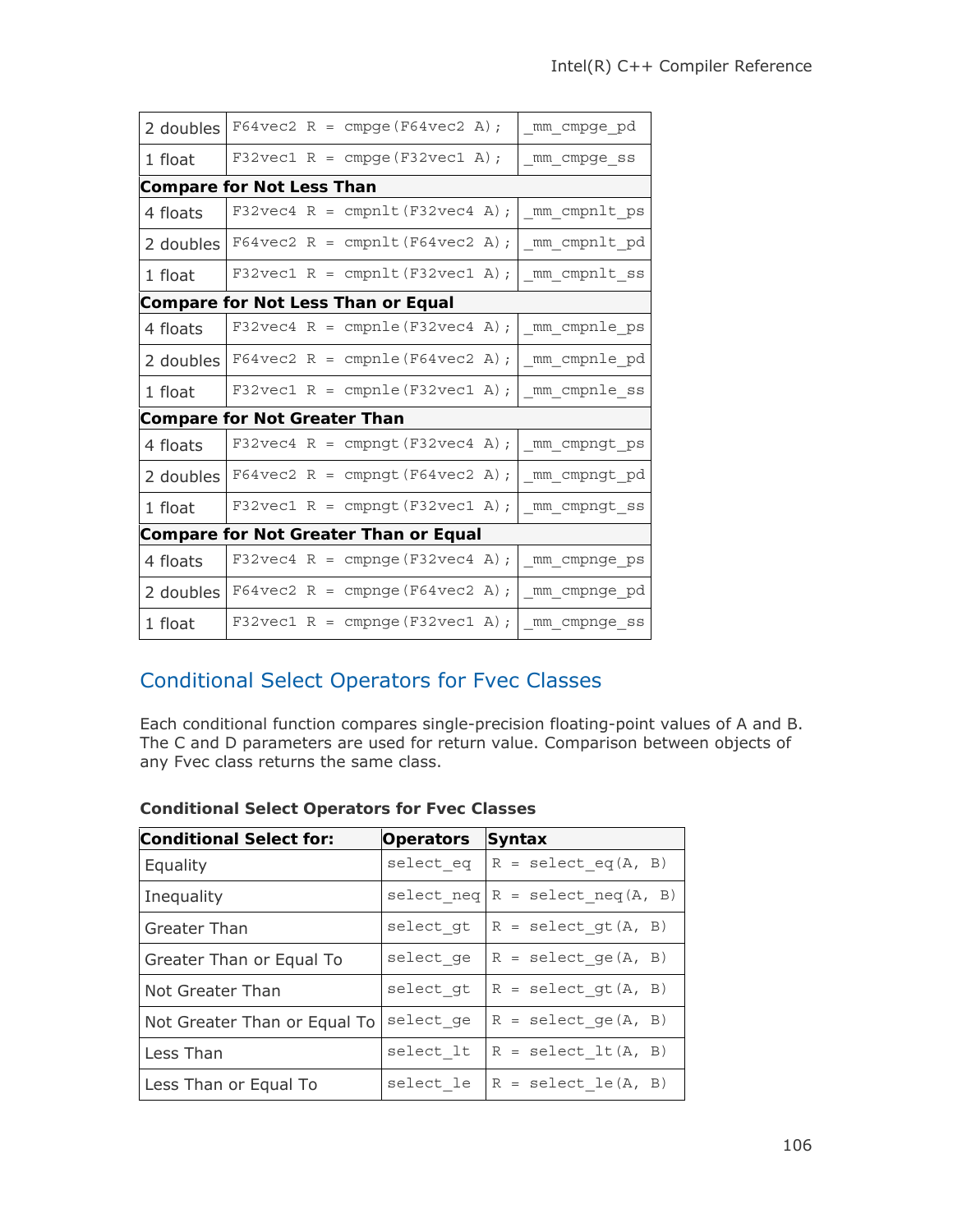| | | |
|---|---|---|
| 2 doubles | `F64vec2 R = cmpge(F64vec2 A);` | `_mm_cmpge_pd` |
| 1 float | `F32vec1 R = cmpge(F32vec1 A);` | `_mm_cmpge_ss` |
| **Compare for Not Less Than** | | |
| 4 floats | `F32vec4 R = cmpnlt(F32vec4 A);` | `_mm_cmpnlt_ps` |
| 2 doubles | `F64vec2 R = cmpnlt(F64vec2 A);` | `_mm_cmpnlt_pd` |
| 1 float | `F32vec1 R = cmpnlt(F32vec1 A);` | `_mm_cmpnlt_ss` |
| **Compare for Not Less Than or Equal** | | |
| 4 floats | `F32vec4 R = cmpnle(F32vec4 A);` | `_mm_cmpnle_ps` |
| 2 doubles | `F64vec2 R = cmpnle(F64vec2 A);` | `_mm_cmpnle_pd` |
| 1 float | `F32vec1 R = cmpnle(F32vec1 A);` | `_mm_cmpnle_ss` |
| **Compare for Not Greater Than** | | |
| 4 floats | `F32vec4 R = cmpngt(F32vec4 A);` | `_mm_cmpngt_ps` |
| 2 doubles | `F64vec2 R = cmpngt(F64vec2 A);` | `_mm_cmpngt_pd` |
| 1 float | `F32vec1 R = cmpngt(F32vec1 A);` | `_mm_cmpngt_ss` |
| **Compare for Not Greater Than or Equal** | | |
| 4 floats | `F32vec4 R = cmpnge(F32vec4 A);` | `_mm_cmpnge_ps` |
| 2 doubles | `F64vec2 R = cmpnge(F64vec2 A);` | `_mm_cmpnge_pd` |
| 1 float | `F32vec1 R = cmpnge(F32vec1 A);` | `_mm_cmpnge_ss` |

## Conditional Select Operators for Fvec Classes

Each conditional function compares single-precision floating-point values of A and B. The C and D parameters are used for return value. Comparison between objects of any Fvec class returns the same class.

**Conditional Select Operators for Fvec Classes**

| Conditional Select for: | Operators | Syntax |
|---|---|---|
| Equality | `select_eq` | `R = select_eq(A, B)` |
| Inequality | `select_neq` | `R = select_neq(A, B)` |
| Greater Than | `select_gt` | `R = select_gt(A, B)` |
| Greater Than or Equal To | `select_ge` | `R = select_ge(A, B)` |
| Not Greater Than | `select_gt` | `R = select_gt(A, B)` |
| Not Greater Than or Equal To | `select_ge` | `R = select_ge(A, B)` |
| Less Than | `select_lt` | `R = select_lt(A, B)` |
| Less Than or Equal To | `select_le` | `R = select_le(A, B)` |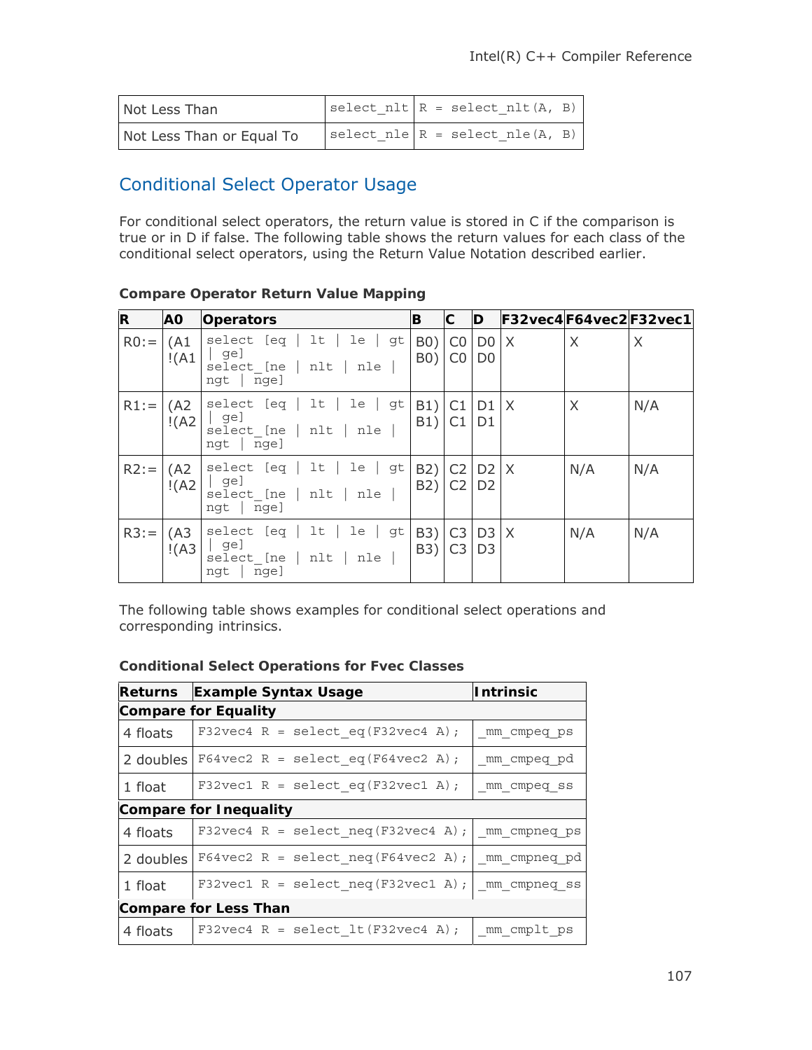| Not Less Than | `select_nlt` | `R = select_nlt(A, B)` |
|---|---|---|
| Not Less Than or Equal To | `select_nle` | `R = select_nle(A, B)` |

## Conditional Select Operator Usage

For conditional select operators, the return value is stored in C if the comparison is true or in D if false. The following table shows the return values for each class of the conditional select operators, using the Return Value Notation described earlier.

**Compare Operator Return Value Mapping**

| R | A0 | Operators | B | C | D | F32vec4 | F64vec2 | F32vec1 |
|---|---|---|---|---|---|---|---|---|
| R0:= | (A1 !(A1 | select [eq \| lt \| le \| gt \| ge] select_[ne \| nlt \| nle \| ngt \| nge] | B0) B0) | C0 C0 | D0 D0 | X | X | X |
| R1:= | (A2 !(A2 | select [eq \| lt \| le \| gt \| ge] select_[ne \| nlt \| nle \| ngt \| nge] | B1) B1) | C1 C1 | D1 D1 | X | X | N/A |
| R2:= | (A2 !(A2 | select [eq \| lt \| le \| gt \| ge] select_[ne \| nlt \| nle \| ngt \| nge] | B2) B2) | C2 C2 | D2 D2 | X | N/A | N/A |
| R3:= | (A3 !(A3 | select [eq \| lt \| le \| gt \| ge] select_[ne \| nlt \| nle \| ngt \| nge] | B3) B3) | C3 C3 | D3 D3 | X | N/A | N/A |

The following table shows examples for conditional select operations and corresponding intrinsics.

**Conditional Select Operations for Fvec Classes**

| Returns | Example Syntax Usage | Intrinsic |
|---|---|---|
| **Compare for Equality** | | |
| 4 floats | `F32vec4 R = select_eq(F32vec4 A);` | `_mm_cmpeq_ps` |
| 2 doubles | `F64vec2 R = select_eq(F64vec2 A);` | `_mm_cmpeq_pd` |
| 1 float | `F32vec1 R = select_eq(F32vec1 A);` | `_mm_cmpeq_ss` |
| **Compare for Inequality** | | |
| 4 floats | `F32vec4 R = select_neq(F32vec4 A);` | `_mm_cmpneq_ps` |
| 2 doubles | `F64vec2 R = select_neq(F64vec2 A);` | `_mm_cmpneq_pd` |
| 1 float | `F32vec1 R = select_neq(F32vec1 A);` | `_mm_cmpneq_ss` |
| **Compare for Less Than** | | |
| 4 floats | `F32vec4 R = select_lt(F32vec4 A);` | `_mm_cmplt_ps` |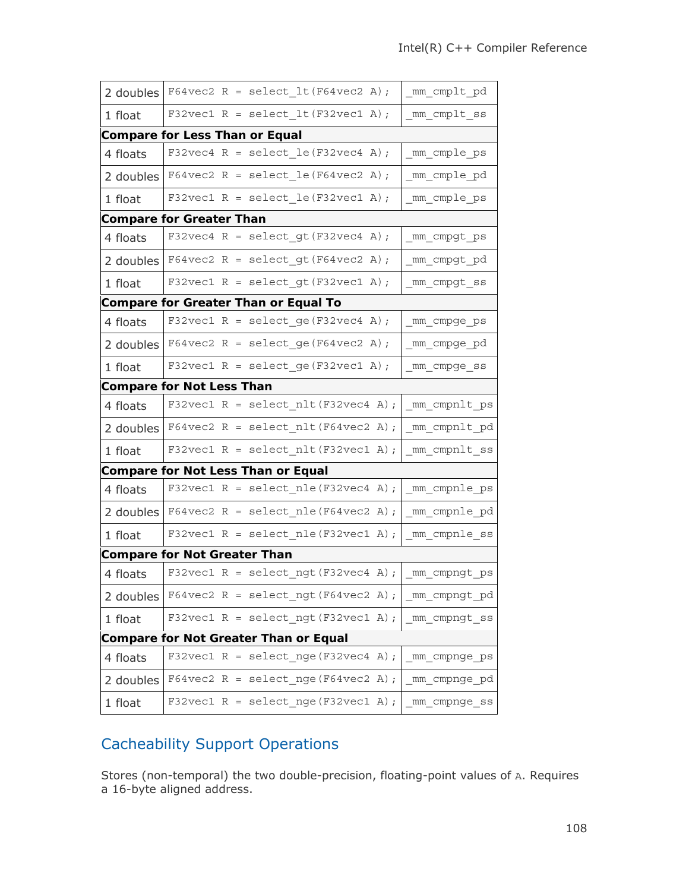| | | |
|---|---|---|
| 2 doubles | F64vec2 R = select_lt(F64vec2 A); | _mm_cmplt_pd |
| 1 float | F32vec1 R = select_lt(F32vec1 A); | _mm_cmplt_ss |
| **Compare for Less Than or Equal** | | |
| 4 floats | F32vec4 R = select_le(F32vec4 A); | _mm_cmple_ps |
| 2 doubles | F64vec2 R = select_le(F64vec2 A); | _mm_cmple_pd |
| 1 float | F32vec1 R = select_le(F32vec1 A); | _mm_cmple_ps |
| **Compare for Greater Than** | | |
| 4 floats | F32vec4 R = select_gt(F32vec4 A); | _mm_cmpgt_ps |
| 2 doubles | F64vec2 R = select_gt(F64vec2 A); | _mm_cmpgt_pd |
| 1 float | F32vec1 R = select_gt(F32vec1 A); | _mm_cmpgt_ss |
| **Compare for Greater Than or Equal To** | | |
| 4 floats | F32vec1 R = select_ge(F32vec4 A); | _mm_cmpge_ps |
| 2 doubles | F64vec2 R = select_ge(F64vec2 A); | _mm_cmpge_pd |
| 1 float | F32vec1 R = select_ge(F32vec1 A); | _mm_cmpge_ss |
| **Compare for Not Less Than** | | |
| 4 floats | F32vec1 R = select_nlt(F32vec4 A); | _mm_cmpnlt_ps |
| 2 doubles | F64vec2 R = select_nlt(F64vec2 A); | _mm_cmpnlt_pd |
| 1 float | F32vec1 R = select_nlt(F32vec1 A); | _mm_cmpnlt_ss |
| **Compare for Not Less Than or Equal** | | |
| 4 floats | F32vec1 R = select_nle(F32vec4 A); | _mm_cmpnle_ps |
| 2 doubles | F64vec2 R = select_nle(F64vec2 A); | _mm_cmpnle_pd |
| 1 float | F32vec1 R = select_nle(F32vec1 A); | _mm_cmpnle_ss |
| **Compare for Not Greater Than** | | |
| 4 floats | F32vec1 R = select_ngt(F32vec4 A); | _mm_cmpngt_ps |
| 2 doubles | F64vec2 R = select_ngt(F64vec2 A); | _mm_cmpngt_pd |
| 1 float | F32vec1 R = select_ngt(F32vec1 A); | _mm_cmpngt_ss |
| **Compare for Not Greater Than or Equal** | | |
| 4 floats | F32vec1 R = select_nge(F32vec4 A); | _mm_cmpnge_ps |
| 2 doubles | F64vec2 R = select_nge(F64vec2 A); | _mm_cmpnge_pd |
| 1 float | F32vec1 R = select_nge(F32vec1 A); | _mm_cmpnge_ss |

## Cacheability Support Operations

Stores (non-temporal) the two double-precision, floating-point values of A. Requires a 16-byte aligned address.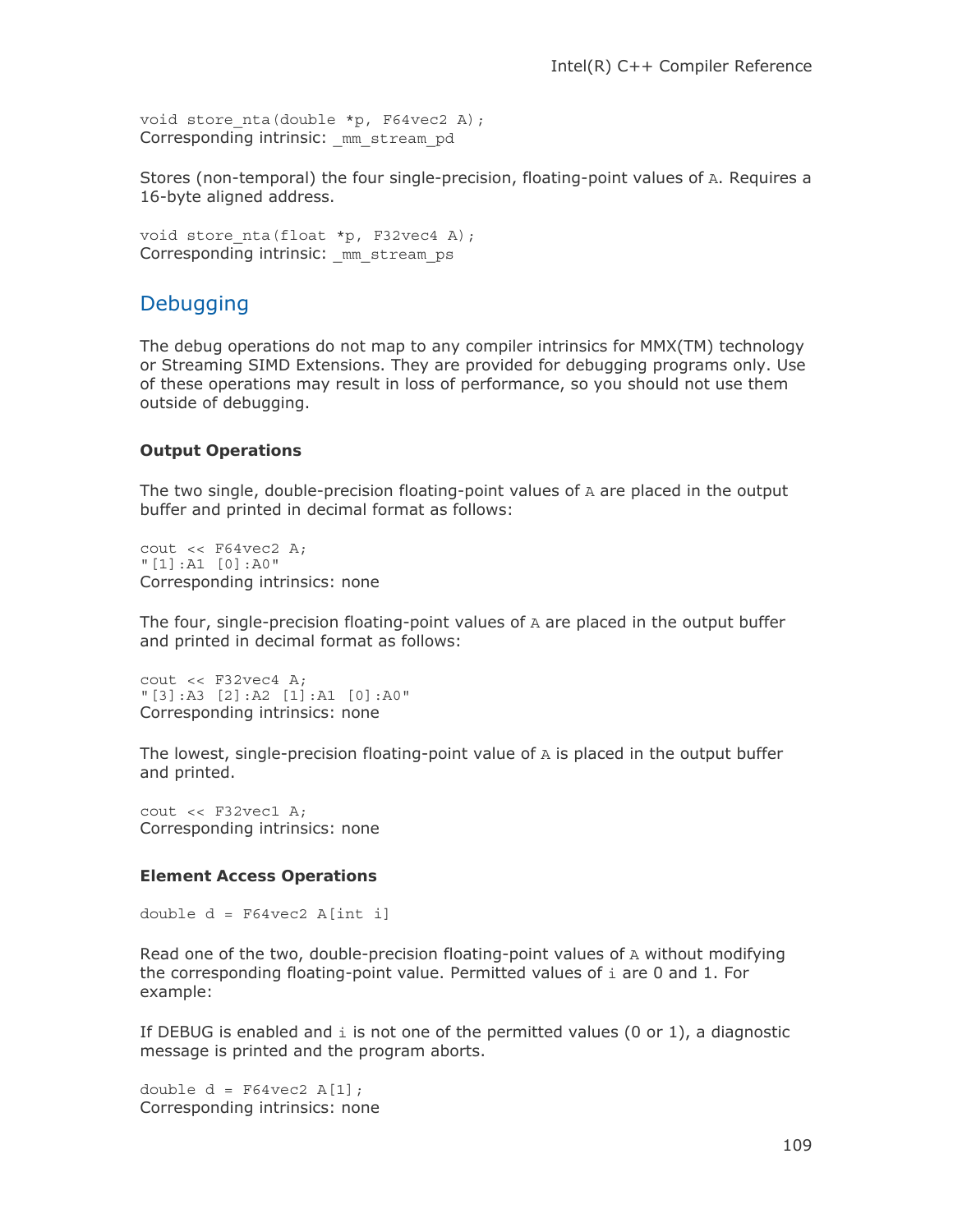```
void store_nta(double *p, F64vec2 A);
```
Corresponding intrinsic: `_mm_stream_pd`

Stores (non-temporal) the four single-precision, floating-point values of A. Requires a 16-byte aligned address.

```
void store_nta(float *p, F32vec4 A);
```
Corresponding intrinsic: `_mm_stream_ps`

## Debugging

The debug operations do not map to any compiler intrinsics for MMX(TM) technology or Streaming SIMD Extensions. They are provided for debugging programs only. Use of these operations may result in loss of performance, so you should not use them outside of debugging.

### Output Operations

The two single, double-precision floating-point values of A are placed in the output buffer and printed in decimal format as follows:

```
cout << F64vec2 A;
"[1]:A1 [0]:A0"
```
Corresponding intrinsics: none

The four, single-precision floating-point values of A are placed in the output buffer and printed in decimal format as follows:

```
cout << F32vec4 A;
"[3]:A3 [2]:A2 [1]:A1 [0]:A0"
```
Corresponding intrinsics: none

The lowest, single-precision floating-point value of A is placed in the output buffer and printed.

```
cout << F32vec1 A;
```
Corresponding intrinsics: none

### Element Access Operations

```
double d = F64vec2 A[int i]
```

Read one of the two, double-precision floating-point values of A without modifying the corresponding floating-point value. Permitted values of i are 0 and 1. For example:

If DEBUG is enabled and i is not one of the permitted values (0 or 1), a diagnostic message is printed and the program aborts.

```
double d = F64vec2 A[1];
```
Corresponding intrinsics: none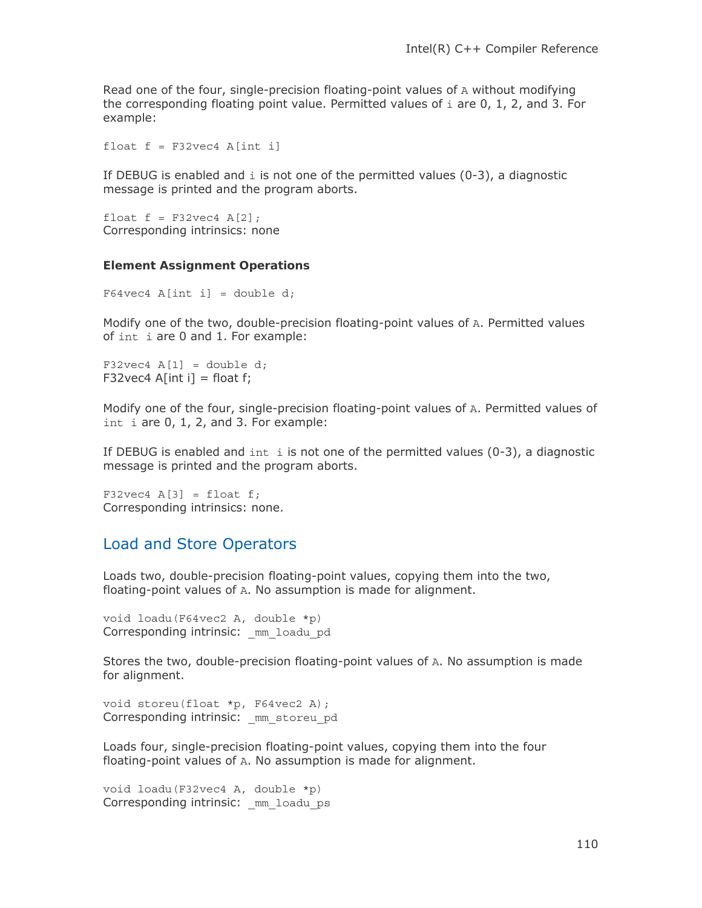Read one of the four, single-precision floating-point values of A without modifying the corresponding floating point value. Permitted values of i are 0, 1, 2, and 3. For example:

```
float f = F32vec4 A[int i]
```

If DEBUG is enabled and i is not one of the permitted values (0-3), a diagnostic message is printed and the program aborts.

```
float f = F32vec4 A[2];
```

Corresponding intrinsics: none

**Element Assignment Operations**

```
F64vec4 A[int i] = double d;
```

Modify one of the two, double-precision floating-point values of A. Permitted values of int i are 0 and 1. For example:

```
F32vec4 A[1] = double d;
```

F32vec4 A[int i] = float f;

Modify one of the four, single-precision floating-point values of A. Permitted values of int i are 0, 1, 2, and 3. For example:

If DEBUG is enabled and int i is not one of the permitted values (0-3), a diagnostic message is printed and the program aborts.

```
F32vec4 A[3] = float f;
```

Corresponding intrinsics: none.

## Load and Store Operators

Loads two, double-precision floating-point values, copying them into the two, floating-point values of A. No assumption is made for alignment.

```
void loadu(F64vec2 A, double *p)
```

Corresponding intrinsic: `_mm_loadu_pd`

Stores the two, double-precision floating-point values of A. No assumption is made for alignment.

```
void storeu(float *p, F64vec2 A);
```

Corresponding intrinsic: `_mm_storeu_pd`

Loads four, single-precision floating-point values, copying them into the four floating-point values of A. No assumption is made for alignment.

```
void loadu(F32vec4 A, double *p)
```

Corresponding intrinsic: `_mm_loadu_ps`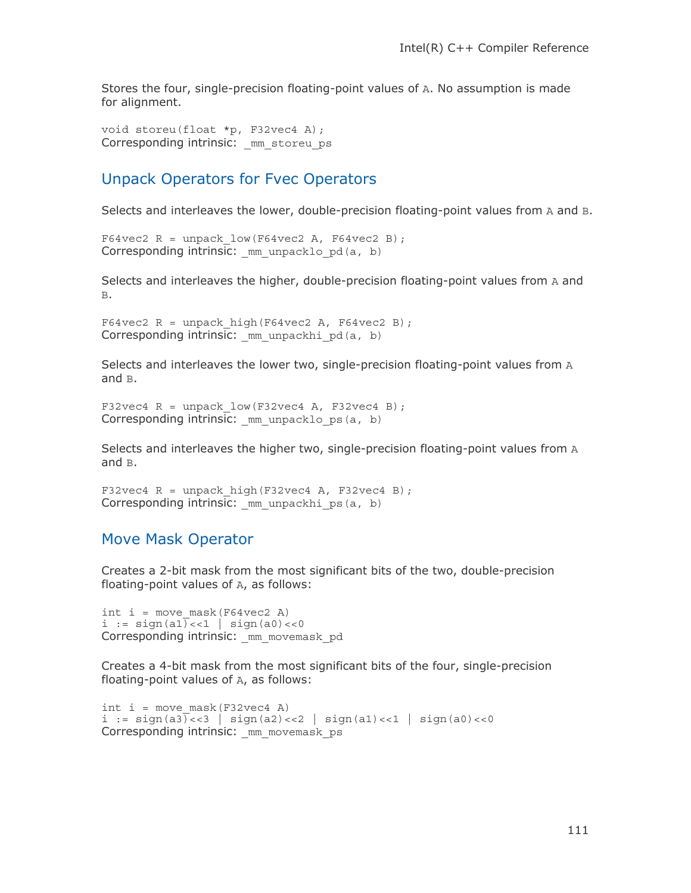Stores the four, single-precision floating-point values of `A`. No assumption is made for alignment.

```
void storeu(float *p, F32vec4 A);
```
Corresponding intrinsic: `_mm_storeu_ps`

## Unpack Operators for Fvec Operators

Selects and interleaves the lower, double-precision floating-point values from `A` and `B`.

```
F64vec2 R = unpack_low(F64vec2 A, F64vec2 B);
```
Corresponding intrinsic: `_mm_unpacklo_pd(a, b)`

Selects and interleaves the higher, double-precision floating-point values from `A` and `B`.

```
F64vec2 R = unpack_high(F64vec2 A, F64vec2 B);
```
Corresponding intrinsic: `_mm_unpackhi_pd(a, b)`

Selects and interleaves the lower two, single-precision floating-point values from `A` and `B`.

```
F32vec4 R = unpack_low(F32vec4 A, F32vec4 B);
```
Corresponding intrinsic: `_mm_unpacklo_ps(a, b)`

Selects and interleaves the higher two, single-precision floating-point values from `A` and `B`.

```
F32vec4 R = unpack_high(F32vec4 A, F32vec4 B);
```
Corresponding intrinsic: `_mm_unpackhi_ps(a, b)`

## Move Mask Operator

Creates a 2-bit mask from the most significant bits of the two, double-precision floating-point values of `A`, as follows:

```
int i = move_mask(F64vec2 A)
i := sign(a1)<<1 | sign(a0)<<0
```
Corresponding intrinsic: `_mm_movemask_pd`

Creates a 4-bit mask from the most significant bits of the four, single-precision floating-point values of `A`, as follows:

```
int i = move_mask(F32vec4 A)
i := sign(a3)<<3 | sign(a2)<<2 | sign(a1)<<1 | sign(a0)<<0
```
Corresponding intrinsic: `_mm_movemask_ps`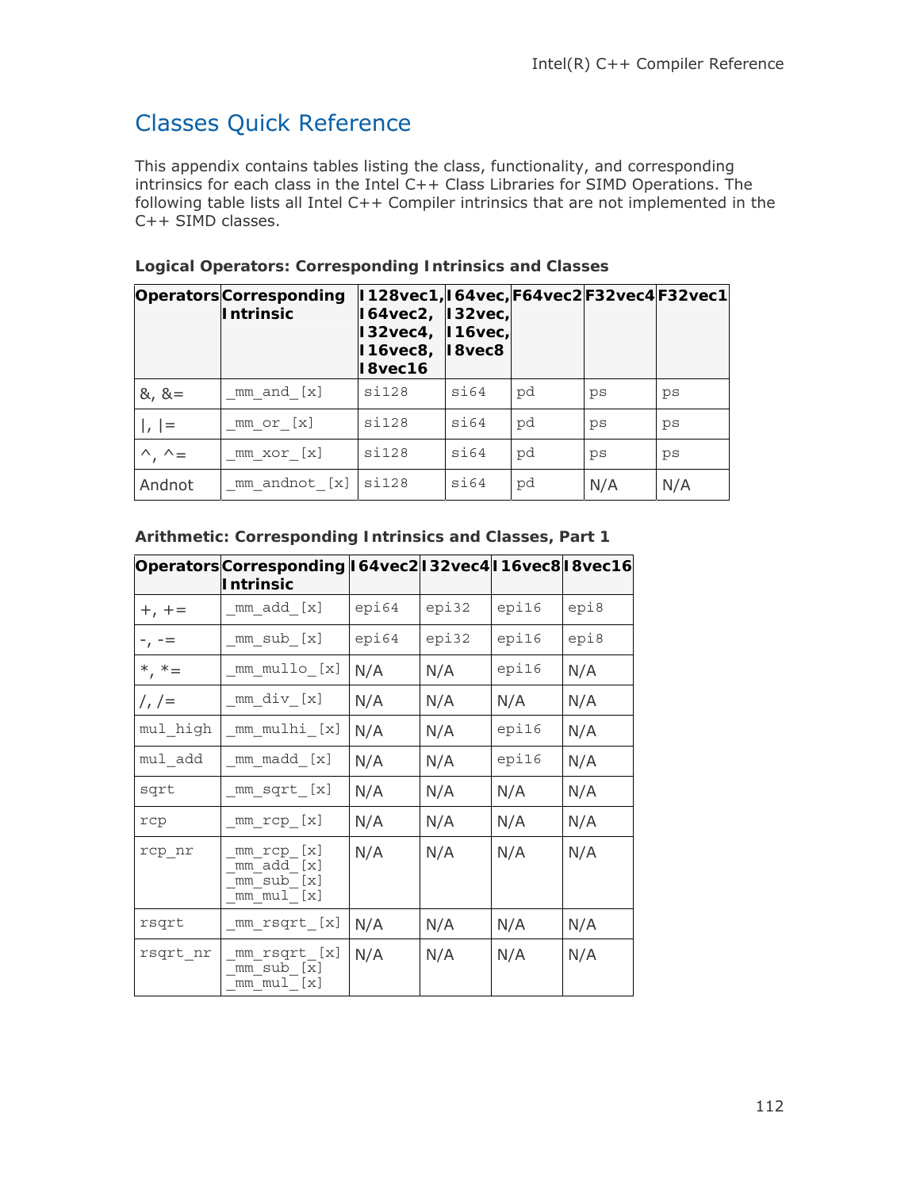# Classes Quick Reference

This appendix contains tables listing the class, functionality, and corresponding intrinsics for each class in the Intel C++ Class Libraries for SIMD Operations. The following table lists all Intel C++ Compiler intrinsics that are not implemented in the C++ SIMD classes.

**Logical Operators: Corresponding Intrinsics and Classes**

| Operators | Corresponding Intrinsic | I128vec1, I64vec2, I32vec4, I16vec8, I8vec16 | I64vec, I32vec, I16vec, I8vec8 | F64vec2 | F32vec4 | F32vec1 |
|---|---|---|---|---|---|---|
| &, &= | _mm_and_[x] | si128 | si64 | pd | ps | ps |
| \|, \|= | _mm_or_[x] | si128 | si64 | pd | ps | ps |
| ^, ^= | _mm_xor_[x] | si128 | si64 | pd | ps | ps |
| Andnot | _mm_andnot_[x] | si128 | si64 | pd | N/A | N/A |

**Arithmetic: Corresponding Intrinsics and Classes, Part 1**

| Operators | Corresponding Intrinsic | I64vec2 | I32vec4 | I16vec8 | I8vec16 |
|---|---|---|---|---|---|
| +, += | _mm_add_[x] | epi64 | epi32 | epi16 | epi8 |
| -, -= | _mm_sub_[x] | epi64 | epi32 | epi16 | epi8 |
| *, *= | _mm_mullo_[x] | N/A | N/A | epi16 | N/A |
| /, /= | _mm_div_[x] | N/A | N/A | N/A | N/A |
| mul_high | _mm_mulhi_[x] | N/A | N/A | epi16 | N/A |
| mul_add | _mm_madd_[x] | N/A | N/A | epi16 | N/A |
| sqrt | _mm_sqrt_[x] | N/A | N/A | N/A | N/A |
| rcp | _mm_rcp_[x] | N/A | N/A | N/A | N/A |
| rcp_nr | _mm_rcp_[x] _mm_add_[x] _mm_sub_[x] _mm_mul_[x] | N/A | N/A | N/A | N/A |
| rsqrt | _mm_rsqrt_[x] | N/A | N/A | N/A | N/A |
| rsqrt_nr | _mm_rsqrt_[x] _mm_sub_[x] _mm_mul_[x] | N/A | N/A | N/A | N/A |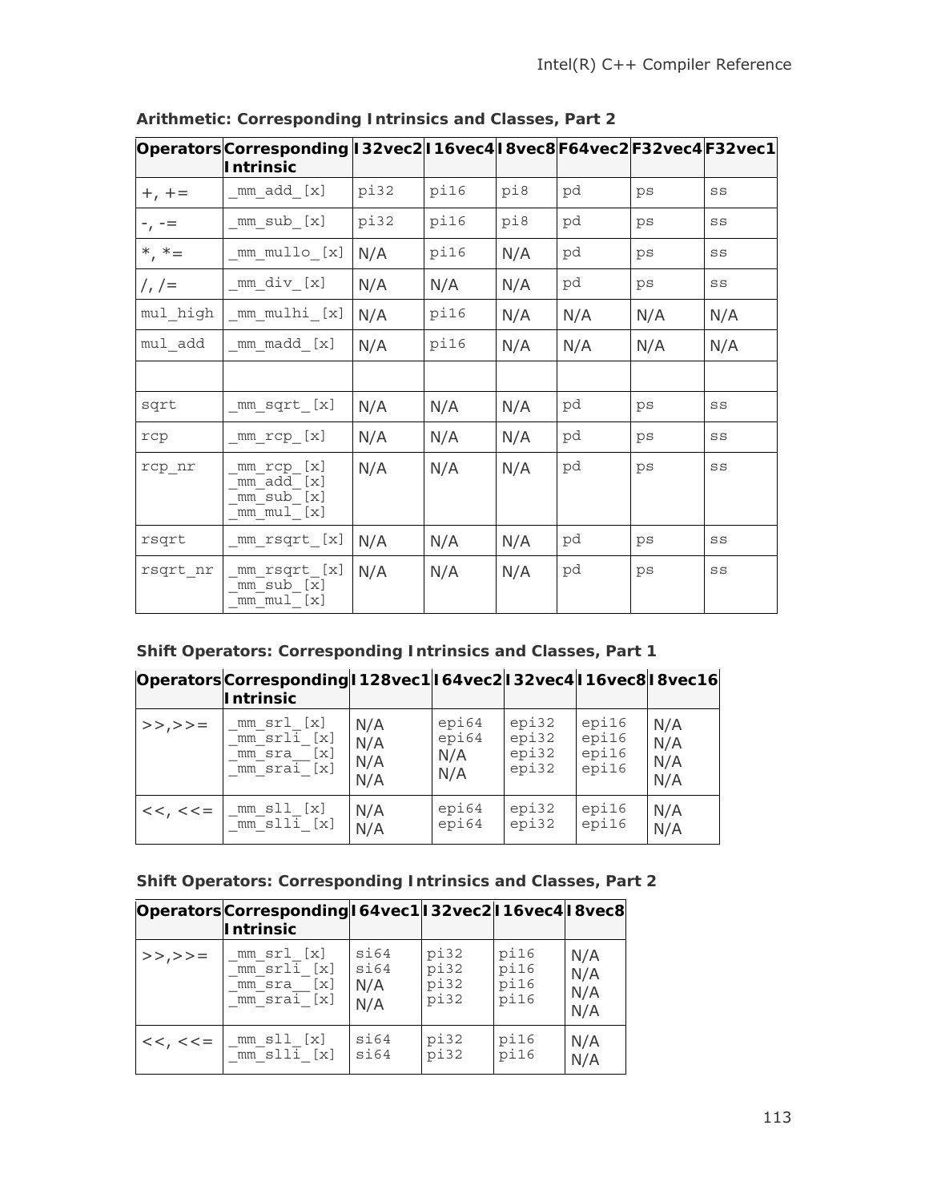**Arithmetic: Corresponding Intrinsics and Classes, Part 2**

| Operators | Corresponding Intrinsic | I32vec2 | I16vec4 | I8vec8 | F64vec2 | F32vec4 | F32vec1 |
|---|---|---|---|---|---|---|---|
| +, += | _mm_add_[x] | pi32 | pi16 | pi8 | pd | ps | ss |
| -, -= | _mm_sub_[x] | pi32 | pi16 | pi8 | pd | ps | ss |
| *, *= | _mm_mullo_[x] | N/A | pi16 | N/A | pd | ps | ss |
| /, /= | _mm_div_[x] | N/A | N/A | N/A | pd | ps | ss |
| mul_high | _mm_mulhi_[x] | N/A | pi16 | N/A | N/A | N/A | N/A |
| mul_add | _mm_madd_[x] | N/A | pi16 | N/A | N/A | N/A | N/A |
| | | | | | | | |
| sqrt | _mm_sqrt_[x] | N/A | N/A | N/A | pd | ps | ss |
| rcp | _mm_rcp_[x] | N/A | N/A | N/A | pd | ps | ss |
| rcp_nr | _mm_rcp_[x]<br>_mm_add_[x]<br>_mm_sub_[x]<br>_mm_mul_[x] | N/A | N/A | N/A | pd | ps | ss |
| rsqrt | _mm_rsqrt_[x] | N/A | N/A | N/A | pd | ps | ss |
| rsqrt_nr | _mm_rsqrt_[x]<br>_mm_sub_[x]<br>_mm_mul_[x] | N/A | N/A | N/A | pd | ps | ss |

**Shift Operators: Corresponding Intrinsics and Classes, Part 1**

| Operators | Corresponding Intrinsic | I128vec1 | I64vec2 | I32vec4 | I16vec8 | I8vec16 |
|---|---|---|---|---|---|---|
| >>,>>= | _mm_srl_[x]<br>_mm_srli_[x]<br>_mm_sra__[x]<br>_mm_srai_[x] | N/A<br>N/A<br>N/A<br>N/A | epi64<br>epi64<br>N/A<br>N/A | epi32<br>epi32<br>epi32<br>epi32 | epi16<br>epi16<br>epi16<br>epi16 | N/A<br>N/A<br>N/A<br>N/A |
| <<, <<= | _mm_sll_[x]<br>_mm_slli_[x] | N/A<br>N/A | epi64<br>epi64 | epi32<br>epi32 | epi16<br>epi16 | N/A<br>N/A |

**Shift Operators: Corresponding Intrinsics and Classes, Part 2**

| Operators | Corresponding Intrinsic | I64vec1 | I32vec2 | I16vec4 | I8vec8 |
|---|---|---|---|---|---|
| >>,>>= | _mm_srl_[x]<br>_mm_srli_[x]<br>_mm_sra__[x]<br>_mm_srai_[x] | si64<br>si64<br>N/A<br>N/A | pi32<br>pi32<br>pi32<br>pi32 | pi16<br>pi16<br>pi16<br>pi16 | N/A<br>N/A<br>N/A<br>N/A |
| <<, <<= | _mm_sll_[x]<br>_mm_slli_[x] | si64<br>si64 | pi32<br>pi32 | pi16<br>pi16 | N/A<br>N/A |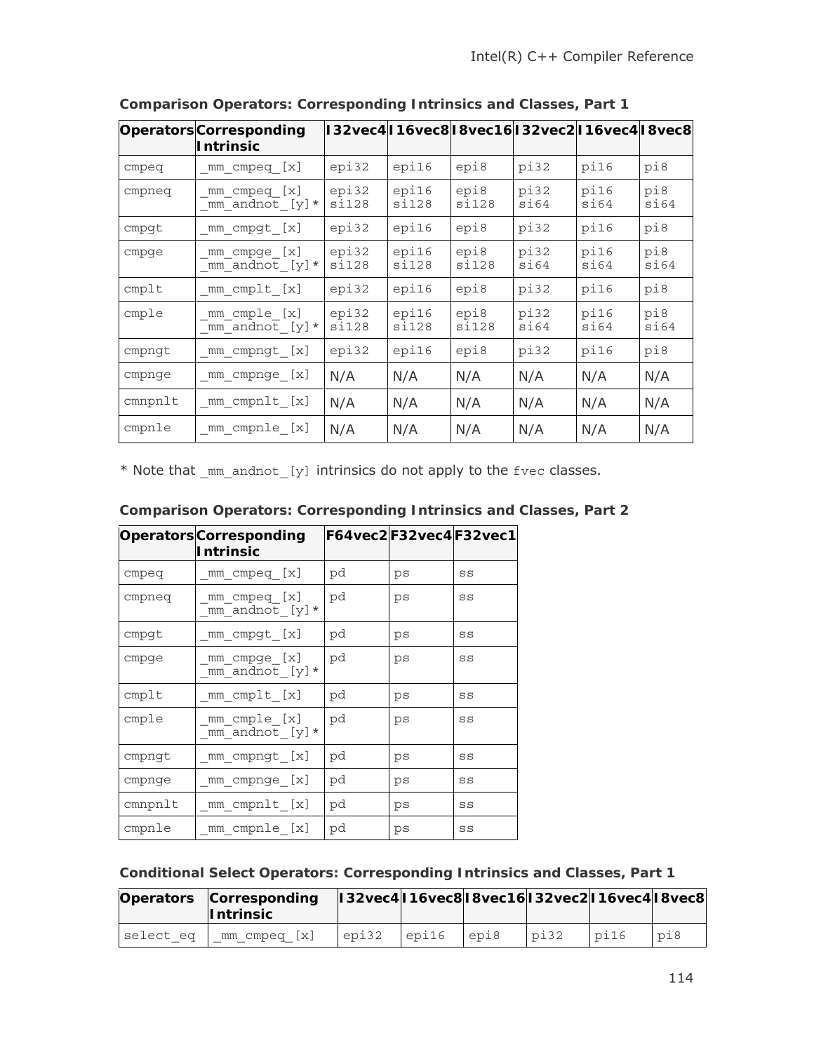**Comparison Operators: Corresponding Intrinsics and Classes, Part 1**

| Operators | Corresponding Intrinsic | I32vec4 | I16vec8 | I8vec16 | I32vec2 | I16vec4 | I8vec8 |
|---|---|---|---|---|---|---|---|
| cmpeq | _mm_cmpeq_[x] | epi32 | epi16 | epi8 | pi32 | pi16 | pi8 |
| cmpneq | _mm_cmpeq_[x] _mm_andnot_[y]* | epi32 si128 | epi16 si128 | epi8 si128 | pi32 si64 | pi16 si64 | pi8 si64 |
| cmpgt | _mm_cmpgt_[x] | epi32 | epi16 | epi8 | pi32 | pi16 | pi8 |
| cmpge | _mm_cmpge_[x] _mm_andnot_[y]* | epi32 si128 | epi16 si128 | epi8 si128 | pi32 si64 | pi16 si64 | pi8 si64 |
| cmplt | _mm_cmplt_[x] | epi32 | epi16 | epi8 | pi32 | pi16 | pi8 |
| cmple | _mm_cmple_[x] _mm_andnot_[y]* | epi32 si128 | epi16 si128 | epi8 si128 | pi32 si64 | pi16 si64 | pi8 si64 |
| cmpngt | _mm_cmpngt_[x] | epi32 | epi16 | epi8 | pi32 | pi16 | pi8 |
| cmpnge | _mm_cmpnge_[x] | N/A | N/A | N/A | N/A | N/A | N/A |
| cmnpnlt | _mm_cmpnlt_[x] | N/A | N/A | N/A | N/A | N/A | N/A |
| cmpnle | _mm_cmpnle_[x] | N/A | N/A | N/A | N/A | N/A | N/A |

* Note that _mm_andnot_[y] intrinsics do not apply to the fvec classes.

**Comparison Operators: Corresponding Intrinsics and Classes, Part 2**

| Operators | Corresponding Intrinsic | F64vec2 | F32vec4 | F32vec1 |
|---|---|---|---|---|
| cmpeq | _mm_cmpeq_[x] | pd | ps | ss |
| cmpneq | _mm_cmpeq_[x] _mm_andnot_[y]* | pd | ps | ss |
| cmpgt | _mm_cmpgt_[x] | pd | ps | ss |
| cmpge | _mm_cmpge_[x] _mm_andnot_[y]* | pd | ps | ss |
| cmplt | _mm_cmplt_[x] | pd | ps | ss |
| cmple | _mm_cmple_[x] _mm_andnot_[y]* | pd | ps | ss |
| cmpngt | _mm_cmpngt_[x] | pd | ps | ss |
| cmpnge | _mm_cmpnge_[x] | pd | ps | ss |
| cmnpnlt | _mm_cmpnlt_[x] | pd | ps | ss |
| cmpnle | _mm_cmpnle_[x] | pd | ps | ss |

**Conditional Select Operators: Corresponding Intrinsics and Classes, Part 1**

| Operators | Corresponding Intrinsic | I32vec4 | I16vec8 | I8vec16 | I32vec2 | I16vec4 | I8vec8 |
|---|---|---|---|---|---|---|---|
| select_eq | _mm_cmpeq_[x] | epi32 | epi16 | epi8 | pi32 | pi16 | pi8 |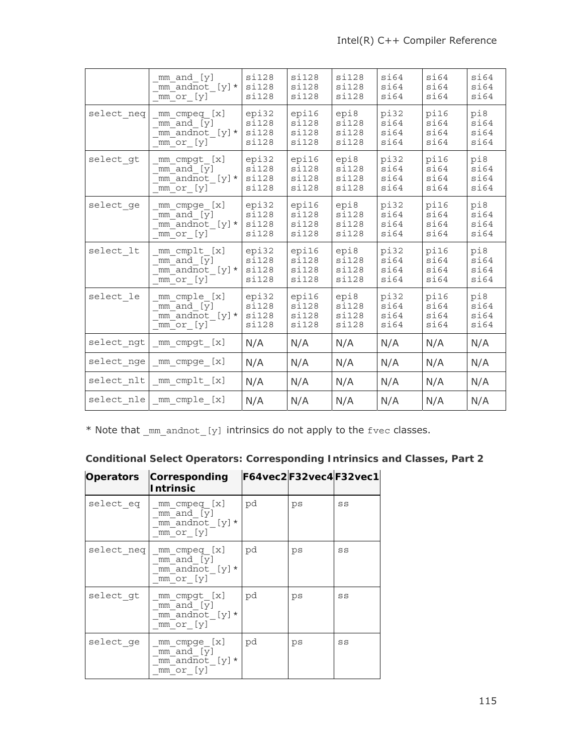| | _mm_and_[y]<br>_mm_andnot_[y]*<br>_mm_or_[y] | si128<br>si128<br>si128 | si128<br>si128<br>si128 | si128<br>si128<br>si128 | si64<br>si64<br>si64 | si64<br>si64<br>si64 | si64<br>si64<br>si64 |
|---|---|---|---|---|---|---|---|
| select_neq | _mm_cmpeq_[x]<br>_mm_and_[y]<br>_mm_andnot_[y]*<br>_mm_or_[y] | epi32<br>si128<br>si128<br>si128 | epi16<br>si128<br>si128<br>si128 | epi8<br>si128<br>si128<br>si128 | pi32<br>si64<br>si64<br>si64 | pi16<br>si64<br>si64<br>si64 | pi8<br>si64<br>si64<br>si64 |
| select_gt | _mm_cmpgt_[x]<br>_mm_and_[y]<br>_mm_andnot_[y]*<br>_mm_or_[y] | epi32<br>si128<br>si128<br>si128 | epi16<br>si128<br>si128<br>si128 | epi8<br>si128<br>si128<br>si128 | pi32<br>si64<br>si64<br>si64 | pi16<br>si64<br>si64<br>si64 | pi8<br>si64<br>si64<br>si64 |
| select_ge | _mm_cmpge_[x]<br>_mm_and_[y]<br>_mm_andnot_[y]*<br>_mm_or_[y] | epi32<br>si128<br>si128<br>si128 | epi16<br>si128<br>si128<br>si128 | epi8<br>si128<br>si128<br>si128 | pi32<br>si64<br>si64<br>si64 | pi16<br>si64<br>si64<br>si64 | pi8<br>si64<br>si64<br>si64 |
| select_lt | _mm_cmplt_[x]<br>_mm_and_[y]<br>_mm_andnot_[y]*<br>_mm_or_[y] | epi32<br>si128<br>si128<br>si128 | epi16<br>si128<br>si128<br>si128 | epi8<br>si128<br>si128<br>si128 | pi32<br>si64<br>si64<br>si64 | pi16<br>si64<br>si64<br>si64 | pi8<br>si64<br>si64<br>si64 |
| select_le | _mm_cmple_[x]<br>_mm_and_[y]<br>_mm_andnot_[y]*<br>_mm_or_[y] | epi32<br>si128<br>si128<br>si128 | epi16<br>si128<br>si128<br>si128 | epi8<br>si128<br>si128<br>si128 | pi32<br>si64<br>si64<br>si64 | pi16<br>si64<br>si64<br>si64 | pi8<br>si64<br>si64<br>si64 |
| select_ngt | _mm_cmpgt_[x] | N/A | N/A | N/A | N/A | N/A | N/A |
| select_nge | _mm_cmpge_[x] | N/A | N/A | N/A | N/A | N/A | N/A |
| select_nlt | _mm_cmplt_[x] | N/A | N/A | N/A | N/A | N/A | N/A |
| select_nle | _mm_cmple_[x] | N/A | N/A | N/A | N/A | N/A | N/A |

\* Note that _mm_andnot_[y] intrinsics do not apply to the fvec classes.

**Conditional Select Operators: Corresponding Intrinsics and Classes, Part 2**

| Operators | Corresponding Intrinsic | F64vec2 | F32vec4 | F32vec1 |
|---|---|---|---|---|
| select_eq | _mm_cmpeq_[x]<br>_mm_and_[y]<br>_mm_andnot_[y]*<br>_mm_or_[y] | pd | ps | ss |
| select_neq | _mm_cmpeq_[x]<br>_mm_and_[y]<br>_mm_andnot_[y]*<br>_mm_or_[y] | pd | ps | ss |
| select_gt | _mm_cmpgt_[x]<br>_mm_and_[y]<br>_mm_andnot_[y]*<br>_mm_or_[y] | pd | ps | ss |
| select_ge | _mm_cmpge_[x]<br>_mm_and_[y]<br>_mm_andnot_[y]*<br>_mm_or_[y] | pd | ps | ss |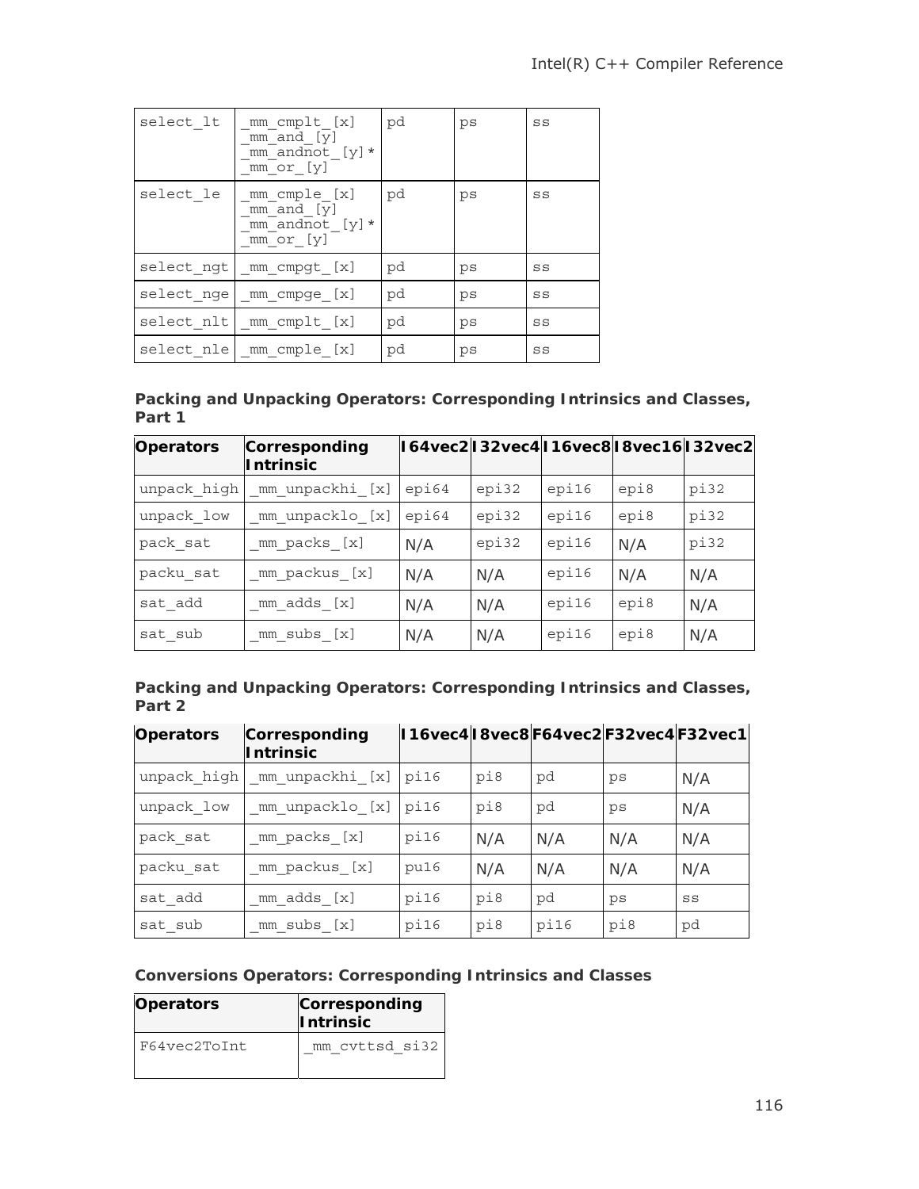| select_lt | _mm_cmplt_[x]<br>_mm_and_[y]<br>_mm_andnot_[y]*<br>_mm_or_[y] | pd | ps | ss |
|---|---|---|---|---|
| select_le | _mm_cmple_[x]<br>_mm_and_[y]<br>_mm_andnot_[y]*<br>_mm_or_[y] | pd | ps | ss |
| select_ngt | _mm_cmpgt_[x] | pd | ps | ss |
| select_nge | _mm_cmpge_[x] | pd | ps | ss |
| select_nlt | _mm_cmplt_[x] | pd | ps | ss |
| select_nle | _mm_cmple_[x] | pd | ps | ss |

**Packing and Unpacking Operators: Corresponding Intrinsics and Classes, Part 1**

| Operators | Corresponding Intrinsic | I64vec2 | I32vec4 | I16vec8 | I8vec16 | I32vec2 |
|---|---|---|---|---|---|---|
| unpack_high | _mm_unpackhi_[x] | epi64 | epi32 | epi16 | epi8 | pi32 |
| unpack_low | _mm_unpacklo_[x] | epi64 | epi32 | epi16 | epi8 | pi32 |
| pack_sat | _mm_packs_[x] | N/A | epi32 | epi16 | N/A | pi32 |
| packu_sat | _mm_packus_[x] | N/A | N/A | epi16 | N/A | N/A |
| sat_add | _mm_adds_[x] | N/A | N/A | epi16 | epi8 | N/A |
| sat_sub | _mm_subs_[x] | N/A | N/A | epi16 | epi8 | N/A |

**Packing and Unpacking Operators: Corresponding Intrinsics and Classes, Part 2**

| Operators | Corresponding Intrinsic | I16vec4 | I8vec8 | F64vec2 | F32vec4 | F32vec1 |
|---|---|---|---|---|---|---|
| unpack_high | _mm_unpackhi_[x] | pi16 | pi8 | pd | ps | N/A |
| unpack_low | _mm_unpacklo_[x] | pi16 | pi8 | pd | ps | N/A |
| pack_sat | _mm_packs_[x] | pi16 | N/A | N/A | N/A | N/A |
| packu_sat | _mm_packus_[x] | pu16 | N/A | N/A | N/A | N/A |
| sat_add | _mm_adds_[x] | pi16 | pi8 | pd | ps | ss |
| sat_sub | _mm_subs_[x] | pi16 | pi8 | pi16 | pi8 | pd |

**Conversions Operators: Corresponding Intrinsics and Classes**

| Operators | Corresponding Intrinsic |
|---|---|
| F64vec2ToInt | _mm_cvttsd_si32 |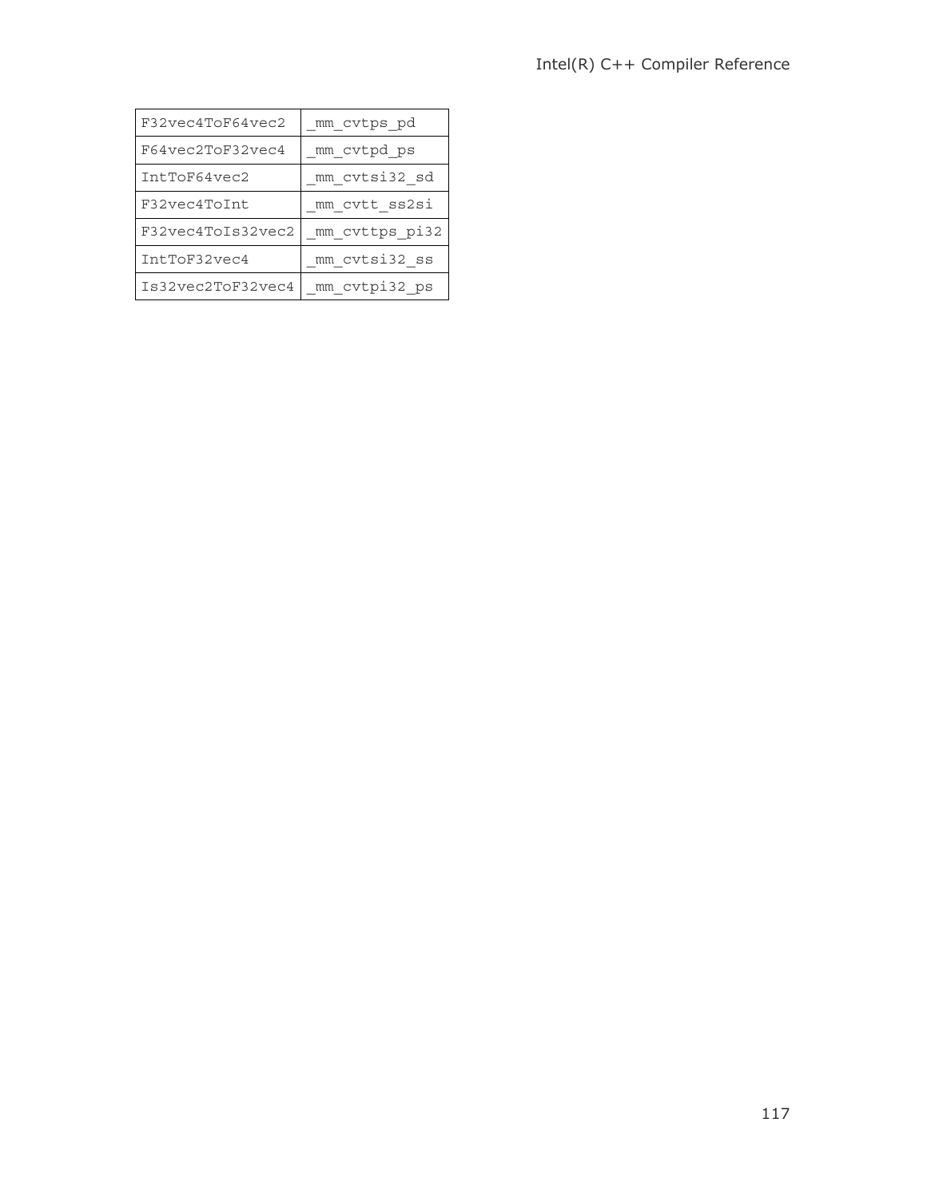| F32vec4ToF64vec2 | _mm_cvtps_pd |
| --- | --- |
| F64vec2ToF32vec4 | _mm_cvtpd_ps |
| IntToF64vec2 | _mm_cvtsi32_sd |
| F32vec4ToInt | _mm_cvtt_ss2si |
| F32vec4ToIs32vec2 | _mm_cvttps_pi32 |
| IntToF32vec4 | _mm_cvtsi32_ss |
| Is32vec2ToF32vec4 | _mm_cvtpi32_ps |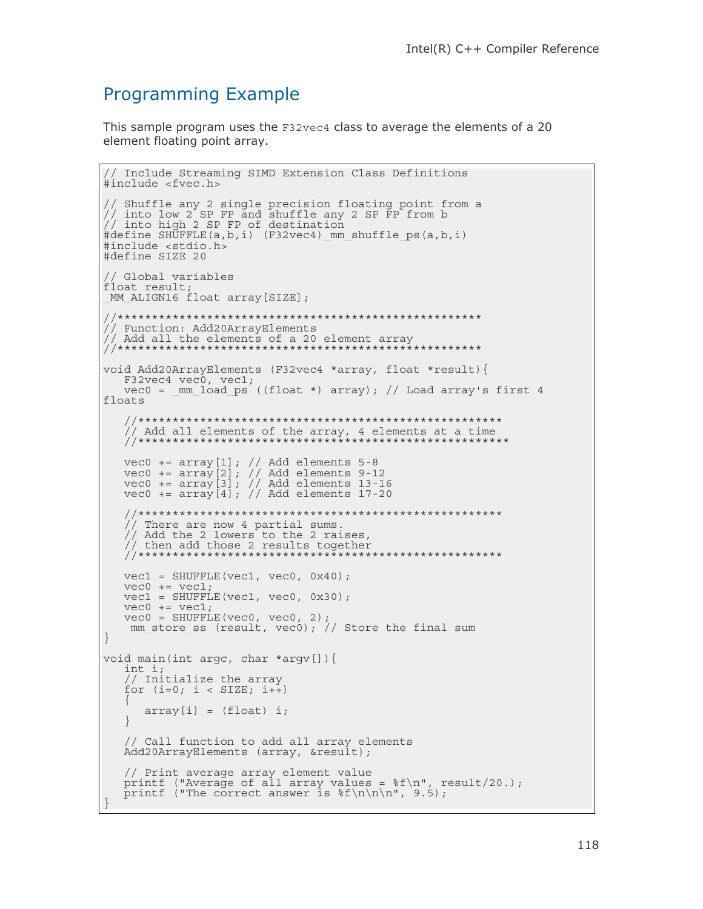## Programming Example

This sample program uses the `F32vec4` class to average the elements of a 20 element floating point array.

```
// Include Streaming SIMD Extension Class Definitions
#include <fvec.h>

// Shuffle any 2 single precision floating point from a
// into low 2 SP FP and shuffle any 2 SP FP from b
// into high 2 SP FP of destination
#define SHUFFLE(a,b,i) (F32vec4)_mm_shuffle_ps(a,b,i)
#include <stdio.h>
#define SIZE 20

// Global variables
float result;
_MM_ALIGN16 float array[SIZE];

//*****************************************************
// Function: Add20ArrayElements
// Add all the elements of a 20 element array
//*****************************************************

void Add20ArrayElements (F32vec4 *array, float *result){
   F32vec4 vec0, vec1;
   vec0 = _mm_load_ps ((float *) array); // Load array's first 4
floats

   //*****************************************************
   // Add all elements of the array, 4 elements at a time
   //******************************************************

   vec0 += array[1]; // Add elements 5-8
   vec0 += array[2]; // Add elements 9-12
   vec0 += array[3]; // Add elements 13-16
   vec0 += array[4]; // Add elements 17-20

   //*****************************************************
   // There are now 4 partial sums.
   // Add the 2 lowers to the 2 raises,
   // then add those 2 results together
   //*****************************************************

   vec1 = SHUFFLE(vec1, vec0, 0x40);
   vec0 += vec1;
   vec1 = SHUFFLE(vec1, vec0, 0x30);
   vec0 += vec1;
   vec0 = SHUFFLE(vec0, vec0, 2);
   _mm_store_ss (result, vec0); // Store the final sum
}

void main(int argc, char *argv[]){
   int i;
   // Initialize the array
   for (i=0; i < SIZE; i++)
   {
      array[i] = (float) i;
   }

   // Call function to add all array elements
   Add20ArrayElements (array, &result);

   // Print average array element value
   printf ("Average of all array values = %f\n", result/20.);
   printf ("The correct answer is %f\n\n\n", 9.5);
}
```